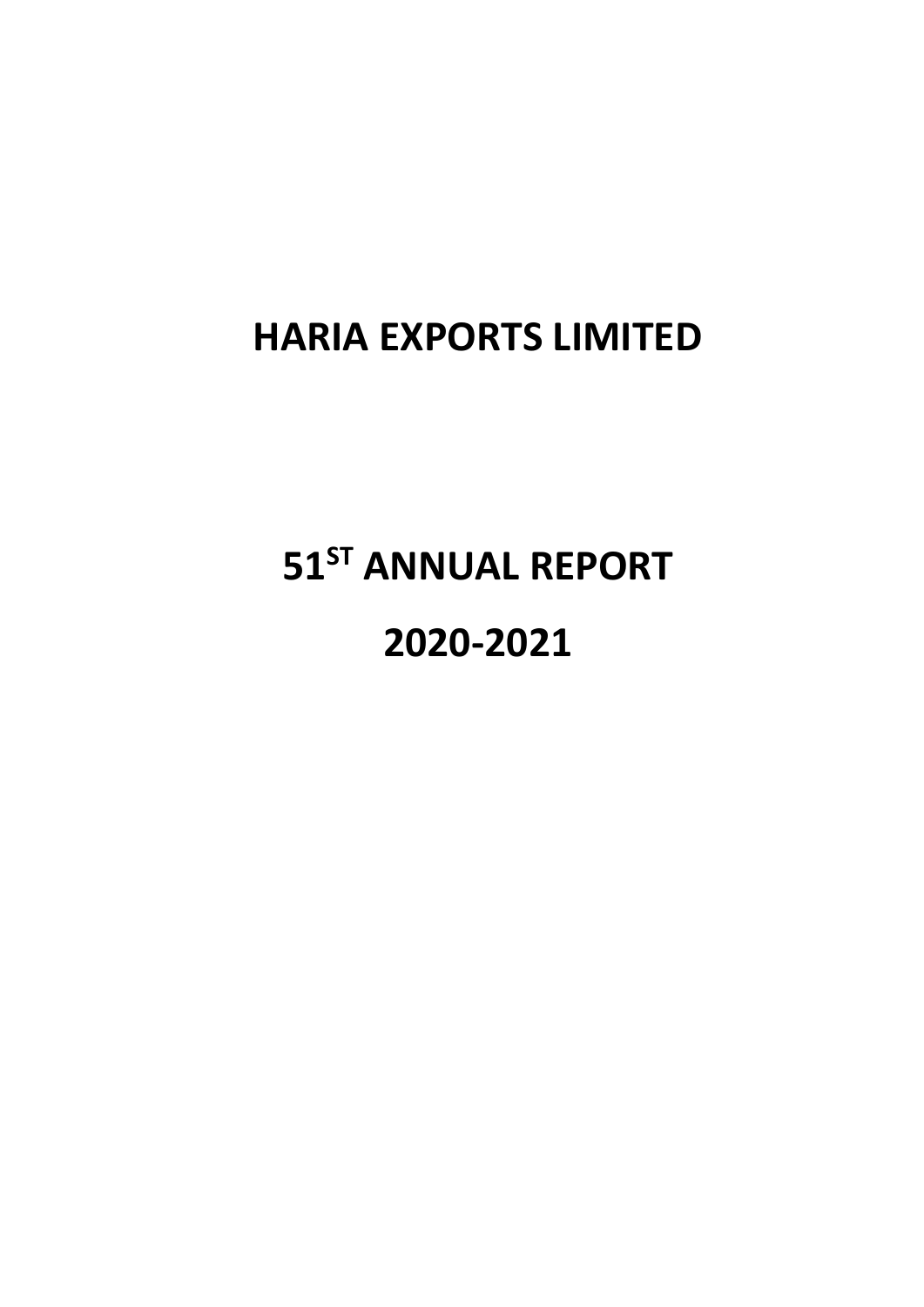# HARIA EXPORTS LIMITED

# 51[ST] ANNUAL REPORT

# 2020-2021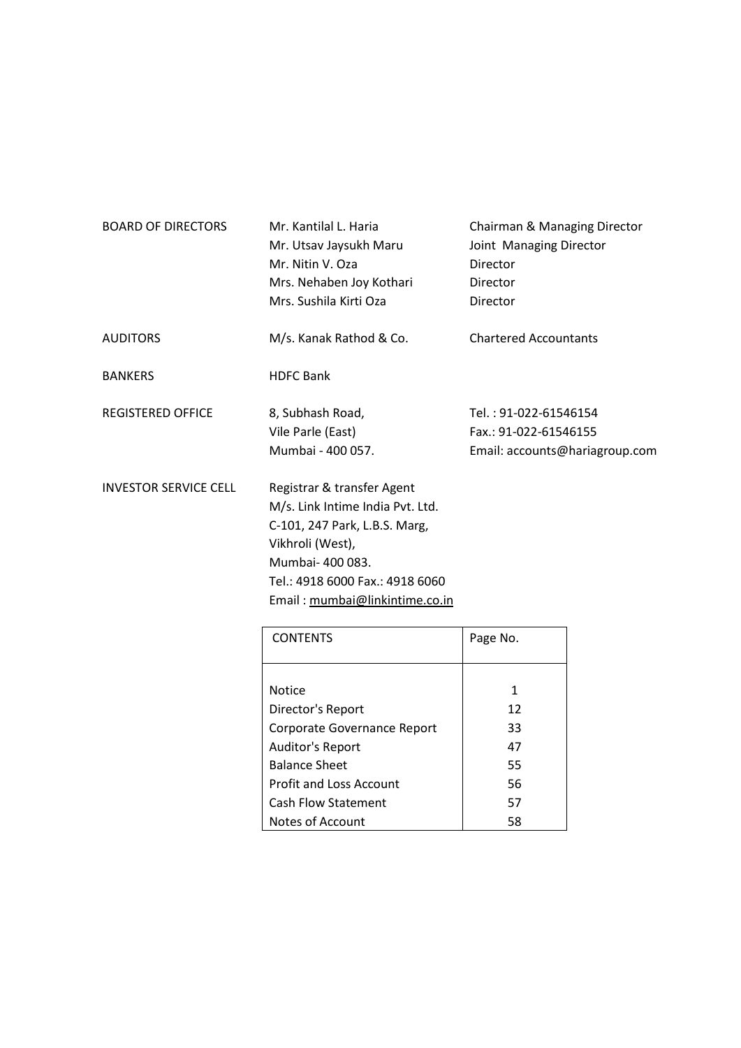| | | |
|---|---|---|
| BOARD OF DIRECTORS | Mr. Kantilal L. Haria | Chairman & Managing Director |
| | Mr. Utsav Jaysukh Maru | Joint Managing Director |
| | Mr. Nitin V. Oza | Director |
| | Mrs. Nehaben Joy Kothari | Director |
| | Mrs. Sushila Kirti Oza | Director |
| AUDITORS | M/s. Kanak Rathod & Co. | Chartered Accountants |
| BANKERS | HDFC Bank | |
| REGISTERED OFFICE | 8, Subhash Road, Vile Parle (East) Mumbai - 400 057. | Tel. : 91-022-61546154 Fax.: 91-022-61546155 Email: accounts@hariagroup.com |
| INVESTOR SERVICE CELL | Registrar & transfer Agent M/s. Link Intime India Pvt. Ltd. C-101, 247 Park, L.B.S. Marg, Vikhroli (West), Mumbai- 400 083. Tel.: 4918 6000 Fax.: 4918 6060 Email : mumbai@linkintime.co.in | |

| CONTENTS | Page No. |
|---|---|
| Notice | 1 |
| Director's Report | 12 |
| Corporate Governance Report | 33 |
| Auditor's Report | 47 |
| Balance Sheet | 55 |
| Profit and Loss Account | 56 |
| Cash Flow Statement | 57 |
| Notes of Account | 58 |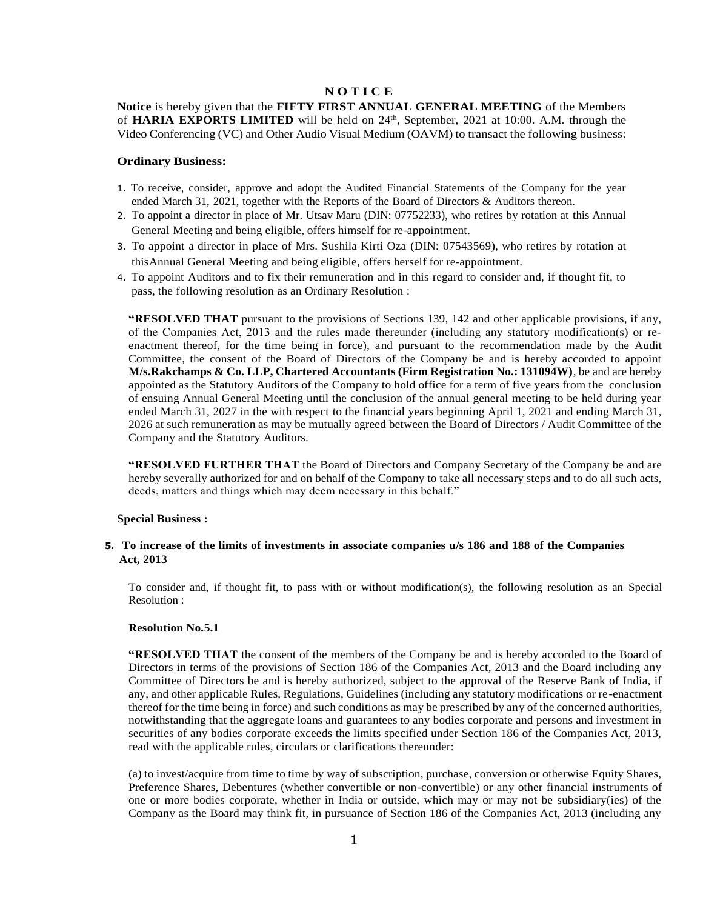# N O T I C E

**Notice** is hereby given that the **FIFTY FIRST ANNUAL GENERAL MEETING** of the Members of **HARIA EXPORTS LIMITED** will be held on 24th, September, 2021 at 10:00. A.M. through the Video Conferencing (VC) and Other Audio Visual Medium (OAVM) to transact the following business:

## Ordinary Business:

1. To receive, consider, approve and adopt the Audited Financial Statements of the Company for the year ended March 31, 2021, together with the Reports of the Board of Directors & Auditors thereon.
2. To appoint a director in place of Mr. Utsav Maru (DIN: 07752233), who retires by rotation at this Annual General Meeting and being eligible, offers himself for re-appointment.
3. To appoint a director in place of Mrs. Sushila Kirti Oza (DIN: 07543569), who retires by rotation at thisAnnual General Meeting and being eligible, offers herself for re-appointment.
4. To appoint Auditors and to fix their remuneration and in this regard to consider and, if thought fit, to pass, the following resolution as an Ordinary Resolution :

**"RESOLVED THAT** pursuant to the provisions of Sections 139, 142 and other applicable provisions, if any, of the Companies Act, 2013 and the rules made thereunder (including any statutory modification(s) or re-enactment thereof, for the time being in force), and pursuant to the recommendation made by the Audit Committee, the consent of the Board of Directors of the Company be and is hereby accorded to appoint **M/s.Rakchamps & Co. LLP, Chartered Accountants (Firm Registration No.: 131094W)**, be and are hereby appointed as the Statutory Auditors of the Company to hold office for a term of five years from the conclusion of ensuing Annual General Meeting until the conclusion of the annual general meeting to be held during year ended March 31, 2027 in the with respect to the financial years beginning April 1, 2021 and ending March 31, 2026 at such remuneration as may be mutually agreed between the Board of Directors / Audit Committee of the Company and the Statutory Auditors.

**"RESOLVED FURTHER THAT** the Board of Directors and Company Secretary of the Company be and are hereby severally authorized for and on behalf of the Company to take all necessary steps and to do all such acts, deeds, matters and things which may deem necessary in this behalf."

## Special Business :

**5. To increase of the limits of investments in associate companies u/s 186 and 188 of the Companies Act, 2013**

To consider and, if thought fit, to pass with or without modification(s), the following resolution as an Special Resolution :

**Resolution No.5.1**

**"RESOLVED THAT** the consent of the members of the Company be and is hereby accorded to the Board of Directors in terms of the provisions of Section 186 of the Companies Act, 2013 and the Board including any Committee of Directors be and is hereby authorized, subject to the approval of the Reserve Bank of India, if any, and other applicable Rules, Regulations, Guidelines (including any statutory modifications or re-enactment thereof for the time being in force) and such conditions as may be prescribed by any of the concerned authorities, notwithstanding that the aggregate loans and guarantees to any bodies corporate and persons and investment in securities of any bodies corporate exceeds the limits specified under Section 186 of the Companies Act, 2013, read with the applicable rules, circulars or clarifications thereunder:

(a) to invest/acquire from time to time by way of subscription, purchase, conversion or otherwise Equity Shares, Preference Shares, Debentures (whether convertible or non-convertible) or any other financial instruments of one or more bodies corporate, whether in India or outside, which may or may not be subsidiary(ies) of the Company as the Board may think fit, in pursuance of Section 186 of the Companies Act, 2013 (including any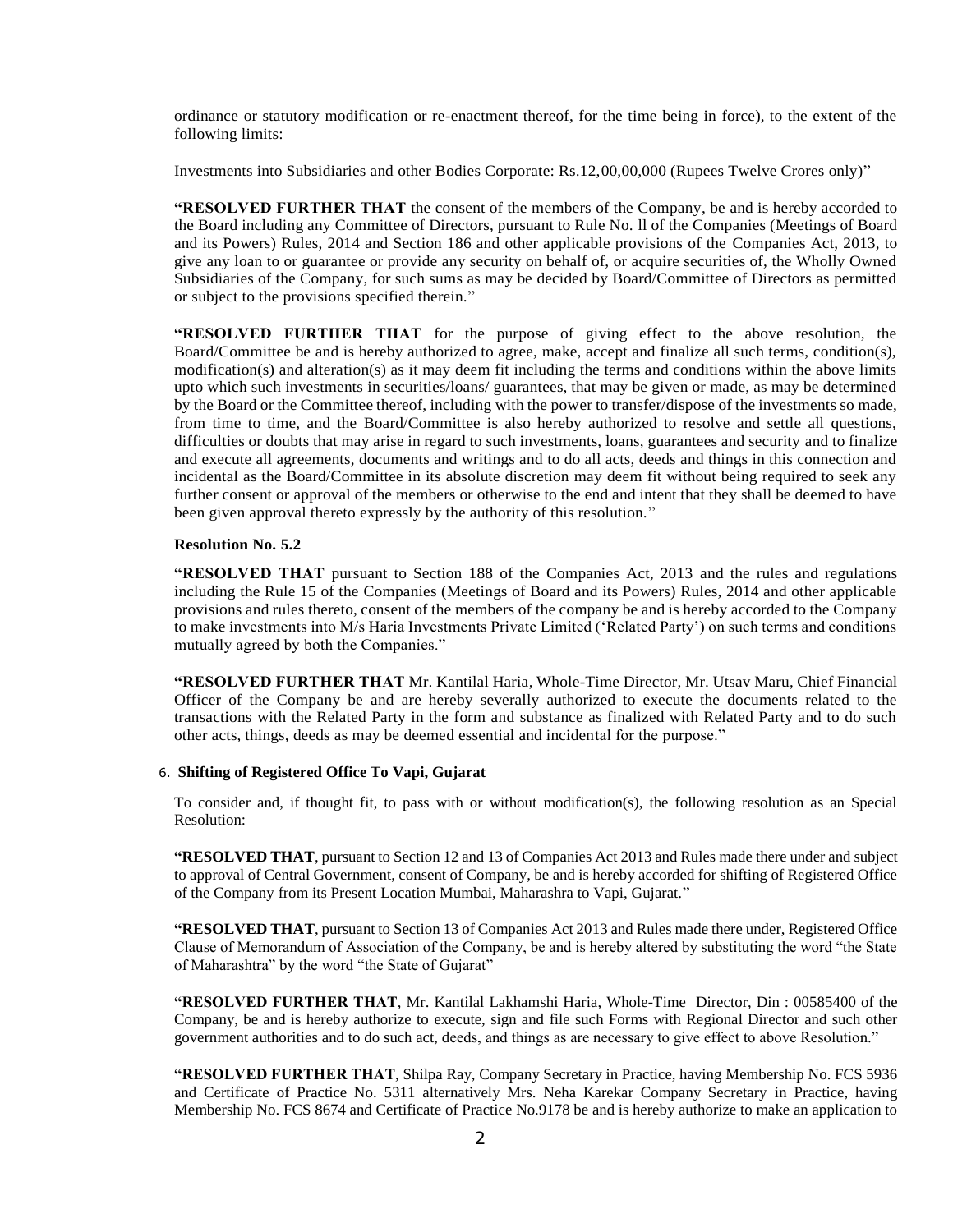ordinance or statutory modification or re-enactment thereof, for the time being in force), to the extent of the following limits:

Investments into Subsidiaries and other Bodies Corporate: Rs.12,00,00,000 (Rupees Twelve Crores only)"

**"RESOLVED FURTHER THAT** the consent of the members of the Company, be and is hereby accorded to the Board including any Committee of Directors, pursuant to Rule No. ll of the Companies (Meetings of Board and its Powers) Rules, 2014 and Section 186 and other applicable provisions of the Companies Act, 2013, to give any loan to or guarantee or provide any security on behalf of, or acquire securities of, the Wholly Owned Subsidiaries of the Company, for such sums as may be decided by Board/Committee of Directors as permitted or subject to the provisions specified therein."

**"RESOLVED FURTHER THAT** for the purpose of giving effect to the above resolution, the Board/Committee be and is hereby authorized to agree, make, accept and finalize all such terms, condition(s), modification(s) and alteration(s) as it may deem fit including the terms and conditions within the above limits upto which such investments in securities/loans/ guarantees, that may be given or made, as may be determined by the Board or the Committee thereof, including with the power to transfer/dispose of the investments so made, from time to time, and the Board/Committee is also hereby authorized to resolve and settle all questions, difficulties or doubts that may arise in regard to such investments, loans, guarantees and security and to finalize and execute all agreements, documents and writings and to do all acts, deeds and things in this connection and incidental as the Board/Committee in its absolute discretion may deem fit without being required to seek any further consent or approval of the members or otherwise to the end and intent that they shall be deemed to have been given approval thereto expressly by the authority of this resolution."

**Resolution No. 5.2**

**"RESOLVED THAT** pursuant to Section 188 of the Companies Act, 2013 and the rules and regulations including the Rule 15 of the Companies (Meetings of Board and its Powers) Rules, 2014 and other applicable provisions and rules thereto, consent of the members of the company be and is hereby accorded to the Company to make investments into M/s Haria Investments Private Limited ('Related Party') on such terms and conditions mutually agreed by both the Companies."

**"RESOLVED FURTHER THAT** Mr. Kantilal Haria, Whole-Time Director, Mr. Utsav Maru, Chief Financial Officer of the Company be and are hereby severally authorized to execute the documents related to the transactions with the Related Party in the form and substance as finalized with Related Party and to do such other acts, things, deeds as may be deemed essential and incidental for the purpose."

6. **Shifting of Registered Office To Vapi, Gujarat**

To consider and, if thought fit, to pass with or without modification(s), the following resolution as an Special Resolution:

**"RESOLVED THAT**, pursuant to Section 12 and 13 of Companies Act 2013 and Rules made there under and subject to approval of Central Government, consent of Company, be and is hereby accorded for shifting of Registered Office of the Company from its Present Location Mumbai, Maharashra to Vapi, Gujarat."

**"RESOLVED THAT**, pursuant to Section 13 of Companies Act 2013 and Rules made there under, Registered Office Clause of Memorandum of Association of the Company, be and is hereby altered by substituting the word "the State of Maharashtra" by the word "the State of Gujarat"

**"RESOLVED FURTHER THAT**, Mr. Kantilal Lakhamshi Haria, Whole-Time Director, Din : 00585400 of the Company, be and is hereby authorize to execute, sign and file such Forms with Regional Director and such other government authorities and to do such act, deeds, and things as are necessary to give effect to above Resolution."

**"RESOLVED FURTHER THAT**, Shilpa Ray, Company Secretary in Practice, having Membership No. FCS 5936 and Certificate of Practice No. 5311 alternatively Mrs. Neha Karekar Company Secretary in Practice, having Membership No. FCS 8674 and Certificate of Practice No.9178 be and is hereby authorize to make an application to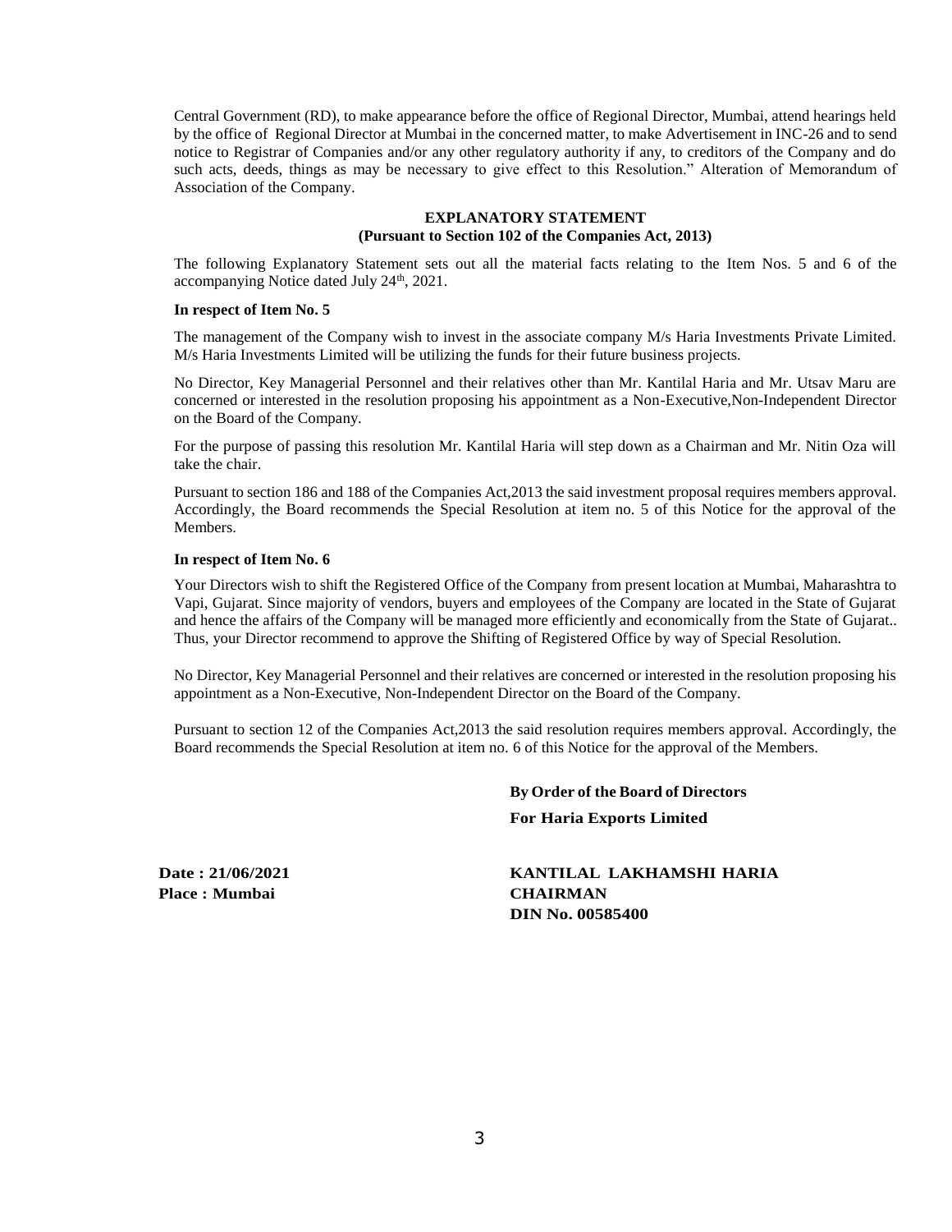Central Government (RD), to make appearance before the office of Regional Director, Mumbai, attend hearings held by the office of Regional Director at Mumbai in the concerned matter, to make Advertisement in INC-26 and to send notice to Registrar of Companies and/or any other regulatory authority if any, to creditors of the Company and do such acts, deeds, things as may be necessary to give effect to this Resolution." Alteration of Memorandum of Association of the Company.

## EXPLANATORY STATEMENT

**(Pursuant to Section 102 of the Companies Act, 2013)**

The following Explanatory Statement sets out all the material facts relating to the Item Nos. 5 and 6 of the accompanying Notice dated July 24th, 2021.

**In respect of Item No. 5**

The management of the Company wish to invest in the associate company M/s Haria Investments Private Limited. M/s Haria Investments Limited will be utilizing the funds for their future business projects.

No Director, Key Managerial Personnel and their relatives other than Mr. Kantilal Haria and Mr. Utsav Maru are concerned or interested in the resolution proposing his appointment as a Non-Executive,Non-Independent Director on the Board of the Company.

For the purpose of passing this resolution Mr. Kantilal Haria will step down as a Chairman and Mr. Nitin Oza will take the chair.

Pursuant to section 186 and 188 of the Companies Act,2013 the said investment proposal requires members approval. Accordingly, the Board recommends the Special Resolution at item no. 5 of this Notice for the approval of the Members.

**In respect of Item No. 6**

Your Directors wish to shift the Registered Office of the Company from present location at Mumbai, Maharashtra to Vapi, Gujarat. Since majority of vendors, buyers and employees of the Company are located in the State of Gujarat and hence the affairs of the Company will be managed more efficiently and economically from the State of Gujarat.. Thus, your Director recommend to approve the Shifting of Registered Office by way of Special Resolution.

No Director, Key Managerial Personnel and their relatives are concerned or interested in the resolution proposing his appointment as a Non-Executive, Non-Independent Director on the Board of the Company.

Pursuant to section 12 of the Companies Act,2013 the said resolution requires members approval. Accordingly, the Board recommends the Special Resolution at item no. 6 of this Notice for the approval of the Members.

**By Order of the Board of Directors**

**For Haria Exports Limited**

**Date : 21/06/2021**
**Place : Mumbai**

**KANTILAL LAKHAMSHI HARIA**
**CHAIRMAN**
**DIN No. 00585400**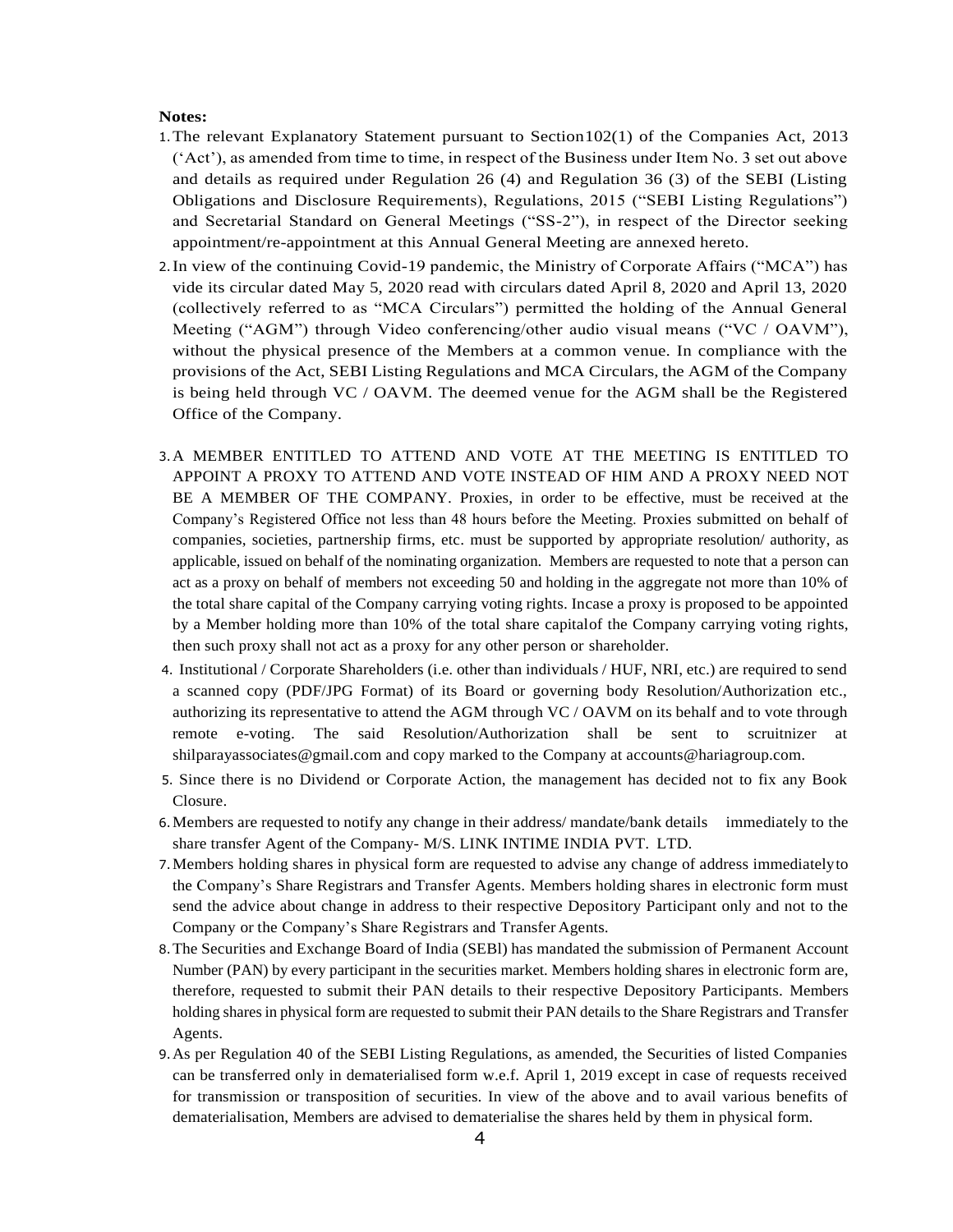**Notes:**

1. The relevant Explanatory Statement pursuant to Section102(1) of the Companies Act, 2013 ('Act'), as amended from time to time, in respect of the Business under Item No. 3 set out above and details as required under Regulation 26 (4) and Regulation 36 (3) of the SEBI (Listing Obligations and Disclosure Requirements), Regulations, 2015 ("SEBI Listing Regulations") and Secretarial Standard on General Meetings ("SS-2"), in respect of the Director seeking appointment/re-appointment at this Annual General Meeting are annexed hereto.
2. In view of the continuing Covid-19 pandemic, the Ministry of Corporate Affairs ("MCA") has vide its circular dated May 5, 2020 read with circulars dated April 8, 2020 and April 13, 2020 (collectively referred to as "MCA Circulars") permitted the holding of the Annual General Meeting ("AGM") through Video conferencing/other audio visual means ("VC / OAVM"), without the physical presence of the Members at a common venue. In compliance with the provisions of the Act, SEBI Listing Regulations and MCA Circulars, the AGM of the Company is being held through VC / OAVM. The deemed venue for the AGM shall be the Registered Office of the Company.
3. A MEMBER ENTITLED TO ATTEND AND VOTE AT THE MEETING IS ENTITLED TO APPOINT A PROXY TO ATTEND AND VOTE INSTEAD OF HIM AND A PROXY NEED NOT BE A MEMBER OF THE COMPANY. Proxies, in order to be effective, must be received at the Company's Registered Office not less than 48 hours before the Meeting. Proxies submitted on behalf of companies, societies, partnership firms, etc. must be supported by appropriate resolution/ authority, as applicable, issued on behalf of the nominating organization. Members are requested to note that a person can act as a proxy on behalf of members not exceeding 50 and holding in the aggregate not more than 10% of the total share capital of the Company carrying voting rights. Incase a proxy is proposed to be appointed by a Member holding more than 10% of the total share capitalof the Company carrying voting rights, then such proxy shall not act as a proxy for any other person or shareholder.
4. Institutional / Corporate Shareholders (i.e. other than individuals / HUF, NRI, etc.) are required to send a scanned copy (PDF/JPG Format) of its Board or governing body Resolution/Authorization etc., authorizing its representative to attend the AGM through VC / OAVM on its behalf and to vote through remote e-voting. The said Resolution/Authorization shall be sent to scruitnizer at shilparayassociates@gmail.com and copy marked to the Company at accounts@hariagroup.com.
5. Since there is no Dividend or Corporate Action, the management has decided not to fix any Book Closure.
6. Members are requested to notify any change in their address/ mandate/bank details immediately to the share transfer Agent of the Company- M/S. LINK INTIME INDIA PVT. LTD.
7. Members holding shares in physical form are requested to advise any change of address immediately to the Company's Share Registrars and Transfer Agents. Members holding shares in electronic form must send the advice about change in address to their respective Depository Participant only and not to the Company or the Company's Share Registrars and Transfer Agents.
8. The Securities and Exchange Board of India (SEBl) has mandated the submission of Permanent Account Number (PAN) by every participant in the securities market. Members holding shares in electronic form are, therefore, requested to submit their PAN details to their respective Depository Participants. Members holding shares in physical form are requested to submit their PAN details to the Share Registrars and Transfer Agents.
9. As per Regulation 40 of the SEBI Listing Regulations, as amended, the Securities of listed Companies can be transferred only in dematerialised form w.e.f. April 1, 2019 except in case of requests received for transmission or transposition of securities. In view of the above and to avail various benefits of dematerialisation, Members are advised to dematerialise the shares held by them in physical form.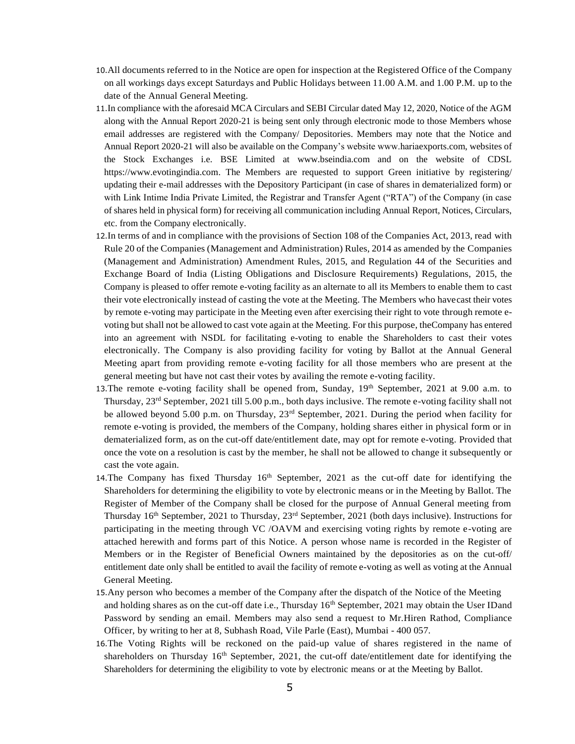10. All documents referred to in the Notice are open for inspection at the Registered Office of the Company on all workings days except Saturdays and Public Holidays between 11.00 A.M. and 1.00 P.M. up to the date of the Annual General Meeting.
11. In compliance with the aforesaid MCA Circulars and SEBI Circular dated May 12, 2020, Notice of the AGM along with the Annual Report 2020-21 is being sent only through electronic mode to those Members whose email addresses are registered with the Company/ Depositories. Members may note that the Notice and Annual Report 2020-21 will also be available on the Company's website www.hariaexports.com, websites of the Stock Exchanges i.e. BSE Limited at www.bseindia.com and on the website of CDSL https://www.evotingindia.com. The Members are requested to support Green initiative by registering/ updating their e-mail addresses with the Depository Participant (in case of shares in dematerialized form) or with Link Intime India Private Limited, the Registrar and Transfer Agent ("RTA") of the Company (in case of shares held in physical form) for receiving all communication including Annual Report, Notices, Circulars, etc. from the Company electronically.
12. In terms of and in compliance with the provisions of Section 108 of the Companies Act, 2013, read with Rule 20 of the Companies (Management and Administration) Rules, 2014 as amended by the Companies (Management and Administration) Amendment Rules, 2015, and Regulation 44 of the Securities and Exchange Board of India (Listing Obligations and Disclosure Requirements) Regulations, 2015, the Company is pleased to offer remote e-voting facility as an alternate to all its Members to enable them to cast their vote electronically instead of casting the vote at the Meeting. The Members who havecast their votes by remote e-voting may participate in the Meeting even after exercising their right to vote through remote e-voting but shall not be allowed to cast vote again at the Meeting. For this purpose, theCompany has entered into an agreement with NSDL for facilitating e-voting to enable the Shareholders to cast their votes electronically. The Company is also providing facility for voting by Ballot at the Annual General Meeting apart from providing remote e-voting facility for all those members who are present at the general meeting but have not cast their votes by availing the remote e-voting facility.
13. The remote e-voting facility shall be opened from, Sunday, 19th September, 2021 at 9.00 a.m. to Thursday, 23rd September, 2021 till 5.00 p.m., both days inclusive. The remote e-voting facility shall not be allowed beyond 5.00 p.m. on Thursday, 23rd September, 2021. During the period when facility for remote e-voting is provided, the members of the Company, holding shares either in physical form or in dematerialized form, as on the cut-off date/entitlement date, may opt for remote e-voting. Provided that once the vote on a resolution is cast by the member, he shall not be allowed to change it subsequently or cast the vote again.
14. The Company has fixed Thursday 16th September, 2021 as the cut-off date for identifying the Shareholders for determining the eligibility to vote by electronic means or in the Meeting by Ballot. The Register of Member of the Company shall be closed for the purpose of Annual General meeting from Thursday 16th September, 2021 to Thursday, 23rd September, 2021 (both days inclusive). Instructions for participating in the meeting through VC /OAVM and exercising voting rights by remote e-voting are attached herewith and forms part of this Notice. A person whose name is recorded in the Register of Members or in the Register of Beneficial Owners maintained by the depositories as on the cut-off/ entitlement date only shall be entitled to avail the facility of remote e-voting as well as voting at the Annual General Meeting.
15. Any person who becomes a member of the Company after the dispatch of the Notice of the Meeting and holding shares as on the cut-off date i.e., Thursday 16th September, 2021 may obtain the User IDand Password by sending an email. Members may also send a request to Mr.Hiren Rathod, Compliance Officer, by writing to her at 8, Subhash Road, Vile Parle (East), Mumbai - 400 057.
16. The Voting Rights will be reckoned on the paid-up value of shares registered in the name of shareholders on Thursday 16th September, 2021, the cut-off date/entitlement date for identifying the Shareholders for determining the eligibility to vote by electronic means or at the Meeting by Ballot.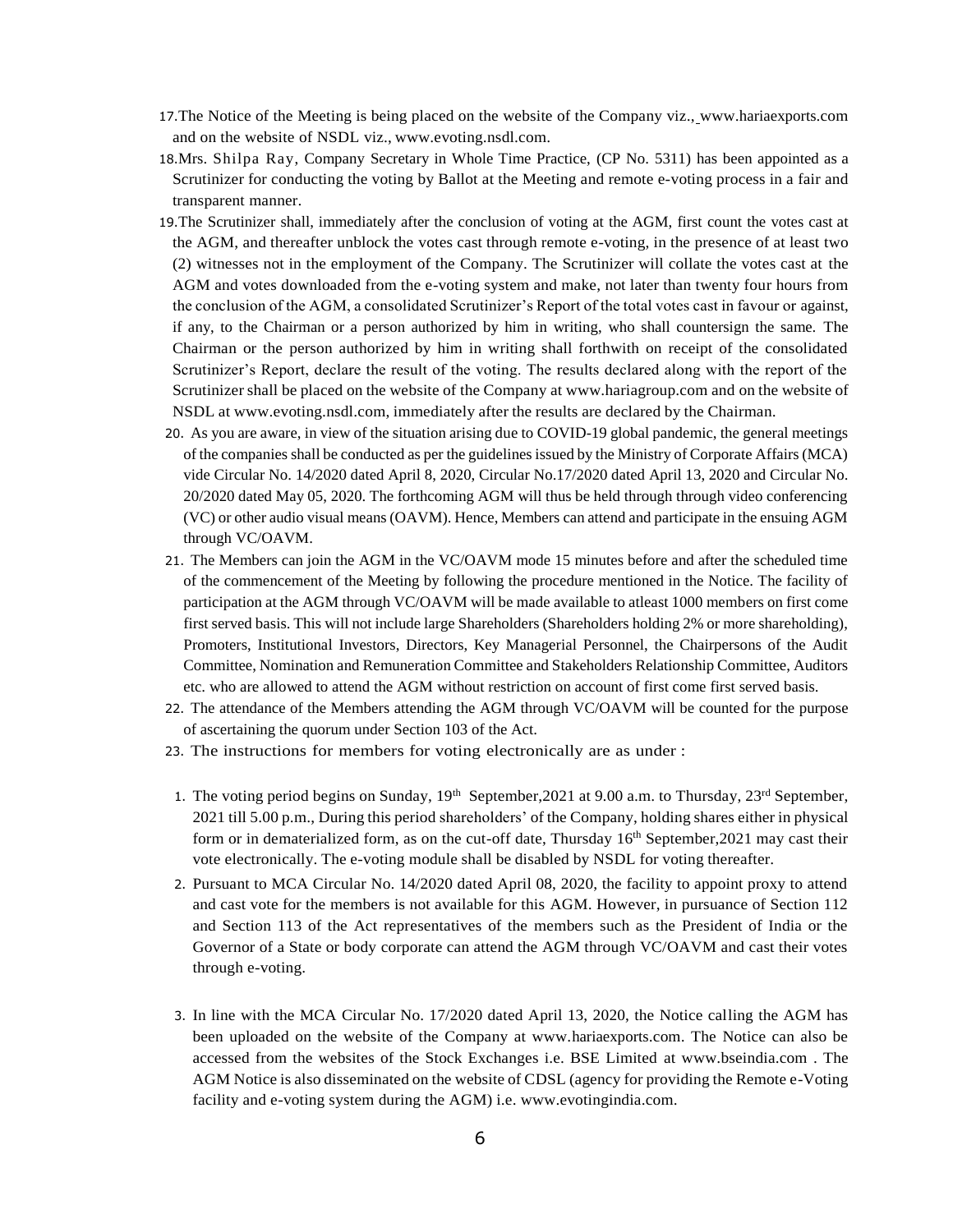17. The Notice of the Meeting is being placed on the website of the Company viz., www.hariaexports.com and on the website of NSDL viz., www.evoting.nsdl.com.
18. Mrs. Shilpa Ray, Company Secretary in Whole Time Practice, (CP No. 5311) has been appointed as a Scrutinizer for conducting the voting by Ballot at the Meeting and remote e-voting process in a fair and transparent manner.
19. The Scrutinizer shall, immediately after the conclusion of voting at the AGM, first count the votes cast at the AGM, and thereafter unblock the votes cast through remote e-voting, in the presence of at least two (2) witnesses not in the employment of the Company. The Scrutinizer will collate the votes cast at the AGM and votes downloaded from the e-voting system and make, not later than twenty four hours from the conclusion of the AGM, a consolidated Scrutinizer's Report of the total votes cast in favour or against, if any, to the Chairman or a person authorized by him in writing, who shall countersign the same. The Chairman or the person authorized by him in writing shall forthwith on receipt of the consolidated Scrutinizer's Report, declare the result of the voting. The results declared along with the report of the Scrutinizer shall be placed on the website of the Company at www.hariagroup.com and on the website of NSDL at www.evoting.nsdl.com, immediately after the results are declared by the Chairman.
20. As you are aware, in view of the situation arising due to COVID-19 global pandemic, the general meetings of the companies shall be conducted as per the guidelines issued by the Ministry of Corporate Affairs (MCA) vide Circular No. 14/2020 dated April 8, 2020, Circular No.17/2020 dated April 13, 2020 and Circular No. 20/2020 dated May 05, 2020. The forthcoming AGM will thus be held through through video conferencing (VC) or other audio visual means (OAVM). Hence, Members can attend and participate in the ensuing AGM through VC/OAVM.
21. The Members can join the AGM in the VC/OAVM mode 15 minutes before and after the scheduled time of the commencement of the Meeting by following the procedure mentioned in the Notice. The facility of participation at the AGM through VC/OAVM will be made available to atleast 1000 members on first come first served basis. This will not include large Shareholders (Shareholders holding 2% or more shareholding), Promoters, Institutional Investors, Directors, Key Managerial Personnel, the Chairpersons of the Audit Committee, Nomination and Remuneration Committee and Stakeholders Relationship Committee, Auditors etc. who are allowed to attend the AGM without restriction on account of first come first served basis.
22. The attendance of the Members attending the AGM through VC/OAVM will be counted for the purpose of ascertaining the quorum under Section 103 of the Act.
23. The instructions for members for voting electronically are as under :

    1. The voting period begins on Sunday, 19th September,2021 at 9.00 a.m. to Thursday, 23rd September, 2021 till 5.00 p.m., During this period shareholders' of the Company, holding shares either in physical form or in dematerialized form, as on the cut-off date, Thursday 16th September,2021 may cast their vote electronically. The e-voting module shall be disabled by NSDL for voting thereafter.
    2. Pursuant to MCA Circular No. 14/2020 dated April 08, 2020, the facility to appoint proxy to attend and cast vote for the members is not available for this AGM. However, in pursuance of Section 112 and Section 113 of the Act representatives of the members such as the President of India or the Governor of a State or body corporate can attend the AGM through VC/OAVM and cast their votes through e-voting.
    3. In line with the MCA Circular No. 17/2020 dated April 13, 2020, the Notice calling the AGM has been uploaded on the website of the Company at www.hariaexports.com. The Notice can also be accessed from the websites of the Stock Exchanges i.e. BSE Limited at www.bseindia.com . The AGM Notice is also disseminated on the website of CDSL (agency for providing the Remote e-Voting facility and e-voting system during the AGM) i.e. www.evotingindia.com.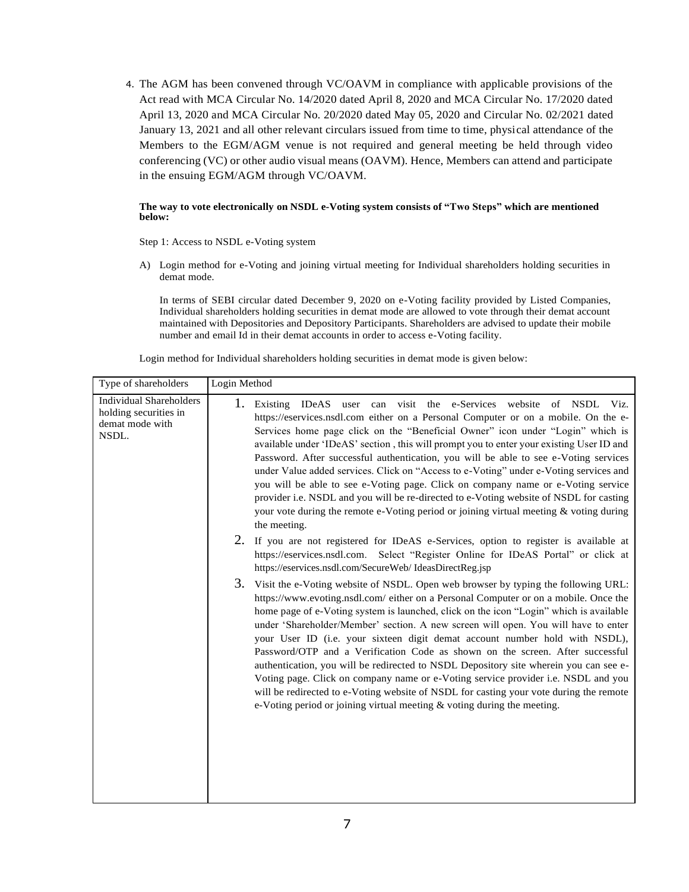4. The AGM has been convened through VC/OAVM in compliance with applicable provisions of the Act read with MCA Circular No. 14/2020 dated April 8, 2020 and MCA Circular No. 17/2020 dated April 13, 2020 and MCA Circular No. 20/2020 dated May 05, 2020 and Circular No. 02/2021 dated January 13, 2021 and all other relevant circulars issued from time to time, physical attendance of the Members to the EGM/AGM venue is not required and general meeting be held through video conferencing (VC) or other audio visual means (OAVM). Hence, Members can attend and participate in the ensuing EGM/AGM through VC/OAVM.

**The way to vote electronically on NSDL e-Voting system consists of "Two Steps" which are mentioned below:**

Step 1: Access to NSDL e-Voting system

A) Login method for e-Voting and joining virtual meeting for Individual shareholders holding securities in demat mode.

In terms of SEBI circular dated December 9, 2020 on e-Voting facility provided by Listed Companies, Individual shareholders holding securities in demat mode are allowed to vote through their demat account maintained with Depositories and Depository Participants. Shareholders are advised to update their mobile number and email Id in their demat accounts in order to access e-Voting facility.

Login method for Individual shareholders holding securities in demat mode is given below:

| Type of shareholders | Login Method |
|---|---|
| Individual Shareholders holding securities in demat mode with NSDL. | 1. Existing IDeAS user can visit the e-Services website of NSDL Viz. https://eservices.nsdl.com either on a Personal Computer or on a mobile. On the e-Services home page click on the "Beneficial Owner" icon under "Login" which is available under 'IDeAS' section , this will prompt you to enter your existing User ID and Password. After successful authentication, you will be able to see e-Voting services under Value added services. Click on "Access to e-Voting" under e-Voting services and you will be able to see e-Voting page. Click on company name or e-Voting service provider i.e. NSDL and you will be re-directed to e-Voting website of NSDL for casting your vote during the remote e-Voting period or joining virtual meeting & voting during the meeting.<br>2. If you are not registered for IDeAS e-Services, option to register is available at https://eservices.nsdl.com. Select "Register Online for IDeAS Portal" or click at https://eservices.nsdl.com/SecureWeb/ IdeasDirectReg.jsp<br>3. Visit the e-Voting website of NSDL. Open web browser by typing the following URL: https://www.evoting.nsdl.com/ either on a Personal Computer or on a mobile. Once the home page of e-Voting system is launched, click on the icon "Login" which is available under 'Shareholder/Member' section. A new screen will open. You will have to enter your User ID (i.e. your sixteen digit demat account number hold with NSDL), Password/OTP and a Verification Code as shown on the screen. After successful authentication, you will be redirected to NSDL Depository site wherein you can see e-Voting page. Click on company name or e-Voting service provider i.e. NSDL and you will be redirected to e-Voting website of NSDL for casting your vote during the remote e-Voting period or joining virtual meeting & voting during the meeting. |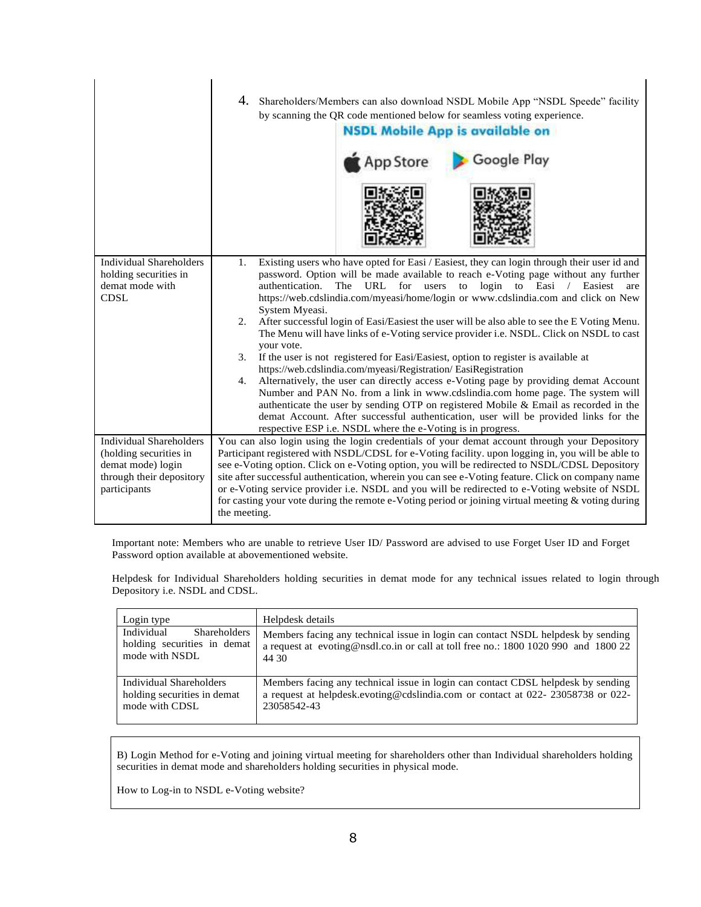| | |
|---|---|
| | 4. Shareholders/Members can also download NSDL Mobile App "NSDL Speede" facility by scanning the QR code mentioned below for seamless voting experience.<br>NSDL Mobile App is available on<br>App Store Google Play |
| Individual Shareholders holding securities in demat mode with CDSL | 1. Existing users who have opted for Easi / Easiest, they can login through their user id and password. Option will be made available to reach e-Voting page without any further authentication. The URL for users to login to Easi / Easiest are https://web.cdslindia.com/myeasi/home/login or www.cdslindia.com and click on New System Myeasi.<br>2. After successful login of Easi/Easiest the user will be also able to see the E Voting Menu. The Menu will have links of e-Voting service provider i.e. NSDL. Click on NSDL to cast your vote.<br>3. If the user is not registered for Easi/Easiest, option to register is available at https://web.cdslindia.com/myeasi/Registration/ EasiRegistration<br>4. Alternatively, the user can directly access e-Voting page by providing demat Account Number and PAN No. from a link in www.cdslindia.com home page. The system will authenticate the user by sending OTP on registered Mobile & Email as recorded in the demat Account. After successful authentication, user will be provided links for the respective ESP i.e. NSDL where the e-Voting is in progress. |
| Individual Shareholders (holding securities in demat mode) login through their depository participants | You can also login using the login credentials of your demat account through your Depository Participant registered with NSDL/CDSL for e-Voting facility. upon logging in, you will be able to see e-Voting option. Click on e-Voting option, you will be redirected to NSDL/CDSL Depository site after successful authentication, wherein you can see e-Voting feature. Click on company name or e-Voting service provider i.e. NSDL and you will be redirected to e-Voting website of NSDL for casting your vote during the remote e-Voting period or joining virtual meeting & voting during the meeting. |

Important note: Members who are unable to retrieve User ID/ Password are advised to use Forget User ID and Forget Password option available at abovementioned website.

Helpdesk for Individual Shareholders holding securities in demat mode for any technical issues related to login through Depository i.e. NSDL and CDSL.

| Login type | Helpdesk details |
|---|---|
| Individual Shareholders holding securities in demat mode with NSDL | Members facing any technical issue in login can contact NSDL helpdesk by sending a request at evoting@nsdl.co.in or call at toll free no.: 1800 1020 990 and 1800 22 44 30 |
| Individual Shareholders holding securities in demat mode with CDSL | Members facing any technical issue in login can contact CDSL helpdesk by sending a request at helpdesk.evoting@cdslindia.com or contact at 022- 23058738 or 022-23058542-43 |

B) Login Method for e-Voting and joining virtual meeting for shareholders other than Individual shareholders holding securities in demat mode and shareholders holding securities in physical mode.

How to Log-in to NSDL e-Voting website?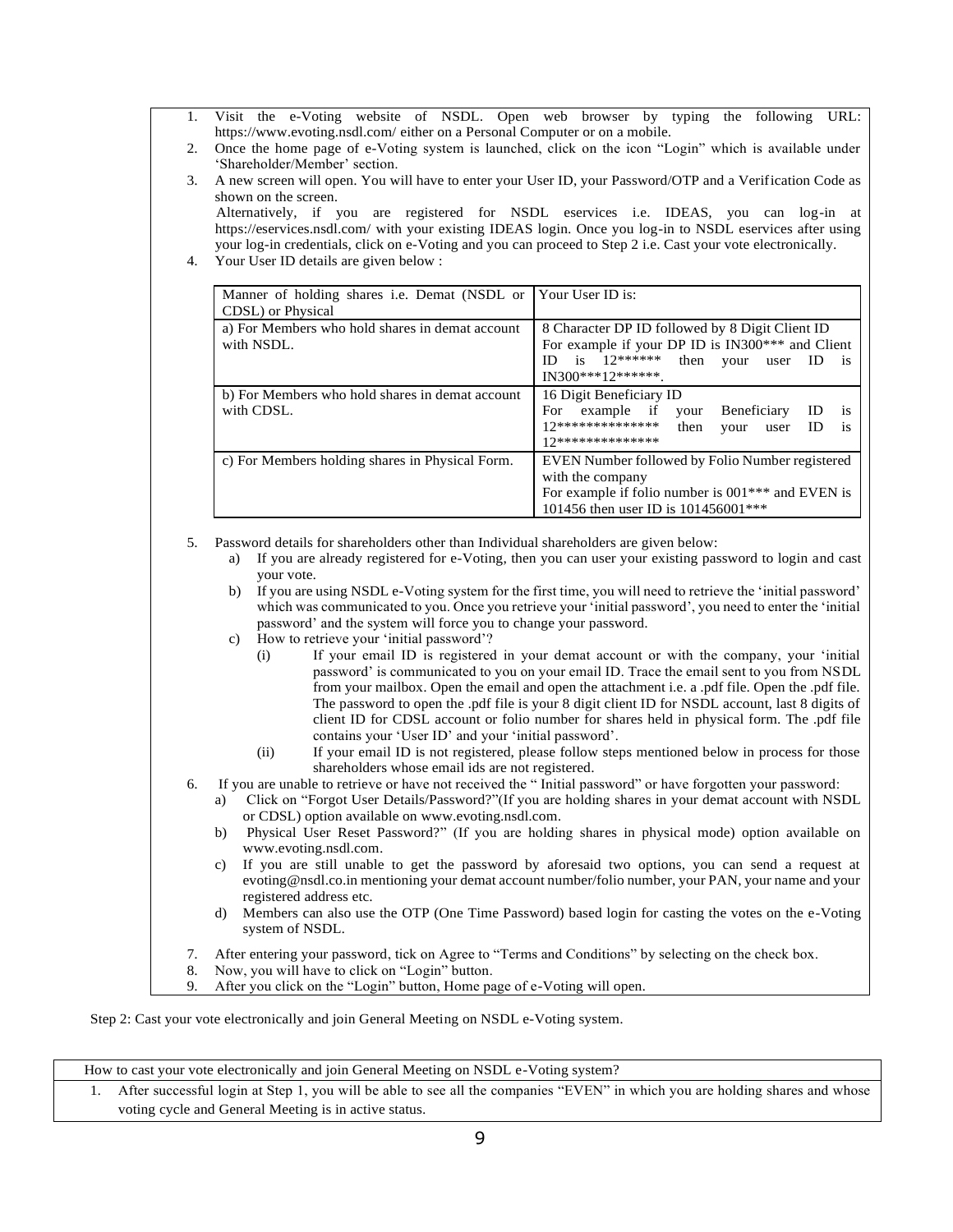1. Visit the e-Voting website of NSDL. Open web browser by typing the following URL: https://www.evoting.nsdl.com/ either on a Personal Computer or on a mobile.
2. Once the home page of e-Voting system is launched, click on the icon "Login" which is available under 'Shareholder/Member' section.
3. A new screen will open. You will have to enter your User ID, your Password/OTP and a Verification Code as shown on the screen.
   Alternatively, if you are registered for NSDL eservices i.e. IDEAS, you can log-in at https://eservices.nsdl.com/ with your existing IDEAS login. Once you log-in to NSDL eservices after using your log-in credentials, click on e-Voting and you can proceed to Step 2 i.e. Cast your vote electronically.
4. Your User ID details are given below :

| Manner of holding shares i.e. Demat (NSDL or CDSL) or Physical | Your User ID is: |
|---|---|
| a) For Members who hold shares in demat account with NSDL. | 8 Character DP ID followed by 8 Digit Client ID<br>For example if your DP ID is IN300*** and Client ID is 12****** then your user ID is IN300***12******. |
| b) For Members who hold shares in demat account with CDSL. | 16 Digit Beneficiary ID<br>For example if your Beneficiary ID is 12************** then your user ID is 12************** |
| c) For Members holding shares in Physical Form. | EVEN Number followed by Folio Number registered with the company<br>For example if folio number is 001*** and EVEN is 101456 then user ID is 101456001*** |

5. Password details for shareholders other than Individual shareholders are given below:
   a) If you are already registered for e-Voting, then you can user your existing password to login and cast your vote.
   b) If you are using NSDL e-Voting system for the first time, you will need to retrieve the 'initial password' which was communicated to you. Once you retrieve your 'initial password', you need to enter the 'initial password' and the system will force you to change your password.
   c) How to retrieve your 'initial password'?
      (i) If your email ID is registered in your demat account or with the company, your 'initial password' is communicated to you on your email ID. Trace the email sent to you from NSDL from your mailbox. Open the email and open the attachment i.e. a .pdf file. Open the .pdf file. The password to open the .pdf file is your 8 digit client ID for NSDL account, last 8 digits of client ID for CDSL account or folio number for shares held in physical form. The .pdf file contains your 'User ID' and your 'initial password'.
      (ii) If your email ID is not registered, please follow steps mentioned below in process for those shareholders whose email ids are not registered.
6. If you are unable to retrieve or have not received the " Initial password" or have forgotten your password:
   a) Click on "Forgot User Details/Password?"(If you are holding shares in your demat account with NSDL or CDSL) option available on www.evoting.nsdl.com.
   b) Physical User Reset Password?" (If you are holding shares in physical mode) option available on www.evoting.nsdl.com.
   c) If you are still unable to get the password by aforesaid two options, you can send a request at evoting@nsdl.co.in mentioning your demat account number/folio number, your PAN, your name and your registered address etc.
   d) Members can also use the OTP (One Time Password) based login for casting the votes on the e-Voting system of NSDL.
7. After entering your password, tick on Agree to "Terms and Conditions" by selecting on the check box.
8. Now, you will have to click on "Login" button.
9. After you click on the "Login" button, Home page of e-Voting will open.

Step 2: Cast your vote electronically and join General Meeting on NSDL e-Voting system.

| How to cast your vote electronically and join General Meeting on NSDL e-Voting system? |
|---|
| 1. After successful login at Step 1, you will be able to see all the companies "EVEN" in which you are holding shares and whose voting cycle and General Meeting is in active status. |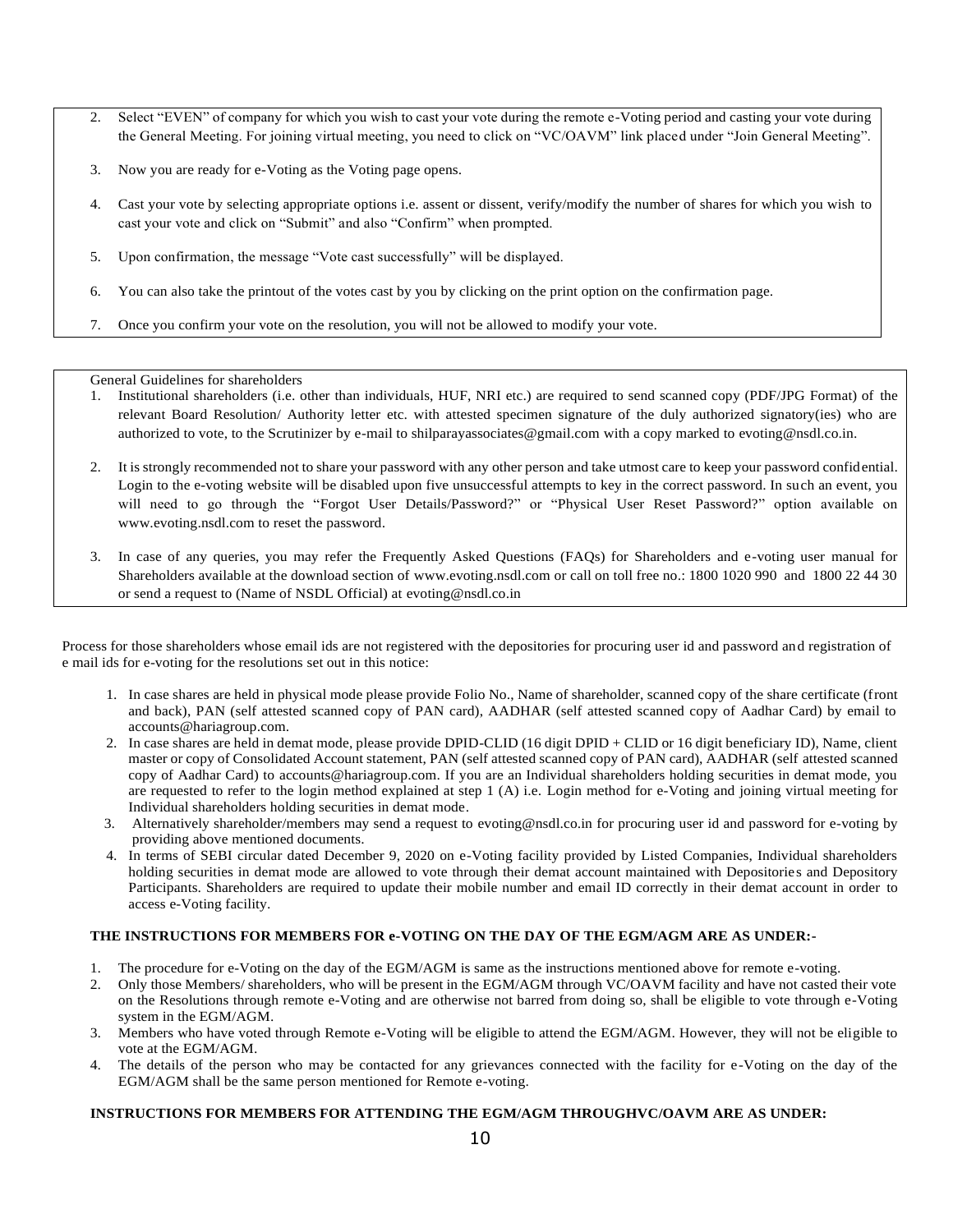2. Select "EVEN" of company for which you wish to cast your vote during the remote e-Voting period and casting your vote during the General Meeting. For joining virtual meeting, you need to click on "VC/OAVM" link placed under "Join General Meeting".

3. Now you are ready for e-Voting as the Voting page opens.

4. Cast your vote by selecting appropriate options i.e. assent or dissent, verify/modify the number of shares for which you wish to cast your vote and click on "Submit" and also "Confirm" when prompted.

5. Upon confirmation, the message "Vote cast successfully" will be displayed.

6. You can also take the printout of the votes cast by you by clicking on the print option on the confirmation page.

7. Once you confirm your vote on the resolution, you will not be allowed to modify your vote.

General Guidelines for shareholders

1. Institutional shareholders (i.e. other than individuals, HUF, NRI etc.) are required to send scanned copy (PDF/JPG Format) of the relevant Board Resolution/ Authority letter etc. with attested specimen signature of the duly authorized signatory(ies) who are authorized to vote, to the Scrutinizer by e-mail to shilparayassociates@gmail.com with a copy marked to evoting@nsdl.co.in.

2. It is strongly recommended not to share your password with any other person and take utmost care to keep your password confidential. Login to the e-voting website will be disabled upon five unsuccessful attempts to key in the correct password. In such an event, you will need to go through the "Forgot User Details/Password?" or "Physical User Reset Password?" option available on www.evoting.nsdl.com to reset the password.

3. In case of any queries, you may refer the Frequently Asked Questions (FAQs) for Shareholders and e-voting user manual for Shareholders available at the download section of www.evoting.nsdl.com or call on toll free no.: 1800 1020 990 and 1800 22 44 30 or send a request to (Name of NSDL Official) at evoting@nsdl.co.in

Process for those shareholders whose email ids are not registered with the depositories for procuring user id and password and registration of e mail ids for e-voting for the resolutions set out in this notice:

1. In case shares are held in physical mode please provide Folio No., Name of shareholder, scanned copy of the share certificate (front and back), PAN (self attested scanned copy of PAN card), AADHAR (self attested scanned copy of Aadhar Card) by email to accounts@hariagroup.com.
2. In case shares are held in demat mode, please provide DPID-CLID (16 digit DPID + CLID or 16 digit beneficiary ID), Name, client master or copy of Consolidated Account statement, PAN (self attested scanned copy of PAN card), AADHAR (self attested scanned copy of Aadhar Card) to accounts@hariagroup.com. If you are an Individual shareholders holding securities in demat mode, you are requested to refer to the login method explained at step 1 (A) i.e. Login method for e-Voting and joining virtual meeting for Individual shareholders holding securities in demat mode.
3. Alternatively shareholder/members may send a request to evoting@nsdl.co.in for procuring user id and password for e-voting by providing above mentioned documents.
4. In terms of SEBI circular dated December 9, 2020 on e-Voting facility provided by Listed Companies, Individual shareholders holding securities in demat mode are allowed to vote through their demat account maintained with Depositories and Depository Participants. Shareholders are required to update their mobile number and email ID correctly in their demat account in order to access e-Voting facility.

**THE INSTRUCTIONS FOR MEMBERS FOR e-VOTING ON THE DAY OF THE EGM/AGM ARE AS UNDER:-**

1. The procedure for e-Voting on the day of the EGM/AGM is same as the instructions mentioned above for remote e-voting.
2. Only those Members/ shareholders, who will be present in the EGM/AGM through VC/OAVM facility and have not casted their vote on the Resolutions through remote e-Voting and are otherwise not barred from doing so, shall be eligible to vote through e-Voting system in the EGM/AGM.
3. Members who have voted through Remote e-Voting will be eligible to attend the EGM/AGM. However, they will not be eligible to vote at the EGM/AGM.
4. The details of the person who may be contacted for any grievances connected with the facility for e-Voting on the day of the EGM/AGM shall be the same person mentioned for Remote e-voting.

**INSTRUCTIONS FOR MEMBERS FOR ATTENDING THE EGM/AGM THROUGHVC/OAVM ARE AS UNDER:**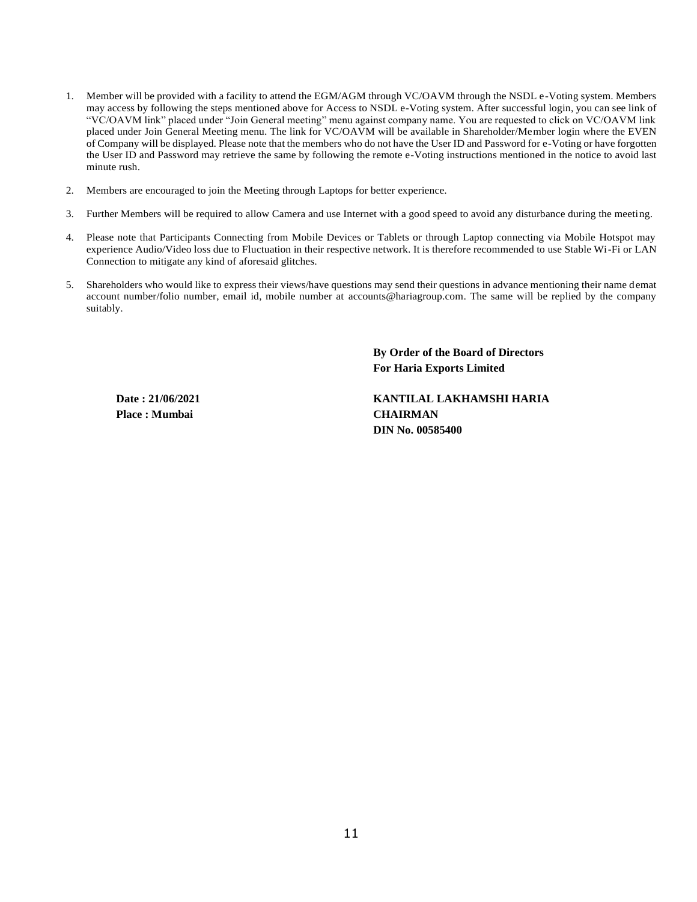1. Member will be provided with a facility to attend the EGM/AGM through VC/OAVM through the NSDL e-Voting system. Members may access by following the steps mentioned above for Access to NSDL e-Voting system. After successful login, you can see link of "VC/OAVM link" placed under "Join General meeting" menu against company name. You are requested to click on VC/OAVM link placed under Join General Meeting menu. The link for VC/OAVM will be available in Shareholder/Member login where the EVEN of Company will be displayed. Please note that the members who do not have the User ID and Password for e-Voting or have forgotten the User ID and Password may retrieve the same by following the remote e-Voting instructions mentioned in the notice to avoid last minute rush.

2. Members are encouraged to join the Meeting through Laptops for better experience.

3. Further Members will be required to allow Camera and use Internet with a good speed to avoid any disturbance during the meeting.

4. Please note that Participants Connecting from Mobile Devices or Tablets or through Laptop connecting via Mobile Hotspot may experience Audio/Video loss due to Fluctuation in their respective network. It is therefore recommended to use Stable Wi-Fi or LAN Connection to mitigate any kind of aforesaid glitches.

5. Shareholders who would like to express their views/have questions may send their questions in advance mentioning their name demat account number/folio number, email id, mobile number at accounts@hariagroup.com. The same will be replied by the company suitably.

**By Order of the Board of Directors**
**For Haria Exports Limited**

**Date : 21/06/2021**
**Place : Mumbai**

**KANTILAL LAKHAMSHI HARIA**
**CHAIRMAN**
**DIN No. 00585400**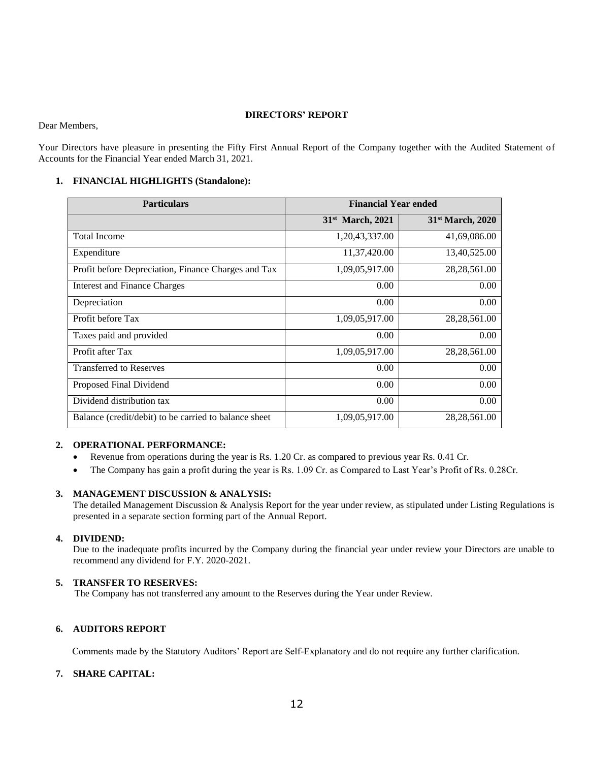# DIRECTORS' REPORT

Dear Members,

Your Directors have pleasure in presenting the Fifty First Annual Report of the Company together with the Audited Statement of Accounts for the Financial Year ended March 31, 2021.

## 1. FINANCIAL HIGHLIGHTS (Standalone):

| Particulars | Financial Year ended | |
|---|---|---|
| | 31st March, 2021 | 31st March, 2020 |
| Total Income | 1,20,43,337.00 | 41,69,086.00 |
| Expenditure | 11,37,420.00 | 13,40,525.00 |
| Profit before Depreciation, Finance Charges and Tax | 1,09,05,917.00 | 28,28,561.00 |
| Interest and Finance Charges | 0.00 | 0.00 |
| Depreciation | 0.00 | 0.00 |
| Profit before Tax | 1,09,05,917.00 | 28,28,561.00 |
| Taxes paid and provided | 0.00 | 0.00 |
| Profit after Tax | 1,09,05,917.00 | 28,28,561.00 |
| Transferred to Reserves | 0.00 | 0.00 |
| Proposed Final Dividend | 0.00 | 0.00 |
| Dividend distribution tax | 0.00 | 0.00 |
| Balance (credit/debit) to be carried to balance sheet | 1,09,05,917.00 | 28,28,561.00 |

## 2. OPERATIONAL PERFORMANCE:

- Revenue from operations during the year is Rs. 1.20 Cr. as compared to previous year Rs. 0.41 Cr.
- The Company has gain a profit during the year is Rs. 1.09 Cr. as Compared to Last Year's Profit of Rs. 0.28Cr.

## 3. MANAGEMENT DISCUSSION & ANALYSIS:

The detailed Management Discussion & Analysis Report for the year under review, as stipulated under Listing Regulations is presented in a separate section forming part of the Annual Report.

## 4. DIVIDEND:

Due to the inadequate profits incurred by the Company during the financial year under review your Directors are unable to recommend any dividend for F.Y. 2020-2021.

## 5. TRANSFER TO RESERVES:

The Company has not transferred any amount to the Reserves during the Year under Review.

## 6. AUDITORS REPORT

Comments made by the Statutory Auditors' Report are Self-Explanatory and do not require any further clarification.

## 7. SHARE CAPITAL: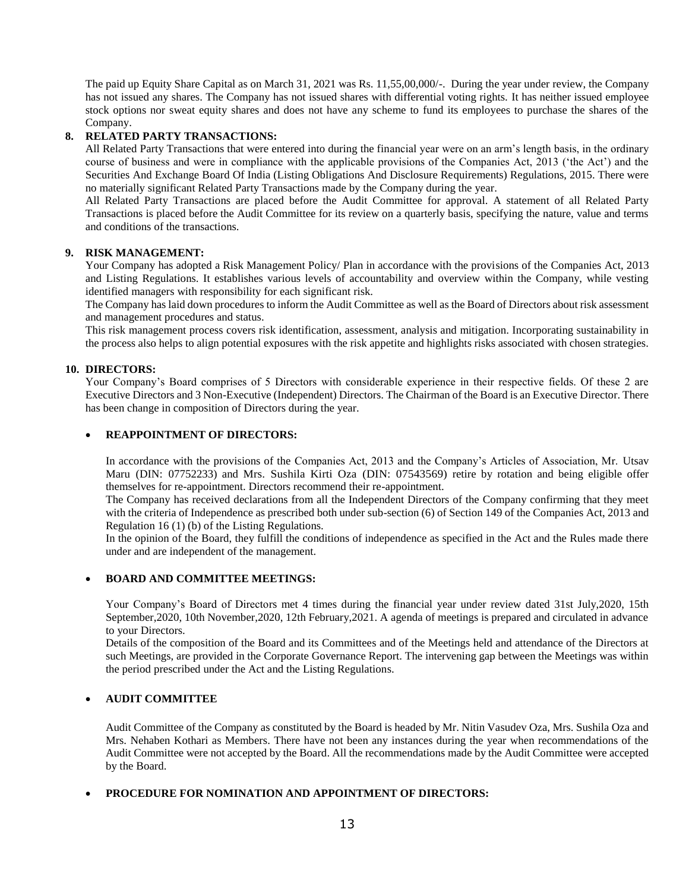The paid up Equity Share Capital as on March 31, 2021 was Rs. 11,55,00,000/-. During the year under review, the Company has not issued any shares. The Company has not issued shares with differential voting rights. It has neither issued employee stock options nor sweat equity shares and does not have any scheme to fund its employees to purchase the shares of the Company.

## 8. RELATED PARTY TRANSACTIONS:

All Related Party Transactions that were entered into during the financial year were on an arm's length basis, in the ordinary course of business and were in compliance with the applicable provisions of the Companies Act, 2013 ('the Act') and the Securities And Exchange Board Of India (Listing Obligations And Disclosure Requirements) Regulations, 2015. There were no materially significant Related Party Transactions made by the Company during the year.

All Related Party Transactions are placed before the Audit Committee for approval. A statement of all Related Party Transactions is placed before the Audit Committee for its review on a quarterly basis, specifying the nature, value and terms and conditions of the transactions.

## 9. RISK MANAGEMENT:

Your Company has adopted a Risk Management Policy/ Plan in accordance with the provisions of the Companies Act, 2013 and Listing Regulations. It establishes various levels of accountability and overview within the Company, while vesting identified managers with responsibility for each significant risk.

The Company has laid down procedures to inform the Audit Committee as well as the Board of Directors about risk assessment and management procedures and status.

This risk management process covers risk identification, assessment, analysis and mitigation. Incorporating sustainability in the process also helps to align potential exposures with the risk appetite and highlights risks associated with chosen strategies.

## 10. DIRECTORS:

Your Company's Board comprises of 5 Directors with considerable experience in their respective fields. Of these 2 are Executive Directors and 3 Non-Executive (Independent) Directors. The Chairman of the Board is an Executive Director. There has been change in composition of Directors during the year.

- **REAPPOINTMENT OF DIRECTORS:**

In accordance with the provisions of the Companies Act, 2013 and the Company's Articles of Association, Mr. Utsav Maru (DIN: 07752233) and Mrs. Sushila Kirti Oza (DIN: 07543569) retire by rotation and being eligible offer themselves for re-appointment. Directors recommend their re-appointment.

The Company has received declarations from all the Independent Directors of the Company confirming that they meet with the criteria of Independence as prescribed both under sub-section (6) of Section 149 of the Companies Act, 2013 and Regulation 16 (1) (b) of the Listing Regulations.

In the opinion of the Board, they fulfill the conditions of independence as specified in the Act and the Rules made there under and are independent of the management.

- **BOARD AND COMMITTEE MEETINGS:**

Your Company's Board of Directors met 4 times during the financial year under review dated 31st July,2020, 15th September,2020, 10th November,2020, 12th February,2021. A agenda of meetings is prepared and circulated in advance to your Directors.

Details of the composition of the Board and its Committees and of the Meetings held and attendance of the Directors at such Meetings, are provided in the Corporate Governance Report. The intervening gap between the Meetings was within the period prescribed under the Act and the Listing Regulations.

- **AUDIT COMMITTEE**

Audit Committee of the Company as constituted by the Board is headed by Mr. Nitin Vasudev Oza, Mrs. Sushila Oza and Mrs. Nehaben Kothari as Members. There have not been any instances during the year when recommendations of the Audit Committee were not accepted by the Board. All the recommendations made by the Audit Committee were accepted by the Board.

- **PROCEDURE FOR NOMINATION AND APPOINTMENT OF DIRECTORS:**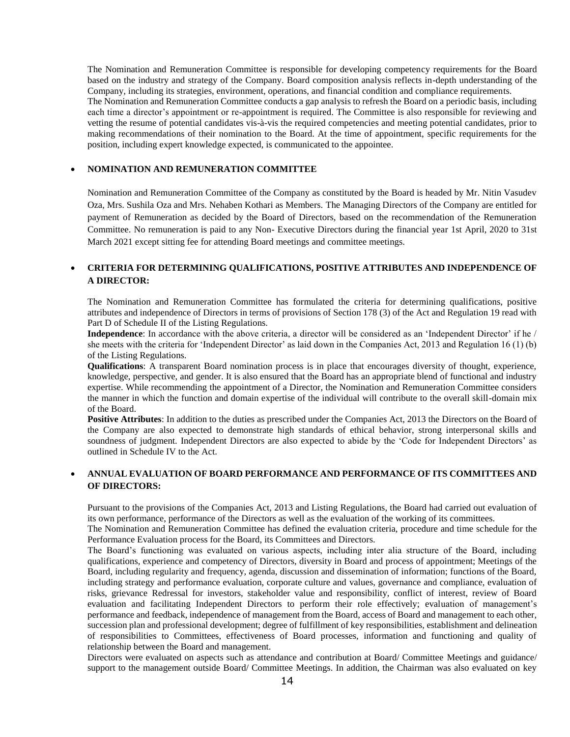The Nomination and Remuneration Committee is responsible for developing competency requirements for the Board based on the industry and strategy of the Company. Board composition analysis reflects in-depth understanding of the Company, including its strategies, environment, operations, and financial condition and compliance requirements.

The Nomination and Remuneration Committee conducts a gap analysis to refresh the Board on a periodic basis, including each time a director's appointment or re-appointment is required. The Committee is also responsible for reviewing and vetting the resume of potential candidates vis-à-vis the required competencies and meeting potential candidates, prior to making recommendations of their nomination to the Board. At the time of appointment, specific requirements for the position, including expert knowledge expected, is communicated to the appointee.

- **NOMINATION AND REMUNERATION COMMITTEE**

Nomination and Remuneration Committee of the Company as constituted by the Board is headed by Mr. Nitin Vasudev Oza, Mrs. Sushila Oza and Mrs. Nehaben Kothari as Members. The Managing Directors of the Company are entitled for payment of Remuneration as decided by the Board of Directors, based on the recommendation of the Remuneration Committee. No remuneration is paid to any Non- Executive Directors during the financial year 1st April, 2020 to 31st March 2021 except sitting fee for attending Board meetings and committee meetings.

- **CRITERIA FOR DETERMINING QUALIFICATIONS, POSITIVE ATTRIBUTES AND INDEPENDENCE OF A DIRECTOR:**

The Nomination and Remuneration Committee has formulated the criteria for determining qualifications, positive attributes and independence of Directors in terms of provisions of Section 178 (3) of the Act and Regulation 19 read with Part D of Schedule II of the Listing Regulations.

**Independence**: In accordance with the above criteria, a director will be considered as an 'Independent Director' if he / she meets with the criteria for 'Independent Director' as laid down in the Companies Act, 2013 and Regulation 16 (1) (b) of the Listing Regulations.

**Qualifications**: A transparent Board nomination process is in place that encourages diversity of thought, experience, knowledge, perspective, and gender. It is also ensured that the Board has an appropriate blend of functional and industry expertise. While recommending the appointment of a Director, the Nomination and Remuneration Committee considers the manner in which the function and domain expertise of the individual will contribute to the overall skill-domain mix of the Board.

**Positive Attributes**: In addition to the duties as prescribed under the Companies Act, 2013 the Directors on the Board of the Company are also expected to demonstrate high standards of ethical behavior, strong interpersonal skills and soundness of judgment. Independent Directors are also expected to abide by the 'Code for Independent Directors' as outlined in Schedule IV to the Act.

- **ANNUAL EVALUATION OF BOARD PERFORMANCE AND PERFORMANCE OF ITS COMMITTEES AND OF DIRECTORS:**

Pursuant to the provisions of the Companies Act, 2013 and Listing Regulations, the Board had carried out evaluation of its own performance, performance of the Directors as well as the evaluation of the working of its committees.

The Nomination and Remuneration Committee has defined the evaluation criteria, procedure and time schedule for the Performance Evaluation process for the Board, its Committees and Directors.

The Board's functioning was evaluated on various aspects, including inter alia structure of the Board, including qualifications, experience and competency of Directors, diversity in Board and process of appointment; Meetings of the Board, including regularity and frequency, agenda, discussion and dissemination of information; functions of the Board, including strategy and performance evaluation, corporate culture and values, governance and compliance, evaluation of risks, grievance Redressal for investors, stakeholder value and responsibility, conflict of interest, review of Board evaluation and facilitating Independent Directors to perform their role effectively; evaluation of management's performance and feedback, independence of management from the Board, access of Board and management to each other, succession plan and professional development; degree of fulfillment of key responsibilities, establishment and delineation of responsibilities to Committees, effectiveness of Board processes, information and functioning and quality of relationship between the Board and management.

Directors were evaluated on aspects such as attendance and contribution at Board/ Committee Meetings and guidance/ support to the management outside Board/ Committee Meetings. In addition, the Chairman was also evaluated on key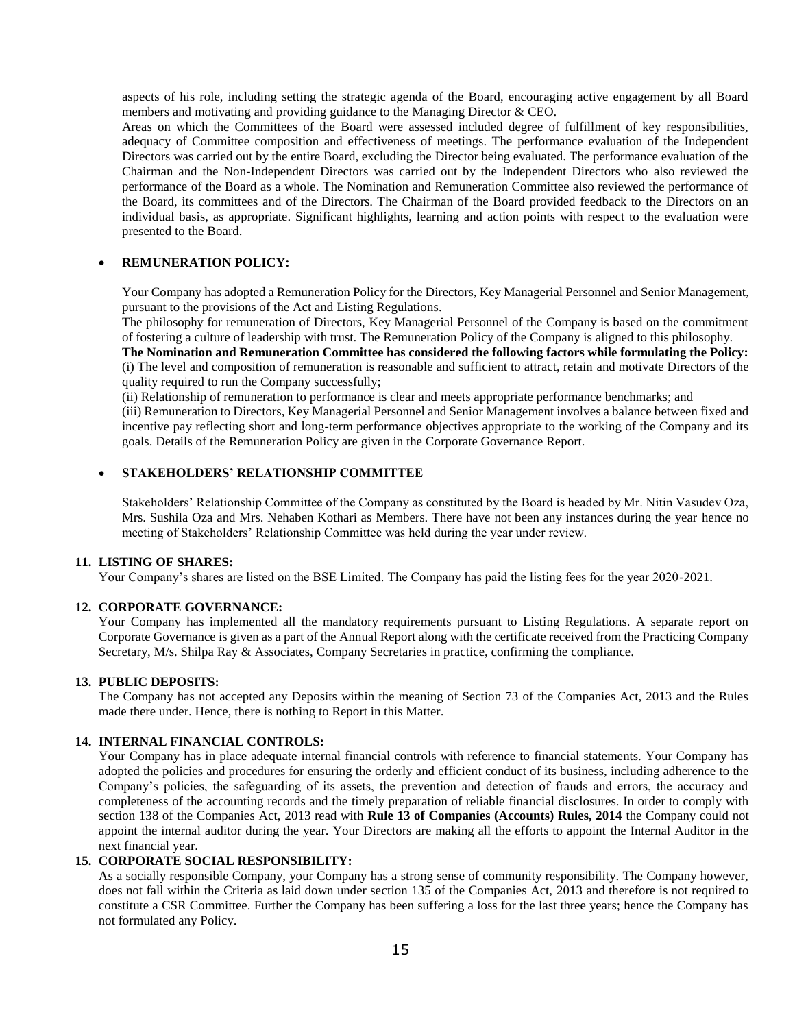aspects of his role, including setting the strategic agenda of the Board, encouraging active engagement by all Board members and motivating and providing guidance to the Managing Director & CEO.

Areas on which the Committees of the Board were assessed included degree of fulfillment of key responsibilities, adequacy of Committee composition and effectiveness of meetings. The performance evaluation of the Independent Directors was carried out by the entire Board, excluding the Director being evaluated. The performance evaluation of the Chairman and the Non-Independent Directors was carried out by the Independent Directors who also reviewed the performance of the Board as a whole. The Nomination and Remuneration Committee also reviewed the performance of the Board, its committees and of the Directors. The Chairman of the Board provided feedback to the Directors on an individual basis, as appropriate. Significant highlights, learning and action points with respect to the evaluation were presented to the Board.

- **REMUNERATION POLICY:**

Your Company has adopted a Remuneration Policy for the Directors, Key Managerial Personnel and Senior Management, pursuant to the provisions of the Act and Listing Regulations.

The philosophy for remuneration of Directors, Key Managerial Personnel of the Company is based on the commitment of fostering a culture of leadership with trust. The Remuneration Policy of the Company is aligned to this philosophy.

**The Nomination and Remuneration Committee has considered the following factors while formulating the Policy:**

(i) The level and composition of remuneration is reasonable and sufficient to attract, retain and motivate Directors of the quality required to run the Company successfully;

(ii) Relationship of remuneration to performance is clear and meets appropriate performance benchmarks; and

(iii) Remuneration to Directors, Key Managerial Personnel and Senior Management involves a balance between fixed and incentive pay reflecting short and long-term performance objectives appropriate to the working of the Company and its goals. Details of the Remuneration Policy are given in the Corporate Governance Report.

- **STAKEHOLDERS' RELATIONSHIP COMMITTEE**

Stakeholders' Relationship Committee of the Company as constituted by the Board is headed by Mr. Nitin Vasudev Oza, Mrs. Sushila Oza and Mrs. Nehaben Kothari as Members. There have not been any instances during the year hence no meeting of Stakeholders' Relationship Committee was held during the year under review.

**11. LISTING OF SHARES:**

Your Company's shares are listed on the BSE Limited. The Company has paid the listing fees for the year 2020-2021.

**12. CORPORATE GOVERNANCE:**

Your Company has implemented all the mandatory requirements pursuant to Listing Regulations. A separate report on Corporate Governance is given as a part of the Annual Report along with the certificate received from the Practicing Company Secretary, M/s. Shilpa Ray & Associates, Company Secretaries in practice, confirming the compliance.

**13. PUBLIC DEPOSITS:**

The Company has not accepted any Deposits within the meaning of Section 73 of the Companies Act, 2013 and the Rules made there under. Hence, there is nothing to Report in this Matter.

**14. INTERNAL FINANCIAL CONTROLS:**

Your Company has in place adequate internal financial controls with reference to financial statements. Your Company has adopted the policies and procedures for ensuring the orderly and efficient conduct of its business, including adherence to the Company's policies, the safeguarding of its assets, the prevention and detection of frauds and errors, the accuracy and completeness of the accounting records and the timely preparation of reliable financial disclosures. In order to comply with section 138 of the Companies Act, 2013 read with **Rule 13 of Companies (Accounts) Rules, 2014** the Company could not appoint the internal auditor during the year. Your Directors are making all the efforts to appoint the Internal Auditor in the next financial year.

**15. CORPORATE SOCIAL RESPONSIBILITY:**

As a socially responsible Company, your Company has a strong sense of community responsibility. The Company however, does not fall within the Criteria as laid down under section 135 of the Companies Act, 2013 and therefore is not required to constitute a CSR Committee. Further the Company has been suffering a loss for the last three years; hence the Company has not formulated any Policy.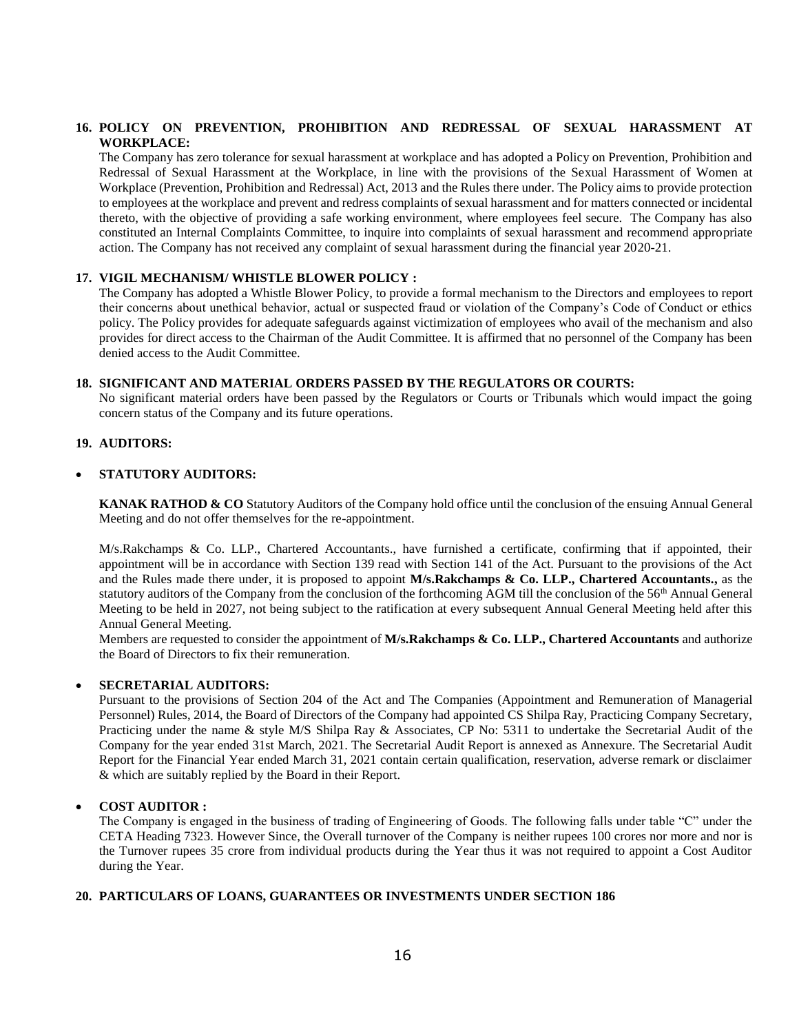## 16. POLICY ON PREVENTION, PROHIBITION AND REDRESSAL OF SEXUAL HARASSMENT AT WORKPLACE:

The Company has zero tolerance for sexual harassment at workplace and has adopted a Policy on Prevention, Prohibition and Redressal of Sexual Harassment at the Workplace, in line with the provisions of the Sexual Harassment of Women at Workplace (Prevention, Prohibition and Redressal) Act, 2013 and the Rules there under. The Policy aims to provide protection to employees at the workplace and prevent and redress complaints of sexual harassment and for matters connected or incidental thereto, with the objective of providing a safe working environment, where employees feel secure. The Company has also constituted an Internal Complaints Committee, to inquire into complaints of sexual harassment and recommend appropriate action. The Company has not received any complaint of sexual harassment during the financial year 2020-21.

## 17. VIGIL MECHANISM/ WHISTLE BLOWER POLICY :

The Company has adopted a Whistle Blower Policy, to provide a formal mechanism to the Directors and employees to report their concerns about unethical behavior, actual or suspected fraud or violation of the Company's Code of Conduct or ethics policy. The Policy provides for adequate safeguards against victimization of employees who avail of the mechanism and also provides for direct access to the Chairman of the Audit Committee. It is affirmed that no personnel of the Company has been denied access to the Audit Committee.

## 18. SIGNIFICANT AND MATERIAL ORDERS PASSED BY THE REGULATORS OR COURTS:

No significant material orders have been passed by the Regulators or Courts or Tribunals which would impact the going concern status of the Company and its future operations.

## 19. AUDITORS:

- **STATUTORY AUDITORS:**

**KANAK RATHOD & CO** Statutory Auditors of the Company hold office until the conclusion of the ensuing Annual General Meeting and do not offer themselves for the re-appointment.

M/s.Rakchamps & Co. LLP., Chartered Accountants., have furnished a certificate, confirming that if appointed, their appointment will be in accordance with Section 139 read with Section 141 of the Act. Pursuant to the provisions of the Act and the Rules made there under, it is proposed to appoint **M/s.Rakchamps & Co. LLP., Chartered Accountants.,** as the statutory auditors of the Company from the conclusion of the forthcoming AGM till the conclusion of the 56th Annual General Meeting to be held in 2027, not being subject to the ratification at every subsequent Annual General Meeting held after this Annual General Meeting.

Members are requested to consider the appointment of **M/s.Rakchamps & Co. LLP., Chartered Accountants** and authorize the Board of Directors to fix their remuneration.

- **SECRETARIAL AUDITORS:**

Pursuant to the provisions of Section 204 of the Act and The Companies (Appointment and Remuneration of Managerial Personnel) Rules, 2014, the Board of Directors of the Company had appointed CS Shilpa Ray, Practicing Company Secretary, Practicing under the name & style M/S Shilpa Ray & Associates, CP No: 5311 to undertake the Secretarial Audit of the Company for the year ended 31st March, 2021. The Secretarial Audit Report is annexed as Annexure. The Secretarial Audit Report for the Financial Year ended March 31, 2021 contain certain qualification, reservation, adverse remark or disclaimer & which are suitably replied by the Board in their Report.

- **COST AUDITOR :**

The Company is engaged in the business of trading of Engineering of Goods. The following falls under table "C" under the CETA Heading 7323. However Since, the Overall turnover of the Company is neither rupees 100 crores nor more and nor is the Turnover rupees 35 crore from individual products during the Year thus it was not required to appoint a Cost Auditor during the Year.

## 20. PARTICULARS OF LOANS, GUARANTEES OR INVESTMENTS UNDER SECTION 186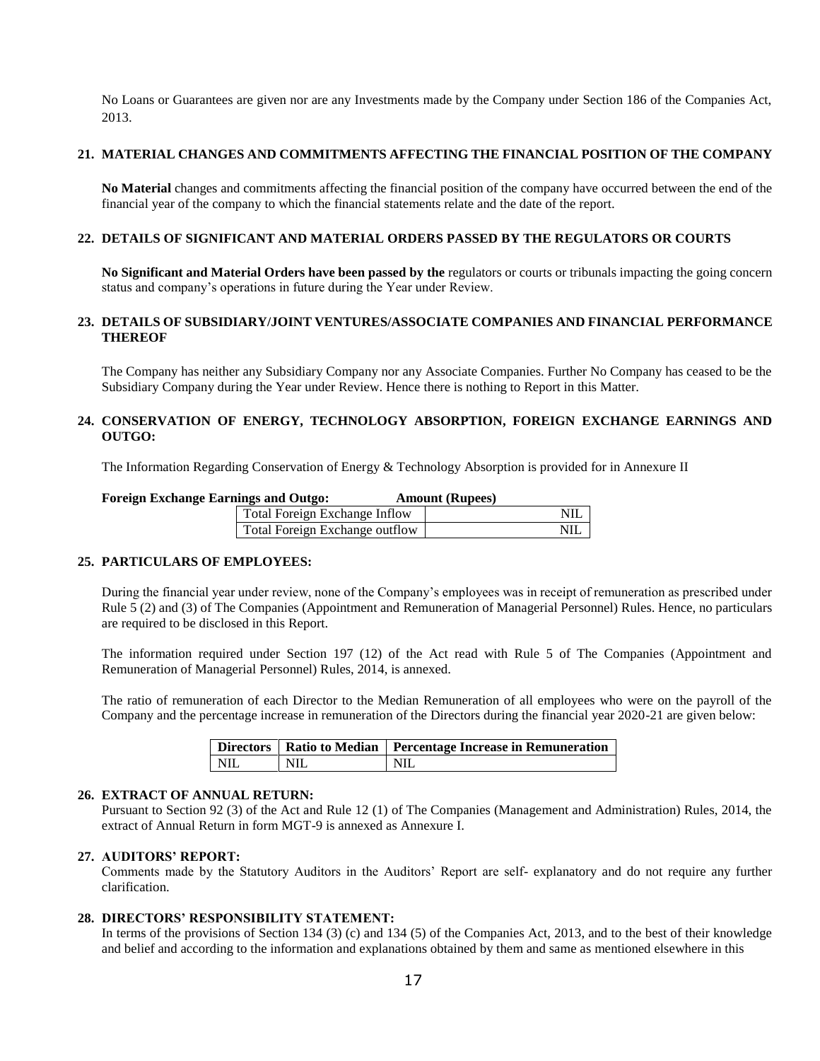No Loans or Guarantees are given nor are any Investments made by the Company under Section 186 of the Companies Act, 2013.

## 21. MATERIAL CHANGES AND COMMITMENTS AFFECTING THE FINANCIAL POSITION OF THE COMPANY

**No Material** changes and commitments affecting the financial position of the company have occurred between the end of the financial year of the company to which the financial statements relate and the date of the report.

## 22. DETAILS OF SIGNIFICANT AND MATERIAL ORDERS PASSED BY THE REGULATORS OR COURTS

**No Significant and Material Orders have been passed by the** regulators or courts or tribunals impacting the going concern status and company's operations in future during the Year under Review.

## 23. DETAILS OF SUBSIDIARY/JOINT VENTURES/ASSOCIATE COMPANIES AND FINANCIAL PERFORMANCE THEREOF

The Company has neither any Subsidiary Company nor any Associate Companies. Further No Company has ceased to be the Subsidiary Company during the Year under Review. Hence there is nothing to Report in this Matter.

## 24. CONSERVATION OF ENERGY, TECHNOLOGY ABSORPTION, FOREIGN EXCHANGE EARNINGS AND OUTGO:

The Information Regarding Conservation of Energy & Technology Absorption is provided for in Annexure II

**Foreign Exchange Earnings and Outgo:**

| | Amount (Rupees) |
|---|---|
| Total Foreign Exchange Inflow | NIL |
| Total Foreign Exchange outflow | NIL |

## 25. PARTICULARS OF EMPLOYEES:

During the financial year under review, none of the Company's employees was in receipt of remuneration as prescribed under Rule 5 (2) and (3) of The Companies (Appointment and Remuneration of Managerial Personnel) Rules. Hence, no particulars are required to be disclosed in this Report.

The information required under Section 197 (12) of the Act read with Rule 5 of The Companies (Appointment and Remuneration of Managerial Personnel) Rules, 2014, is annexed.

The ratio of remuneration of each Director to the Median Remuneration of all employees who were on the payroll of the Company and the percentage increase in remuneration of the Directors during the financial year 2020-21 are given below:

| Directors | Ratio to Median | Percentage Increase in Remuneration |
|---|---|---|
| NIL | NIL | NIL |

## 26. EXTRACT OF ANNUAL RETURN:

Pursuant to Section 92 (3) of the Act and Rule 12 (1) of The Companies (Management and Administration) Rules, 2014, the extract of Annual Return in form MGT-9 is annexed as Annexure I.

## 27. AUDITORS' REPORT:

Comments made by the Statutory Auditors in the Auditors' Report are self- explanatory and do not require any further clarification.

## 28. DIRECTORS' RESPONSIBILITY STATEMENT:

In terms of the provisions of Section 134 (3) (c) and 134 (5) of the Companies Act, 2013, and to the best of their knowledge and belief and according to the information and explanations obtained by them and same as mentioned elsewhere in this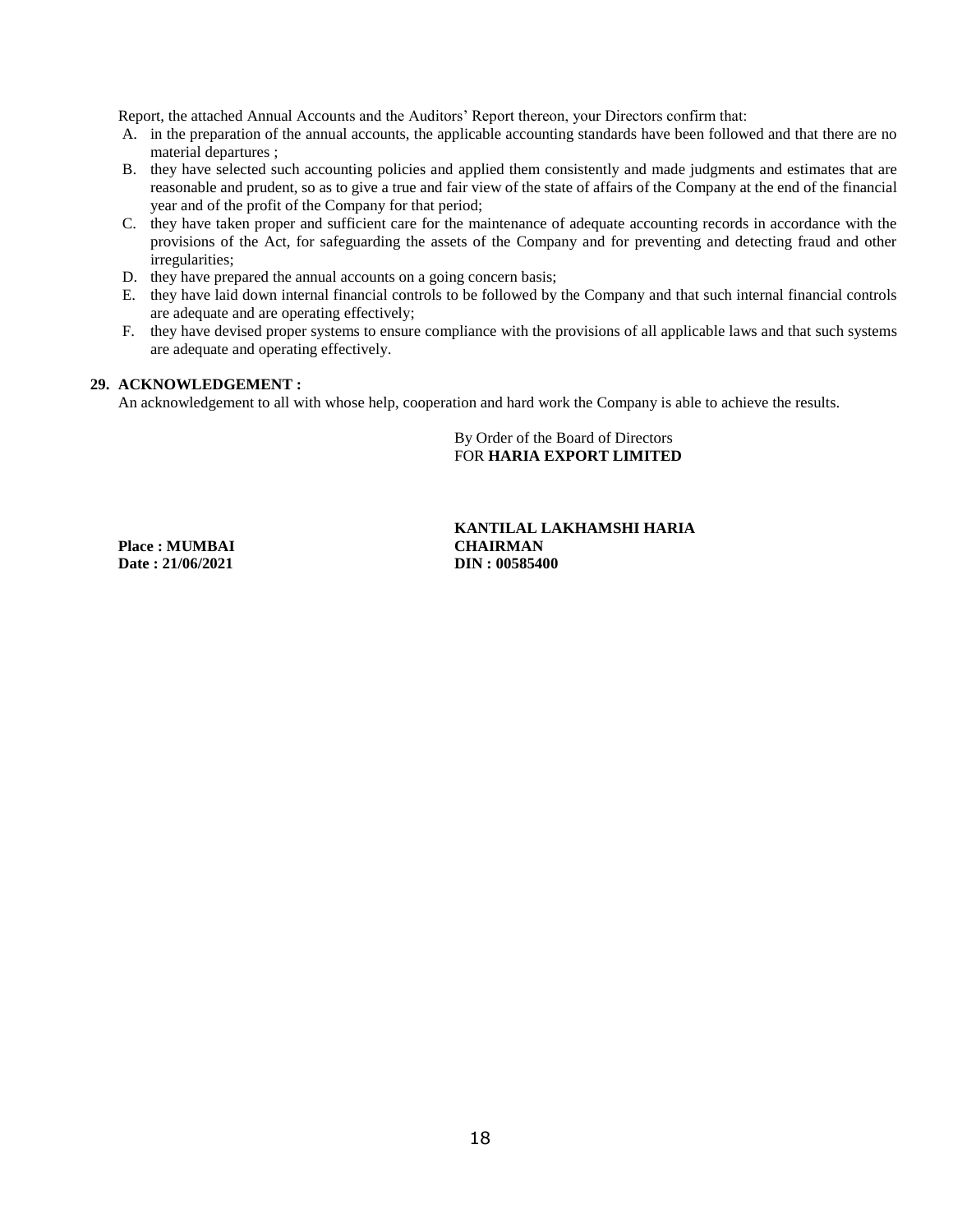Report, the attached Annual Accounts and the Auditors' Report thereon, your Directors confirm that:

A. in the preparation of the annual accounts, the applicable accounting standards have been followed and that there are no material departures ;
B. they have selected such accounting policies and applied them consistently and made judgments and estimates that are reasonable and prudent, so as to give a true and fair view of the state of affairs of the Company at the end of the financial year and of the profit of the Company for that period;
C. they have taken proper and sufficient care for the maintenance of adequate accounting records in accordance with the provisions of the Act, for safeguarding the assets of the Company and for preventing and detecting fraud and other irregularities;
D. they have prepared the annual accounts on a going concern basis;
E. they have laid down internal financial controls to be followed by the Company and that such internal financial controls are adequate and are operating effectively;
F. they have devised proper systems to ensure compliance with the provisions of all applicable laws and that such systems are adequate and operating effectively.

**29. ACKNOWLEDGEMENT :**

An acknowledgement to all with whose help, cooperation and hard work the Company is able to achieve the results.

By Order of the Board of Directors
FOR **HARIA EXPORT LIMITED**

**KANTILAL LAKHAMSHI HARIA**
**CHAIRMAN**
**DIN : 00585400**

**Place : MUMBAI**
**Date : 21/06/2021**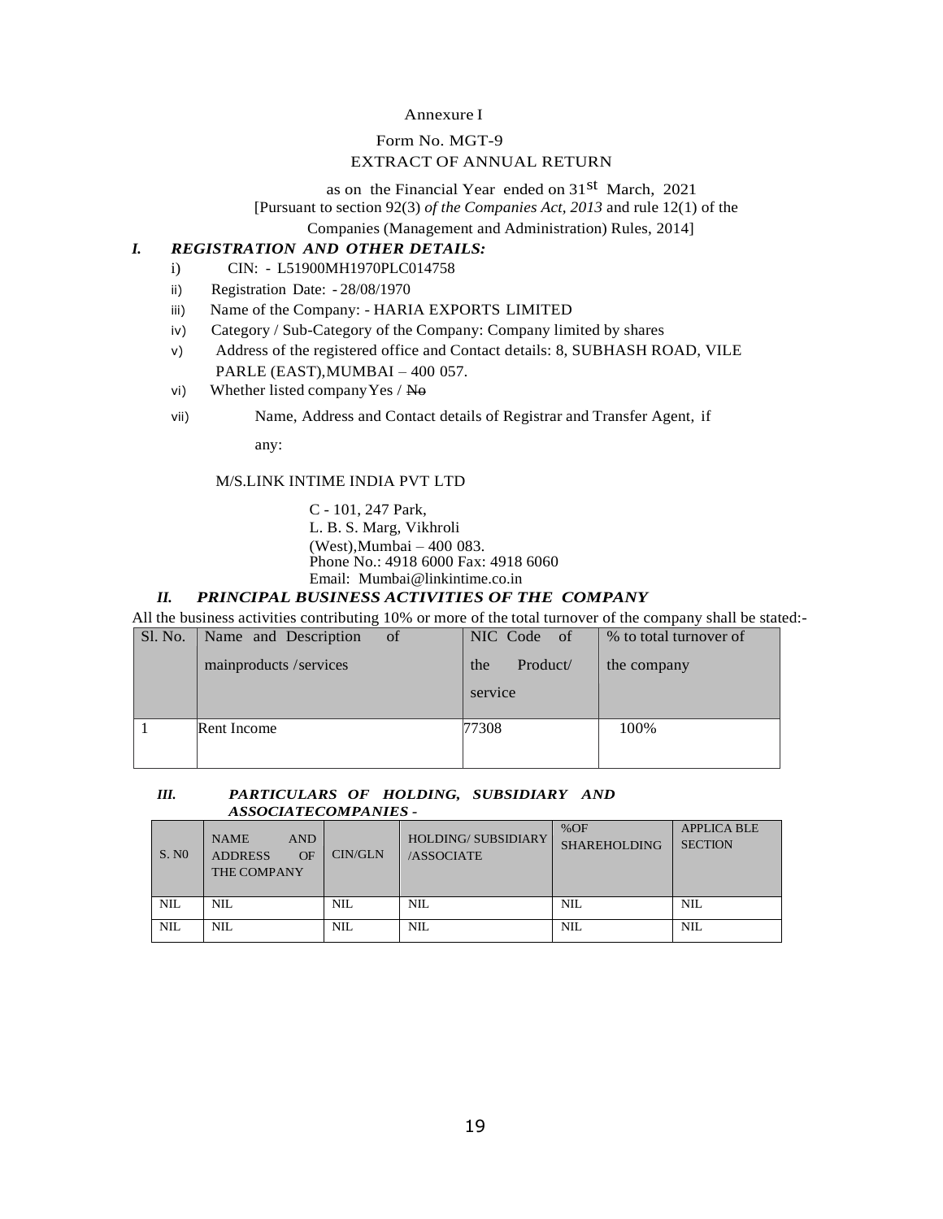Annexure I

Form No. MGT-9

EXTRACT OF ANNUAL RETURN

as on the Financial Year ended on 31st March, 2021

[Pursuant to section 92(3) *of the Companies Act, 2013* and rule 12(1) of the Companies (Management and Administration) Rules, 2014]

## I. *REGISTRATION AND OTHER DETAILS:*

i) CIN: - L51900MH1970PLC014758

ii) Registration Date: - 28/08/1970

iii) Name of the Company: - HARIA EXPORTS LIMITED

iv) Category / Sub-Category of the Company: Company limited by shares

v) Address of the registered office and Contact details: 8, SUBHASH ROAD, VILE PARLE (EAST),MUMBAI – 400 057.

vi) Whether listed company Yes / ~~No~~

vii) Name, Address and Contact details of Registrar and Transfer Agent, if any:

M/S.LINK INTIME INDIA PVT LTD

C - 101, 247 Park,
L. B. S. Marg, Vikhroli
(West),Mumbai – 400 083.
Phone No.: 4918 6000 Fax: 4918 6060
Email: Mumbai@linkintime.co.in

## II. *PRINCIPAL BUSINESS ACTIVITIES OF THE COMPANY*

All the business activities contributing 10% or more of the total turnover of the company shall be stated:-

| Sl. No. | Name and Description of mainproducts /services | NIC Code of the Product/ service | % to total turnover of the company |
|---|---|---|---|
| 1 | Rent Income | 77308 | 100% |

## III. *PARTICULARS OF HOLDING, SUBSIDIARY AND ASSOCIATECOMPANIES -*

| S. N0 | NAME AND ADDRESS OF THE COMPANY | CIN/GLN | HOLDING/ SUBSIDIARY /ASSOCIATE | %OF SHAREHOLDING | APPLICA BLE SECTION |
|---|---|---|---|---|---|
| NIL | NIL | NIL | NIL | NIL | NIL |
| NIL | NIL | NIL | NIL | NIL | NIL |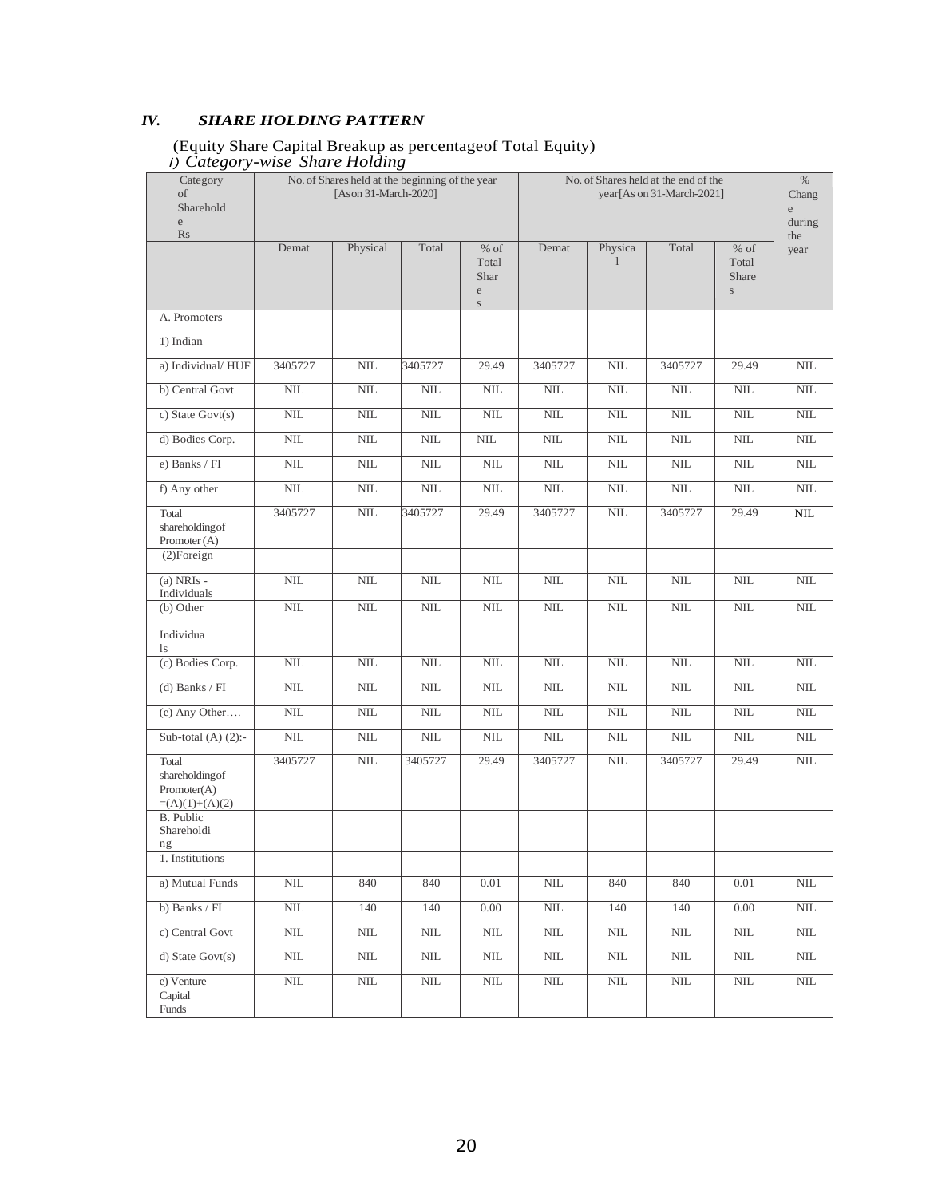## IV. *SHARE HOLDING PATTERN*

(Equity Share Capital Breakup as percentageof Total Equity)

*i) Category-wise Share Holding*

| Category of Shareholders | No. of Shares held at the beginning of the year [Ason 31-March-2020] | | | | No. of Shares held at the end of the year[As on 31-March-2021] | | | | % Change during the year |
|---|---|---|---|---|---|---|---|---|---|
| | Demat | Physical | Total | % of Total Shares | Demat | Physical | Total | % of Total Shares | |
| A. Promoters | | | | | | | | | |
| 1) Indian | | | | | | | | | |
| a) Individual/ HUF | 3405727 | NIL | 3405727 | 29.49 | 3405727 | NIL | 3405727 | 29.49 | NIL |
| b) Central Govt | NIL | NIL | NIL | NIL | NIL | NIL | NIL | NIL | NIL |
| c) State Govt(s) | NIL | NIL | NIL | NIL | NIL | NIL | NIL | NIL | NIL |
| d) Bodies Corp. | NIL | NIL | NIL | NIL | NIL | NIL | NIL | NIL | NIL |
| e) Banks / FI | NIL | NIL | NIL | NIL | NIL | NIL | NIL | NIL | NIL |
| f) Any other | NIL | NIL | NIL | NIL | NIL | NIL | NIL | NIL | NIL |
| Total shareholdingof Promoter (A) | 3405727 | NIL | 3405727 | 29.49 | 3405727 | NIL | 3405727 | 29.49 | NIL |
| (2)Foreign | | | | | | | | | |
| (a) NRIs - Individuals | NIL | NIL | NIL | NIL | NIL | NIL | NIL | NIL | NIL |
| (b) Other – Individuals | NIL | NIL | NIL | NIL | NIL | NIL | NIL | NIL | NIL |
| (c) Bodies Corp. | NIL | NIL | NIL | NIL | NIL | NIL | NIL | NIL | NIL |
| (d) Banks / FI | NIL | NIL | NIL | NIL | NIL | NIL | NIL | NIL | NIL |
| (e) Any Other…. | NIL | NIL | NIL | NIL | NIL | NIL | NIL | NIL | NIL |
| Sub-total (A) (2):- | NIL | NIL | NIL | NIL | NIL | NIL | NIL | NIL | NIL |
| Total shareholdingof Promoter(A) =(A)(1)+(A)(2) | 3405727 | NIL | 3405727 | 29.49 | 3405727 | NIL | 3405727 | 29.49 | NIL |
| B. Public Shareholding | | | | | | | | | |
| 1. Institutions | | | | | | | | | |
| a) Mutual Funds | NIL | 840 | 840 | 0.01 | NIL | 840 | 840 | 0.01 | NIL |
| b) Banks / FI | NIL | 140 | 140 | 0.00 | NIL | 140 | 140 | 0.00 | NIL |
| c) Central Govt | NIL | NIL | NIL | NIL | NIL | NIL | NIL | NIL | NIL |
| d) State Govt(s) | NIL | NIL | NIL | NIL | NIL | NIL | NIL | NIL | NIL |
| e) Venture Capital Funds | NIL | NIL | NIL | NIL | NIL | NIL | NIL | NIL | NIL |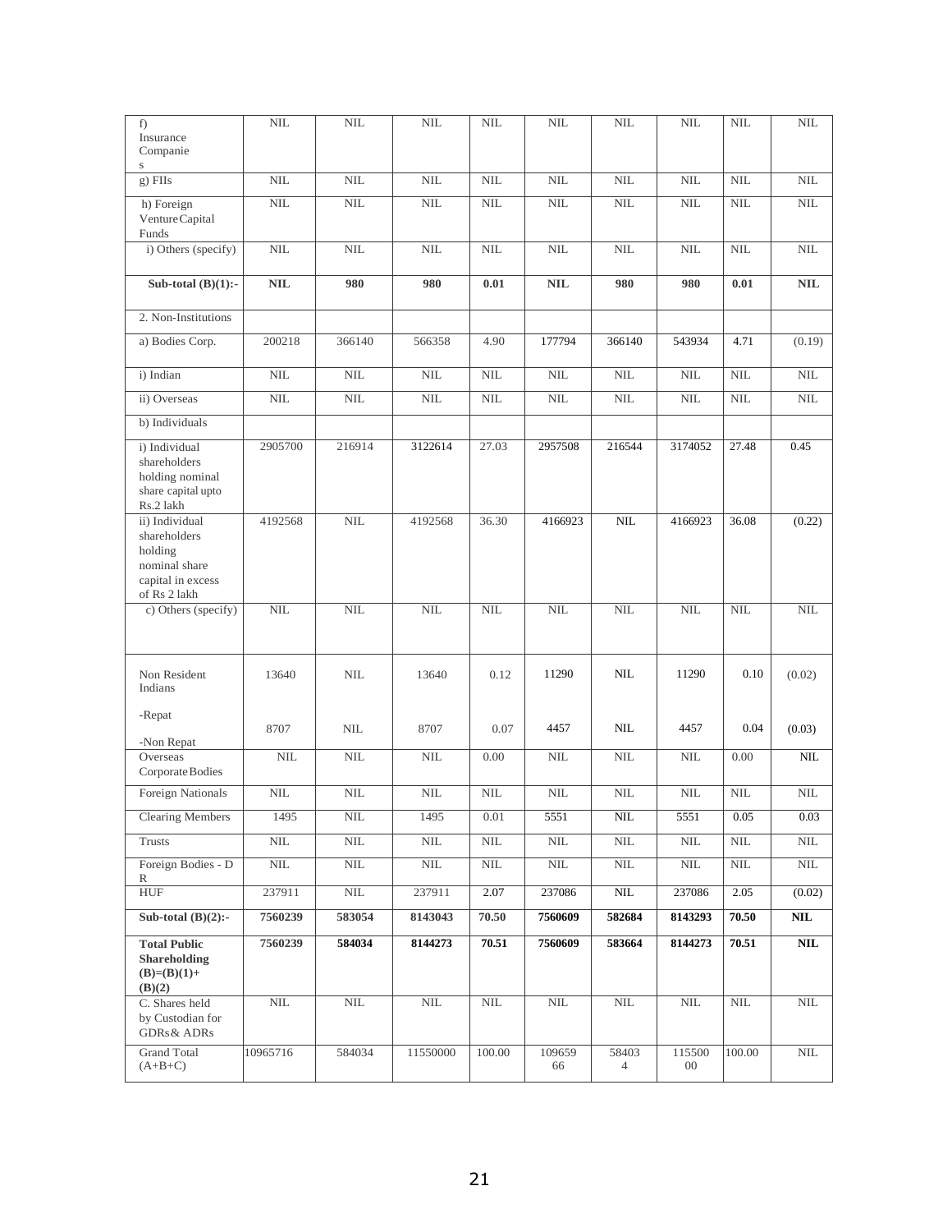| f) Insurance Companies | NIL | NIL | NIL | NIL | NIL | NIL | NIL | NIL | NIL |
|---|---|---|---|---|---|---|---|---|---|
| g) FIIs | NIL | NIL | NIL | NIL | NIL | NIL | NIL | NIL | NIL |
| h) Foreign Venture Capital Funds | NIL | NIL | NIL | NIL | NIL | NIL | NIL | NIL | NIL |
| i) Others (specify) | NIL | NIL | NIL | NIL | NIL | NIL | NIL | NIL | NIL |
| **Sub-total (B)(1):-** | **NIL** | **980** | **980** | **0.01** | **NIL** | **980** | **980** | **0.01** | **NIL** |
| 2. Non-Institutions | | | | | | | | | |
| a) Bodies Corp. | 200218 | 366140 | 566358 | 4.90 | 177794 | 366140 | 543934 | 4.71 | (0.19) |
| i) Indian | NIL | NIL | NIL | NIL | NIL | NIL | NIL | NIL | NIL |
| ii) Overseas | NIL | NIL | NIL | NIL | NIL | NIL | NIL | NIL | NIL |
| b) Individuals | | | | | | | | | |
| i) Individual shareholders holding nominal share capital upto Rs.2 lakh | 2905700 | 216914 | 3122614 | 27.03 | 2957508 | 216544 | 3174052 | 27.48 | 0.45 |
| ii) Individual shareholders holding nominal share capital in excess of Rs 2 lakh | 4192568 | NIL | 4192568 | 36.30 | 4166923 | NIL | 4166923 | 36.08 | (0.22) |
| c) Others (specify) | NIL | NIL | NIL | NIL | NIL | NIL | NIL | NIL | NIL |
| Non Resident Indians -Repat | 13640 | NIL | 13640 | 0.12 | 11290 | NIL | 11290 | 0.10 | (0.02) |
| -Non Repat | 8707 | NIL | 8707 | 0.07 | 4457 | NIL | 4457 | 0.04 | (0.03) |
| Overseas Corporate Bodies | NIL | NIL | NIL | 0.00 | NIL | NIL | NIL | 0.00 | NIL |
| Foreign Nationals | NIL | NIL | NIL | NIL | NIL | NIL | NIL | NIL | NIL |
| Clearing Members | 1495 | NIL | 1495 | 0.01 | 5551 | NIL | 5551 | 0.05 | 0.03 |
| Trusts | NIL | NIL | NIL | NIL | NIL | NIL | NIL | NIL | NIL |
| Foreign Bodies - D R | NIL | NIL | NIL | NIL | NIL | NIL | NIL | NIL | NIL |
| HUF | 237911 | NIL | 237911 | 2.07 | 237086 | NIL | 237086 | 2.05 | (0.02) |
| **Sub-total (B)(2):-** | **7560239** | **583054** | **8143043** | **70.50** | **7560609** | **582684** | **8143293** | **70.50** | **NIL** |
| **Total Public Shareholding (B)=(B)(1)+ (B)(2)** | **7560239** | **584034** | **8144273** | **70.51** | **7560609** | **583664** | **8144273** | **70.51** | **NIL** |
| C. Shares held by Custodian for GDRs & ADRs | NIL | NIL | NIL | NIL | NIL | NIL | NIL | NIL | NIL |
| Grand Total (A+B+C) | 10965716 | 584034 | 11550000 | 100.00 | 10965966 | 584034 | 11550000 | 100.00 | NIL |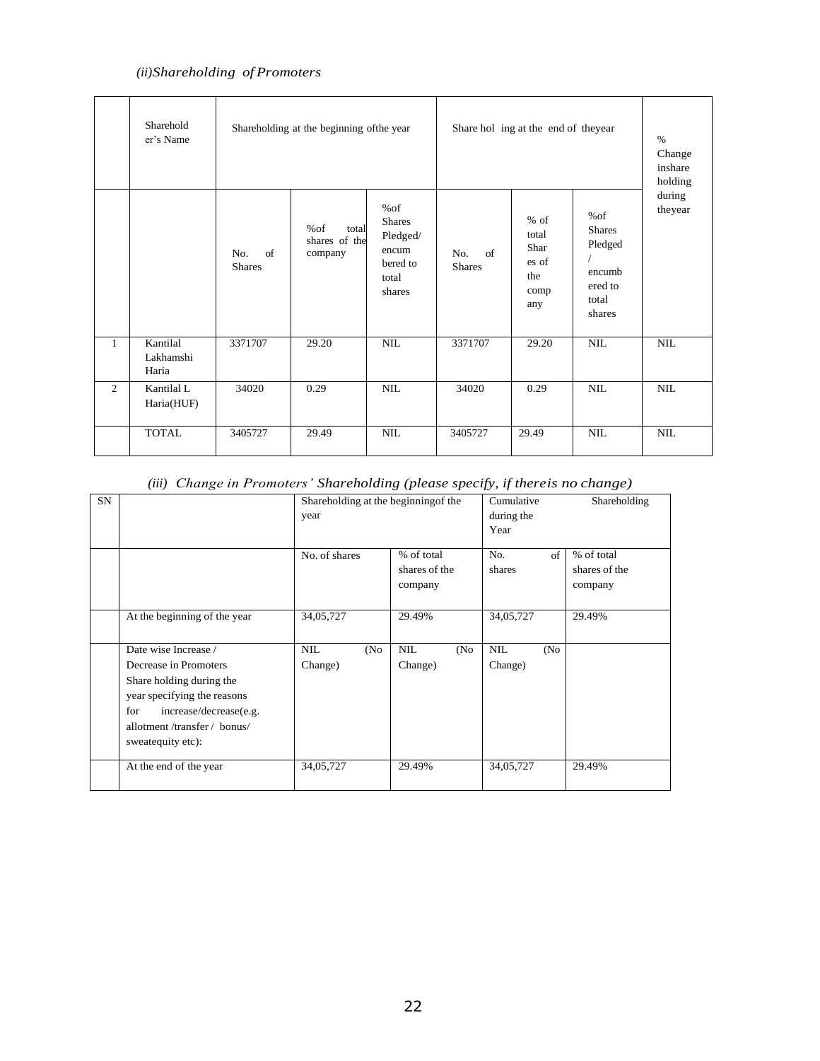*(ii)Shareholding of Promoters*

| | Shareholder's Name | Shareholding at the beginning ofthe year | | | Share hol ing at the end of theyear | | | % Change inshare holding during theyear |
|---|---|---|---|---|---|---|---|---|
| | | No. of Shares | %of total shares of the company | %of Shares Pledged/ encum bered to total shares | No. of Shares | % of total Shar es of the comp any | %of Shares Pledged / encumb ered to total shares | |
| 1 | Kantilal Lakhamshi Haria | 3371707 | 29.20 | NIL | 3371707 | 29.20 | NIL | NIL |
| 2 | Kantilal L Haria(HUF) | 34020 | 0.29 | NIL | 34020 | 0.29 | NIL | NIL |
| | TOTAL | 3405727 | 29.49 | NIL | 3405727 | 29.49 | NIL | NIL |

*(iii) Change in Promoters' Shareholding (please specify, if thereis no change)*

| SN | | Shareholding at the beginningof the year | | Cumulative Shareholding during the Year | |
|---|---|---|---|---|---|
| | | No. of shares | % of total shares of the company | No. of shares | % of total shares of the company |
| | At the beginning of the year | 34,05,727 | 29.49% | 34,05,727 | 29.49% |
| | Date wise Increase / Decrease in Promoters Share holding during the year specifying the reasons for increase/decrease(e.g. allotment /transfer / bonus/ sweatequity etc): | NIL (No Change) | NIL (No Change) | NIL (No Change) | |
| | At the end of the year | 34,05,727 | 29.49% | 34,05,727 | 29.49% |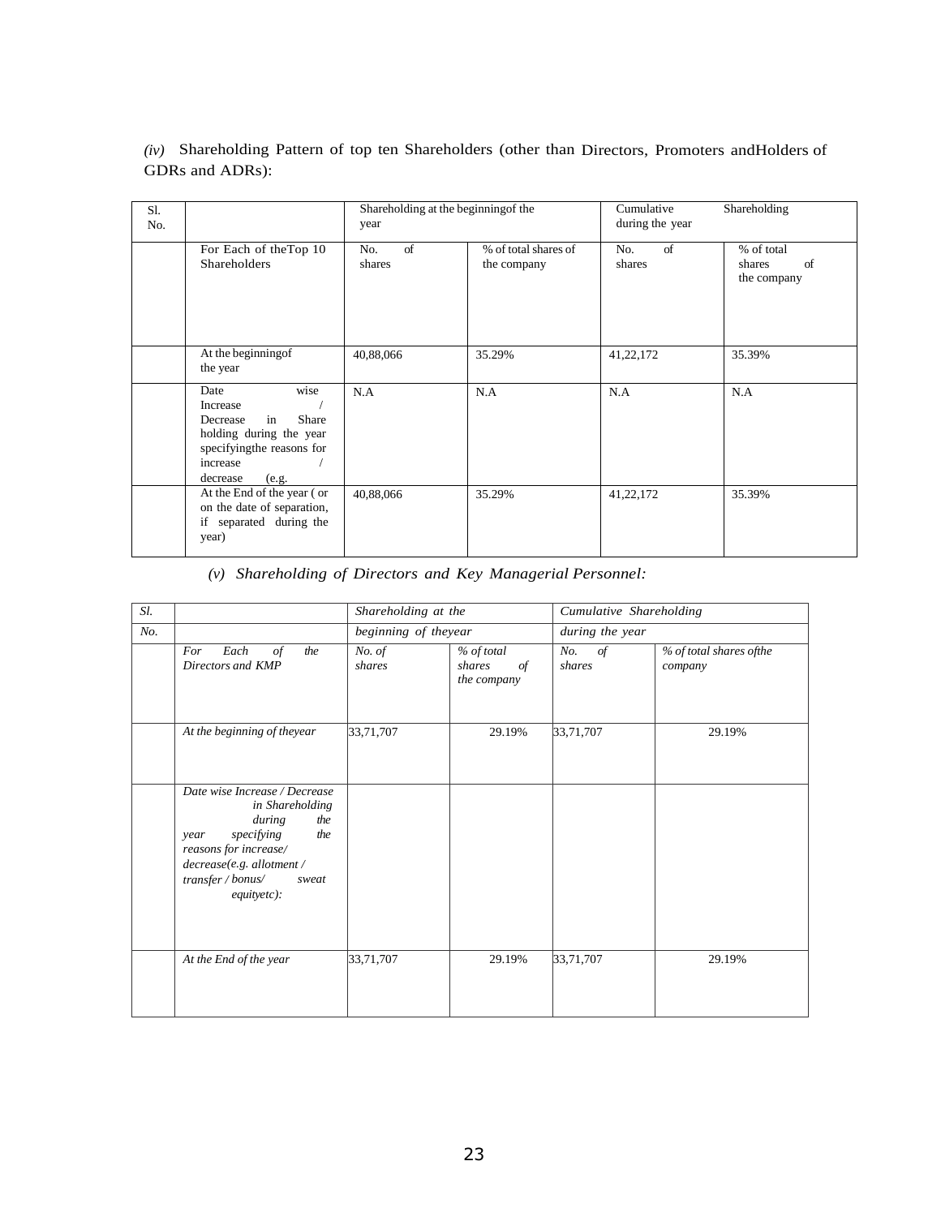*(iv)* Shareholding Pattern of top ten Shareholders (other than Directors, Promoters andHolders of GDRs and ADRs):

| Sl. No. | | Shareholding at the beginningof the year | | Cumulative Shareholding during the year | |
|---|---|---|---|---|---|
| | For Each of theTop 10 Shareholders | No. of shares | % of total shares of the company | No. of shares | % of total shares of the company |
| | At the beginningof the year | 40,88,066 | 35.29% | 41,22,172 | 35.39% |
| | Date wise Increase / Decrease in Share holding during the year specifyingthe reasons for increase / decrease (e.g. | N.A | N.A | N.A | N.A |
| | At the End of the year ( or on the date of separation, if separated during the year) | 40,88,066 | 35.29% | 41,22,172 | 35.39% |

*(v) Shareholding of Directors and Key Managerial Personnel:*

| *Sl.* | | *Shareholding at the* | | *Cumulative Shareholding* | |
|---|---|---|---|---|---|
| *No.* | | *beginning of theyear* | | *during the year* | |
| | *For Each of the Directors and KMP* | *No. of shares* | *% of total shares of the company* | *No. of shares* | *% of total shares ofthe company* |
| | *At the beginning of theyear* | 33,71,707 | 29.19% | 33,71,707 | 29.19% |
| | *Date wise Increase / Decrease in Shareholding during the year specifying the reasons for increase/ decrease(e.g. allotment / transfer / bonus/ sweat equityetc):* | | | | |
| | *At the End of the year* | 33,71,707 | 29.19% | 33,71,707 | 29.19% |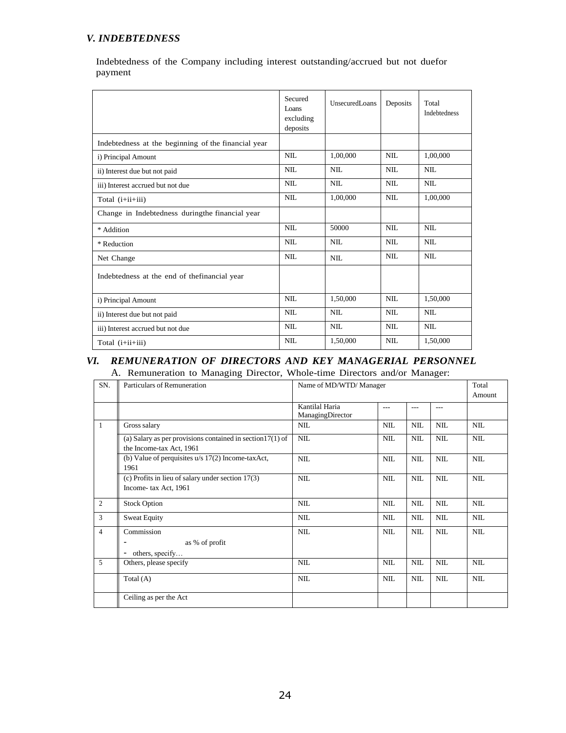### *V. INDEBTEDNESS*

Indebtedness of the Company including interest outstanding/accrued but not duefor payment

| | Secured Loans excluding deposits | UnsecuredLoans | Deposits | Total Indebtedness |
|---|---|---|---|---|
| Indebtedness at the beginning of the financial year | | | | |
| i) Principal Amount | NIL | 1,00,000 | NIL | 1,00,000 |
| ii) Interest due but not paid | NIL | NIL | NIL | NIL |
| iii) Interest accrued but not due | NIL | NIL | NIL | NIL |
| Total (i+ii+iii) | NIL | 1,00,000 | NIL | 1,00,000 |
| Change in Indebtedness duringthe financial year | | | | |
| * Addition | NIL | 50000 | NIL | NIL |
| * Reduction | NIL | NIL | NIL | NIL |
| Net Change | NIL | NIL | NIL | NIL |
| Indebtedness at the end of thefinancial year | | | | |
| i) Principal Amount | NIL | 1,50,000 | NIL | 1,50,000 |
| ii) Interest due but not paid | NIL | NIL | NIL | NIL |
| iii) Interest accrued but not due | NIL | NIL | NIL | NIL |
| Total (i+ii+iii) | NIL | 1,50,000 | NIL | 1,50,000 |

### *VI. REMUNERATION OF DIRECTORS AND KEY MANAGERIAL PERSONNEL*

A. Remuneration to Managing Director, Whole-time Directors and/or Manager:

| SN. | Particulars of Remuneration | Name of MD/WTD/ Manager | | | | Total Amount |
|---|---|---|---|---|---|---|
| | | Kantilal Haria ManagingDirector | --- | --- | --- | |
| 1 | Gross salary | NIL | NIL | NIL | NIL | NIL |
| | (a) Salary as per provisions contained in section17(1) of the Income-tax Act, 1961 | NIL | NIL | NIL | NIL | NIL |
| | (b) Value of perquisites u/s 17(2) Income-taxAct, 1961 | NIL | NIL | NIL | NIL | NIL |
| | (c) Profits in lieu of salary under section 17(3) Income- tax Act, 1961 | NIL | NIL | NIL | NIL | NIL |
| 2 | Stock Option | NIL | NIL | NIL | NIL | NIL |
| 3 | Sweat Equity | NIL | NIL | NIL | NIL | NIL |
| 4 | Commission<br>- as % of profit<br>- others, specify… | NIL | NIL | NIL | NIL | NIL |
| 5 | Others, please specify | NIL | NIL | NIL | NIL | NIL |
| | Total (A) | NIL | NIL | NIL | NIL | NIL |
| | Ceiling as per the Act | | | | | |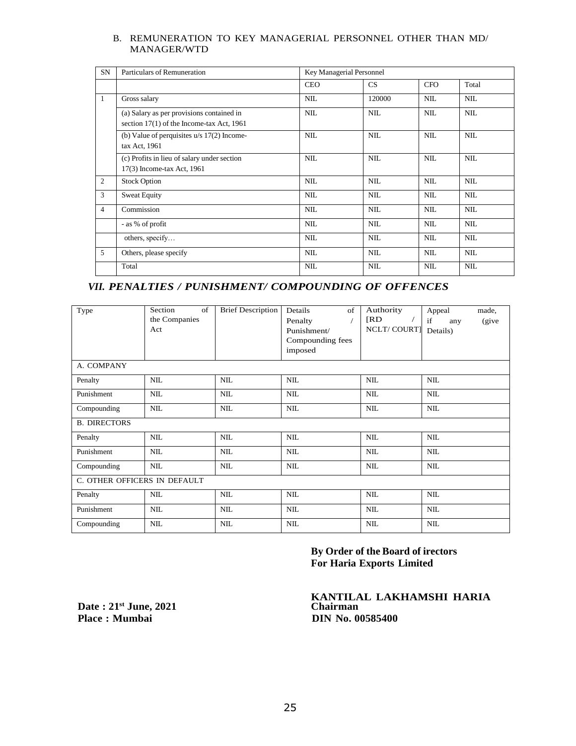B. REMUNERATION TO KEY MANAGERIAL PERSONNEL OTHER THAN MD/ MANAGER/WTD

| SN | Particulars of Remuneration | Key Managerial Personnel | | | |
|---|---|---|---|---|---|
| | | CEO | CS | CFO | Total |
| 1 | Gross salary | NIL | 120000 | NIL | NIL |
| | (a) Salary as per provisions contained in section 17(1) of the Income-tax Act, 1961 | NIL | NIL | NIL | NIL |
| | (b) Value of perquisites u/s 17(2) Income-tax Act, 1961 | NIL | NIL | NIL | NIL |
| | (c) Profits in lieu of salary under section 17(3) Income-tax Act, 1961 | NIL | NIL | NIL | NIL |
| 2 | Stock Option | NIL | NIL | NIL | NIL |
| 3 | Sweat Equity | NIL | NIL | NIL | NIL |
| 4 | Commission | NIL | NIL | NIL | NIL |
| | - as % of profit | NIL | NIL | NIL | NIL |
| | others, specify… | NIL | NIL | NIL | NIL |
| 5 | Others, please specify | NIL | NIL | NIL | NIL |
| | Total | NIL | NIL | NIL | NIL |

## *VII. PENALTIES / PUNISHMENT/ COMPOUNDING OF OFFENCES*

| Type | Section of the Companies Act | Brief Description | Details of Penalty / Punishment/ Compounding fees imposed | Authority [RD / NCLT/ COURT] | Appeal made, if any (give Details) |
|---|---|---|---|---|---|
| A. COMPANY | | | | | |
| Penalty | NIL | NIL | NIL | NIL | NIL |
| Punishment | NIL | NIL | NIL | NIL | NIL |
| Compounding | NIL | NIL | NIL | NIL | NIL |
| B. DIRECTORS | | | | | |
| Penalty | NIL | NIL | NIL | NIL | NIL |
| Punishment | NIL | NIL | NIL | NIL | NIL |
| Compounding | NIL | NIL | NIL | NIL | NIL |
| C. OTHER OFFICERS IN DEFAULT | | | | | |
| Penalty | NIL | NIL | NIL | NIL | NIL |
| Punishment | NIL | NIL | NIL | NIL | NIL |
| Compounding | NIL | NIL | NIL | NIL | NIL |

**By Order of the Board of irectors**
**For Haria Exports Limited**

**KANTILAL LAKHAMSHI HARIA**
**Chairman**
**DIN No. 00585400**

**Date : 21st June, 2021**
**Place : Mumbai**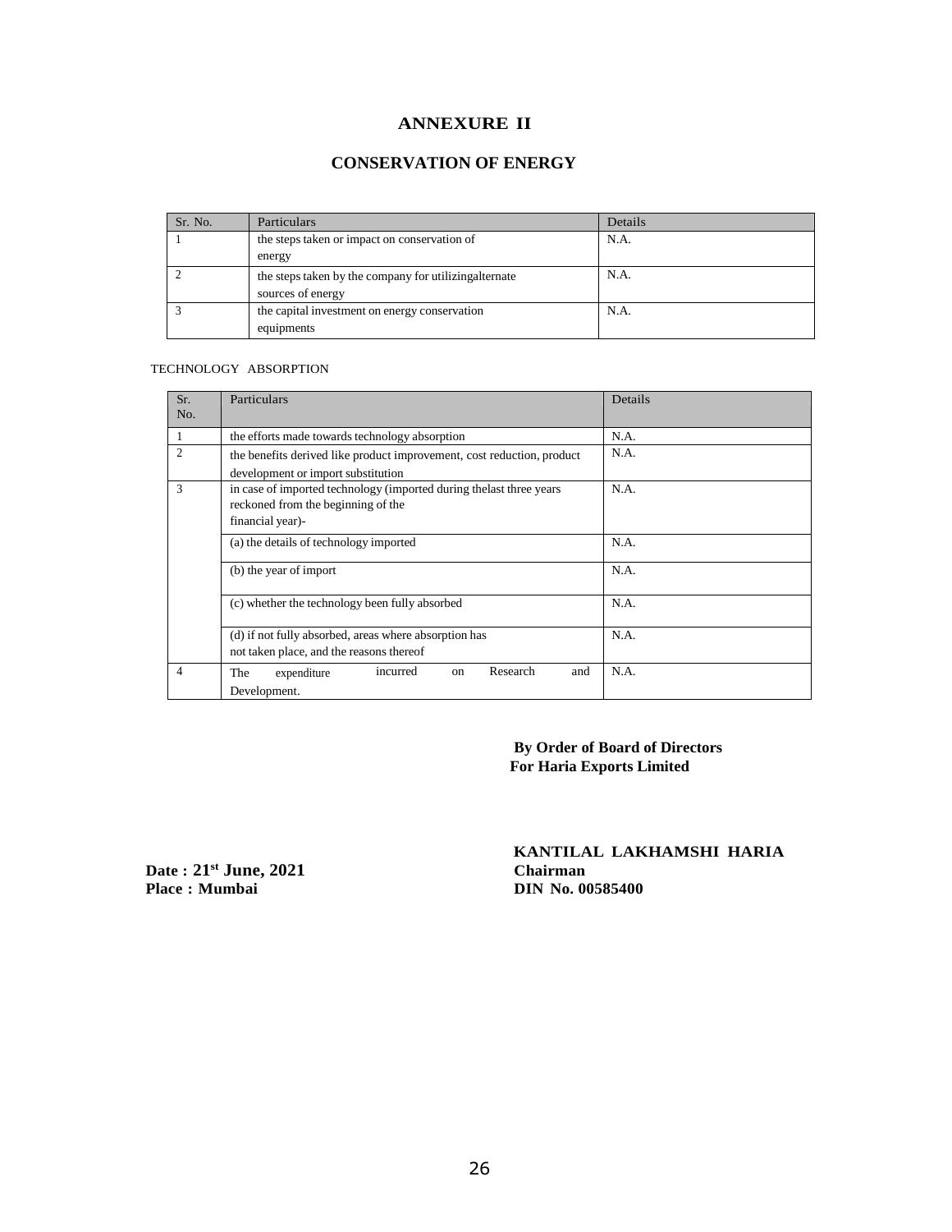# ANNEXURE II

## CONSERVATION OF ENERGY

| Sr. No. | Particulars | Details |
|---|---|---|
| 1 | the steps taken or impact on conservation of energy | N.A. |
| 2 | the steps taken by the company for utilizingalternate sources of energy | N.A. |
| 3 | the capital investment on energy conservation equipments | N.A. |

TECHNOLOGY ABSORPTION

| Sr. No. | Particulars | Details |
|---|---|---|
| 1 | the efforts made towards technology absorption | N.A. |
| 2 | the benefits derived like product improvement, cost reduction, product development or import substitution | N.A. |
| 3 | in case of imported technology (imported during thelast three years reckoned from the beginning of the financial year)- | N.A. |
| | (a) the details of technology imported | N.A. |
| | (b) the year of import | N.A. |
| | (c) whether the technology been fully absorbed | N.A. |
| | (d) if not fully absorbed, areas where absorption has not taken place, and the reasons thereof | N.A. |
| 4 | The expenditure incurred on Research and Development. | N.A. |

**By Order of Board of Directors**
**For Haria Exports Limited**

**KANTILAL LAKHAMSHI HARIA**
**Chairman**
**DIN No. 00585400**

**Date : 21st June, 2021**
**Place : Mumbai**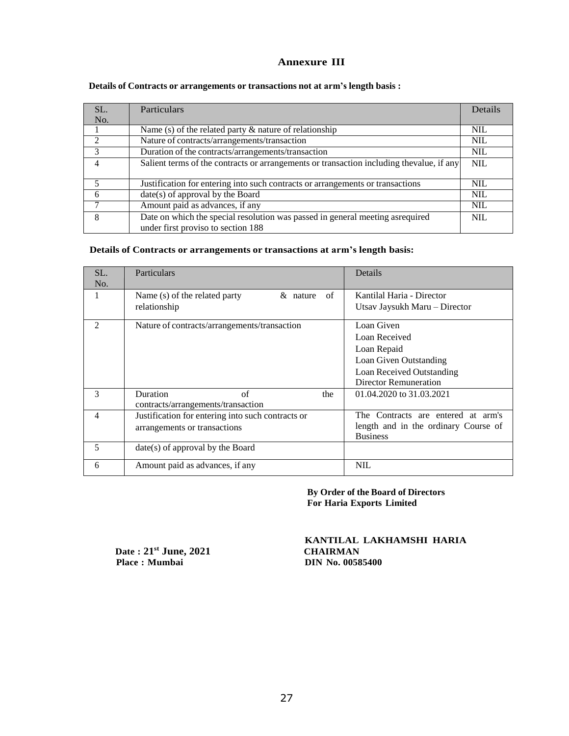## Annexure III

**Details of Contracts or arrangements or transactions not at arm's length basis :**

| SL. No. | Particulars | Details |
|---|---|---|
| 1 | Name (s) of the related party & nature of relationship | NIL |
| 2 | Nature of contracts/arrangements/transaction | NIL |
| 3 | Duration of the contracts/arrangements/transaction | NIL |
| 4 | Salient terms of the contracts or arrangements or transaction including thevalue, if any | NIL |
| 5 | Justification for entering into such contracts or arrangements or transactions | NIL |
| 6 | date(s) of approval by the Board | NIL |
| 7 | Amount paid as advances, if any | NIL |
| 8 | Date on which the special resolution was passed in general meeting asrequired under first proviso to section 188 | NIL |

**Details of Contracts or arrangements or transactions at arm's length basis:**

| SL. No. | Particulars | Details |
|---|---|---|
| 1 | Name (s) of the related party & nature of relationship | Kantilal Haria - Director<br>Utsav Jaysukh Maru – Director |
| 2 | Nature of contracts/arrangements/transaction | Loan Given<br>Loan Received<br>Loan Repaid<br>Loan Given Outstanding<br>Loan Received Outstanding<br>Director Remuneration |
| 3 | Duration of the contracts/arrangements/transaction | 01.04.2020 to 31.03.2021 |
| 4 | Justification for entering into such contracts or arrangements or transactions | The Contracts are entered at arm's length and in the ordinary Course of Business |
| 5 | date(s) of approval by the Board | |
| 6 | Amount paid as advances, if any | NIL |

**By Order of the Board of Directors**
**For Haria Exports Limited**

**KANTILAL LAKHAMSHI HARIA**
**CHAIRMAN**
**DIN No. 00585400**

**Date : 21st June, 2021**
**Place : Mumbai**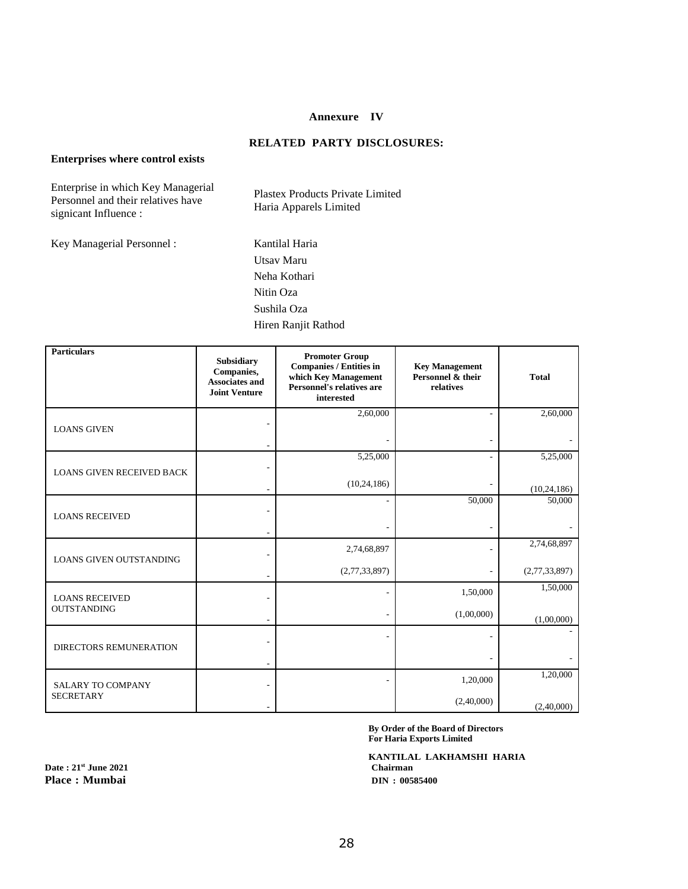## Annexure IV

## RELATED PARTY DISCLOSURES:

**Enterprises where control exists**

| | |
|---|---|
| Enterprise in which Key Managerial Personnel and their relatives have signicant Influence : | Plastex Products Private Limited<br>Haria Apparels Limited |
| Key Managerial Personnel : | Kantilal Haria<br>Utsav Maru<br>Neha Kothari<br>Nitin Oza<br>Sushila Oza<br>Hiren Ranjit Rathod |

| Particulars | Subsidiary Companies, Associates and Joint Venture | Promoter Group Companies / Entities in which Key Management Personnel's relatives are interested | Key Management Personnel & their relatives | Total |
|---|---|---|---|---|
| LOANS GIVEN | - | 2,60,000 | - | 2,60,000 |
| | - | - | - | - |
| LOANS GIVEN RECEIVED BACK | - | 5,25,000 | - | 5,25,000 |
| | - | (10,24,186) | - | (10,24,186) |
| LOANS RECEIVED | - | - | 50,000 | 50,000 |
| | - | - | - | - |
| LOANS GIVEN OUTSTANDING | - | 2,74,68,897 | - | 2,74,68,897 |
| | - | (2,77,33,897) | - | (2,77,33,897) |
| LOANS RECEIVED OUTSTANDING | - | - | 1,50,000 | 1,50,000 |
| | - | - | (1,00,000) | (1,00,000) |
| DIRECTORS REMUNERATION | - | - | - | - |
| | - | | - | - |
| SALARY TO COMPANY SECRETARY | - | - | 1,20,000 | 1,20,000 |
| | - | | (2,40,000) | (2,40,000) |

**By Order of the Board of Directors**
**For Haria Exports Limited**

**KANTILAL LAKHAMSHI HARIA**
**Chairman**
**DIN : 00585400**

**Date : 21st June 2021**
**Place : Mumbai**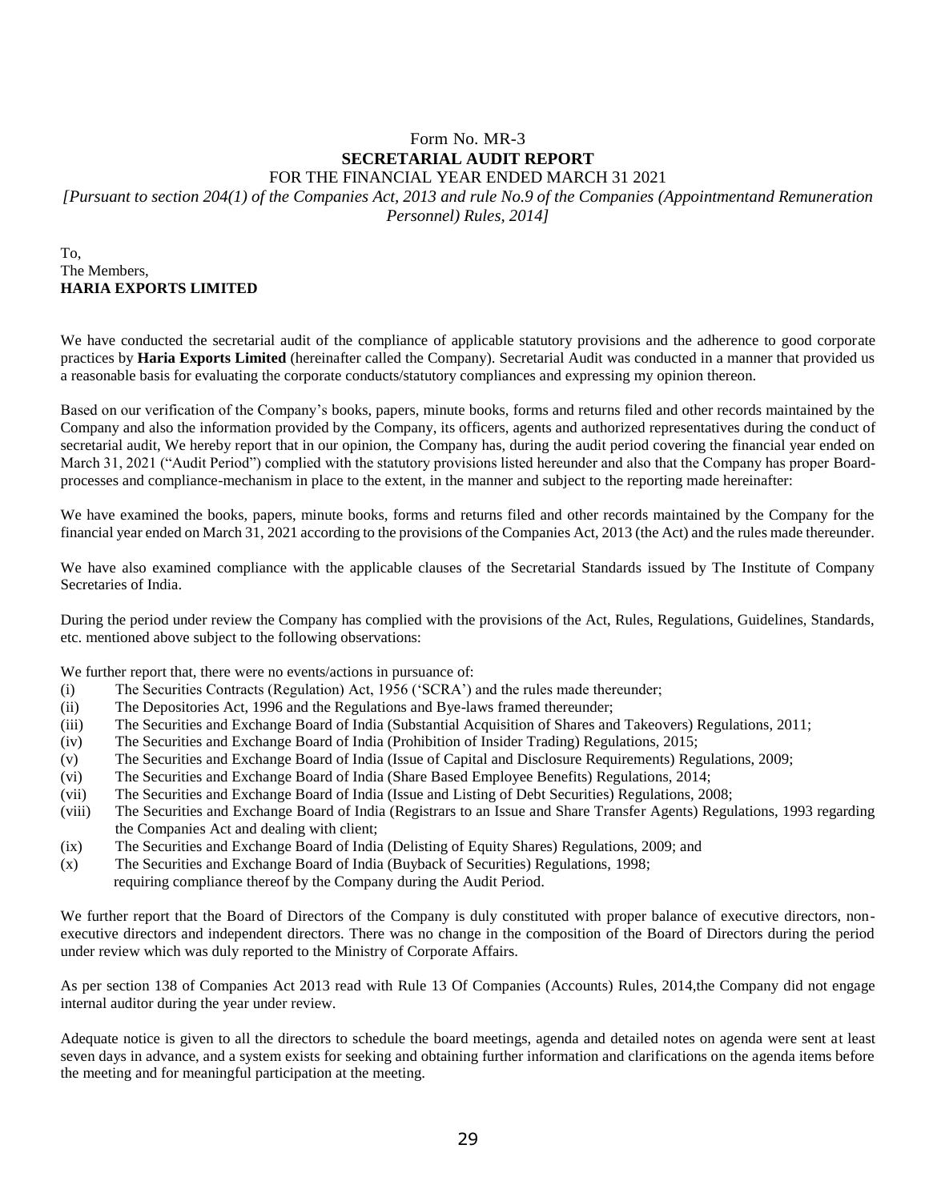Form No. MR-3

**SECRETARIAL AUDIT REPORT**

FOR THE FINANCIAL YEAR ENDED MARCH 31 2021

*[Pursuant to section 204(1) of the Companies Act, 2013 and rule No.9 of the Companies (Appointmentand Remuneration Personnel) Rules, 2014]*

To,
The Members,
**HARIA EXPORTS LIMITED**

We have conducted the secretarial audit of the compliance of applicable statutory provisions and the adherence to good corporate practices by **Haria Exports Limited** (hereinafter called the Company). Secretarial Audit was conducted in a manner that provided us a reasonable basis for evaluating the corporate conducts/statutory compliances and expressing my opinion thereon.

Based on our verification of the Company's books, papers, minute books, forms and returns filed and other records maintained by the Company and also the information provided by the Company, its officers, agents and authorized representatives during the conduct of secretarial audit, We hereby report that in our opinion, the Company has, during the audit period covering the financial year ended on March 31, 2021 ("Audit Period") complied with the statutory provisions listed hereunder and also that the Company has proper Board-processes and compliance-mechanism in place to the extent, in the manner and subject to the reporting made hereinafter:

We have examined the books, papers, minute books, forms and returns filed and other records maintained by the Company for the financial year ended on March 31, 2021 according to the provisions of the Companies Act, 2013 (the Act) and the rules made thereunder.

We have also examined compliance with the applicable clauses of the Secretarial Standards issued by The Institute of Company Secretaries of India.

During the period under review the Company has complied with the provisions of the Act, Rules, Regulations, Guidelines, Standards, etc. mentioned above subject to the following observations:

We further report that, there were no events/actions in pursuance of:

(i) The Securities Contracts (Regulation) Act, 1956 ('SCRA') and the rules made thereunder;
(ii) The Depositories Act, 1996 and the Regulations and Bye-laws framed thereunder;
(iii) The Securities and Exchange Board of India (Substantial Acquisition of Shares and Takeovers) Regulations, 2011;
(iv) The Securities and Exchange Board of India (Prohibition of Insider Trading) Regulations, 2015;
(v) The Securities and Exchange Board of India (Issue of Capital and Disclosure Requirements) Regulations, 2009;
(vi) The Securities and Exchange Board of India (Share Based Employee Benefits) Regulations, 2014;
(vii) The Securities and Exchange Board of India (Issue and Listing of Debt Securities) Regulations, 2008;
(viii) The Securities and Exchange Board of India (Registrars to an Issue and Share Transfer Agents) Regulations, 1993 regarding the Companies Act and dealing with client;
(ix) The Securities and Exchange Board of India (Delisting of Equity Shares) Regulations, 2009; and
(x) The Securities and Exchange Board of India (Buyback of Securities) Regulations, 1998;

requiring compliance thereof by the Company during the Audit Period.

We further report that the Board of Directors of the Company is duly constituted with proper balance of executive directors, non-executive directors and independent directors. There was no change in the composition of the Board of Directors during the period under review which was duly reported to the Ministry of Corporate Affairs.

As per section 138 of Companies Act 2013 read with Rule 13 Of Companies (Accounts) Rules, 2014,the Company did not engage internal auditor during the year under review.

Adequate notice is given to all the directors to schedule the board meetings, agenda and detailed notes on agenda were sent at least seven days in advance, and a system exists for seeking and obtaining further information and clarifications on the agenda items before the meeting and for meaningful participation at the meeting.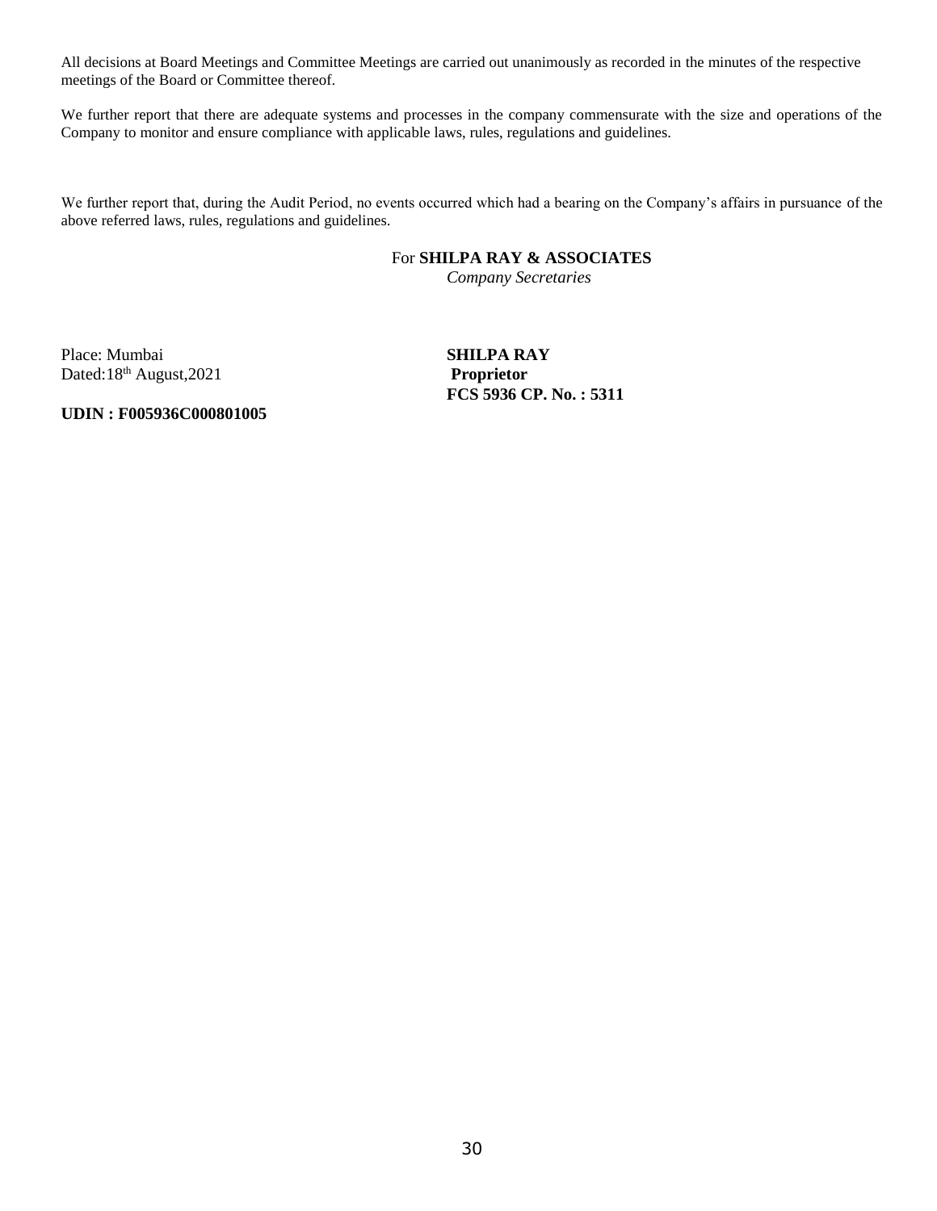All decisions at Board Meetings and Committee Meetings are carried out unanimously as recorded in the minutes of the respective meetings of the Board or Committee thereof.

We further report that there are adequate systems and processes in the company commensurate with the size and operations of the Company to monitor and ensure compliance with applicable laws, rules, regulations and guidelines.

We further report that, during the Audit Period, no events occurred which had a bearing on the Company's affairs in pursuance of the above referred laws, rules, regulations and guidelines.

For **SHILPA RAY & ASSOCIATES**
*Company Secretaries*

Place: Mumbai
Dated:18th August,2021

**SHILPA RAY**
**Proprietor**
**FCS 5936 CP. No. : 5311**

**UDIN : F005936C000801005**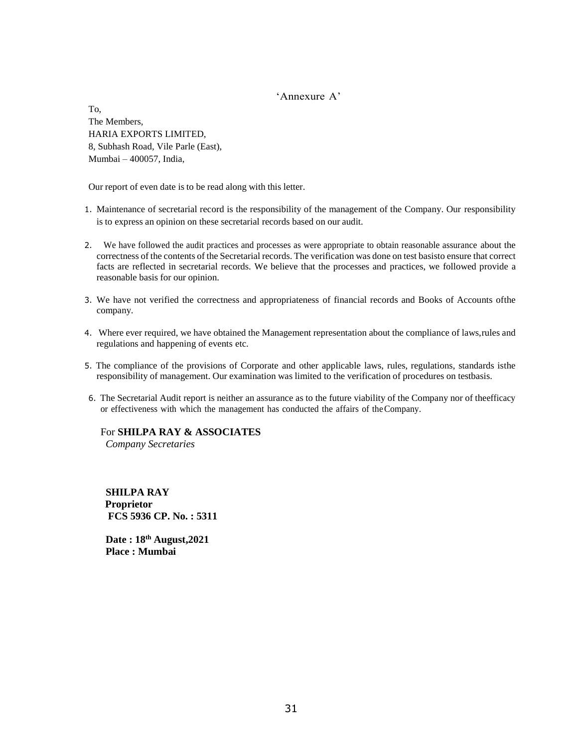'Annexure A'

To,
The Members,
HARIA EXPORTS LIMITED,
8, Subhash Road, Vile Parle (East),
Mumbai – 400057, India,

Our report of even date is to be read along with this letter.

1. Maintenance of secretarial record is the responsibility of the management of the Company. Our responsibility is to express an opinion on these secretarial records based on our audit.

2. We have followed the audit practices and processes as were appropriate to obtain reasonable assurance about the correctness of the contents of the Secretarial records. The verification was done on test basisto ensure that correct facts are reflected in secretarial records. We believe that the processes and practices, we followed provide a reasonable basis for our opinion.

3. We have not verified the correctness and appropriateness of financial records and Books of Accounts ofthe company.

4. Where ever required, we have obtained the Management representation about the compliance of laws,rules and regulations and happening of events etc.

5. The compliance of the provisions of Corporate and other applicable laws, rules, regulations, standards isthe responsibility of management. Our examination was limited to the verification of procedures on testbasis.

6. The Secretarial Audit report is neither an assurance as to the future viability of the Company nor of theefficacy or effectiveness with which the management has conducted the affairs of theCompany.

For **SHILPA RAY & ASSOCIATES**
*Company Secretaries*

**SHILPA RAY**
**Proprietor**
**FCS 5936 CP. No. : 5311**

**Date : 18th August,2021**
**Place : Mumbai**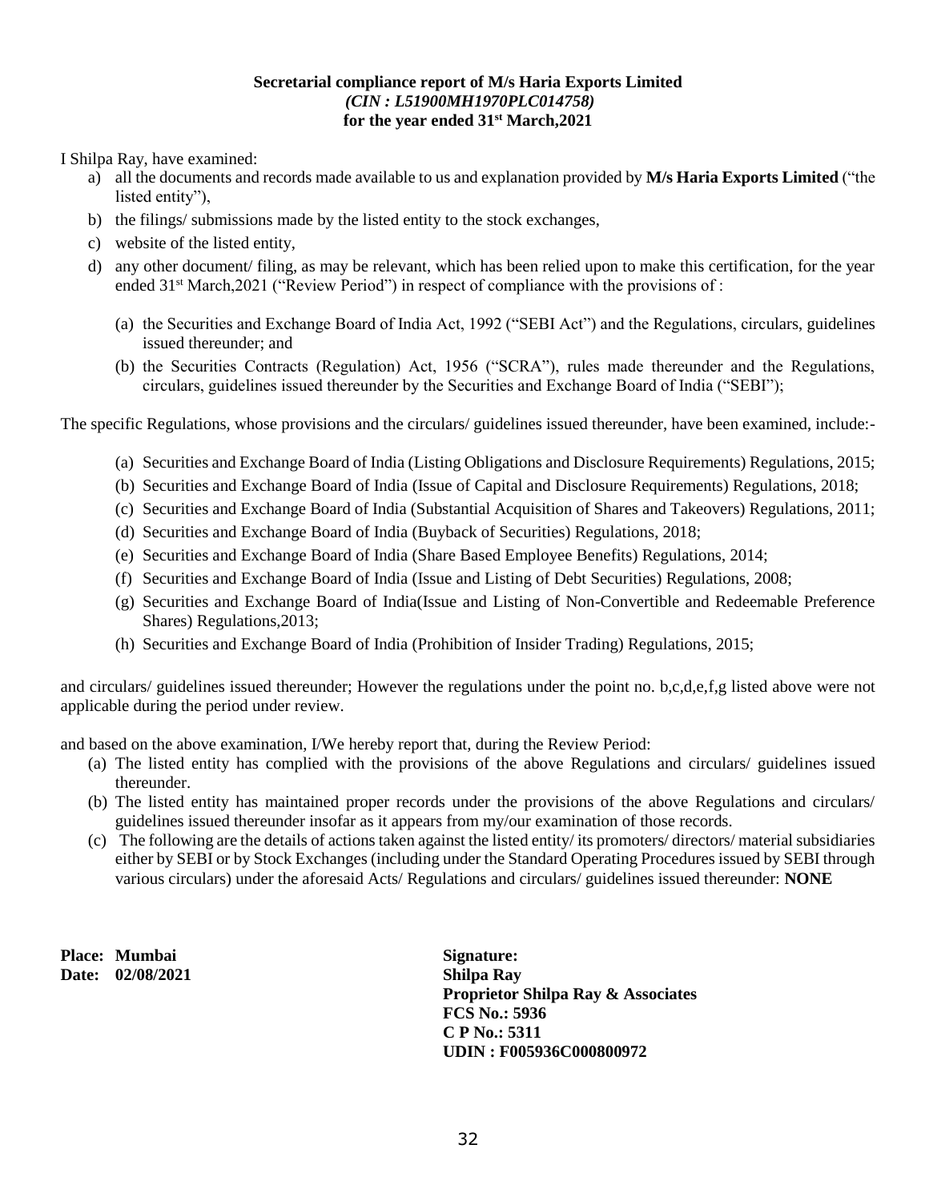**Secretarial compliance report of M/s Haria Exports Limited**
***(CIN : L51900MH1970PLC014758)***
**for the year ended 31st March,2021**

I Shilpa Ray, have examined:

a) all the documents and records made available to us and explanation provided by **M/s Haria Exports Limited** ("the listed entity"),
b) the filings/ submissions made by the listed entity to the stock exchanges,
c) website of the listed entity,
d) any other document/ filing, as may be relevant, which has been relied upon to make this certification, for the year ended 31st March,2021 ("Review Period") in respect of compliance with the provisions of :

   (a) the Securities and Exchange Board of India Act, 1992 ("SEBI Act") and the Regulations, circulars, guidelines issued thereunder; and
   (b) the Securities Contracts (Regulation) Act, 1956 ("SCRA"), rules made thereunder and the Regulations, circulars, guidelines issued thereunder by the Securities and Exchange Board of India ("SEBI");

The specific Regulations, whose provisions and the circulars/ guidelines issued thereunder, have been examined, include:-

(a) Securities and Exchange Board of India (Listing Obligations and Disclosure Requirements) Regulations, 2015;
(b) Securities and Exchange Board of India (Issue of Capital and Disclosure Requirements) Regulations, 2018;
(c) Securities and Exchange Board of India (Substantial Acquisition of Shares and Takeovers) Regulations, 2011;
(d) Securities and Exchange Board of India (Buyback of Securities) Regulations, 2018;
(e) Securities and Exchange Board of India (Share Based Employee Benefits) Regulations, 2014;
(f) Securities and Exchange Board of India (Issue and Listing of Debt Securities) Regulations, 2008;
(g) Securities and Exchange Board of India(Issue and Listing of Non-Convertible and Redeemable Preference Shares) Regulations,2013;
(h) Securities and Exchange Board of India (Prohibition of Insider Trading) Regulations, 2015;

and circulars/ guidelines issued thereunder; However the regulations under the point no. b,c,d,e,f,g listed above were not applicable during the period under review.

and based on the above examination, I/We hereby report that, during the Review Period:

(a) The listed entity has complied with the provisions of the above Regulations and circulars/ guidelines issued thereunder.
(b) The listed entity has maintained proper records under the provisions of the above Regulations and circulars/ guidelines issued thereunder insofar as it appears from my/our examination of those records.
(c) The following are the details of actions taken against the listed entity/ its promoters/ directors/ material subsidiaries either by SEBI or by Stock Exchanges (including under the Standard Operating Procedures issued by SEBI through various circulars) under the aforesaid Acts/ Regulations and circulars/ guidelines issued thereunder: **NONE**

**Place: Mumbai**
**Date: 02/08/2021**

**Signature:**
**Shilpa Ray**
**Proprietor Shilpa Ray & Associates**
**FCS No.: 5936**
**C P No.: 5311**
**UDIN : F005936C000800972**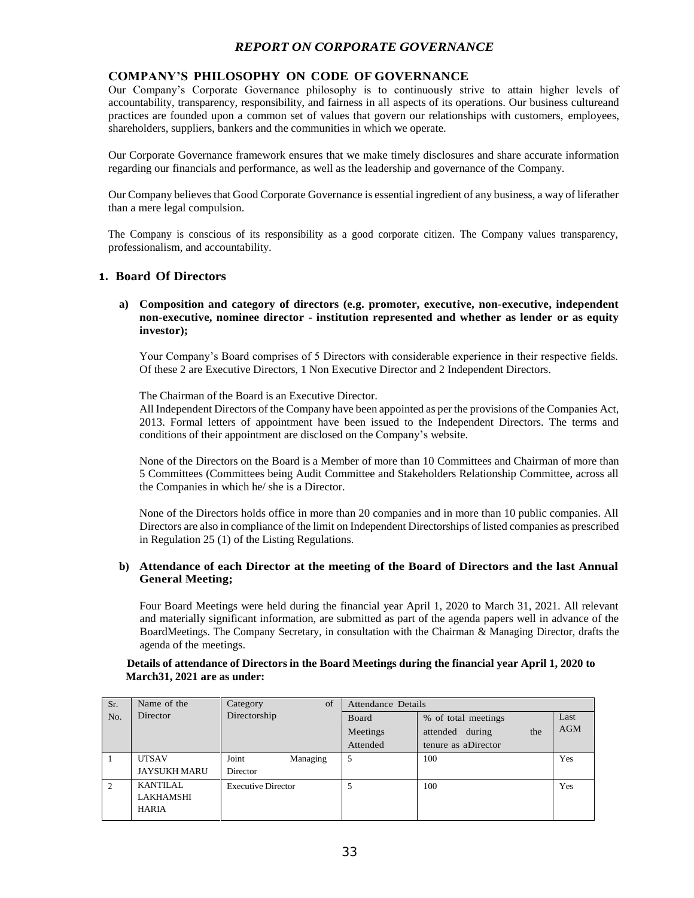# *REPORT ON CORPORATE GOVERNANCE*

## COMPANY'S PHILOSOPHY ON CODE OF GOVERNANCE

Our Company's Corporate Governance philosophy is to continuously strive to attain higher levels of accountability, transparency, responsibility, and fairness in all aspects of its operations. Our business cultureand practices are founded upon a common set of values that govern our relationships with customers, employees, shareholders, suppliers, bankers and the communities in which we operate.

Our Corporate Governance framework ensures that we make timely disclosures and share accurate information regarding our financials and performance, as well as the leadership and governance of the Company.

Our Company believes that Good Corporate Governance is essential ingredient of any business, a way of liferather than a mere legal compulsion.

The Company is conscious of its responsibility as a good corporate citizen. The Company values transparency, professionalism, and accountability.

## 1. Board Of Directors

**a) Composition and category of directors (e.g. promoter, executive, non-executive, independent non-executive, nominee director - institution represented and whether as lender or as equity investor);**

Your Company's Board comprises of 5 Directors with considerable experience in their respective fields. Of these 2 are Executive Directors, 1 Non Executive Director and 2 Independent Directors.

The Chairman of the Board is an Executive Director.

All Independent Directors of the Company have been appointed as per the provisions of the Companies Act, 2013. Formal letters of appointment have been issued to the Independent Directors. The terms and conditions of their appointment are disclosed on the Company's website.

None of the Directors on the Board is a Member of more than 10 Committees and Chairman of more than 5 Committees (Committees being Audit Committee and Stakeholders Relationship Committee, across all the Companies in which he/ she is a Director.

None of the Directors holds office in more than 20 companies and in more than 10 public companies. All Directors are also in compliance of the limit on Independent Directorships of listed companies as prescribed in Regulation 25 (1) of the Listing Regulations.

**b) Attendance of each Director at the meeting of the Board of Directors and the last Annual General Meeting;**

Four Board Meetings were held during the financial year April 1, 2020 to March 31, 2021. All relevant and materially significant information, are submitted as part of the agenda papers well in advance of the BoardMeetings. The Company Secretary, in consultation with the Chairman & Managing Director, drafts the agenda of the meetings.

**Details of attendance of Directors in the Board Meetings during the financial year April 1, 2020 to March31, 2021 are as under:**

| Sr. No. | Name of the Director | Category of Directorship | Attendance Details | | |
|---|---|---|---|---|---|
| | | | Board Meetings Attended | % of total meetings attended during the tenure as aDirector | Last AGM |
| 1 | UTSAV JAYSUKH MARU | Joint Managing Director | 5 | 100 | Yes |
| 2 | KANTILAL LAKHAMSHI HARIA | Executive Director | 5 | 100 | Yes |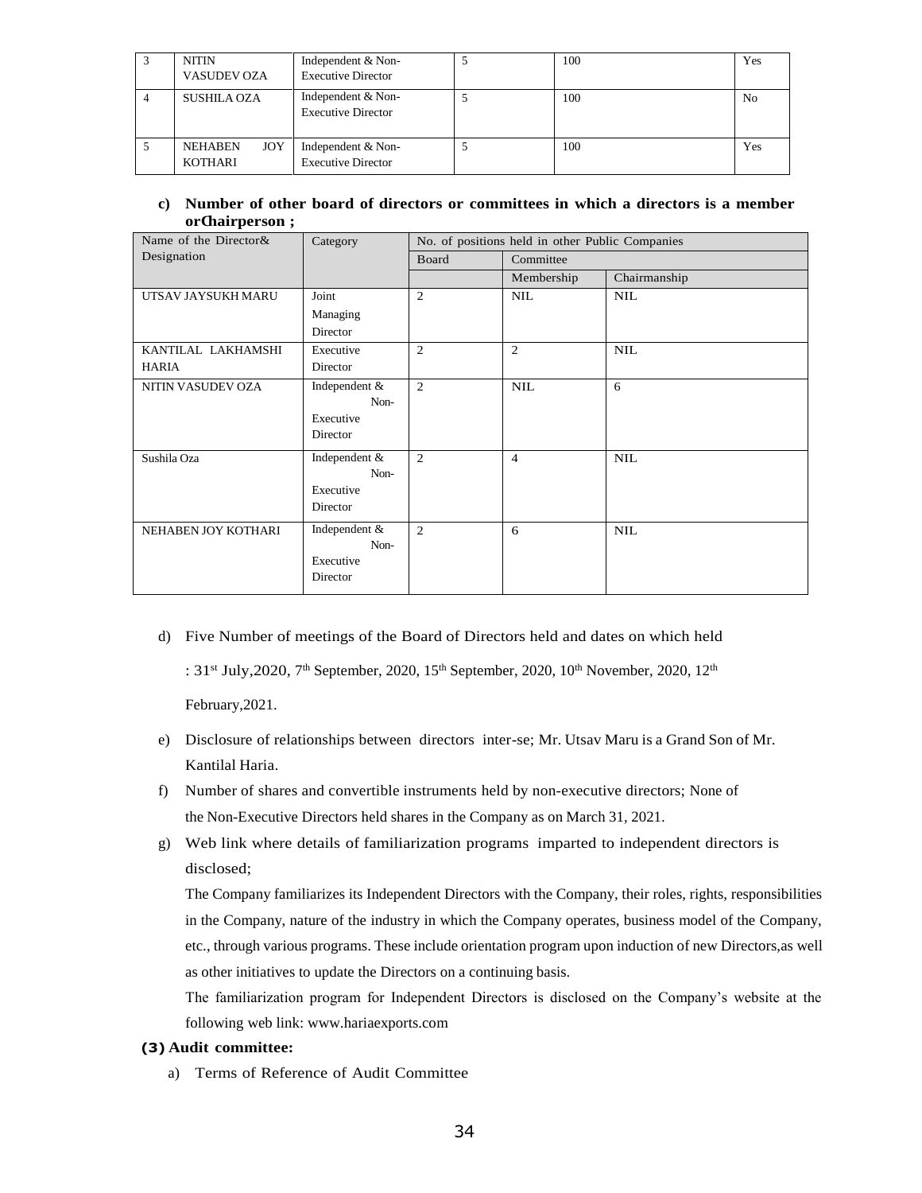| 3 | NITIN VASUDEV OZA | Independent & Non-Executive Director | 5 | 100 | Yes |
|---|---|---|---|---|---|
| 4 | SUSHILA OZA | Independent & Non-Executive Director | 5 | 100 | No |
| 5 | NEHABEN JOY KOTHARI | Independent & Non-Executive Director | 5 | 100 | Yes |

**c) Number of other board of directors or committees in which a directors is a member orChairperson ;**

| Name of the Director& Designation | Category | No. of positions held in other Public Companies | | |
|---|---|---|---|---|
| | | Board | Committee | |
| | | | Membership | Chairmanship |
| UTSAV JAYSUKH MARU | Joint Managing Director | 2 | NIL | NIL |
| KANTILAL LAKHAMSHI HARIA | Executive Director | 2 | 2 | NIL |
| NITIN VASUDEV OZA | Independent & Non-Executive Director | 2 | NIL | 6 |
| Sushila Oza | Independent & Non-Executive Director | 2 | 4 | NIL |
| NEHABEN JOY KOTHARI | Independent & Non-Executive Director | 2 | 6 | NIL |

d) Five Number of meetings of the Board of Directors held and dates on which held

: 31st July,2020, 7th September, 2020, 15th September, 2020, 10th November, 2020, 12th February,2021.

e) Disclosure of relationships between directors inter-se; Mr. Utsav Maru is a Grand Son of Mr. Kantilal Haria.

f) Number of shares and convertible instruments held by non-executive directors; None of the Non-Executive Directors held shares in the Company as on March 31, 2021.

g) Web link where details of familiarization programs imparted to independent directors is disclosed;

The Company familiarizes its Independent Directors with the Company, their roles, rights, responsibilities in the Company, nature of the industry in which the Company operates, business model of the Company, etc., through various programs. These include orientation program upon induction of new Directors,as well as other initiatives to update the Directors on a continuing basis.

The familiarization program for Independent Directors is disclosed on the Company's website at the following web link: www.hariaexports.com

**(3) Audit committee:**

a) Terms of Reference of Audit Committee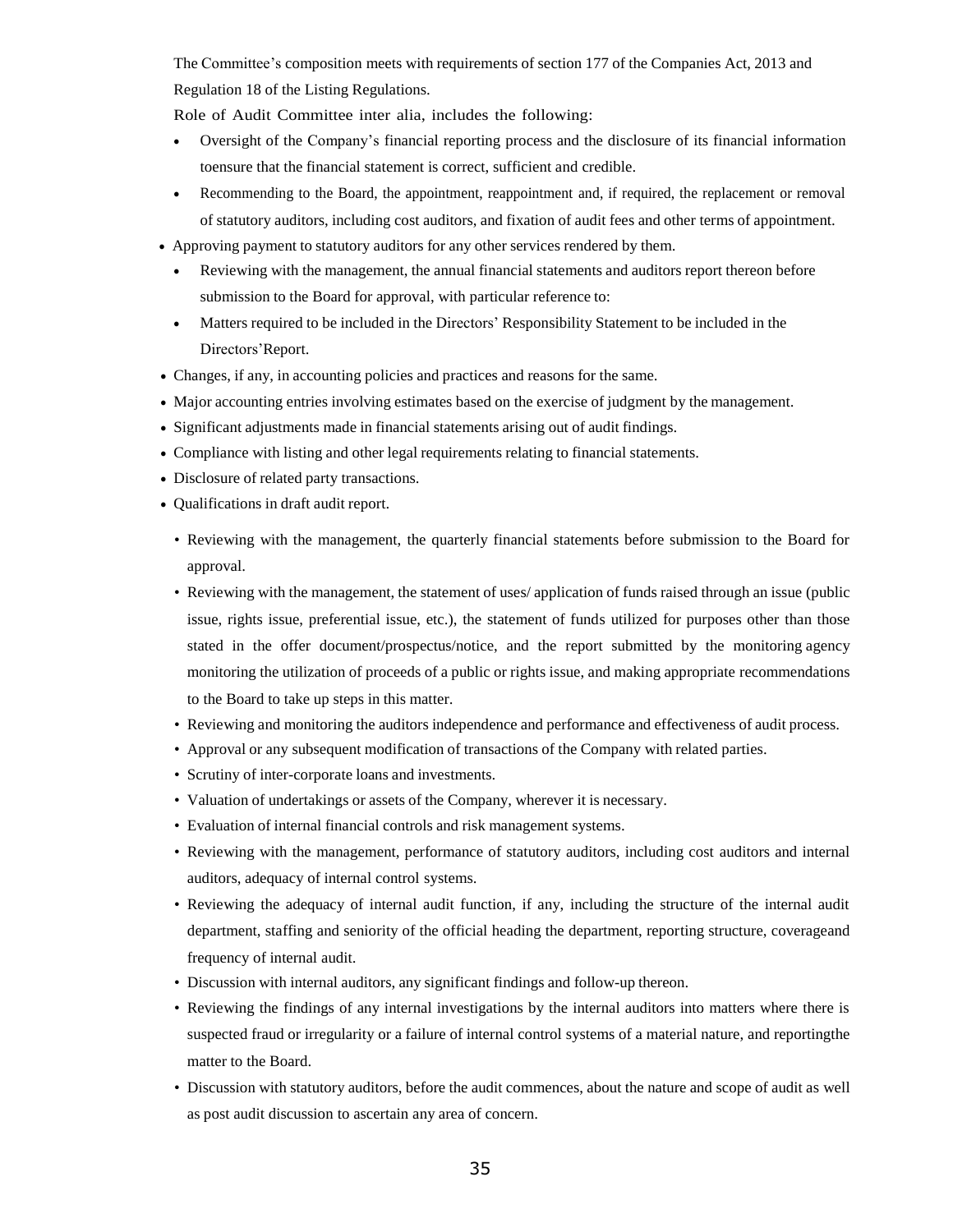The Committee's composition meets with requirements of section 177 of the Companies Act, 2013 and Regulation 18 of the Listing Regulations.

Role of Audit Committee inter alia, includes the following:

- Oversight of the Company's financial reporting process and the disclosure of its financial information toensure that the financial statement is correct, sufficient and credible.
- Recommending to the Board, the appointment, reappointment and, if required, the replacement or removal of statutory auditors, including cost auditors, and fixation of audit fees and other terms of appointment.
- Approving payment to statutory auditors for any other services rendered by them.
- Reviewing with the management, the annual financial statements and auditors report thereon before submission to the Board for approval, with particular reference to:
- Matters required to be included in the Directors' Responsibility Statement to be included in the Directors'Report.
- Changes, if any, in accounting policies and practices and reasons for the same.
- Major accounting entries involving estimates based on the exercise of judgment by the management.
- Significant adjustments made in financial statements arising out of audit findings.
- Compliance with listing and other legal requirements relating to financial statements.
- Disclosure of related party transactions.
- Qualifications in draft audit report.
- Reviewing with the management, the quarterly financial statements before submission to the Board for approval.
- Reviewing with the management, the statement of uses/ application of funds raised through an issue (public issue, rights issue, preferential issue, etc.), the statement of funds utilized for purposes other than those stated in the offer document/prospectus/notice, and the report submitted by the monitoring agency monitoring the utilization of proceeds of a public or rights issue, and making appropriate recommendations to the Board to take up steps in this matter.
- Reviewing and monitoring the auditors independence and performance and effectiveness of audit process.
- Approval or any subsequent modification of transactions of the Company with related parties.
- Scrutiny of inter-corporate loans and investments.
- Valuation of undertakings or assets of the Company, wherever it is necessary.
- Evaluation of internal financial controls and risk management systems.
- Reviewing with the management, performance of statutory auditors, including cost auditors and internal auditors, adequacy of internal control systems.
- Reviewing the adequacy of internal audit function, if any, including the structure of the internal audit department, staffing and seniority of the official heading the department, reporting structure, coverageand frequency of internal audit.
- Discussion with internal auditors, any significant findings and follow-up thereon.
- Reviewing the findings of any internal investigations by the internal auditors into matters where there is suspected fraud or irregularity or a failure of internal control systems of a material nature, and reportingthe matter to the Board.
- Discussion with statutory auditors, before the audit commences, about the nature and scope of audit as well as post audit discussion to ascertain any area of concern.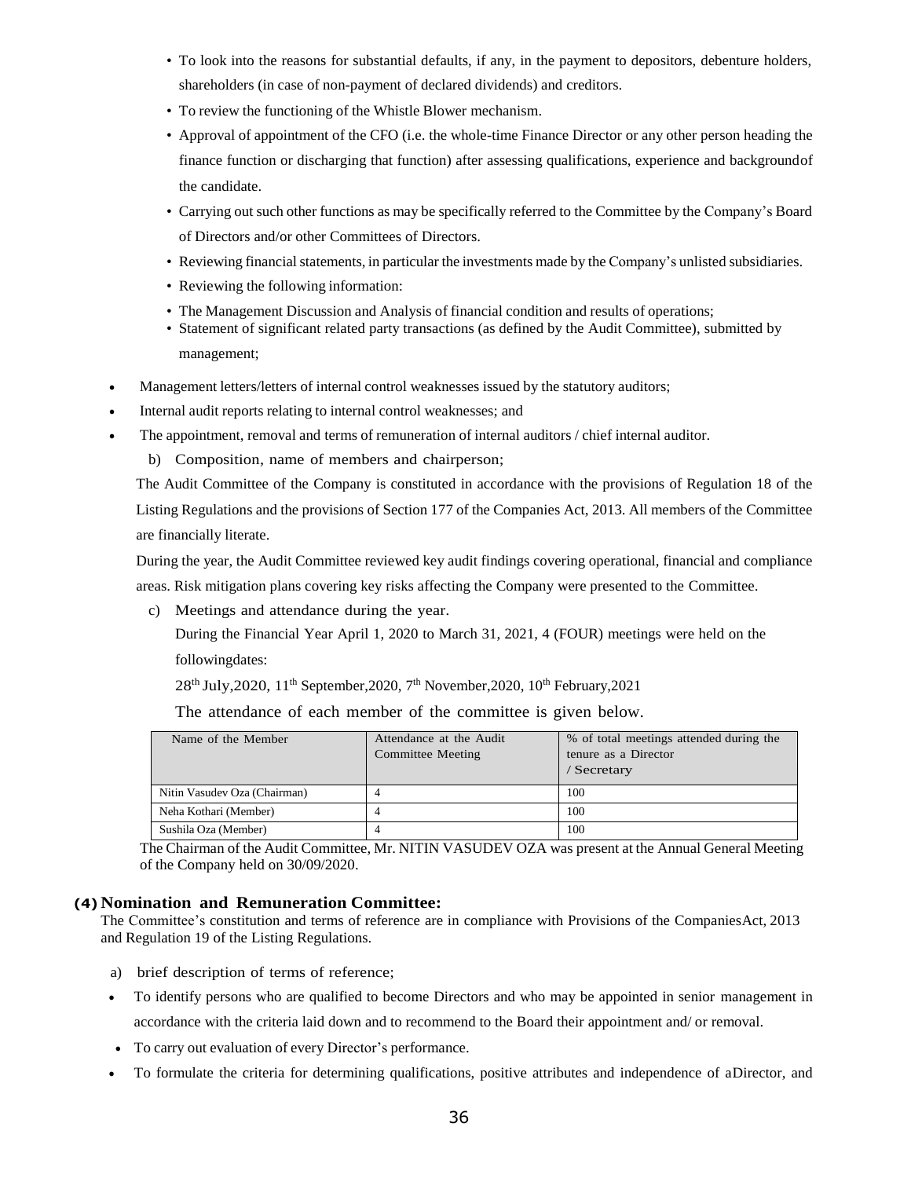- To look into the reasons for substantial defaults, if any, in the payment to depositors, debenture holders, shareholders (in case of non-payment of declared dividends) and creditors.
- To review the functioning of the Whistle Blower mechanism.
- Approval of appointment of the CFO (i.e. the whole-time Finance Director or any other person heading the finance function or discharging that function) after assessing qualifications, experience and backgroundof the candidate.
- Carrying out such other functions as may be specifically referred to the Committee by the Company's Board of Directors and/or other Committees of Directors.
- Reviewing financial statements, in particular the investments made by the Company's unlisted subsidiaries.
- Reviewing the following information:
- The Management Discussion and Analysis of financial condition and results of operations;
- Statement of significant related party transactions (as defined by the Audit Committee), submitted by management;

- Management letters/letters of internal control weaknesses issued by the statutory auditors;
- Internal audit reports relating to internal control weaknesses; and
- The appointment, removal and terms of remuneration of internal auditors / chief internal auditor.

b) Composition, name of members and chairperson;

The Audit Committee of the Company is constituted in accordance with the provisions of Regulation 18 of the Listing Regulations and the provisions of Section 177 of the Companies Act, 2013. All members of the Committee are financially literate.

During the year, the Audit Committee reviewed key audit findings covering operational, financial and compliance areas. Risk mitigation plans covering key risks affecting the Company were presented to the Committee.

c) Meetings and attendance during the year.

During the Financial Year April 1, 2020 to March 31, 2021, 4 (FOUR) meetings were held on the followingdates:

28th July,2020, 11th September,2020, 7th November,2020, 10th February,2021

The attendance of each member of the committee is given below.

| Name of the Member | Attendance at the Audit Committee Meeting | % of total meetings attended during the tenure as a Director / Secretary |
|---|---|---|
| Nitin Vasudev Oza (Chairman) | 4 | 100 |
| Neha Kothari (Member) | 4 | 100 |
| Sushila Oza (Member) | 4 | 100 |

The Chairman of the Audit Committee, Mr. NITIN VASUDEV OZA was present at the Annual General Meeting of the Company held on 30/09/2020.

### (4) Nomination and Remuneration Committee:

The Committee's constitution and terms of reference are in compliance with Provisions of the CompaniesAct, 2013 and Regulation 19 of the Listing Regulations.

a) brief description of terms of reference;

- To identify persons who are qualified to become Directors and who may be appointed in senior management in accordance with the criteria laid down and to recommend to the Board their appointment and/ or removal.
- To carry out evaluation of every Director's performance.
- To formulate the criteria for determining qualifications, positive attributes and independence of aDirector, and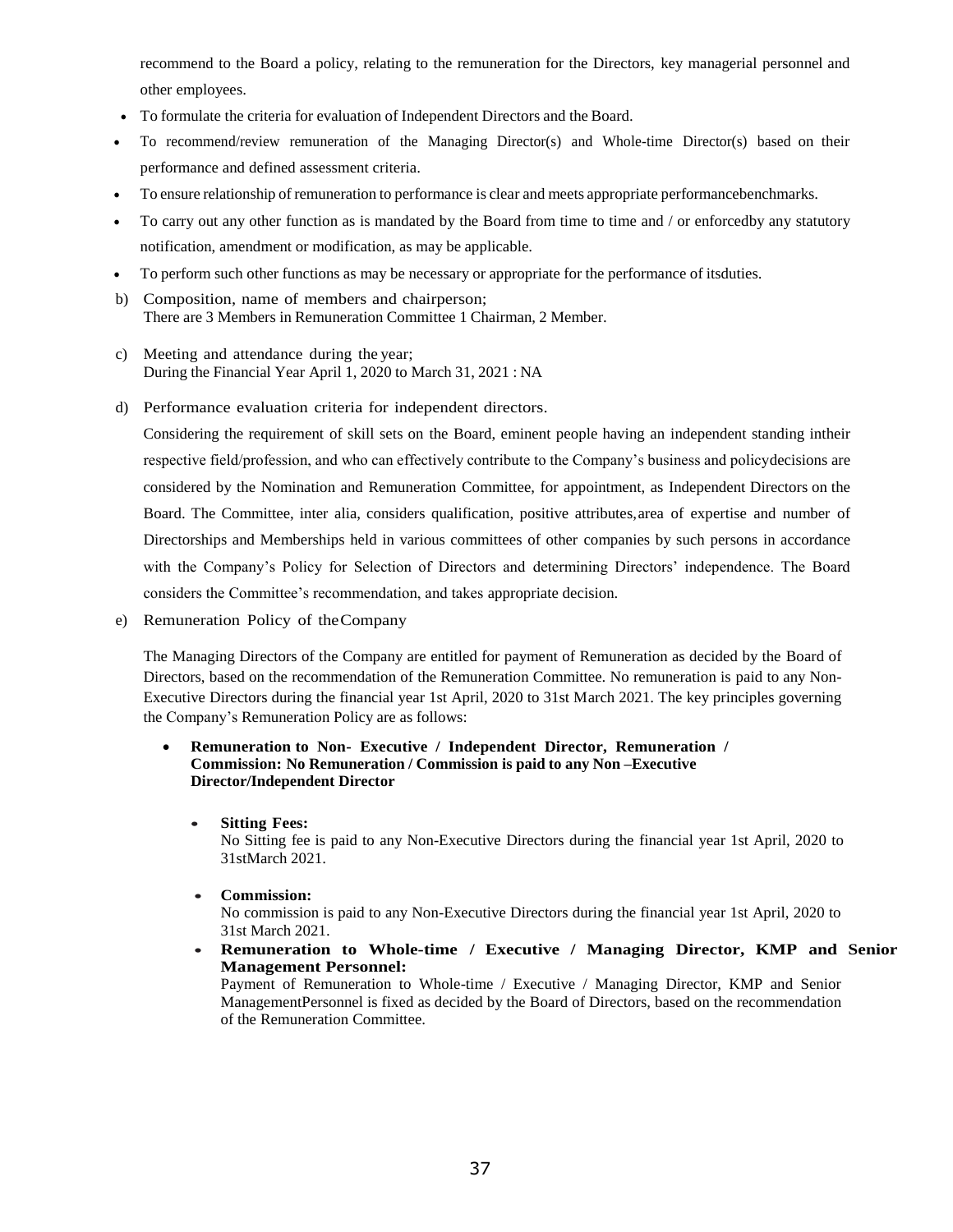recommend to the Board a policy, relating to the remuneration for the Directors, key managerial personnel and other employees.

- To formulate the criteria for evaluation of Independent Directors and the Board.
- To recommend/review remuneration of the Managing Director(s) and Whole-time Director(s) based on their performance and defined assessment criteria.
- To ensure relationship of remuneration to performance is clear and meets appropriate performancebenchmarks.
- To carry out any other function as is mandated by the Board from time to time and / or enforcedby any statutory notification, amendment or modification, as may be applicable.
- To perform such other functions as may be necessary or appropriate for the performance of itsduties.

b) Composition, name of members and chairperson;
There are 3 Members in Remuneration Committee 1 Chairman, 2 Member.

c) Meeting and attendance during the year;
During the Financial Year April 1, 2020 to March 31, 2021 : NA

d) Performance evaluation criteria for independent directors.

Considering the requirement of skill sets on the Board, eminent people having an independent standing intheir respective field/profession, and who can effectively contribute to the Company's business and policydecisions are considered by the Nomination and Remuneration Committee, for appointment, as Independent Directors on the Board. The Committee, inter alia, considers qualification, positive attributes,area of expertise and number of Directorships and Memberships held in various committees of other companies by such persons in accordance with the Company's Policy for Selection of Directors and determining Directors' independence. The Board considers the Committee's recommendation, and takes appropriate decision.

e) Remuneration Policy of theCompany

The Managing Directors of the Company are entitled for payment of Remuneration as decided by the Board of Directors, based on the recommendation of the Remuneration Committee. No remuneration is paid to any Non-Executive Directors during the financial year 1st April, 2020 to 31st March 2021. The key principles governing the Company's Remuneration Policy are as follows:

- **Remuneration to Non- Executive / Independent Director, Remuneration / Commission: No Remuneration / Commission is paid to any Non –Executive Director/Independent Director**

  - **Sitting Fees:**
    No Sitting fee is paid to any Non-Executive Directors during the financial year 1st April, 2020 to 31stMarch 2021.

  - **Commission:**
    No commission is paid to any Non-Executive Directors during the financial year 1st April, 2020 to 31st March 2021.

  - **Remuneration to Whole-time / Executive / Managing Director, KMP and Senior Management Personnel:**
    Payment of Remuneration to Whole-time / Executive / Managing Director, KMP and Senior ManagementPersonnel is fixed as decided by the Board of Directors, based on the recommendation of the Remuneration Committee.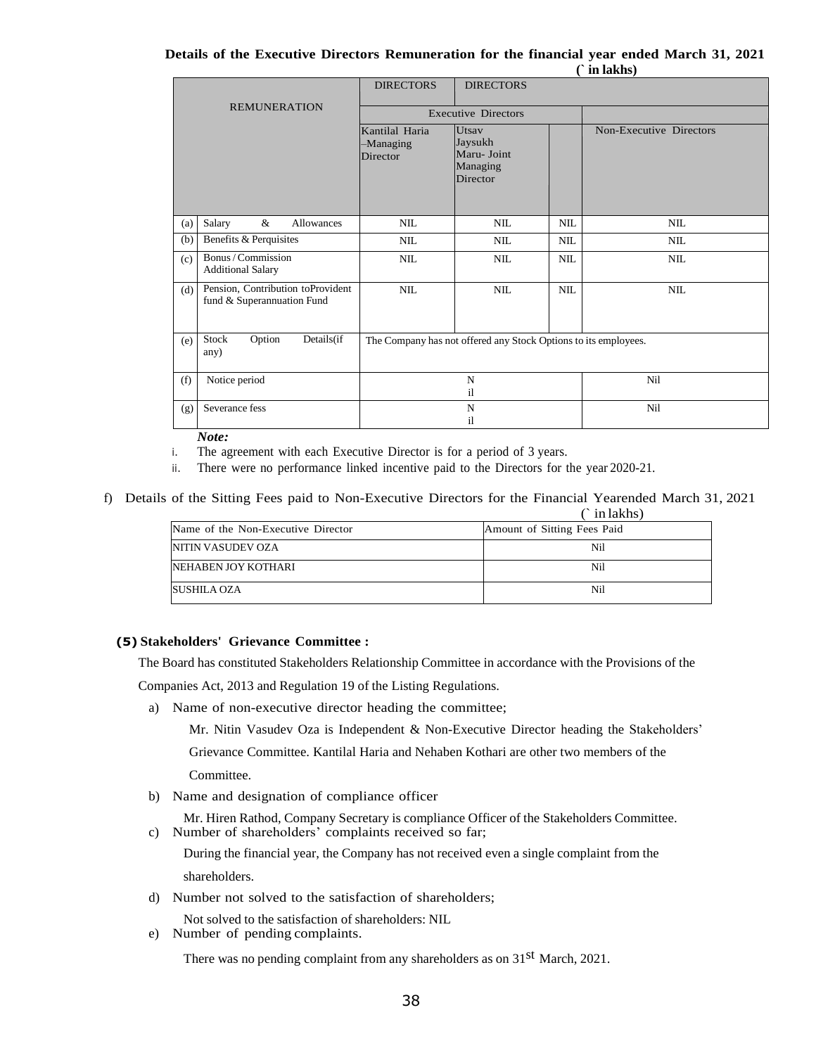**Details of the Executive Directors Remuneration for the financial year ended March 31, 2021**

**(` in lakhs)**

| | REMUNERATION | DIRECTORS | DIRECTORS | | |
|---|---|---|---|---|---|
| | | Executive Directors | | | |
| | | Kantilal Haria –Managing Director | Utsav Jaysukh Maru- Joint Managing Director | | Non-Executive Directors |
| (a) | Salary & Allowances | NIL | NIL | NIL | NIL |
| (b) | Benefits & Perquisites | NIL | NIL | NIL | NIL |
| (c) | Bonus / Commission Additional Salary | NIL | NIL | NIL | NIL |
| (d) | Pension, Contribution toProvident fund & Superannuation Fund | NIL | NIL | NIL | NIL |
| (e) | Stock Option Details(if any) | The Company has not offered any Stock Options to its employees. | | | |
| (f) | Notice period | Nil | | | Nil |
| (g) | Severance fess | Nil | | | Nil |

*Note:*

i. The agreement with each Executive Director is for a period of 3 years.

ii. There were no performance linked incentive paid to the Directors for the year 2020-21.

f) Details of the Sitting Fees paid to Non-Executive Directors for the Financial Yearended March 31, 2021

(` in lakhs)

| Name of the Non-Executive Director | Amount of Sitting Fees Paid |
|---|---|
| NITIN VASUDEV OZA | Nil |
| NEHABEN JOY KOTHARI | Nil |
| SUSHILA OZA | Nil |

### (5) Stakeholders' Grievance Committee :

The Board has constituted Stakeholders Relationship Committee in accordance with the Provisions of the Companies Act, 2013 and Regulation 19 of the Listing Regulations.

a) Name of non-executive director heading the committee;

Mr. Nitin Vasudev Oza is Independent & Non-Executive Director heading the Stakeholders' Grievance Committee. Kantilal Haria and Nehaben Kothari are other two members of the Committee.

b) Name and designation of compliance officer

Mr. Hiren Rathod, Company Secretary is compliance Officer of the Stakeholders Committee.

c) Number of shareholders' complaints received so far;

During the financial year, the Company has not received even a single complaint from the shareholders.

d) Number not solved to the satisfaction of shareholders;

Not solved to the satisfaction of shareholders: NIL

e) Number of pending complaints.

There was no pending complaint from any shareholders as on 31st March, 2021.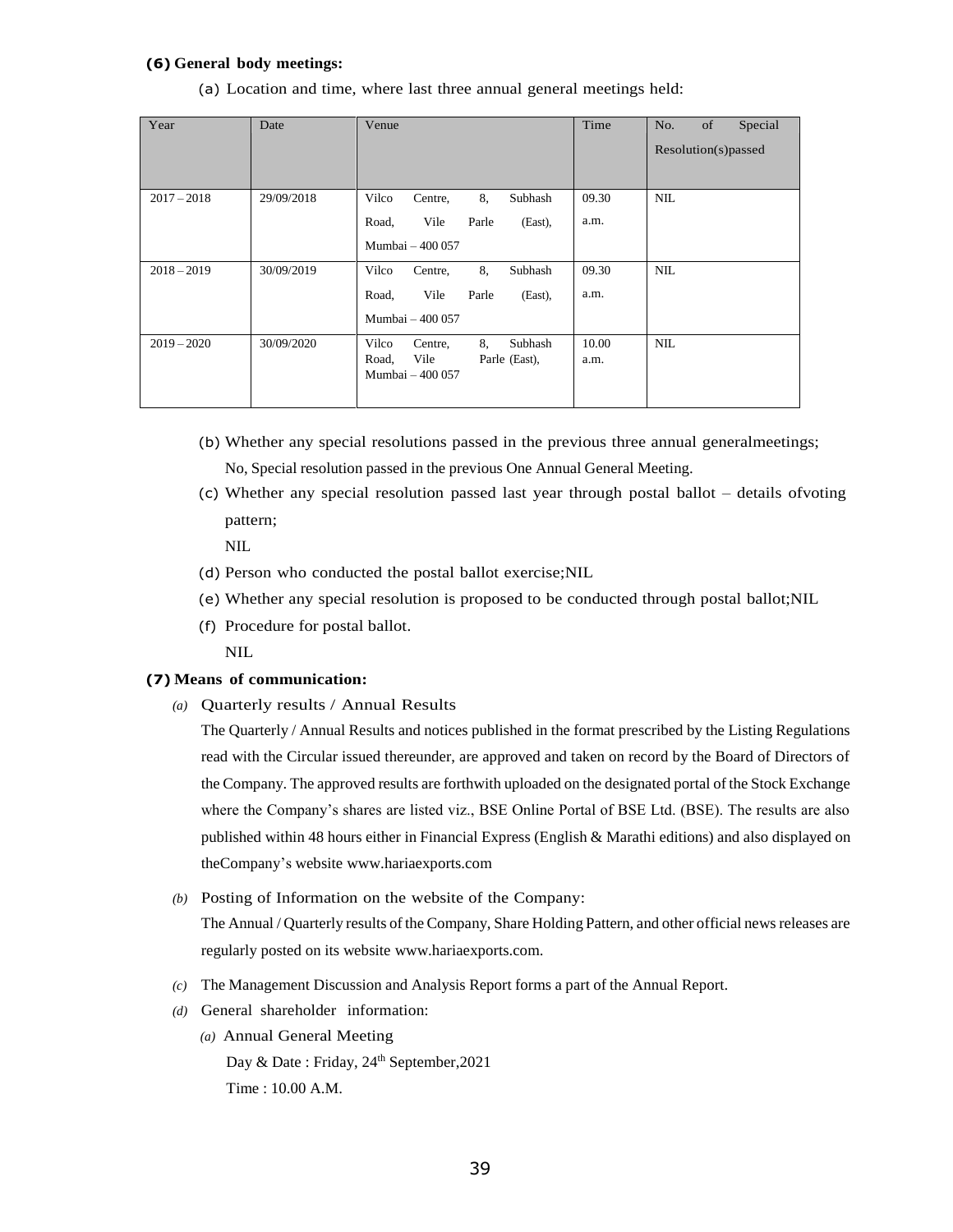**(6) General body meetings:**

(a) Location and time, where last three annual general meetings held:

| Year | Date | Venue | Time | No. of Special Resolution(s)passed |
|---|---|---|---|---|
| 2017 – 2018 | 29/09/2018 | Vilco Centre, 8, Subhash Road, Vile Parle (East), Mumbai – 400 057 | 09.30 a.m. | NIL |
| 2018 – 2019 | 30/09/2019 | Vilco Centre, 8, Subhash Road, Vile Parle (East), Mumbai – 400 057 | 09.30 a.m. | NIL |
| 2019 – 2020 | 30/09/2020 | Vilco Centre, 8, Subhash Road, Vile Parle (East), Mumbai – 400 057 | 10.00 a.m. | NIL |

(b) Whether any special resolutions passed in the previous three annual generalmeetings;
No, Special resolution passed in the previous One Annual General Meeting.

(c) Whether any special resolution passed last year through postal ballot – details ofvoting pattern;
NIL

(d) Person who conducted the postal ballot exercise;NIL

(e) Whether any special resolution is proposed to be conducted through postal ballot;NIL

(f) Procedure for postal ballot.
NIL

**(7) Means of communication:**

*(a)* Quarterly results / Annual Results

The Quarterly / Annual Results and notices published in the format prescribed by the Listing Regulations read with the Circular issued thereunder, are approved and taken on record by the Board of Directors of the Company. The approved results are forthwith uploaded on the designated portal of the Stock Exchange where the Company's shares are listed viz., BSE Online Portal of BSE Ltd. (BSE). The results are also published within 48 hours either in Financial Express (English & Marathi editions) and also displayed on theCompany's website www.hariaexports.com

*(b)* Posting of Information on the website of the Company:

The Annual / Quarterly results of the Company, Share Holding Pattern, and other official news releases are regularly posted on its website www.hariaexports.com.

*(c)* The Management Discussion and Analysis Report forms a part of the Annual Report.

*(d)* General shareholder information:

*(a)* Annual General Meeting

Day & Date : Friday, 24th September,2021

Time : 10.00 A.M.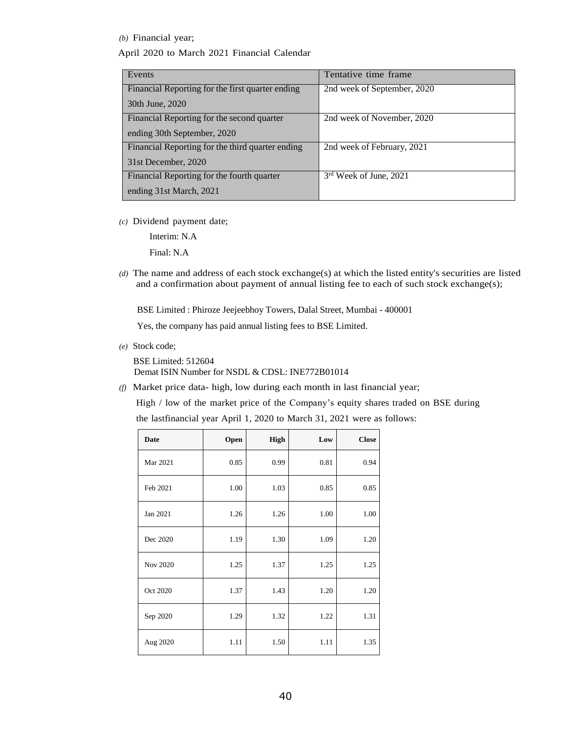*(b)* Financial year;

April 2020 to March 2021 Financial Calendar

| Events | Tentative time frame |
|---|---|
| Financial Reporting for the first quarter ending 30th June, 2020 | 2nd week of September, 2020 |
| Financial Reporting for the second quarter ending 30th September, 2020 | 2nd week of November, 2020 |
| Financial Reporting for the third quarter ending 31st December, 2020 | 2nd week of February, 2021 |
| Financial Reporting for the fourth quarter ending 31st March, 2021 | 3rd Week of June, 2021 |

*(c)* Dividend payment date;

Interim: N.A

Final: N.A

*(d)* The name and address of each stock exchange(s) at which the listed entity's securities are listed and a confirmation about payment of annual listing fee to each of such stock exchange(s);

BSE Limited : Phiroze Jeejeebhoy Towers, Dalal Street, Mumbai - 400001

Yes, the company has paid annual listing fees to BSE Limited.

*(e)* Stock code;

BSE Limited: 512604
Demat ISIN Number for NSDL & CDSL: INE772B01014

*(f)* Market price data- high, low during each month in last financial year;

High / low of the market price of the Company's equity shares traded on BSE during the lastfinancial year April 1, 2020 to March 31, 2021 were as follows:

| Date | Open | High | Low | Close |
|---|---|---|---|---|
| Mar 2021 | 0.85 | 0.99 | 0.81 | 0.94 |
| Feb 2021 | 1.00 | 1.03 | 0.85 | 0.85 |
| Jan 2021 | 1.26 | 1.26 | 1.00 | 1.00 |
| Dec 2020 | 1.19 | 1.30 | 1.09 | 1.20 |
| Nov 2020 | 1.25 | 1.37 | 1.25 | 1.25 |
| Oct 2020 | 1.37 | 1.43 | 1.20 | 1.20 |
| Sep 2020 | 1.29 | 1.32 | 1.22 | 1.31 |
| Aug 2020 | 1.11 | 1.50 | 1.11 | 1.35 |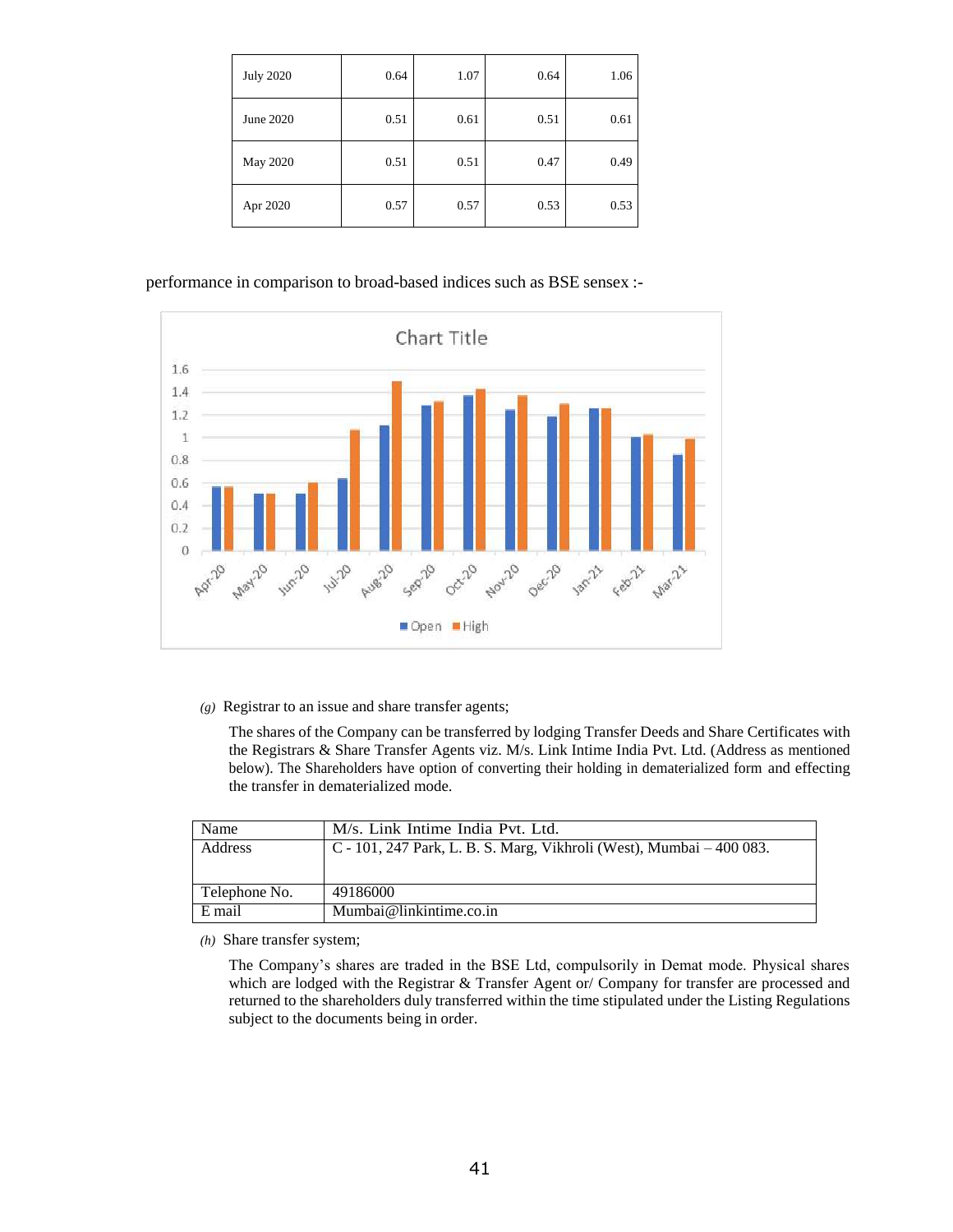| July 2020 | 0.64 | 1.07 | 0.64 | 1.06 |
|---|---|---|---|---|
| June 2020 | 0.51 | 0.61 | 0.51 | 0.61 |
| May 2020 | 0.51 | 0.51 | 0.47 | 0.49 |
| Apr 2020 | 0.57 | 0.57 | 0.53 | 0.53 |

performance in comparison to broad-based indices such as BSE sensex :-

*(g)* Registrar to an issue and share transfer agents;

The shares of the Company can be transferred by lodging Transfer Deeds and Share Certificates with the Registrars & Share Transfer Agents viz. M/s. Link Intime India Pvt. Ltd. (Address as mentioned below). The Shareholders have option of converting their holding in dematerialized form and effecting the transfer in dematerialized mode.

| Name | M/s. Link Intime India Pvt. Ltd. |
|---|---|
| Address | C - 101, 247 Park, L. B. S. Marg, Vikhroli (West), Mumbai – 400 083. |
| Telephone No. | 49186000 |
| E mail | Mumbai@linkintime.co.in |

*(h)* Share transfer system;

The Company's shares are traded in the BSE Ltd, compulsorily in Demat mode. Physical shares which are lodged with the Registrar & Transfer Agent or/ Company for transfer are processed and returned to the shareholders duly transferred within the time stipulated under the Listing Regulations subject to the documents being in order.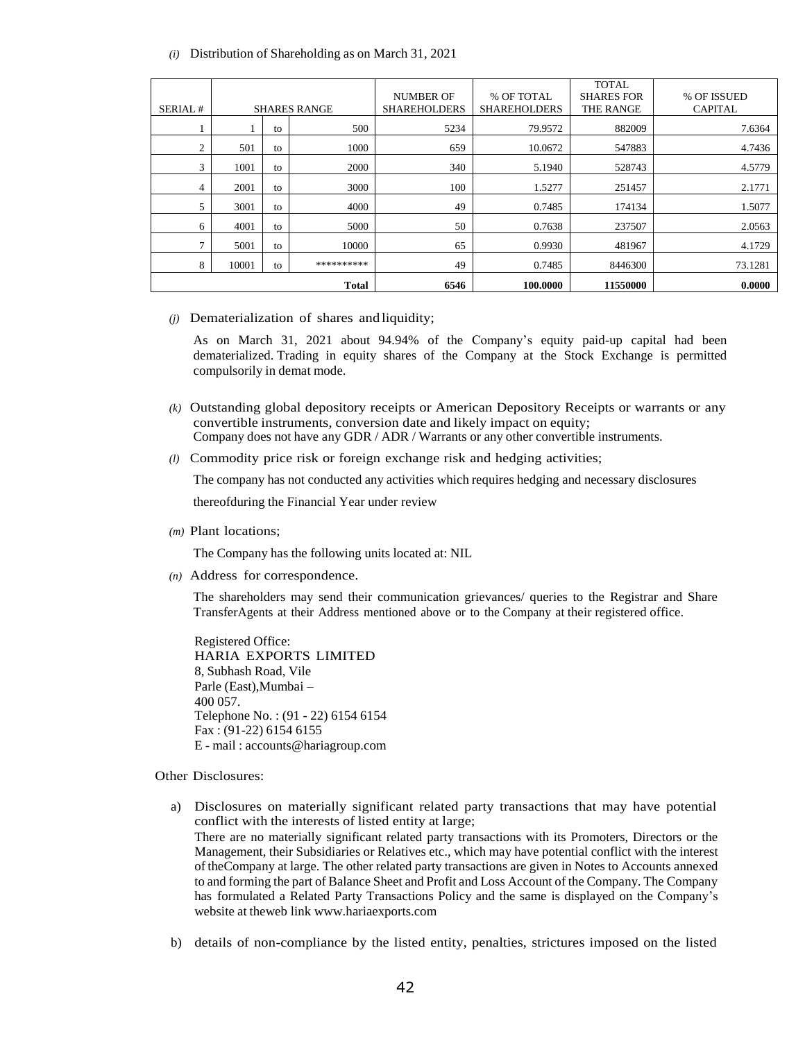*(i)* Distribution of Shareholding as on March 31, 2021

| SERIAL # | SHARES RANGE | | | NUMBER OF SHAREHOLDERS | % OF TOTAL SHAREHOLDERS | TOTAL SHARES FOR THE RANGE | % OF ISSUED CAPITAL |
|---|---|---|---|---|---|---|---|
| 1 | 1 | to | 500 | 5234 | 79.9572 | 882009 | 7.6364 |
| 2 | 501 | to | 1000 | 659 | 10.0672 | 547883 | 4.7436 |
| 3 | 1001 | to | 2000 | 340 | 5.1940 | 528743 | 4.5779 |
| 4 | 2001 | to | 3000 | 100 | 1.5277 | 251457 | 2.1771 |
| 5 | 3001 | to | 4000 | 49 | 0.7485 | 174134 | 1.5077 |
| 6 | 4001 | to | 5000 | 50 | 0.7638 | 237507 | 2.0563 |
| 7 | 5001 | to | 10000 | 65 | 0.9930 | 481967 | 4.1729 |
| 8 | 10001 | to | ********** | 49 | 0.7485 | 8446300 | 73.1281 |
| | | | **Total** | **6546** | **100.0000** | **11550000** | **0.0000** |

*(j)* Dematerialization of shares and liquidity;

As on March 31, 2021 about 94.94% of the Company's equity paid-up capital had been dematerialized. Trading in equity shares of the Company at the Stock Exchange is permitted compulsorily in demat mode.

*(k)* Outstanding global depository receipts or American Depository Receipts or warrants or any convertible instruments, conversion date and likely impact on equity;
Company does not have any GDR / ADR / Warrants or any other convertible instruments.

*(l)* Commodity price risk or foreign exchange risk and hedging activities;

The company has not conducted any activities which requires hedging and necessary disclosures thereofduring the Financial Year under review

*(m)* Plant locations;

The Company has the following units located at: NIL

*(n)* Address for correspondence.

The shareholders may send their communication grievances/ queries to the Registrar and Share TransferAgents at their Address mentioned above or to the Company at their registered office.

Registered Office:
HARIA EXPORTS LIMITED
8, Subhash Road, Vile
Parle (East),Mumbai –
400 057.
Telephone No. : (91 - 22) 6154 6154
Fax : (91-22) 6154 6155
E - mail : accounts@hariagroup.com

Other Disclosures:

a) Disclosures on materially significant related party transactions that may have potential conflict with the interests of listed entity at large;
There are no materially significant related party transactions with its Promoters, Directors or the Management, their Subsidiaries or Relatives etc., which may have potential conflict with the interest of theCompany at large. The other related party transactions are given in Notes to Accounts annexed to and forming the part of Balance Sheet and Profit and Loss Account of the Company. The Company has formulated a Related Party Transactions Policy and the same is displayed on the Company's website at theweb link www.hariaexports.com

b) details of non-compliance by the listed entity, penalties, strictures imposed on the listed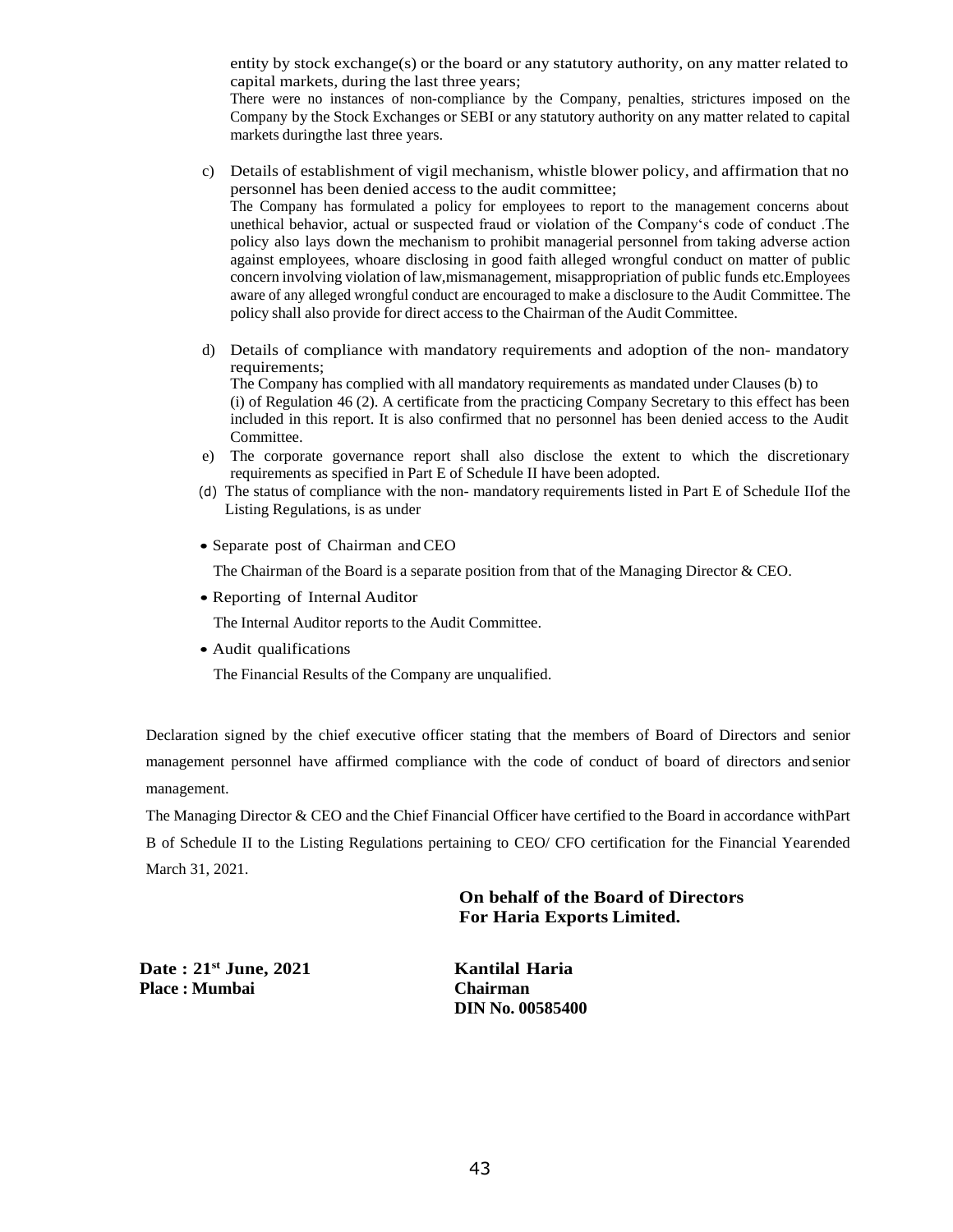entity by stock exchange(s) or the board or any statutory authority, on any matter related to capital markets, during the last three years;

There were no instances of non-compliance by the Company, penalties, strictures imposed on the Company by the Stock Exchanges or SEBI or any statutory authority on any matter related to capital markets duringthe last three years.

c) Details of establishment of vigil mechanism, whistle blower policy, and affirmation that no personnel has been denied access to the audit committee;

The Company has formulated a policy for employees to report to the management concerns about unethical behavior, actual or suspected fraud or violation of the Company's code of conduct .The policy also lays down the mechanism to prohibit managerial personnel from taking adverse action against employees, whoare disclosing in good faith alleged wrongful conduct on matter of public concern involving violation of law,mismanagement, misappropriation of public funds etc.Employees aware of any alleged wrongful conduct are encouraged to make a disclosure to the Audit Committee. The policy shall also provide for direct access to the Chairman of the Audit Committee.

d) Details of compliance with mandatory requirements and adoption of the non- mandatory requirements;

The Company has complied with all mandatory requirements as mandated under Clauses (b) to (i) of Regulation 46 (2). A certificate from the practicing Company Secretary to this effect has been included in this report. It is also confirmed that no personnel has been denied access to the Audit Committee.

e) The corporate governance report shall also disclose the extent to which the discretionary requirements as specified in Part E of Schedule II have been adopted.

(d) The status of compliance with the non- mandatory requirements listed in Part E of Schedule IIof the Listing Regulations, is as under

- Separate post of Chairman and CEO

  The Chairman of the Board is a separate position from that of the Managing Director & CEO.

- Reporting of Internal Auditor

  The Internal Auditor reports to the Audit Committee.

- Audit qualifications

  The Financial Results of the Company are unqualified.

Declaration signed by the chief executive officer stating that the members of Board of Directors and senior management personnel have affirmed compliance with the code of conduct of board of directors and senior management.

The Managing Director & CEO and the Chief Financial Officer have certified to the Board in accordance withPart B of Schedule II to the Listing Regulations pertaining to CEO/ CFO certification for the Financial Yearended March 31, 2021.

**On behalf of the Board of Directors**
**For Haria Exports Limited.**

**Date : 21st June, 2021**
**Place : Mumbai**

**Kantilal Haria**
**Chairman**
**DIN No. 00585400**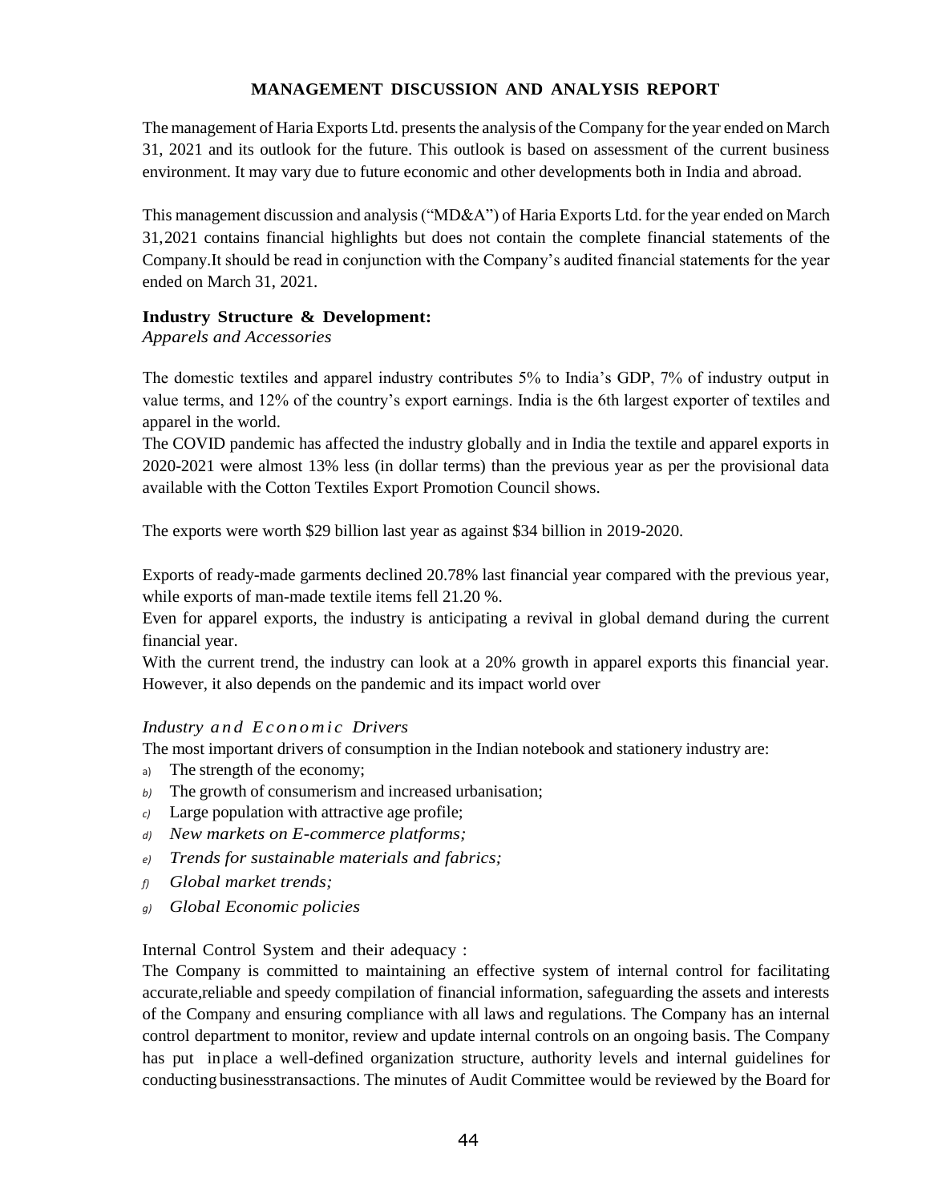## MANAGEMENT DISCUSSION AND ANALYSIS REPORT

The management of Haria Exports Ltd. presents the analysis of the Company for the year ended on March 31, 2021 and its outlook for the future. This outlook is based on assessment of the current business environment. It may vary due to future economic and other developments both in India and abroad.

This management discussion and analysis ("MD&A") of Haria Exports Ltd. for the year ended on March 31,2021 contains financial highlights but does not contain the complete financial statements of the Company.It should be read in conjunction with the Company's audited financial statements for the year ended on March 31, 2021.

**Industry Structure & Development:**

*Apparels and Accessories*

The domestic textiles and apparel industry contributes 5% to India's GDP, 7% of industry output in value terms, and 12% of the country's export earnings. India is the 6th largest exporter of textiles and apparel in the world.

The COVID pandemic has affected the industry globally and in India the textile and apparel exports in 2020-2021 were almost 13% less (in dollar terms) than the previous year as per the provisional data available with the Cotton Textiles Export Promotion Council shows.

The exports were worth $29 billion last year as against $34 billion in 2019-2020.

Exports of ready-made garments declined 20.78% last financial year compared with the previous year, while exports of man-made textile items fell 21.20 %.

Even for apparel exports, the industry is anticipating a revival in global demand during the current financial year.

With the current trend, the industry can look at a 20% growth in apparel exports this financial year. However, it also depends on the pandemic and its impact world over

*Industry and Economic Drivers*

The most important drivers of consumption in the Indian notebook and stationery industry are:

a) The strength of the economy;
b) The growth of consumerism and increased urbanisation;
c) Large population with attractive age profile;
d) *New markets on E-commerce platforms;*
e) *Trends for sustainable materials and fabrics;*
f) *Global market trends;*
g) *Global Economic policies*

Internal Control System and their adequacy :

The Company is committed to maintaining an effective system of internal control for facilitating accurate,reliable and speedy compilation of financial information, safeguarding the assets and interests of the Company and ensuring compliance with all laws and regulations. The Company has an internal control department to monitor, review and update internal controls on an ongoing basis. The Company has put inplace a well-defined organization structure, authority levels and internal guidelines for conducting businesstransactions. The minutes of Audit Committee would be reviewed by the Board for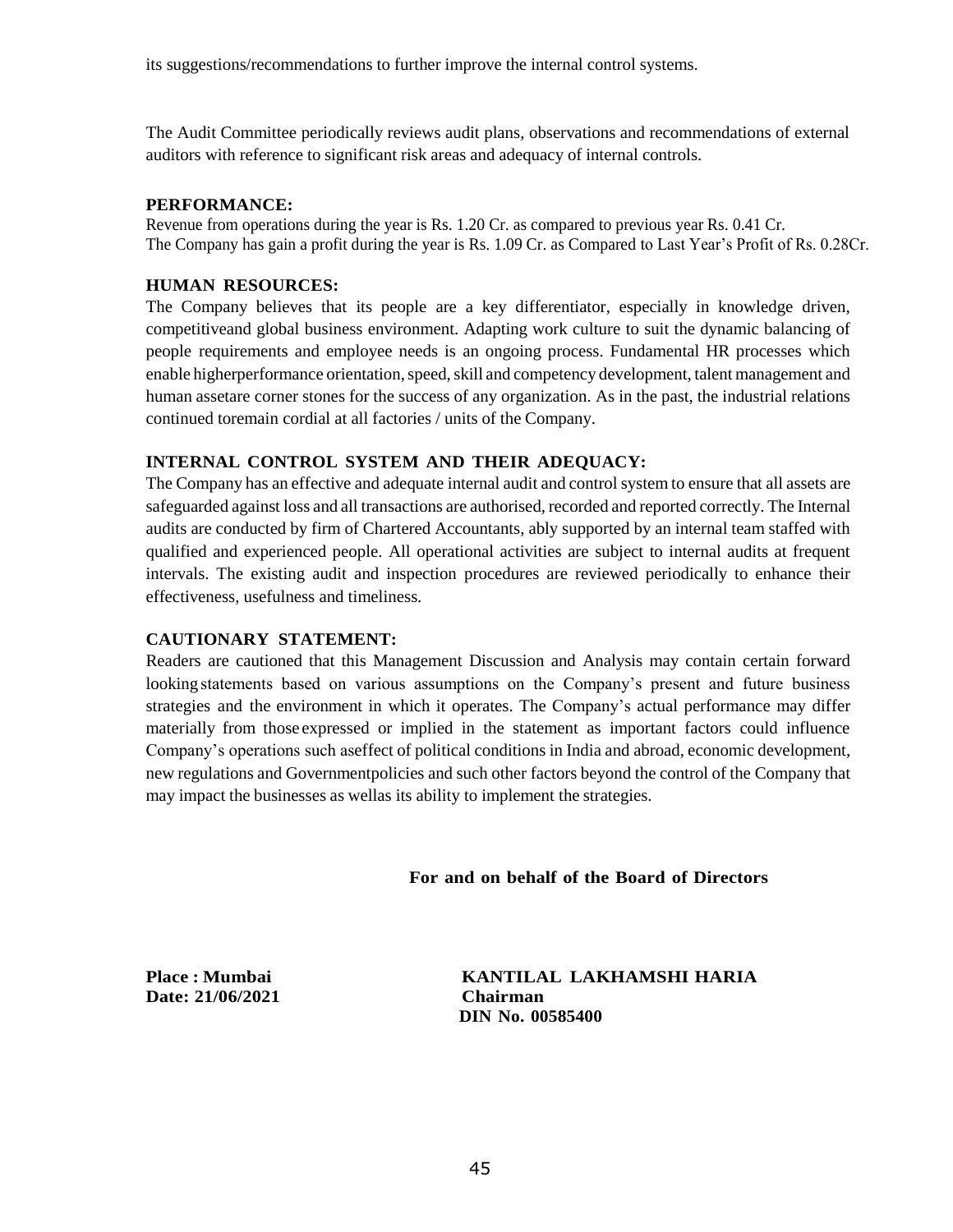its suggestions/recommendations to further improve the internal control systems.

The Audit Committee periodically reviews audit plans, observations and recommendations of external auditors with reference to significant risk areas and adequacy of internal controls.

**PERFORMANCE:**

Revenue from operations during the year is Rs. 1.20 Cr. as compared to previous year Rs. 0.41 Cr.
The Company has gain a profit during the year is Rs. 1.09 Cr. as Compared to Last Year's Profit of Rs. 0.28Cr.

**HUMAN RESOURCES:**

The Company believes that its people are a key differentiator, especially in knowledge driven, competitiveand global business environment. Adapting work culture to suit the dynamic balancing of people requirements and employee needs is an ongoing process. Fundamental HR processes which enable higherperformance orientation, speed, skill and competency development, talent management and human assetare corner stones for the success of any organization. As in the past, the industrial relations continued toremain cordial at all factories / units of the Company.

**INTERNAL CONTROL SYSTEM AND THEIR ADEQUACY:**

The Company has an effective and adequate internal audit and control system to ensure that all assets are safeguarded against loss and all transactions are authorised, recorded and reported correctly. The Internal audits are conducted by firm of Chartered Accountants, ably supported by an internal team staffed with qualified and experienced people. All operational activities are subject to internal audits at frequent intervals. The existing audit and inspection procedures are reviewed periodically to enhance their effectiveness, usefulness and timeliness.

**CAUTIONARY STATEMENT:**

Readers are cautioned that this Management Discussion and Analysis may contain certain forward looking statements based on various assumptions on the Company's present and future business strategies and the environment in which it operates. The Company's actual performance may differ materially from those expressed or implied in the statement as important factors could influence Company's operations such aseffect of political conditions in India and abroad, economic development, new regulations and Governmentpolicies and such other factors beyond the control of the Company that may impact the businesses as wellas its ability to implement the strategies.

**For and on behalf of the Board of Directors**

**Place : Mumbai**
**Date: 21/06/2021**

**KANTILAL LAKHAMSHI HARIA**
**Chairman**
**DIN No. 00585400**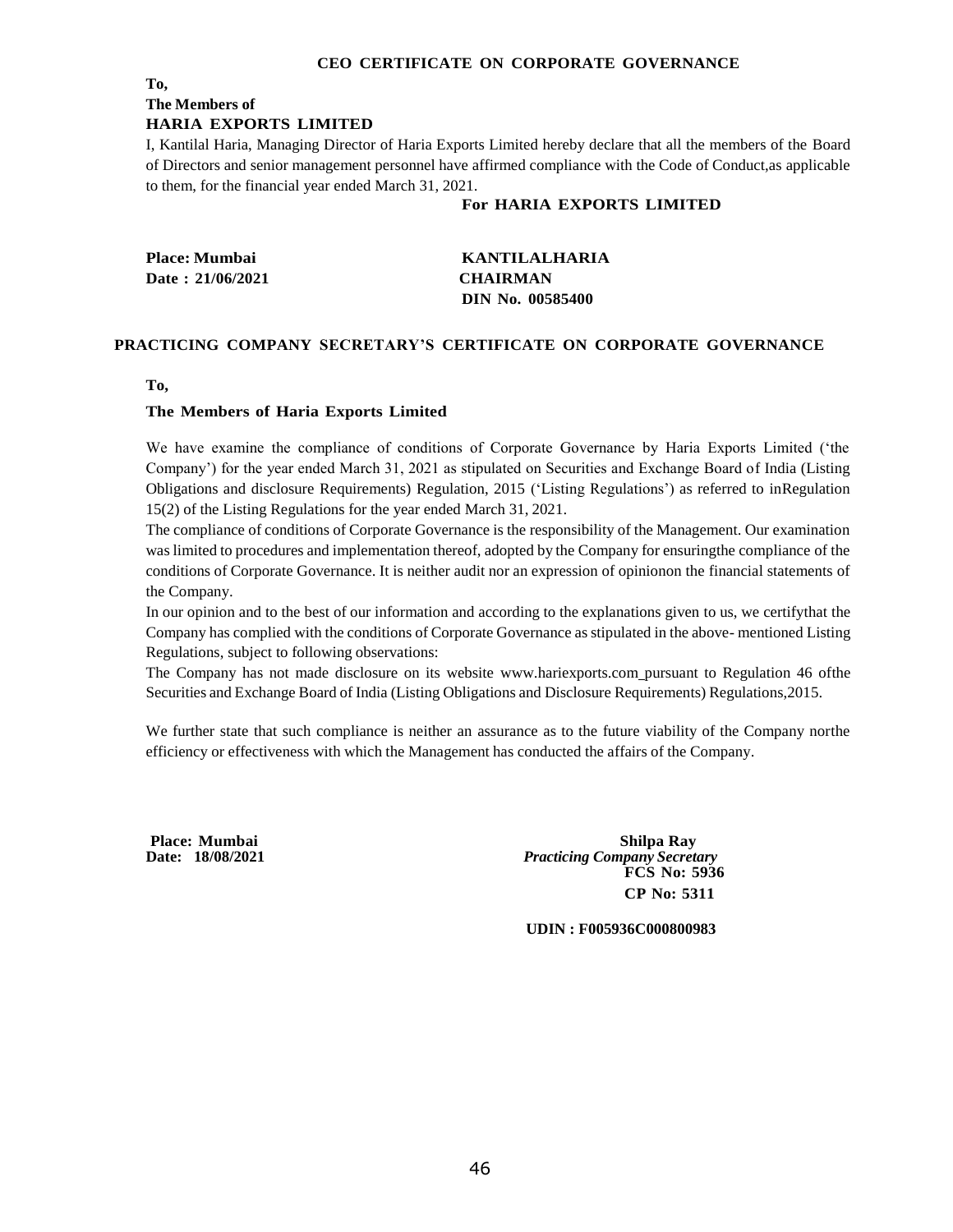## CEO CERTIFICATE ON CORPORATE GOVERNANCE

**To,**

**The Members of**

**HARIA EXPORTS LIMITED**

I, Kantilal Haria, Managing Director of Haria Exports Limited hereby declare that all the members of the Board of Directors and senior management personnel have affirmed compliance with the Code of Conduct,as applicable to them, for the financial year ended March 31, 2021.

**For HARIA EXPORTS LIMITED**

**Place: Mumbai**
**Date : 21/06/2021**

**KANTILALHARIA**
**CHAIRMAN**
**DIN No. 00585400**

## PRACTICING COMPANY SECRETARY'S CERTIFICATE ON CORPORATE GOVERNANCE

**To,**

**The Members of Haria Exports Limited**

We have examine the compliance of conditions of Corporate Governance by Haria Exports Limited ('the Company') for the year ended March 31, 2021 as stipulated on Securities and Exchange Board of India (Listing Obligations and disclosure Requirements) Regulation, 2015 ('Listing Regulations') as referred to inRegulation 15(2) of the Listing Regulations for the year ended March 31, 2021.

The compliance of conditions of Corporate Governance is the responsibility of the Management. Our examination was limited to procedures and implementation thereof, adopted by the Company for ensuringthe compliance of the conditions of Corporate Governance. It is neither audit nor an expression of opinionon the financial statements of the Company.

In our opinion and to the best of our information and according to the explanations given to us, we certifythat the Company has complied with the conditions of Corporate Governance as stipulated in the above- mentioned Listing Regulations, subject to following observations:

The Company has not made disclosure on its website www.hariexports.com pursuant to Regulation 46 ofthe Securities and Exchange Board of India (Listing Obligations and Disclosure Requirements) Regulations,2015.

We further state that such compliance is neither an assurance as to the future viability of the Company northe efficiency or effectiveness with which the Management has conducted the affairs of the Company.

**Place: Mumbai**
**Date: 18/08/2021**

**Shilpa Ray**
***Practicing Company Secretary***
**FCS No: 5936**
**CP No: 5311**

**UDIN : F005936C000800983**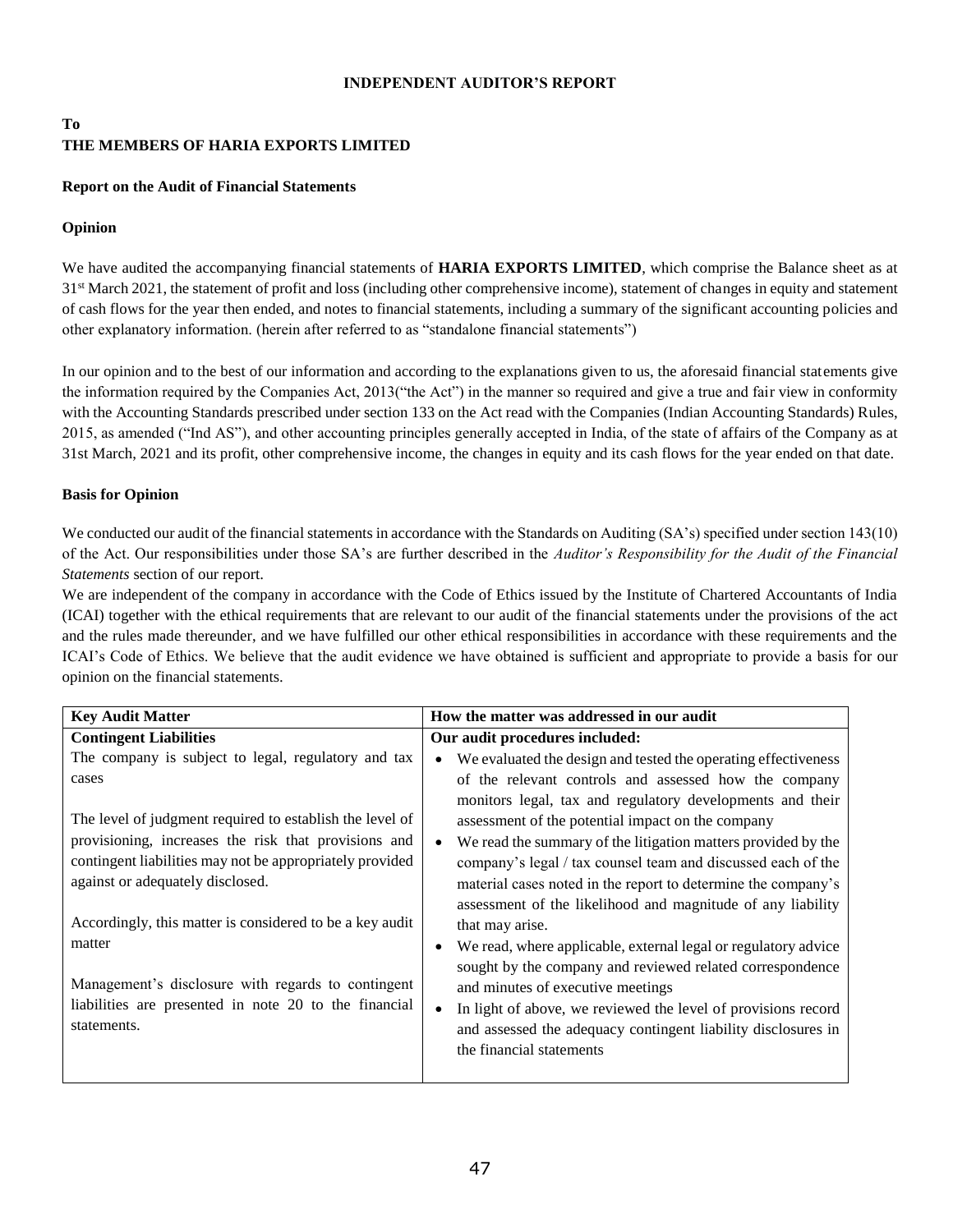# INDEPENDENT AUDITOR'S REPORT

**To**
**THE MEMBERS OF HARIA EXPORTS LIMITED**

## Report on the Audit of Financial Statements

### Opinion

We have audited the accompanying financial statements of **HARIA EXPORTS LIMITED**, which comprise the Balance sheet as at 31st March 2021, the statement of profit and loss (including other comprehensive income), statement of changes in equity and statement of cash flows for the year then ended, and notes to financial statements, including a summary of the significant accounting policies and other explanatory information. (herein after referred to as "standalone financial statements")

In our opinion and to the best of our information and according to the explanations given to us, the aforesaid financial statements give the information required by the Companies Act, 2013("the Act") in the manner so required and give a true and fair view in conformity with the Accounting Standards prescribed under section 133 on the Act read with the Companies (Indian Accounting Standards) Rules, 2015, as amended ("Ind AS"), and other accounting principles generally accepted in India, of the state of affairs of the Company as at 31st March, 2021 and its profit, other comprehensive income, the changes in equity and its cash flows for the year ended on that date.

### Basis for Opinion

We conducted our audit of the financial statements in accordance with the Standards on Auditing (SA's) specified under section 143(10) of the Act. Our responsibilities under those SA's are further described in the *Auditor's Responsibility for the Audit of the Financial Statements* section of our report.

We are independent of the company in accordance with the Code of Ethics issued by the Institute of Chartered Accountants of India (ICAI) together with the ethical requirements that are relevant to our audit of the financial statements under the provisions of the act and the rules made thereunder, and we have fulfilled our other ethical responsibilities in accordance with these requirements and the ICAI's Code of Ethics. We believe that the audit evidence we have obtained is sufficient and appropriate to provide a basis for our opinion on the financial statements.

| Key Audit Matter | How the matter was addressed in our audit |
|---|---|
| **Contingent Liabilities**<br>The company is subject to legal, regulatory and tax cases<br><br>The level of judgment required to establish the level of provisioning, increases the risk that provisions and contingent liabilities may not be appropriately provided against or adequately disclosed.<br><br>Accordingly, this matter is considered to be a key audit matter<br><br>Management's disclosure with regards to contingent liabilities are presented in note 20 to the financial statements. | **Our audit procedures included:**<br>• We evaluated the design and tested the operating effectiveness of the relevant controls and assessed how the company monitors legal, tax and regulatory developments and their assessment of the potential impact on the company<br>• We read the summary of the litigation matters provided by the company's legal / tax counsel team and discussed each of the material cases noted in the report to determine the company's assessment of the likelihood and magnitude of any liability that may arise.<br>• We read, where applicable, external legal or regulatory advice sought by the company and reviewed related correspondence and minutes of executive meetings<br>• In light of above, we reviewed the level of provisions record and assessed the adequacy contingent liability disclosures in the financial statements |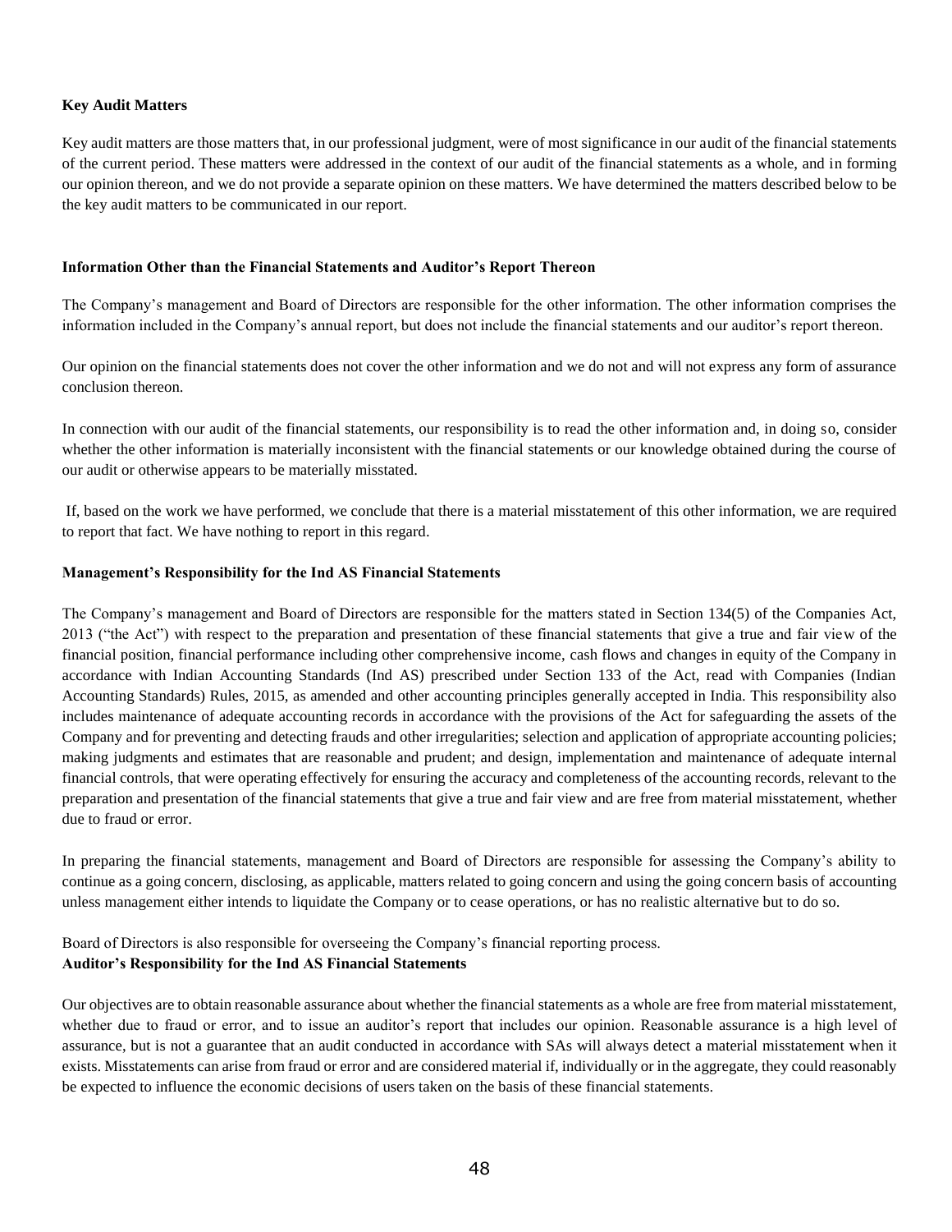**Key Audit Matters**

Key audit matters are those matters that, in our professional judgment, were of most significance in our audit of the financial statements of the current period. These matters were addressed in the context of our audit of the financial statements as a whole, and in forming our opinion thereon, and we do not provide a separate opinion on these matters. We have determined the matters described below to be the key audit matters to be communicated in our report.

**Information Other than the Financial Statements and Auditor's Report Thereon**

The Company's management and Board of Directors are responsible for the other information. The other information comprises the information included in the Company's annual report, but does not include the financial statements and our auditor's report thereon.

Our opinion on the financial statements does not cover the other information and we do not and will not express any form of assurance conclusion thereon.

In connection with our audit of the financial statements, our responsibility is to read the other information and, in doing so, consider whether the other information is materially inconsistent with the financial statements or our knowledge obtained during the course of our audit or otherwise appears to be materially misstated.

If, based on the work we have performed, we conclude that there is a material misstatement of this other information, we are required to report that fact. We have nothing to report in this regard.

**Management's Responsibility for the Ind AS Financial Statements**

The Company's management and Board of Directors are responsible for the matters stated in Section 134(5) of the Companies Act, 2013 ("the Act") with respect to the preparation and presentation of these financial statements that give a true and fair view of the financial position, financial performance including other comprehensive income, cash flows and changes in equity of the Company in accordance with Indian Accounting Standards (Ind AS) prescribed under Section 133 of the Act, read with Companies (Indian Accounting Standards) Rules, 2015, as amended and other accounting principles generally accepted in India. This responsibility also includes maintenance of adequate accounting records in accordance with the provisions of the Act for safeguarding the assets of the Company and for preventing and detecting frauds and other irregularities; selection and application of appropriate accounting policies; making judgments and estimates that are reasonable and prudent; and design, implementation and maintenance of adequate internal financial controls, that were operating effectively for ensuring the accuracy and completeness of the accounting records, relevant to the preparation and presentation of the financial statements that give a true and fair view and are free from material misstatement, whether due to fraud or error.

In preparing the financial statements, management and Board of Directors are responsible for assessing the Company's ability to continue as a going concern, disclosing, as applicable, matters related to going concern and using the going concern basis of accounting unless management either intends to liquidate the Company or to cease operations, or has no realistic alternative but to do so.

Board of Directors is also responsible for overseeing the Company's financial reporting process.

**Auditor's Responsibility for the Ind AS Financial Statements**

Our objectives are to obtain reasonable assurance about whether the financial statements as a whole are free from material misstatement, whether due to fraud or error, and to issue an auditor's report that includes our opinion. Reasonable assurance is a high level of assurance, but is not a guarantee that an audit conducted in accordance with SAs will always detect a material misstatement when it exists. Misstatements can arise from fraud or error and are considered material if, individually or in the aggregate, they could reasonably be expected to influence the economic decisions of users taken on the basis of these financial statements.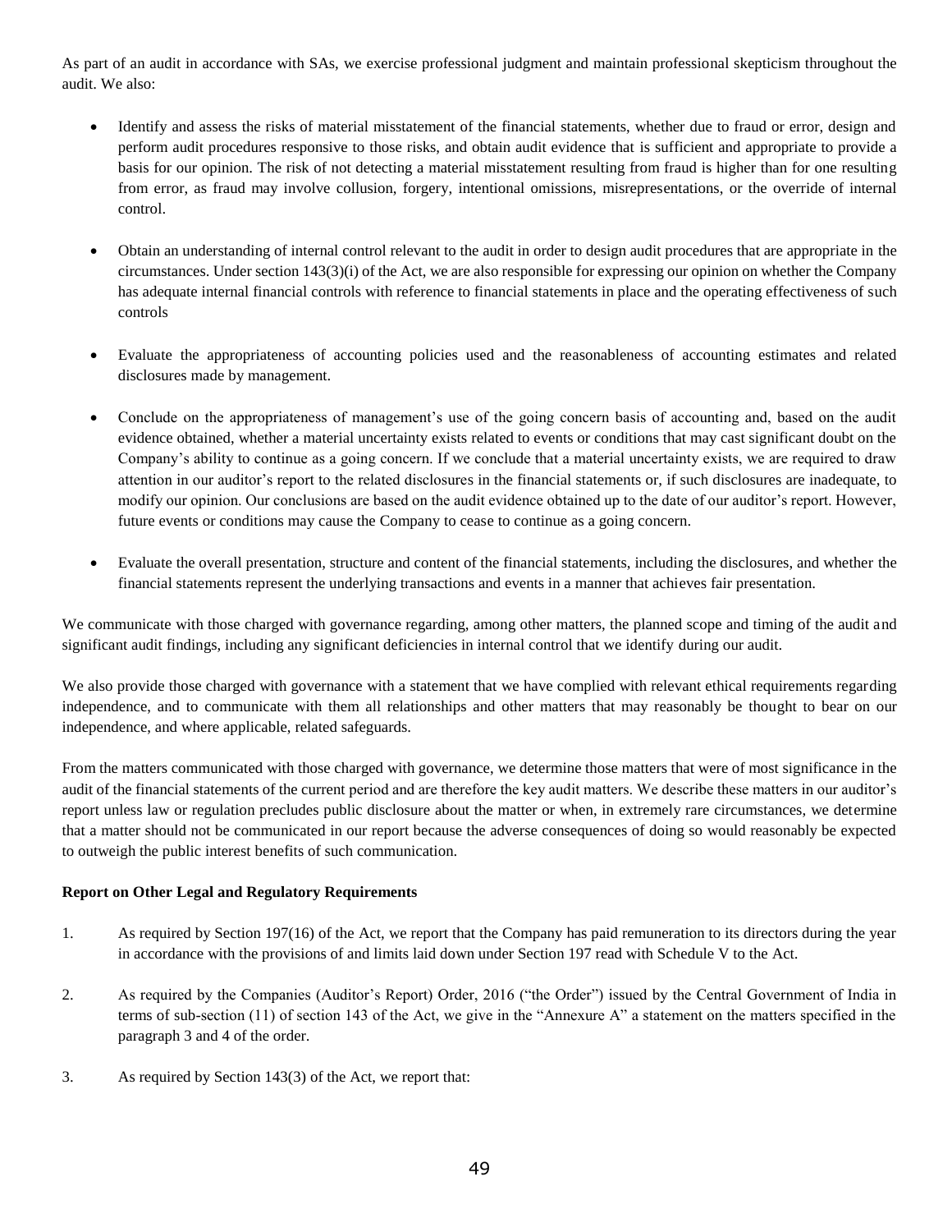As part of an audit in accordance with SAs, we exercise professional judgment and maintain professional skepticism throughout the audit. We also:

- Identify and assess the risks of material misstatement of the financial statements, whether due to fraud or error, design and perform audit procedures responsive to those risks, and obtain audit evidence that is sufficient and appropriate to provide a basis for our opinion. The risk of not detecting a material misstatement resulting from fraud is higher than for one resulting from error, as fraud may involve collusion, forgery, intentional omissions, misrepresentations, or the override of internal control.

- Obtain an understanding of internal control relevant to the audit in order to design audit procedures that are appropriate in the circumstances. Under section 143(3)(i) of the Act, we are also responsible for expressing our opinion on whether the Company has adequate internal financial controls with reference to financial statements in place and the operating effectiveness of such controls

- Evaluate the appropriateness of accounting policies used and the reasonableness of accounting estimates and related disclosures made by management.

- Conclude on the appropriateness of management's use of the going concern basis of accounting and, based on the audit evidence obtained, whether a material uncertainty exists related to events or conditions that may cast significant doubt on the Company's ability to continue as a going concern. If we conclude that a material uncertainty exists, we are required to draw attention in our auditor's report to the related disclosures in the financial statements or, if such disclosures are inadequate, to modify our opinion. Our conclusions are based on the audit evidence obtained up to the date of our auditor's report. However, future events or conditions may cause the Company to cease to continue as a going concern.

- Evaluate the overall presentation, structure and content of the financial statements, including the disclosures, and whether the financial statements represent the underlying transactions and events in a manner that achieves fair presentation.

We communicate with those charged with governance regarding, among other matters, the planned scope and timing of the audit and significant audit findings, including any significant deficiencies in internal control that we identify during our audit.

We also provide those charged with governance with a statement that we have complied with relevant ethical requirements regarding independence, and to communicate with them all relationships and other matters that may reasonably be thought to bear on our independence, and where applicable, related safeguards.

From the matters communicated with those charged with governance, we determine those matters that were of most significance in the audit of the financial statements of the current period and are therefore the key audit matters. We describe these matters in our auditor's report unless law or regulation precludes public disclosure about the matter or when, in extremely rare circumstances, we determine that a matter should not be communicated in our report because the adverse consequences of doing so would reasonably be expected to outweigh the public interest benefits of such communication.

**Report on Other Legal and Regulatory Requirements**

1. As required by Section 197(16) of the Act, we report that the Company has paid remuneration to its directors during the year in accordance with the provisions of and limits laid down under Section 197 read with Schedule V to the Act.

2. As required by the Companies (Auditor's Report) Order, 2016 ("the Order") issued by the Central Government of India in terms of sub-section (11) of section 143 of the Act, we give in the "Annexure A" a statement on the matters specified in the paragraph 3 and 4 of the order.

3. As required by Section 143(3) of the Act, we report that: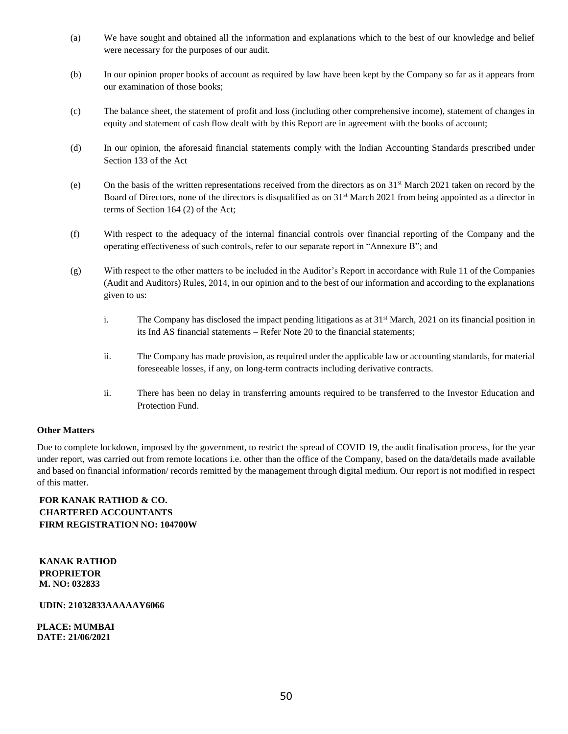(a) We have sought and obtained all the information and explanations which to the best of our knowledge and belief were necessary for the purposes of our audit.

(b) In our opinion proper books of account as required by law have been kept by the Company so far as it appears from our examination of those books;

(c) The balance sheet, the statement of profit and loss (including other comprehensive income), statement of changes in equity and statement of cash flow dealt with by this Report are in agreement with the books of account;

(d) In our opinion, the aforesaid financial statements comply with the Indian Accounting Standards prescribed under Section 133 of the Act

(e) On the basis of the written representations received from the directors as on 31st March 2021 taken on record by the Board of Directors, none of the directors is disqualified as on 31st March 2021 from being appointed as a director in terms of Section 164 (2) of the Act;

(f) With respect to the adequacy of the internal financial controls over financial reporting of the Company and the operating effectiveness of such controls, refer to our separate report in "Annexure B"; and

(g) With respect to the other matters to be included in the Auditor's Report in accordance with Rule 11 of the Companies (Audit and Auditors) Rules, 2014, in our opinion and to the best of our information and according to the explanations given to us:

   i. The Company has disclosed the impact pending litigations as at 31st March, 2021 on its financial position in its Ind AS financial statements – Refer Note 20 to the financial statements;

   ii. The Company has made provision, as required under the applicable law or accounting standards, for material foreseeable losses, if any, on long-term contracts including derivative contracts.

   ii. There has been no delay in transferring amounts required to be transferred to the Investor Education and Protection Fund.

**Other Matters**

Due to complete lockdown, imposed by the government, to restrict the spread of COVID 19, the audit finalisation process, for the year under report, was carried out from remote locations i.e. other than the office of the Company, based on the data/details made available and based on financial information/ records remitted by the management through digital medium. Our report is not modified in respect of this matter.

**FOR KANAK RATHOD & CO.**
**CHARTERED ACCOUNTANTS**
**FIRM REGISTRATION NO: 104700W**

**KANAK RATHOD**
**PROPRIETOR**
**M. NO: 032833**

**UDIN: 21032833AAAAAY6066**

**PLACE: MUMBAI**
**DATE: 21/06/2021**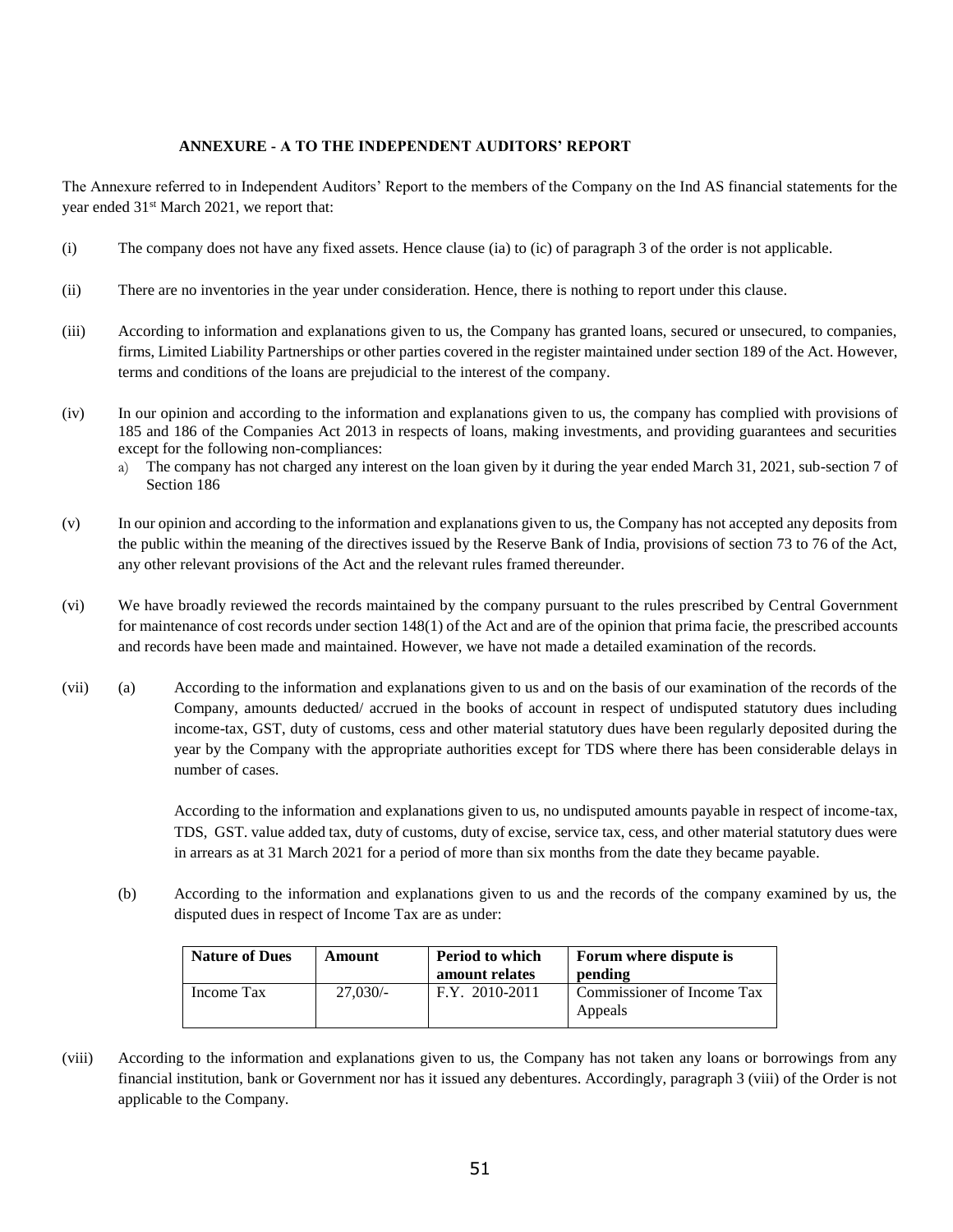## ANNEXURE - A TO THE INDEPENDENT AUDITORS' REPORT

The Annexure referred to in Independent Auditors' Report to the members of the Company on the Ind AS financial statements for the year ended 31st March 2021, we report that:

(i) The company does not have any fixed assets. Hence clause (ia) to (ic) of paragraph 3 of the order is not applicable.

(ii) There are no inventories in the year under consideration. Hence, there is nothing to report under this clause.

(iii) According to information and explanations given to us, the Company has granted loans, secured or unsecured, to companies, firms, Limited Liability Partnerships or other parties covered in the register maintained under section 189 of the Act. However, terms and conditions of the loans are prejudicial to the interest of the company.

(iv) In our opinion and according to the information and explanations given to us, the company has complied with provisions of 185 and 186 of the Companies Act 2013 in respects of loans, making investments, and providing guarantees and securities except for the following non-compliances:

   a) The company has not charged any interest on the loan given by it during the year ended March 31, 2021, sub-section 7 of Section 186

(v) In our opinion and according to the information and explanations given to us, the Company has not accepted any deposits from the public within the meaning of the directives issued by the Reserve Bank of India, provisions of section 73 to 76 of the Act, any other relevant provisions of the Act and the relevant rules framed thereunder.

(vi) We have broadly reviewed the records maintained by the company pursuant to the rules prescribed by Central Government for maintenance of cost records under section 148(1) of the Act and are of the opinion that prima facie, the prescribed accounts and records have been made and maintained. However, we have not made a detailed examination of the records.

(vii) (a) According to the information and explanations given to us and on the basis of our examination of the records of the Company, amounts deducted/ accrued in the books of account in respect of undisputed statutory dues including income-tax, GST, duty of customs, cess and other material statutory dues have been regularly deposited during the year by the Company with the appropriate authorities except for TDS where there has been considerable delays in number of cases.

According to the information and explanations given to us, no undisputed amounts payable in respect of income-tax, TDS, GST. value added tax, duty of customs, duty of excise, service tax, cess, and other material statutory dues were in arrears as at 31 March 2021 for a period of more than six months from the date they became payable.

(b) According to the information and explanations given to us and the records of the company examined by us, the disputed dues in respect of Income Tax are as under:

| Nature of Dues | Amount | Period to which amount relates | Forum where dispute is pending |
|---|---|---|---|
| Income Tax | 27,030/- | F.Y. 2010-2011 | Commissioner of Income Tax Appeals |

(viii) According to the information and explanations given to us, the Company has not taken any loans or borrowings from any financial institution, bank or Government nor has it issued any debentures. Accordingly, paragraph 3 (viii) of the Order is not applicable to the Company.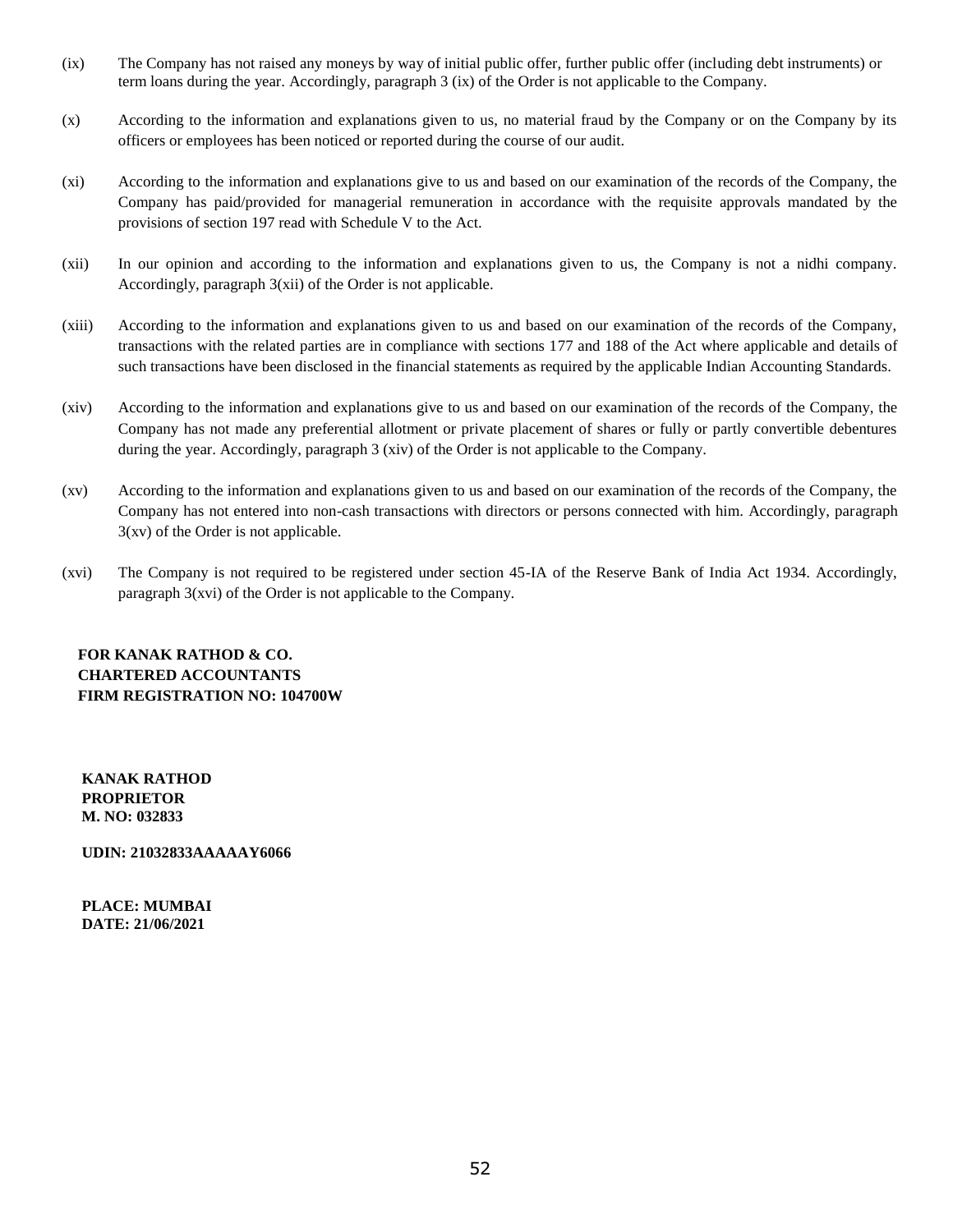(ix) The Company has not raised any moneys by way of initial public offer, further public offer (including debt instruments) or term loans during the year. Accordingly, paragraph 3 (ix) of the Order is not applicable to the Company.

(x) According to the information and explanations given to us, no material fraud by the Company or on the Company by its officers or employees has been noticed or reported during the course of our audit.

(xi) According to the information and explanations give to us and based on our examination of the records of the Company, the Company has paid/provided for managerial remuneration in accordance with the requisite approvals mandated by the provisions of section 197 read with Schedule V to the Act.

(xii) In our opinion and according to the information and explanations given to us, the Company is not a nidhi company. Accordingly, paragraph 3(xii) of the Order is not applicable.

(xiii) According to the information and explanations given to us and based on our examination of the records of the Company, transactions with the related parties are in compliance with sections 177 and 188 of the Act where applicable and details of such transactions have been disclosed in the financial statements as required by the applicable Indian Accounting Standards.

(xiv) According to the information and explanations give to us and based on our examination of the records of the Company, the Company has not made any preferential allotment or private placement of shares or fully or partly convertible debentures during the year. Accordingly, paragraph 3 (xiv) of the Order is not applicable to the Company.

(xv) According to the information and explanations given to us and based on our examination of the records of the Company, the Company has not entered into non-cash transactions with directors or persons connected with him. Accordingly, paragraph 3(xv) of the Order is not applicable.

(xvi) The Company is not required to be registered under section 45-IA of the Reserve Bank of India Act 1934. Accordingly, paragraph 3(xvi) of the Order is not applicable to the Company.

**FOR KANAK RATHOD & CO.**
**CHARTERED ACCOUNTANTS**
**FIRM REGISTRATION NO: 104700W**

**KANAK RATHOD**
**PROPRIETOR**
**M. NO: 032833**

**UDIN: 21032833AAAAAY6066**

**PLACE: MUMBAI**
**DATE: 21/06/2021**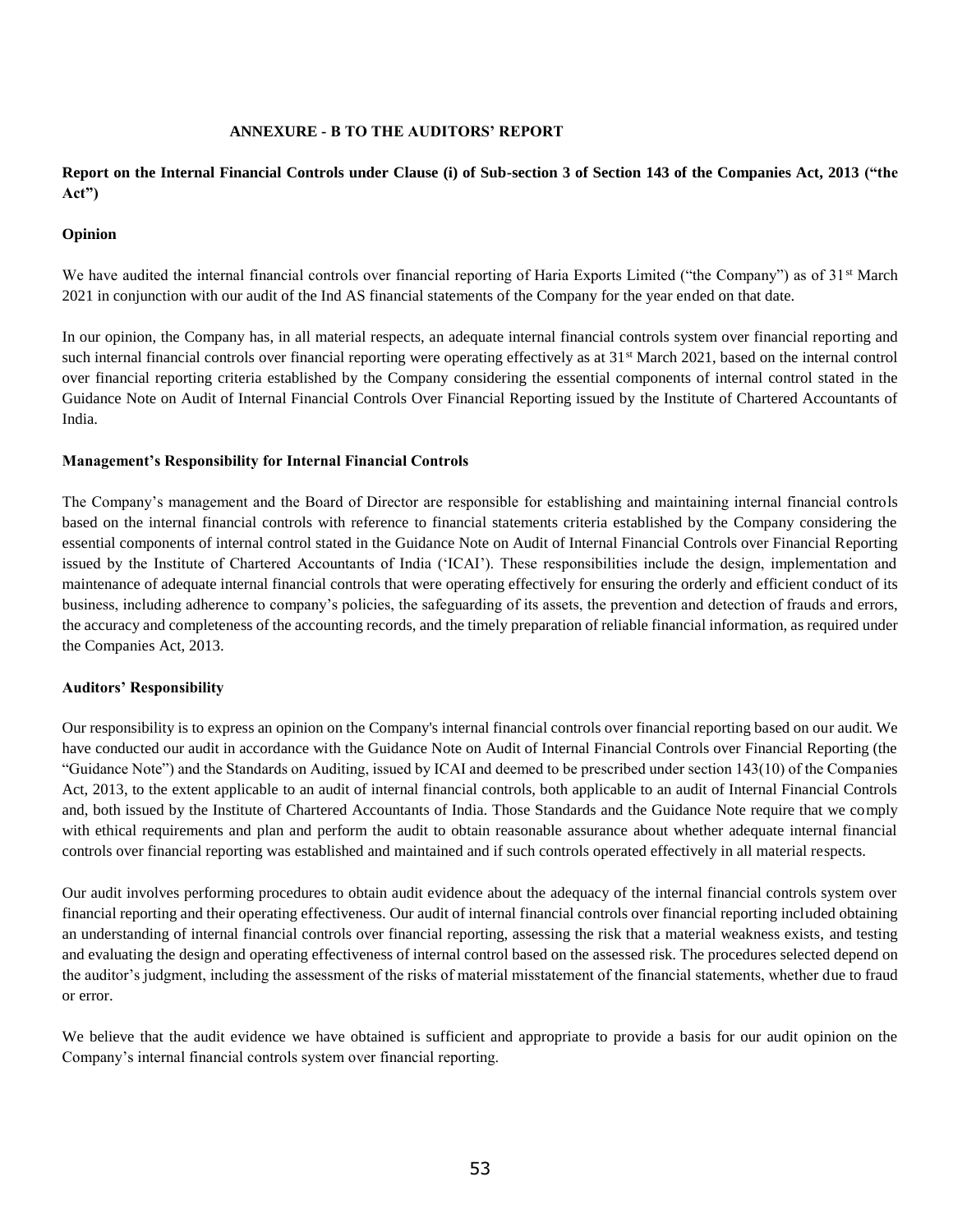## ANNEXURE - B TO THE AUDITORS' REPORT

**Report on the Internal Financial Controls under Clause (i) of Sub-section 3 of Section 143 of the Companies Act, 2013 ("the Act")**

**Opinion**

We have audited the internal financial controls over financial reporting of Haria Exports Limited ("the Company") as of 31st March 2021 in conjunction with our audit of the Ind AS financial statements of the Company for the year ended on that date.

In our opinion, the Company has, in all material respects, an adequate internal financial controls system over financial reporting and such internal financial controls over financial reporting were operating effectively as at 31st March 2021, based on the internal control over financial reporting criteria established by the Company considering the essential components of internal control stated in the Guidance Note on Audit of Internal Financial Controls Over Financial Reporting issued by the Institute of Chartered Accountants of India.

**Management's Responsibility for Internal Financial Controls**

The Company's management and the Board of Director are responsible for establishing and maintaining internal financial controls based on the internal financial controls with reference to financial statements criteria established by the Company considering the essential components of internal control stated in the Guidance Note on Audit of Internal Financial Controls over Financial Reporting issued by the Institute of Chartered Accountants of India ('ICAI'). These responsibilities include the design, implementation and maintenance of adequate internal financial controls that were operating effectively for ensuring the orderly and efficient conduct of its business, including adherence to company's policies, the safeguarding of its assets, the prevention and detection of frauds and errors, the accuracy and completeness of the accounting records, and the timely preparation of reliable financial information, as required under the Companies Act, 2013.

**Auditors' Responsibility**

Our responsibility is to express an opinion on the Company's internal financial controls over financial reporting based on our audit. We have conducted our audit in accordance with the Guidance Note on Audit of Internal Financial Controls over Financial Reporting (the "Guidance Note") and the Standards on Auditing, issued by ICAI and deemed to be prescribed under section 143(10) of the Companies Act, 2013, to the extent applicable to an audit of internal financial controls, both applicable to an audit of Internal Financial Controls and, both issued by the Institute of Chartered Accountants of India. Those Standards and the Guidance Note require that we comply with ethical requirements and plan and perform the audit to obtain reasonable assurance about whether adequate internal financial controls over financial reporting was established and maintained and if such controls operated effectively in all material respects.

Our audit involves performing procedures to obtain audit evidence about the adequacy of the internal financial controls system over financial reporting and their operating effectiveness. Our audit of internal financial controls over financial reporting included obtaining an understanding of internal financial controls over financial reporting, assessing the risk that a material weakness exists, and testing and evaluating the design and operating effectiveness of internal control based on the assessed risk. The procedures selected depend on the auditor's judgment, including the assessment of the risks of material misstatement of the financial statements, whether due to fraud or error.

We believe that the audit evidence we have obtained is sufficient and appropriate to provide a basis for our audit opinion on the Company's internal financial controls system over financial reporting.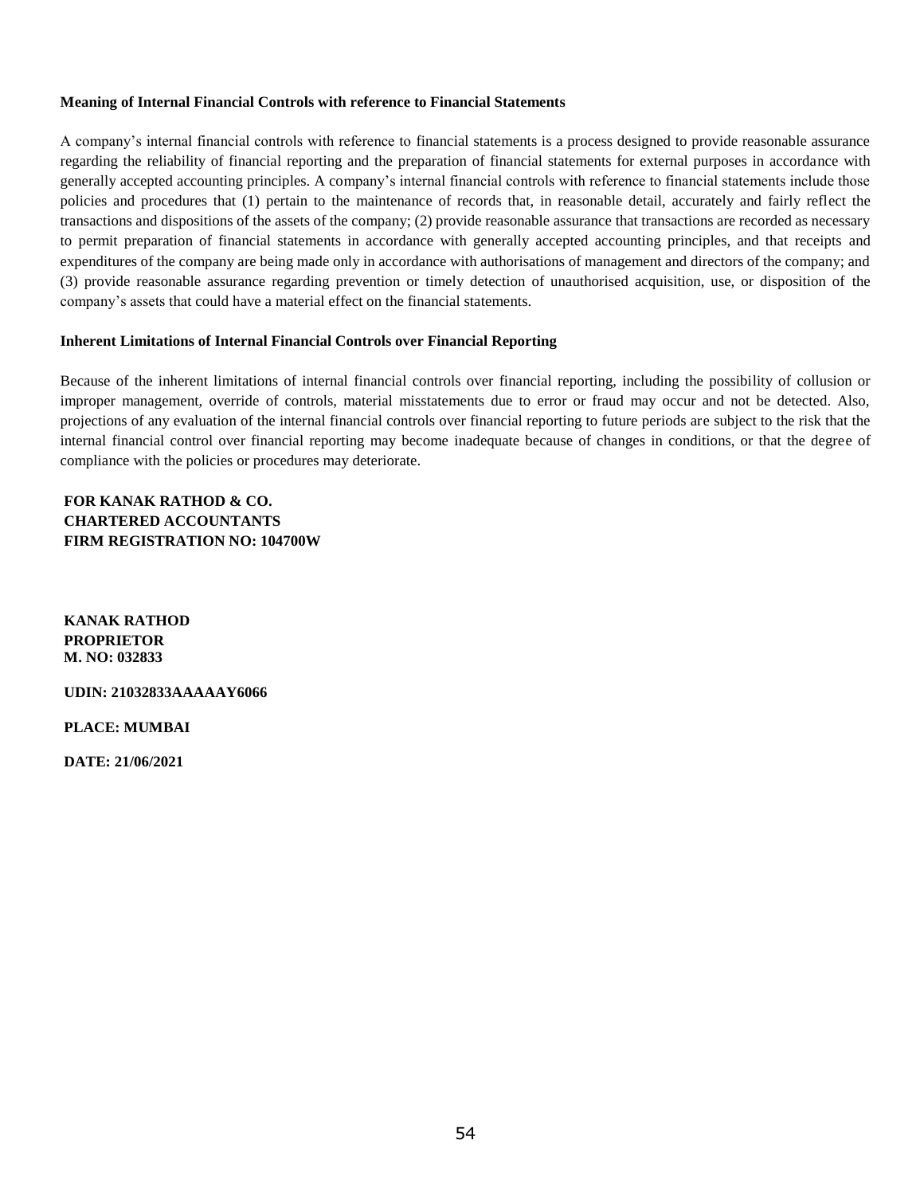**Meaning of Internal Financial Controls with reference to Financial Statements**

A company's internal financial controls with reference to financial statements is a process designed to provide reasonable assurance regarding the reliability of financial reporting and the preparation of financial statements for external purposes in accordance with generally accepted accounting principles. A company's internal financial controls with reference to financial statements include those policies and procedures that (1) pertain to the maintenance of records that, in reasonable detail, accurately and fairly reflect the transactions and dispositions of the assets of the company; (2) provide reasonable assurance that transactions are recorded as necessary to permit preparation of financial statements in accordance with generally accepted accounting principles, and that receipts and expenditures of the company are being made only in accordance with authorisations of management and directors of the company; and (3) provide reasonable assurance regarding prevention or timely detection of unauthorised acquisition, use, or disposition of the company's assets that could have a material effect on the financial statements.

**Inherent Limitations of Internal Financial Controls over Financial Reporting**

Because of the inherent limitations of internal financial controls over financial reporting, including the possibility of collusion or improper management, override of controls, material misstatements due to error or fraud may occur and not be detected. Also, projections of any evaluation of the internal financial controls over financial reporting to future periods are subject to the risk that the internal financial control over financial reporting may become inadequate because of changes in conditions, or that the degree of compliance with the policies or procedures may deteriorate.

**FOR KANAK RATHOD & CO.**
**CHARTERED ACCOUNTANTS**
**FIRM REGISTRATION NO: 104700W**

**KANAK RATHOD**
**PROPRIETOR**
**M. NO: 032833**

**UDIN: 21032833AAAAAY6066**

**PLACE: MUMBAI**

**DATE: 21/06/2021**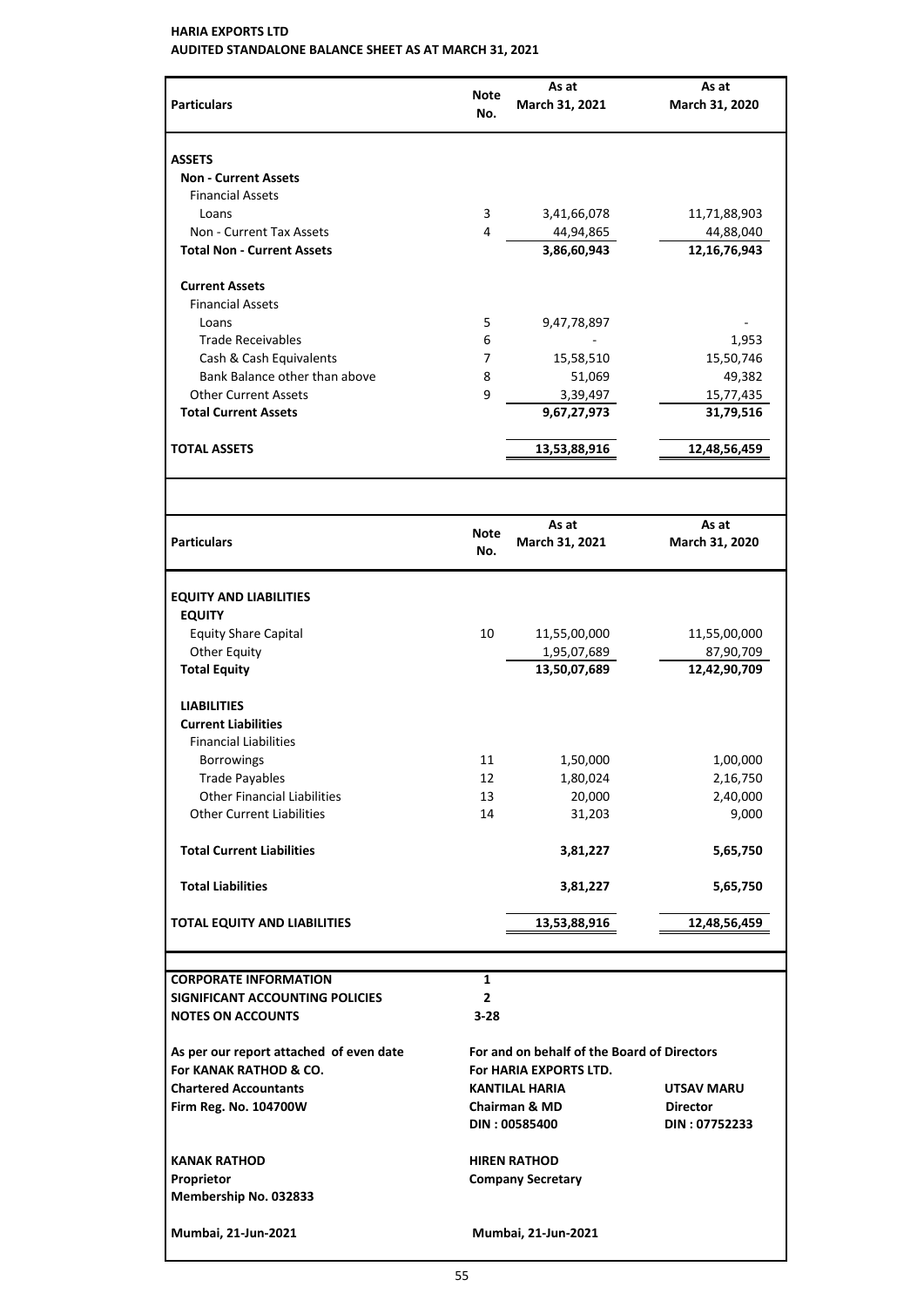**HARIA EXPORTS LTD**

**AUDITED STANDALONE BALANCE SHEET AS AT MARCH 31, 2021**

| Particulars | Note No. | As at March 31, 2021 | As at March 31, 2020 |
|---|---|---|---|
| **ASSETS** | | | |
| **Non - Current Assets** | | | |
| Financial Assets | | | |
| Loans | 3 | 3,41,66,078 | 11,71,88,903 |
| Non - Current Tax Assets | 4 | 44,94,865 | 44,88,040 |
| **Total Non - Current Assets** | | **3,86,60,943** | **12,16,76,943** |
| **Current Assets** | | | |
| Financial Assets | | | |
| Loans | 5 | 9,47,78,897 | - |
| Trade Receivables | 6 | - | 1,953 |
| Cash & Cash Equivalents | 7 | 15,58,510 | 15,50,746 |
| Bank Balance other than above | 8 | 51,069 | 49,382 |
| Other Current Assets | 9 | 3,39,497 | 15,77,435 |
| **Total Current Assets** | | **9,67,27,973** | **31,79,516** |
| **TOTAL ASSETS** | | **13,53,88,916** | **12,48,56,459** |

| Particulars | Note No. | As at March 31, 2021 | As at March 31, 2020 |
|---|---|---|---|
| **EQUITY AND LIABILITIES** | | | |
| **EQUITY** | | | |
| Equity Share Capital | 10 | 11,55,00,000 | 11,55,00,000 |
| Other Equity | | 1,95,07,689 | 87,90,709 |
| **Total Equity** | | **13,50,07,689** | **12,42,90,709** |
| **LIABILITIES** | | | |
| **Current Liabilities** | | | |
| Financial Liabilities | | | |
| Borrowings | 11 | 1,50,000 | 1,00,000 |
| Trade Payables | 12 | 1,80,024 | 2,16,750 |
| Other Financial Liabilities | 13 | 20,000 | 2,40,000 |
| Other Current Liabilities | 14 | 31,203 | 9,000 |
| **Total Current Liabilities** | | **3,81,227** | **5,65,750** |
| **Total Liabilities** | | **3,81,227** | **5,65,750** |
| **TOTAL EQUITY AND LIABILITIES** | | **13,53,88,916** | **12,48,56,459** |

| | |
|---|---|
| **CORPORATE INFORMATION** | **1** |
| **SIGNIFICANT ACCOUNTING POLICIES** | **2** |
| **NOTES ON ACCOUNTS** | **3-28** |

| | | |
|---|---|---|
| **As per our report attached of even date** | **For and on behalf of the Board of Directors** | |
| **For KANAK RATHOD & CO.** | **For HARIA EXPORTS LTD.** | |
| **Chartered Accountants** | **KANTILAL HARIA** | **UTSAV MARU** |
| **Firm Reg. No. 104700W** | **Chairman & MD** | **Director** |
| | **DIN : 00585400** | **DIN : 07752233** |
| **KANAK RATHOD** | **HIREN RATHOD** | |
| **Proprietor** | **Company Secretary** | |
| **Membership No. 032833** | | |
| **Mumbai, 21-Jun-2021** | **Mumbai, 21-Jun-2021** | |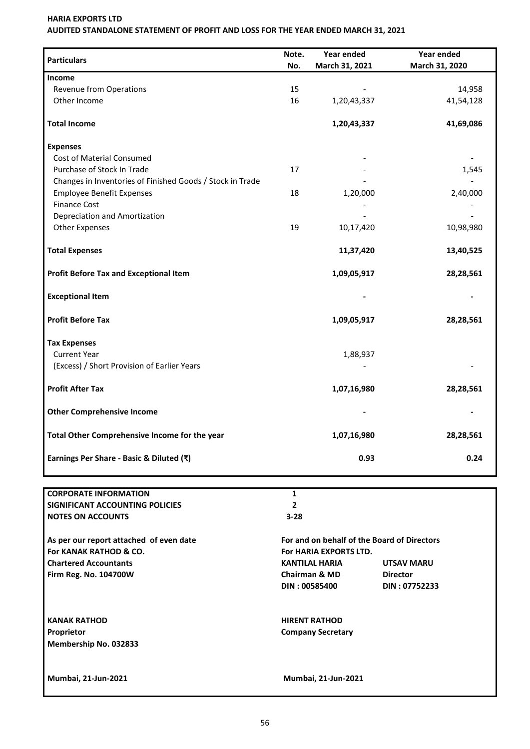**HARIA EXPORTS LTD**

**AUDITED STANDALONE STATEMENT OF PROFIT AND LOSS FOR THE YEAR ENDED MARCH 31, 2021**

| Particulars | Note. No. | Year ended March 31, 2021 | Year ended March 31, 2020 |
|---|---|---|---|
| **Income** | | | |
| Revenue from Operations | 15 | - | 14,958 |
| Other Income | 16 | 1,20,43,337 | 41,54,128 |
| **Total Income** | | **1,20,43,337** | **41,69,086** |
| **Expenses** | | | |
| Cost of Material Consumed | | - | - |
| Purchase of Stock In Trade | 17 | - | 1,545 |
| Changes in Inventories of Finished Goods / Stock in Trade | | - | - |
| Employee Benefit Expenses | 18 | 1,20,000 | 2,40,000 |
| Finance Cost | | - | - |
| Depreciation and Amortization | | - | - |
| Other Expenses | 19 | 10,17,420 | 10,98,980 |
| **Total Expenses** | | **11,37,420** | **13,40,525** |
| **Profit Before Tax and Exceptional Item** | | **1,09,05,917** | **28,28,561** |
| **Exceptional Item** | | **-** | **-** |
| **Profit Before Tax** | | **1,09,05,917** | **28,28,561** |
| **Tax Expenses** | | | |
| Current Year | | 1,88,937 | |
| (Excess) / Short Provision of Earlier Years | | - | - |
| **Profit After Tax** | | **1,07,16,980** | **28,28,561** |
| **Other Comprehensive Income** | | **-** | **-** |
| **Total Other Comprehensive Income for the year** | | **1,07,16,980** | **28,28,561** |
| **Earnings Per Share - Basic & Diluted (₹)** | | **0.93** | **0.24** |

| | |
|---|---|
| **CORPORATE INFORMATION** | **1** |
| **SIGNIFICANT ACCOUNTING POLICIES** | **2** |
| **NOTES ON ACCOUNTS** | **3-28** |

**As per our report attached of even date**
**For KANAK RATHOD & CO.**
**Chartered Accountants**
**Firm Reg. No. 104700W**

**KANAK RATHOD**
**Proprietor**
**Membership No. 032833**

**Mumbai, 21-Jun-2021**

**For and on behalf of the Board of Directors**
**For HARIA EXPORTS LTD.**

| | |
|---|---|
| **KANTILAL HARIA** | **UTSAV MARU** |
| **Chairman & MD** | **Director** |
| **DIN : 00585400** | **DIN : 07752233** |

**HIRENT RATHOD**
**Company Secretary**

**Mumbai, 21-Jun-2021**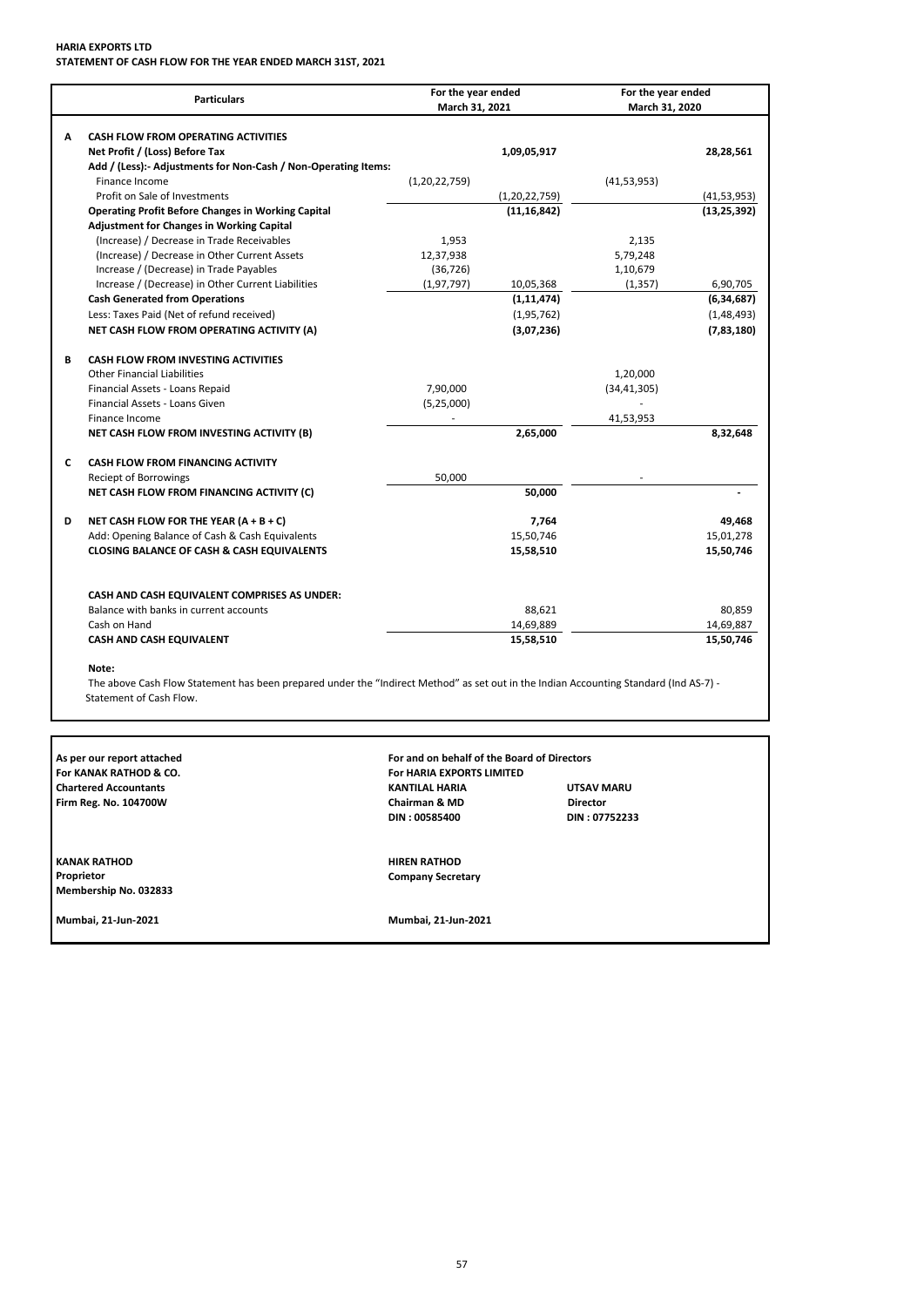**HARIA EXPORTS LTD**
**STATEMENT OF CASH FLOW FOR THE YEAR ENDED MARCH 31ST, 2021**

| | Particulars | For the year ended March 31, 2021 | | For the year ended March 31, 2020 | |
|---|---|---|---|---|---|
| **A** | **CASH FLOW FROM OPERATING ACTIVITIES** | | | | |
| | **Net Profit / (Loss) Before Tax** | | **1,09,05,917** | | **28,28,561** |
| | **Add / (Less):- Adjustments for Non-Cash / Non-Operating Items:** | | | | |
| | Finance Income | (1,20,22,759) | | (41,53,953) | |
| | Profit on Sale of Investments | | (1,20,22,759) | | (41,53,953) |
| | **Operating Profit Before Changes in Working Capital** | | **(11,16,842)** | | **(13,25,392)** |
| | **Adjustment for Changes in Working Capital** | | | | |
| | (Increase) / Decrease in Trade Receivables | 1,953 | | 2,135 | |
| | (Increase) / Decrease in Other Current Assets | 12,37,938 | | 5,79,248 | |
| | Increase / (Decrease) in Trade Payables | (36,726) | | 1,10,679 | |
| | Increase / (Decrease) in Other Current Liabilities | (1,97,797) | 10,05,368 | (1,357) | 6,90,705 |
| | **Cash Generated from Operations** | | **(1,11,474)** | | **(6,34,687)** |
| | Less: Taxes Paid (Net of refund received) | | (1,95,762) | | (1,48,493) |
| | **NET CASH FLOW FROM OPERATING ACTIVITY (A)** | | **(3,07,236)** | | **(7,83,180)** |
| **B** | **CASH FLOW FROM INVESTING ACTIVITIES** | | | | |
| | Other Financial Liabilities | | | 1,20,000 | |
| | Financial Assets - Loans Repaid | 7,90,000 | | (34,41,305) | |
| | Financial Assets - Loans Given | (5,25,000) | | - | |
| | Finance Income | - | | 41,53,953 | |
| | **NET CASH FLOW FROM INVESTING ACTIVITY (B)** | | **2,65,000** | | **8,32,648** |
| **C** | **CASH FLOW FROM FINANCING ACTIVITY** | | | | |
| | Reciept of Borrowings | 50,000 | | - | |
| | **NET CASH FLOW FROM FINANCING ACTIVITY (C)** | | **50,000** | | **-** |
| **D** | **NET CASH FLOW FOR THE YEAR (A + B + C)** | | **7,764** | | **49,468** |
| | Add: Opening Balance of Cash & Cash Equivalents | | 15,50,746 | | 15,01,278 |
| | **CLOSING BALANCE OF CASH & CASH EQUIVALENTS** | | **15,58,510** | | **15,50,746** |
| | **CASH AND CASH EQUIVALENT COMPRISES AS UNDER:** | | | | |
| | Balance with banks in current accounts | | 88,621 | | 80,859 |
| | Cash on Hand | | 14,69,889 | | 14,69,887 |
| | **CASH AND CASH EQUIVALENT** | | **15,58,510** | | **15,50,746** |

**Note:**

The above Cash Flow Statement has been prepared under the "Indirect Method" as set out in the Indian Accounting Standard (Ind AS-7) - Statement of Cash Flow.

**As per our report attached**
**For KANAK RATHOD & CO.**
**Chartered Accountants**
**Firm Reg. No. 104700W**

**KANAK RATHOD**
**Proprietor**
**Membership No. 032833**

**Mumbai, 21-Jun-2021**

**For and on behalf of the Board of Directors**
**For HARIA EXPORTS LIMITED**

| | |
|---|---|
| **KANTILAL HARIA** | **UTSAV MARU** |
| **Chairman & MD** | **Director** |
| **DIN : 00585400** | **DIN : 07752233** |

**HIREN RATHOD**
**Company Secretary**

**Mumbai, 21-Jun-2021**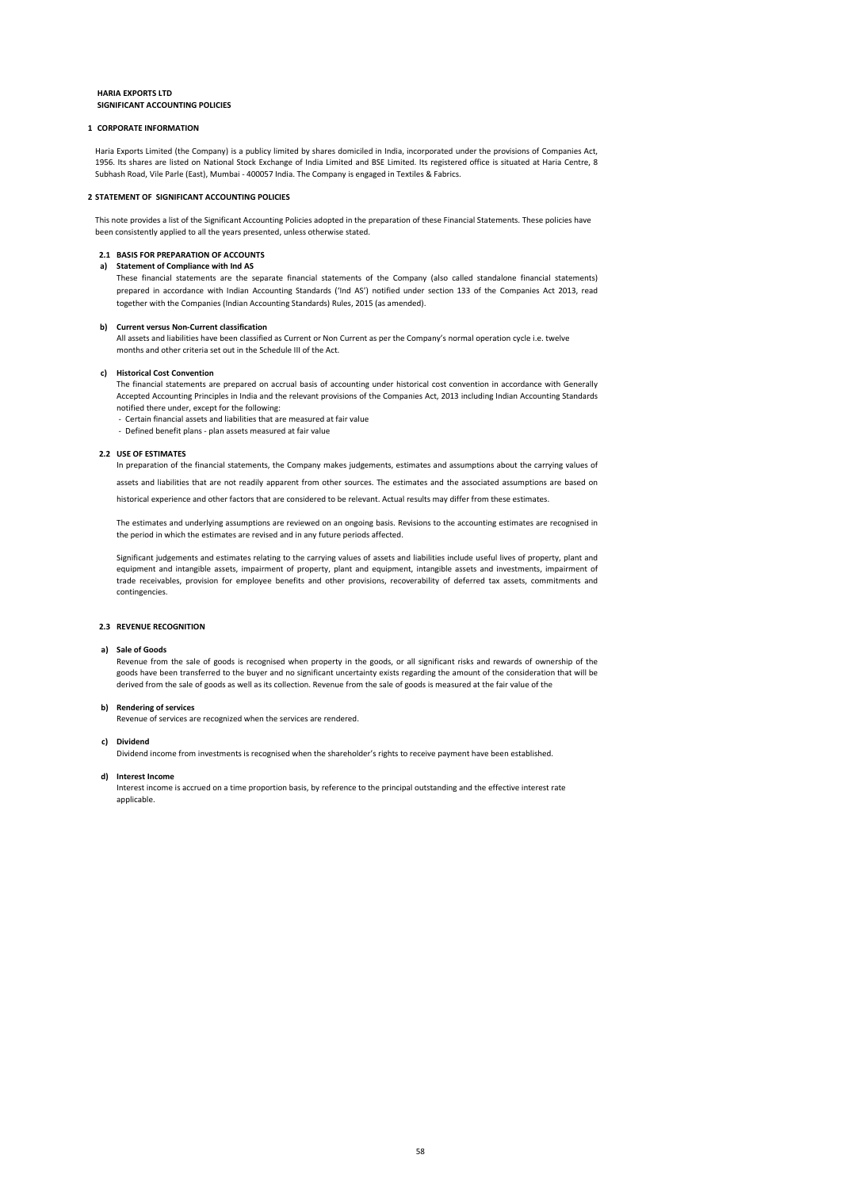**HARIA EXPORTS LTD**
**SIGNIFICANT ACCOUNTING POLICIES**

## 1 CORPORATE INFORMATION

Haria Exports Limited (the Company) is a publicy limited by shares domiciled in India, incorporated under the provisions of Companies Act, 1956. Its shares are listed on National Stock Exchange of India Limited and BSE Limited. Its registered office is situated at Haria Centre, 8 Subhash Road, Vile Parle (East), Mumbai - 400057 India. The Company is engaged in Textiles & Fabrics.

## 2 STATEMENT OF SIGNIFICANT ACCOUNTING POLICIES

This note provides a list of the Significant Accounting Policies adopted in the preparation of these Financial Statements. These policies have been consistently applied to all the years presented, unless otherwise stated.

### 2.1 BASIS FOR PREPARATION OF ACCOUNTS

**a) Statement of Compliance with Ind AS**

These financial statements are the separate financial statements of the Company (also called standalone financial statements) prepared in accordance with Indian Accounting Standards ('Ind AS') notified under section 133 of the Companies Act 2013, read together with the Companies (Indian Accounting Standards) Rules, 2015 (as amended).

**b) Current versus Non-Current classification**

All assets and liabilities have been classified as Current or Non Current as per the Company's normal operation cycle i.e. twelve months and other criteria set out in the Schedule III of the Act.

**c) Historical Cost Convention**

The financial statements are prepared on accrual basis of accounting under historical cost convention in accordance with Generally Accepted Accounting Principles in India and the relevant provisions of the Companies Act, 2013 including Indian Accounting Standards notified there under, except for the following:

- Certain financial assets and liabilities that are measured at fair value
- Defined benefit plans - plan assets measured at fair value

### 2.2 USE OF ESTIMATES

In preparation of the financial statements, the Company makes judgements, estimates and assumptions about the carrying values of assets and liabilities that are not readily apparent from other sources. The estimates and the associated assumptions are based on historical experience and other factors that are considered to be relevant. Actual results may differ from these estimates.

The estimates and underlying assumptions are reviewed on an ongoing basis. Revisions to the accounting estimates are recognised in the period in which the estimates are revised and in any future periods affected.

Significant judgements and estimates relating to the carrying values of assets and liabilities include useful lives of property, plant and equipment and intangible assets, impairment of property, plant and equipment, intangible assets and investments, impairment of trade receivables, provision for employee benefits and other provisions, recoverability of deferred tax assets, commitments and contingencies.

### 2.3 REVENUE RECOGNITION

**a) Sale of Goods**

Revenue from the sale of goods is recognised when property in the goods, or all significant risks and rewards of ownership of the goods have been transferred to the buyer and no significant uncertainty exists regarding the amount of the consideration that will be derived from the sale of goods as well as its collection. Revenue from the sale of goods is measured at the fair value of the

**b) Rendering of services**

Revenue of services are recognized when the services are rendered.

**c) Dividend**

Dividend income from investments is recognised when the shareholder's rights to receive payment have been established.

**d) Interest Income**

Interest income is accrued on a time proportion basis, by reference to the principal outstanding and the effective interest rate applicable.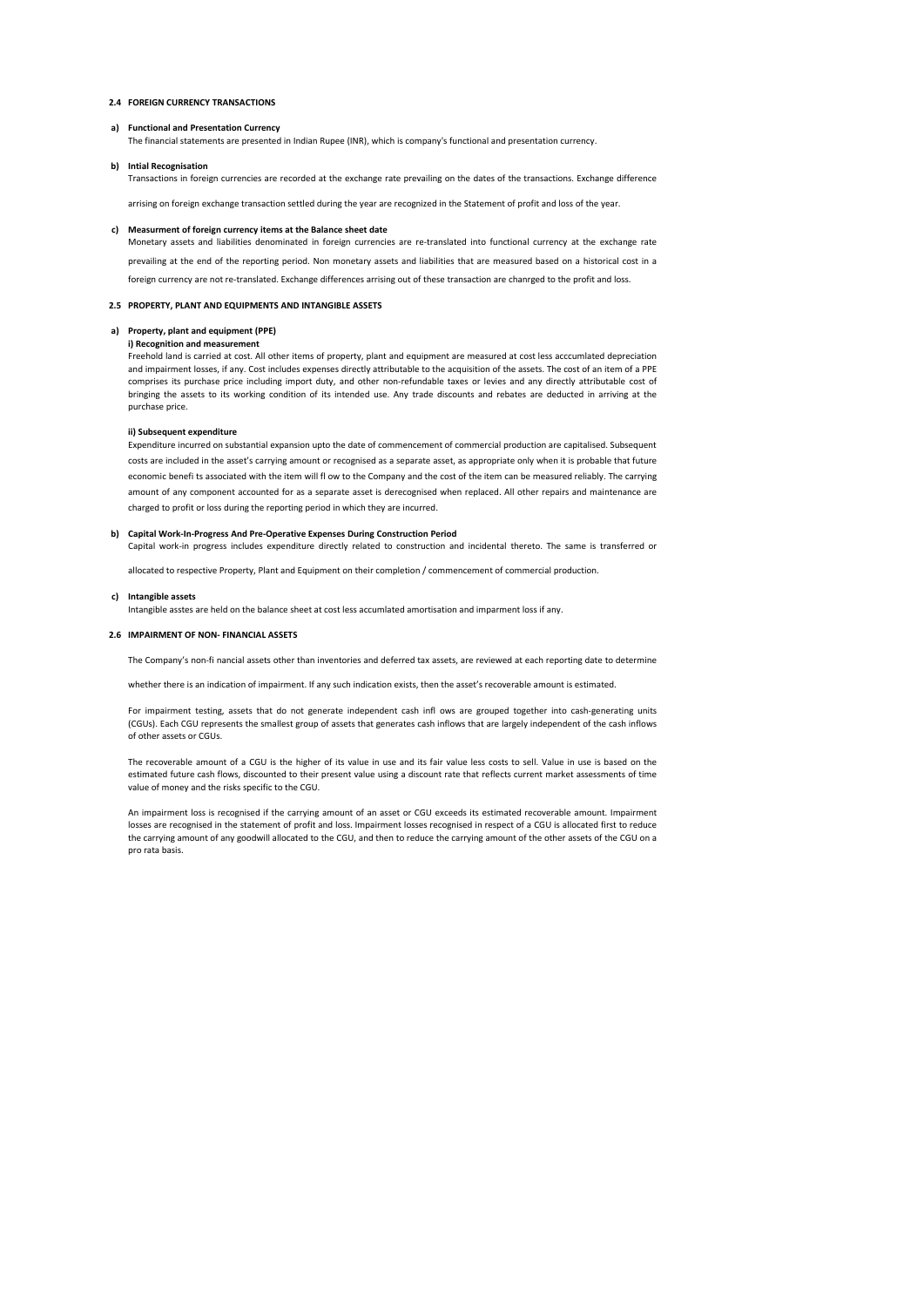### 2.4 FOREIGN CURRENCY TRANSACTIONS

**a) Functional and Presentation Currency**

The financial statements are presented in Indian Rupee (INR), which is company's functional and presentation currency.

**b) Intial Recognisation**

Transactions in foreign currencies are recorded at the exchange rate prevailing on the dates of the transactions. Exchange difference arrising on foreign exchange transaction settled during the year are recognized in the Statement of profit and loss of the year.

**c) Measurment of foreign currency items at the Balance sheet date**

Monetary assets and liabilities denominated in foreign currencies are re-translated into functional currency at the exchange rate prevailing at the end of the reporting period. Non monetary assets and liabilities that are measured based on a historical cost in a foreign currency are not re-translated. Exchange differences arising out of these transaction are chanrged to the profit and loss.

### 2.5 PROPERTY, PLANT AND EQUIPMENTS AND INTANGIBLE ASSETS

**a) Property, plant and equipment (PPE)**

**i) Recognition and measurement**

Freehold land is carried at cost. All other items of property, plant and equipment are measured at cost less acccumlated depreciation and impairment losses, if any. Cost includes expenses directly attributable to the acquisition of the assets. The cost of an item of a PPE comprises its purchase price including import duty, and other non-refundable taxes or levies and any directly attributable cost of bringing the assets to its working condition of its intended use. Any trade discounts and rebates are deducted in arriving at the purchase price.

**ii) Subsequent expenditure**

Expenditure incurred on substantial expansion upto the date of commencement of commercial production are capitalised. Subsequent costs are included in the asset's carrying amount or recognised as a separate asset, as appropriate only when it is probable that future economic benefi ts associated with the item will fl ow to the Company and the cost of the item can be measured reliably. The carrying amount of any component accounted for as a separate asset is derecognised when replaced. All other repairs and maintenance are charged to profit or loss during the reporting period in which they are incurred.

**b) Capital Work-In-Progress And Pre-Operative Expenses During Construction Period**

Capital work-in progress includes expenditure directly related to construction and incidental thereto. The same is transferred or allocated to respective Property, Plant and Equipment on their completion / commencement of commercial production.

**c) Intangible assets**

Intangible asstes are held on the balance sheet at cost less accumlated amortisation and imparment loss if any.

### 2.6 IMPAIRMENT OF NON- FINANCIAL ASSETS

The Company's non-fi nancial assets other than inventories and deferred tax assets, are reviewed at each reporting date to determine whether there is an indication of impairment. If any such indication exists, then the asset's recoverable amount is estimated.

For impairment testing, assets that do not generate independent cash infl ows are grouped together into cash-generating units (CGUs). Each CGU represents the smallest group of assets that generates cash inflows that are largely independent of the cash inflows of other assets or CGUs.

The recoverable amount of a CGU is the higher of its value in use and its fair value less costs to sell. Value in use is based on the estimated future cash flows, discounted to their present value using a discount rate that reflects current market assessments of time value of money and the risks specific to the CGU.

An impairment loss is recognised if the carrying amount of an asset or CGU exceeds its estimated recoverable amount. Impairment losses are recognised in the statement of profit and loss. Impairment losses recognised in respect of a CGU is allocated first to reduce the carrying amount of any goodwill allocated to the CGU, and then to reduce the carrying amount of the other assets of the CGU on a pro rata basis.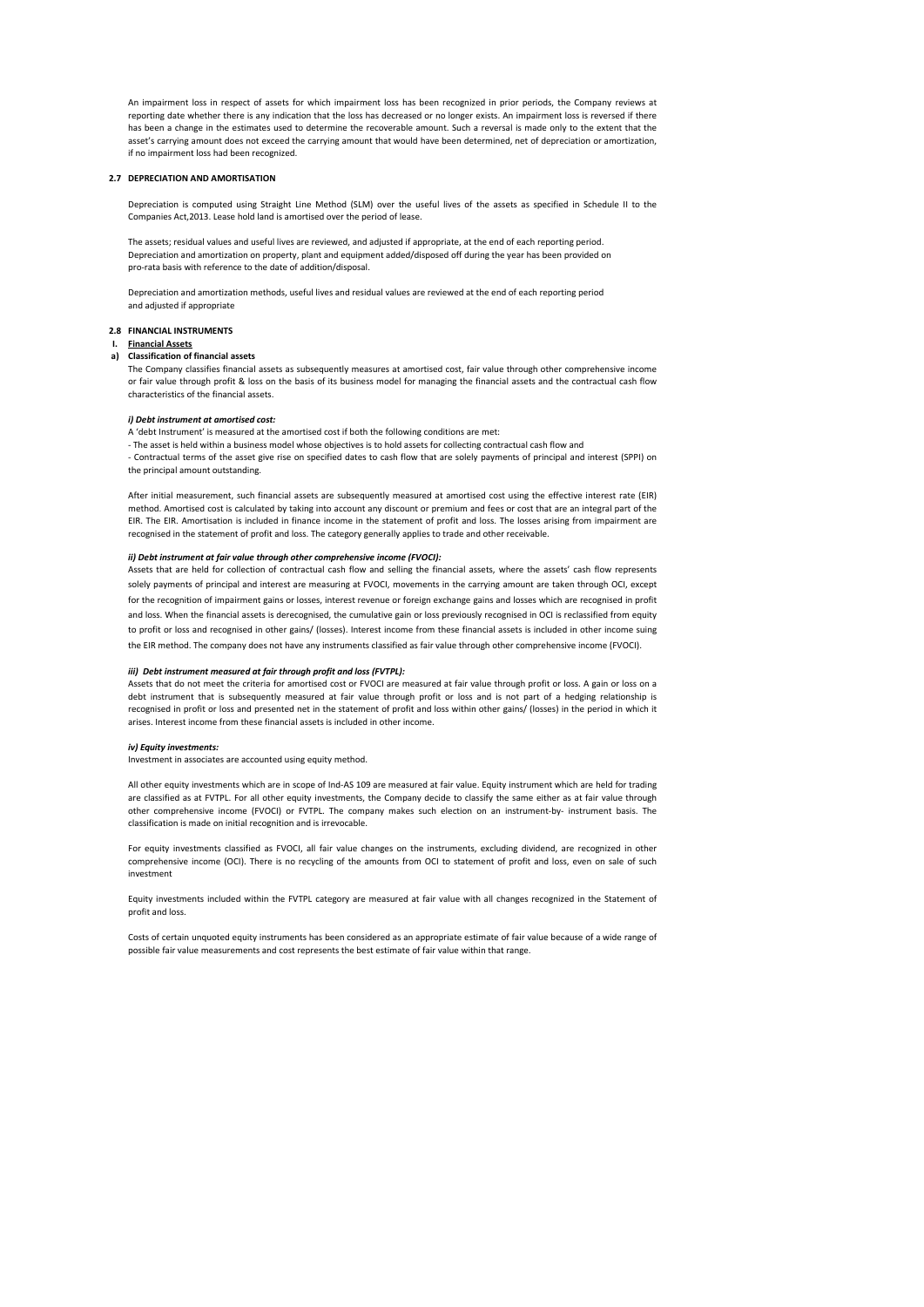An impairment loss in respect of assets for which impairment loss has been recognized in prior periods, the Company reviews at reporting date whether there is any indication that the loss has decreased or no longer exists. An impairment loss is reversed if there has been a change in the estimates used to determine the recoverable amount. Such a reversal is made only to the extent that the asset's carrying amount does not exceed the carrying amount that would have been determined, net of depreciation or amortization, if no impairment loss had been recognized.

### 2.7 DEPRECIATION AND AMORTISATION

Depreciation is computed using Straight Line Method (SLM) over the useful lives of the assets as specified in Schedule II to the Companies Act,2013. Lease hold land is amortised over the period of lease.

The assets; residual values and useful lives are reviewed, and adjusted if appropriate, at the end of each reporting period.
Depreciation and amortization on property, plant and equipment added/disposed off during the year has been provided on pro-rata basis with reference to the date of addition/disposal.

Depreciation and amortization methods, useful lives and residual values are reviewed at the end of each reporting period and adjusted if appropriate

### 2.8 FINANCIAL INSTRUMENTS

**I. Financial Assets**

**a) Classification of financial assets**

The Company classifies financial assets as subsequently measures at amortised cost, fair value through other comprehensive income or fair value through profit & loss on the basis of its business model for managing the financial assets and the contractual cash flow characteristics of the financial assets.

***i) Debt instrument at amortised cost:***

A 'debt Instrument' is measured at the amortised cost if both the following conditions are met:

- The asset is held within a business model whose objectives is to hold assets for collecting contractual cash flow and
- Contractual terms of the asset give rise on specified dates to cash flow that are solely payments of principal and interest (SPPI) on the principal amount outstanding.

After initial measurement, such financial assets are subsequently measured at amortised cost using the effective interest rate (EIR) method. Amortised cost is calculated by taking into account any discount or premium and fees or cost that are an integral part of the EIR. The EIR. Amortisation is included in finance income in the statement of profit and loss. The losses arising from impairment are recognised in the statement of profit and loss. The category generally applies to trade and other receivable.

***ii) Debt instrument at fair value through other comprehensive income (FVOCI):***

Assets that are held for collection of contractual cash flow and selling the financial assets, where the assets' cash flow represents solely payments of principal and interest are measuring at FVOCI, movements in the carrying amount are taken through OCI, except for the recognition of impairment gains or losses, interest revenue or foreign exchange gains and losses which are recognised in profit and loss. When the financial assets is derecognised, the cumulative gain or loss previously recognised in OCI is reclassified from equity to profit or loss and recognised in other gains/ (losses). Interest income from these financial assets is included in other income suing the EIR method. The company does not have any instruments classified as fair value through other comprehensive income (FVOCI).

***iii) Debt instrument measured at fair through profit and loss (FVTPL):***

Assets that do not meet the criteria for amortised cost or FVOCI are measured at fair value through profit or loss. A gain or loss on a debt instrument that is subsequently measured at fair value through profit or loss and is not part of a hedging relationship is recognised in profit or loss and presented net in the statement of profit and loss within other gains/ (losses) in the period in which it arises. Interest income from these financial assets is included in other income.

***iv) Equity investments:***

Investment in associates are accounted using equity method.

All other equity investments which are in scope of Ind-AS 109 are measured at fair value. Equity instrument which are held for trading are classified as at FVTPL. For all other equity investments, the Company decide to classify the same either as at fair value through other comprehensive income (FVOCI) or FVTPL. The company makes such election on an instrument-by- instrument basis. The classification is made on initial recognition and is irrevocable.

For equity investments classified as FVOCI, all fair value changes on the instruments, excluding dividend, are recognized in other comprehensive income (OCI). There is no recycling of the amounts from OCI to statement of profit and loss, even on sale of such investment

Equity investments included within the FVTPL category are measured at fair value with all changes recognized in the Statement of profit and loss.

Costs of certain unquoted equity instruments has been considered as an appropriate estimate of fair value because of a wide range of possible fair value measurements and cost represents the best estimate of fair value within that range.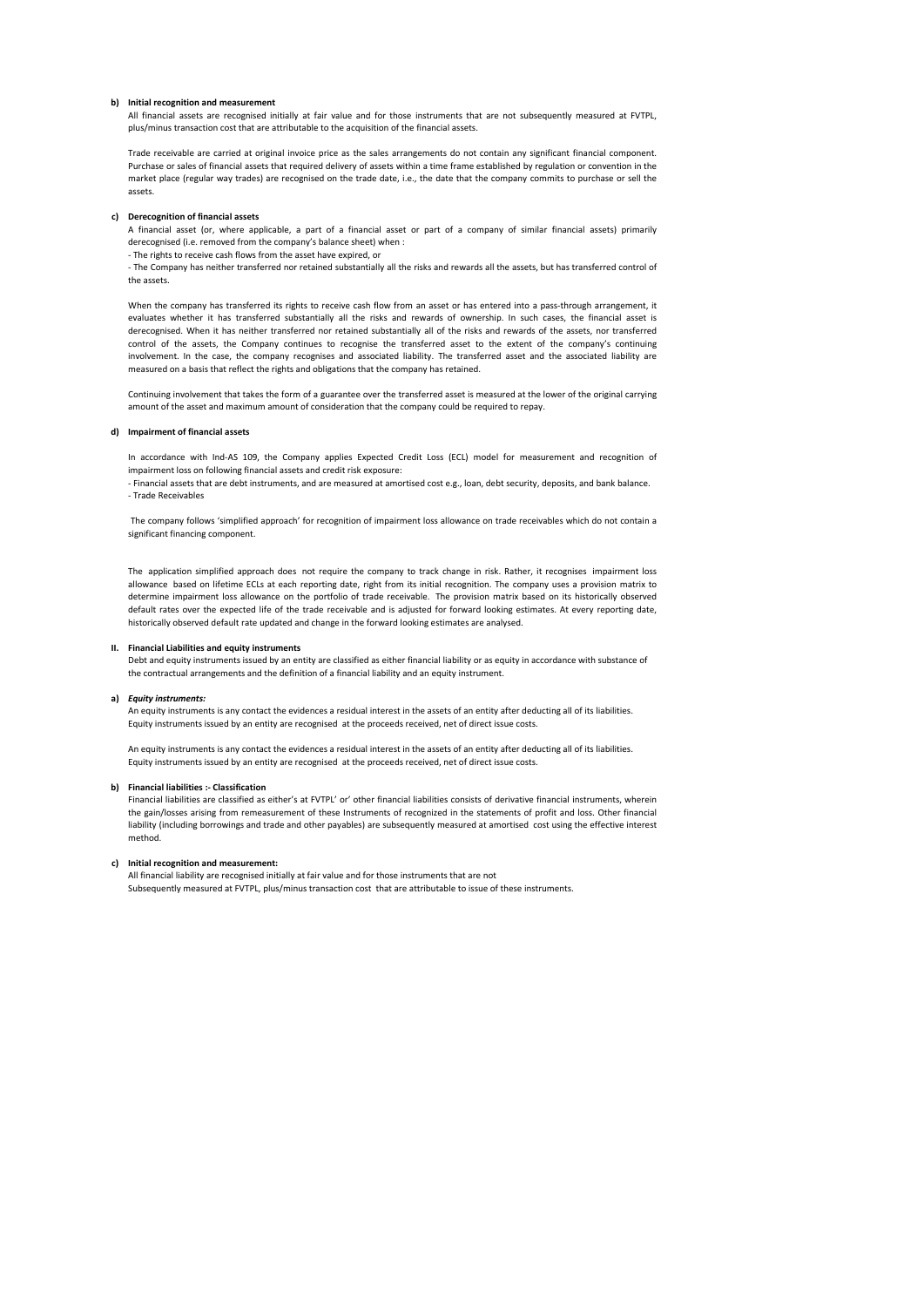**b) Initial recognition and measurement**

All financial assets are recognised initially at fair value and for those instruments that are not subsequently measured at FVTPL, plus/minus transaction cost that are attributable to the acquisition of the financial assets.

Trade receivable are carried at original invoice price as the sales arrangements do not contain any significant financial component. Purchase or sales of financial assets that required delivery of assets within a time frame established by regulation or convention in the market place (regular way trades) are recognised on the trade date, i.e., the date that the company commits to purchase or sell the assets.

**c) Derecognition of financial assets**

A financial asset (or, where applicable, a part of a financial asset or part of a company of similar financial assets) primarily derecognised (i.e. removed from the company's balance sheet) when :

- The rights to receive cash flows from the asset have expired, or
- The Company has neither transferred nor retained substantially all the risks and rewards all the assets, but has transferred control of the assets.

When the company has transferred its rights to receive cash flow from an asset or has entered into a pass-through arrangement, it evaluates whether it has transferred substantially all the risks and rewards of ownership. In such cases, the financial asset is derecognised. When it has neither transferred nor retained substantially all of the risks and rewards of the assets, nor transferred control of the assets, the Company continues to recognise the transferred asset to the extent of the company's continuing involvement. In the case, the company recognises and associated liability. The transferred asset and the associated liability are measured on a basis that reflect the rights and obligations that the company has retained.

Continuing involvement that takes the form of a guarantee over the transferred asset is measured at the lower of the original carrying amount of the asset and maximum amount of consideration that the company could be required to repay.

**d) Impairment of financial assets**

In accordance with Ind-AS 109, the Company applies Expected Credit Loss (ECL) model for measurement and recognition of impairment loss on following financial assets and credit risk exposure:

- Financial assets that are debt instruments, and are measured at amortised cost e.g., loan, debt security, deposits, and bank balance.
- Trade Receivables

The company follows 'simplified approach' for recognition of impairment loss allowance on trade receivables which do not contain a significant financing component.

The application simplified approach does not require the company to track change in risk. Rather, it recognises impairment loss allowance based on lifetime ECLs at each reporting date, right from its initial recognition. The company uses a provision matrix to determine impairment loss allowance on the portfolio of trade receivable. The provision matrix based on its historically observed default rates over the expected life of the trade receivable and is adjusted for forward looking estimates. At every reporting date, historically observed default rate updated and change in the forward looking estimates are analysed.

**II. Financial Liabilities and equity instruments**

Debt and equity instruments issued by an entity are classified as either financial liability or as equity in accordance with substance of the contractual arrangements and the definition of a financial liability and an equity instrument.

**a) *Equity instruments:***

An equity instruments is any contact the evidences a residual interest in the assets of an entity after deducting all of its liabilities. Equity instruments issued by an entity are recognised at the proceeds received, net of direct issue costs.

An equity instruments is any contact the evidences a residual interest in the assets of an entity after deducting all of its liabilities. Equity instruments issued by an entity are recognised at the proceeds received, net of direct issue costs.

**b) Financial liabilities :- Classification**

Financial liabilities are classified as either's at FVTPL' or' other financial liabilities consists of derivative financial instruments, wherein the gain/losses arising from remeasurement of these Instruments of recognized in the statements of profit and loss. Other financial liability (including borrowings and trade and other payables) are subsequently measured at amortised cost using the effective interest method.

**c) Initial recognition and measurement:**

All financial liability are recognised initially at fair value and for those instruments that are not Subsequently measured at FVTPL, plus/minus transaction cost that are attributable to issue of these instruments.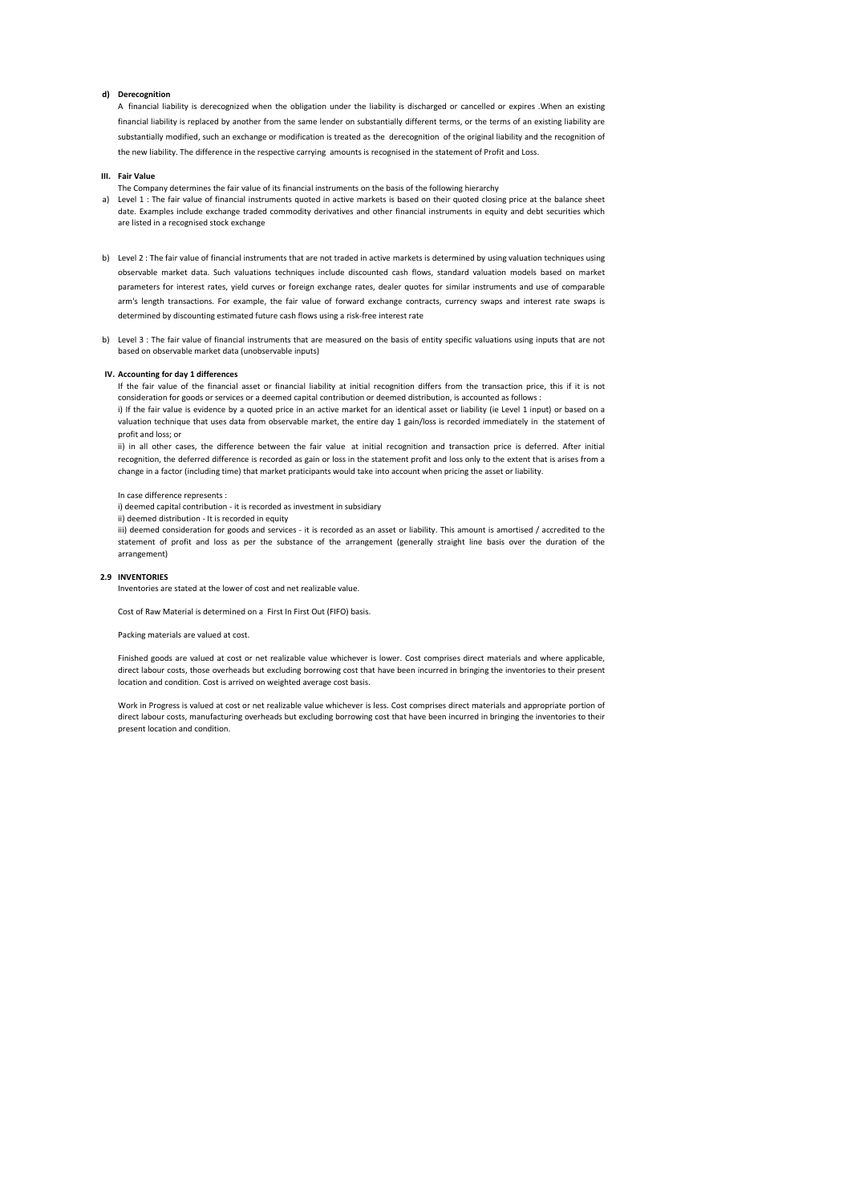**d) Derecognition**

A financial liability is derecognized when the obligation under the liability is discharged or cancelled or expires .When an existing financial liability is replaced by another from the same lender on substantially different terms, or the terms of an existing liability are substantially modified, such an exchange or modification is treated as the derecognition of the original liability and the recognition of the new liability. The difference in the respective carrying amounts is recognised in the statement of Profit and Loss.

**III. Fair Value**

The Company determines the fair value of its financial instruments on the basis of the following hierarchy

a) Level 1 : The fair value of financial instruments quoted in active markets is based on their quoted closing price at the balance sheet date. Examples include exchange traded commodity derivatives and other financial instruments in equity and debt securities which are listed in a recognised stock exchange

b) Level 2 : The fair value of financial instruments that are not traded in active markets is determined by using valuation techniques using observable market data. Such valuations techniques include discounted cash flows, standard valuation models based on market parameters for interest rates, yield curves or foreign exchange rates, dealer quotes for similar instruments and use of comparable arm's length transactions. For example, the fair value of forward exchange contracts, currency swaps and interest rate swaps is determined by discounting estimated future cash flows using a risk-free interest rate

b) Level 3 : The fair value of financial instruments that are measured on the basis of entity specific valuations using inputs that are not based on observable market data (unobservable inputs)

**IV. Accounting for day 1 differences**

If the fair value of the financial asset or financial liability at initial recognition differs from the transaction price, this if it is not consideration for goods or services or a deemed capital contribution or deemed distribution, is accounted as follows :

i) If the fair value is evidence by a quoted price in an active market for an identical asset or liability (ie Level 1 input) or based on a valuation technique that uses data from observable market, the entire day 1 gain/loss is recorded immediately in the statement of profit and loss; or

ii) in all other cases, the difference between the fair value at initial recognition and transaction price is deferred. After initial recognition, the deferred difference is recorded as gain or loss in the statement profit and loss only to the extent that is arises from a change in a factor (including time) that market praticipants would take into account when pricing the asset or liability.

In case difference represents :

i) deemed capital contribution - it is recorded as investment in subsidiary

ii) deemed distribution - It is recorded in equity

iii) deemed consideration for goods and services - it is recorded as an asset or liability. This amount is amortised / accredited to the statement of profit and loss as per the substance of the arrangement (generally straight line basis over the duration of the arrangement)

**2.9 INVENTORIES**

Inventories are stated at the lower of cost and net realizable value.

Cost of Raw Material is determined on a First In First Out (FIFO) basis.

Packing materials are valued at cost.

Finished goods are valued at cost or net realizable value whichever is lower. Cost comprises direct materials and where applicable, direct labour costs, those overheads but excluding borrowing cost that have been incurred in bringing the inventories to their present location and condition. Cost is arrived on weighted average cost basis.

Work in Progress is valued at cost or net realizable value whichever is less. Cost comprises direct materials and appropriate portion of direct labour costs, manufacturing overheads but excluding borrowing cost that have been incurred in bringing the inventories to their present location and condition.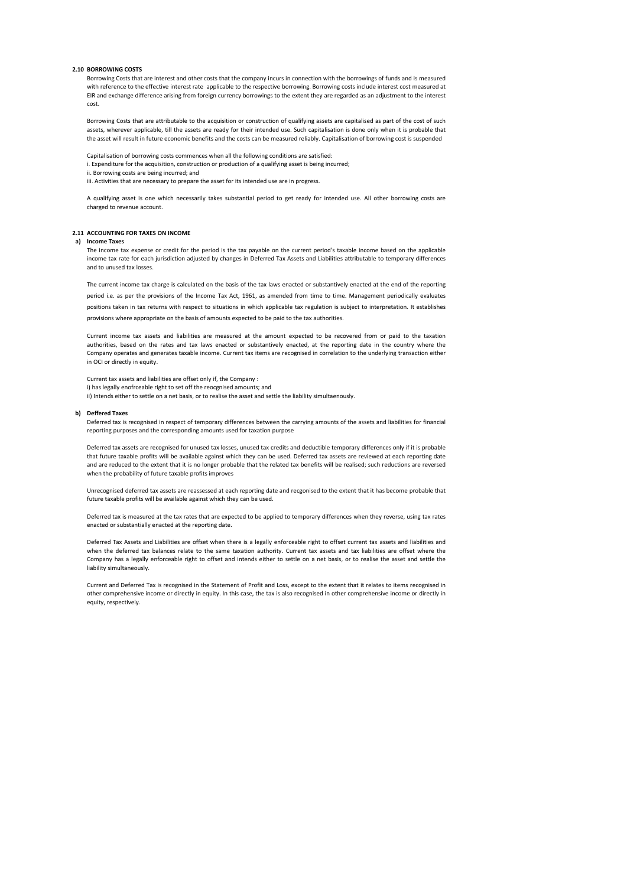## 2.10 BORROWING COSTS

Borrowing Costs that are interest and other costs that the company incurs in connection with the borrowings of funds and is measured with reference to the effective interest rate applicable to the respective borrowing. Borrowing costs include interest cost measured at EIR and exchange difference arising from foreign currency borrowings to the extent they are regarded as an adjustment to the interest cost.

Borrowing Costs that are attributable to the acquisition or construction of qualifying assets are capitalised as part of the cost of such assets, wherever applicable, till the assets are ready for their intended use. Such capitalisation is done only when it is probable that the asset will result in future economic benefits and the costs can be measured reliably. Capitalisation of borrowing cost is suspended

Capitalisation of borrowing costs commences when all the following conditions are satisfied:

i. Expenditure for the acquisition, construction or production of a qualifying asset is being incurred;

ii. Borrowing costs are being incurred; and

iii. Activities that are necessary to prepare the asset for its intended use are in progress.

A qualifying asset is one which necessarily takes substantial period to get ready for intended use. All other borrowing costs are charged to revenue account.

## 2.11 ACCOUNTING FOR TAXES ON INCOME

### a) Income Taxes

The income tax expense or credit for the period is the tax payable on the current period's taxable income based on the applicable income tax rate for each jurisdiction adjusted by changes in Deferred Tax Assets and Liabilities attributable to temporary differences and to unused tax losses.

The current income tax charge is calculated on the basis of the tax laws enacted or substantively enacted at the end of the reporting period i.e. as per the provisions of the Income Tax Act, 1961, as amended from time to time. Management periodically evaluates positions taken in tax returns with respect to situations in which applicable tax regulation is subject to interpretation. It establishes provisions where appropriate on the basis of amounts expected to be paid to the tax authorities.

Current income tax assets and liabilities are measured at the amount expected to be recovered from or paid to the taxation authorities, based on the rates and tax laws enacted or substantively enacted, at the reporting date in the country where the Company operates and generates taxable income. Current tax items are recognised in correlation to the underlying transaction either in OCI or directly in equity.

Current tax assets and liabilities are offset only if, the Company :

i) has legally enofrceable right to set off the reocgnised amounts; and

ii) Intends either to settle on a net basis, or to realise the asset and settle the liability simultaenously.

### b) Deffered Taxes

Deferred tax is recognised in respect of temporary differences between the carrying amounts of the assets and liabilities for financial reporting purposes and the corresponding amounts used for taxation purpose

Deferred tax assets are recognised for unused tax losses, unused tax credits and deductible temporary differences only if it is probable that future taxable profits will be available against which they can be used. Deferred tax assets are reviewed at each reporting date and are reduced to the extent that it is no longer probable that the related tax benefits will be realised; such reductions are reversed when the probability of future taxable profits improves

Unrecognised deferred tax assets are reassessed at each reporting date and recgonised to the extent that it has become probable that future taxable profits will be available against which they can be used.

Deferred tax is measured at the tax rates that are expected to be applied to temporary differences when they reverse, using tax rates enacted or substantially enacted at the reporting date.

Deferred Tax Assets and Liabilities are offset when there is a legally enforceable right to offset current tax assets and liabilities and when the deferred tax balances relate to the same taxation authority. Current tax assets and tax liabilities are offset where the Company has a legally enforceable right to offset and intends either to settle on a net basis, or to realise the asset and settle the liability simultaneously.

Current and Deferred Tax is recognised in the Statement of Profit and Loss, except to the extent that it relates to items recognised in other comprehensive income or directly in equity. In this case, the tax is also recognised in other comprehensive income or directly in equity, respectively.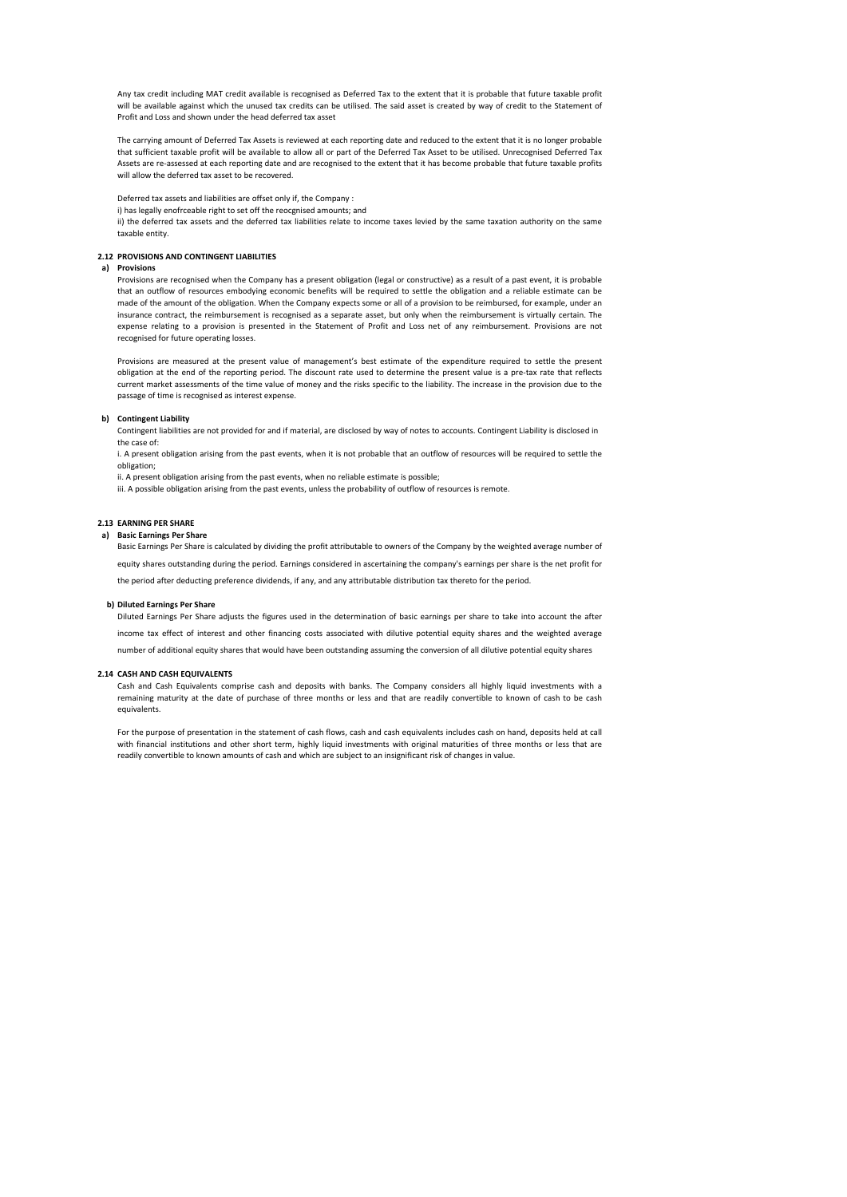Any tax credit including MAT credit available is recognised as Deferred Tax to the extent that it is probable that future taxable profit will be available against which the unused tax credits can be utilised. The said asset is created by way of credit to the Statement of Profit and Loss and shown under the head deferred tax asset

The carrying amount of Deferred Tax Assets is reviewed at each reporting date and reduced to the extent that it is no longer probable that sufficient taxable profit will be available to allow all or part of the Deferred Tax Asset to be utilised. Unrecognised Deferred Tax Assets are re-assessed at each reporting date and are recognised to the extent that it has become probable that future taxable profits will allow the deferred tax asset to be recovered.

Deferred tax assets and liabilities are offset only if, the Company :

i) has legally enofrceable right to set off the reocgnised amounts; and

ii) the deferred tax assets and the deferred tax liabilities relate to income taxes levied by the same taxation authority on the same taxable entity.

### 2.12 PROVISIONS AND CONTINGENT LIABILITIES

**a) Provisions**

Provisions are recognised when the Company has a present obligation (legal or constructive) as a result of a past event, it is probable that an outflow of resources embodying economic benefits will be required to settle the obligation and a reliable estimate can be made of the amount of the obligation. When the Company expects some or all of a provision to be reimbursed, for example, under an insurance contract, the reimbursement is recognised as a separate asset, but only when the reimbursement is virtually certain. The expense relating to a provision is presented in the Statement of Profit and Loss net of any reimbursement. Provisions are not recognised for future operating losses.

Provisions are measured at the present value of management's best estimate of the expenditure required to settle the present obligation at the end of the reporting period. The discount rate used to determine the present value is a pre-tax rate that reflects current market assessments of the time value of money and the risks specific to the liability. The increase in the provision due to the passage of time is recognised as interest expense.

**b) Contingent Liability**

Contingent liabilities are not provided for and if material, are disclosed by way of notes to accounts. Contingent Liability is disclosed in the case of:

i. A present obligation arising from the past events, when it is not probable that an outflow of resources will be required to settle the obligation;

ii. A present obligation arising from the past events, when no reliable estimate is possible;

iii. A possible obligation arising from the past events, unless the probability of outflow of resources is remote.

### 2.13 EARNING PER SHARE

**a) Basic Earnings Per Share**

Basic Earnings Per Share is calculated by dividing the profit attributable to owners of the Company by the weighted average number of equity shares outstanding during the period. Earnings considered in ascertaining the company's earnings per share is the net profit for the period after deducting preference dividends, if any, and any attributable distribution tax thereto for the period.

**b) Diluted Earnings Per Share**

Diluted Earnings Per Share adjusts the figures used in the determination of basic earnings per share to take into account the after income tax effect of interest and other financing costs associated with dilutive potential equity shares and the weighted average number of additional equity shares that would have been outstanding assuming the conversion of all dilutive potential equity shares

### 2.14 CASH AND CASH EQUIVALENTS

Cash and Cash Equivalents comprise cash and deposits with banks. The Company considers all highly liquid investments with a remaining maturity at the date of purchase of three months or less and that are readily convertible to known of cash to be cash equivalents.

For the purpose of presentation in the statement of cash flows, cash and cash equivalents includes cash on hand, deposits held at call with financial institutions and other short term, highly liquid investments with original maturities of three months or less that are readily convertible to known amounts of cash and which are subject to an insignificant risk of changes in value.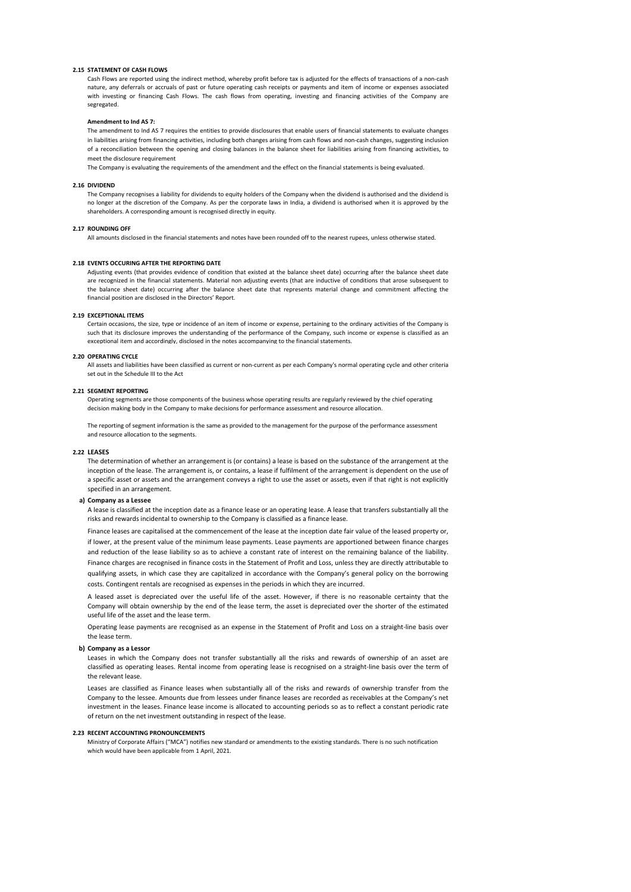### 2.15 STATEMENT OF CASH FLOWS

Cash Flows are reported using the indirect method, whereby profit before tax is adjusted for the effects of transactions of a non-cash nature, any deferrals or accruals of past or future operating cash receipts or payments and item of income or expenses associated with investing or financing Cash Flows. The cash flows from operating, investing and financing activities of the Company are segregated.

**Amendment to Ind AS 7:**

The amendment to Ind AS 7 requires the entities to provide disclosures that enable users of financial statements to evaluate changes in liabilities arising from financing activities, including both changes arising from cash flows and non-cash changes, suggesting inclusion of a reconciliation between the opening and closing balances in the balance sheet for liabilities arising from financing activities, to meet the disclosure requirement

The Company is evaluating the requirements of the amendment and the effect on the financial statements is being evaluated.

### 2.16 DIVIDEND

The Company recognises a liability for dividends to equity holders of the Company when the dividend is authorised and the dividend is no longer at the discretion of the Company. As per the corporate laws in India, a dividend is authorised when it is approved by the shareholders. A corresponding amount is recognised directly in equity.

### 2.17 ROUNDING OFF

All amounts disclosed in the financial statements and notes have been rounded off to the nearest rupees, unless otherwise stated.

### 2.18 EVENTS OCCURING AFTER THE REPORTING DATE

Adjusting events (that provides evidence of condition that existed at the balance sheet date) occurring after the balance sheet date are recognized in the financial statements. Material non adjusting events (that are inductive of conditions that arose subsequent to the balance sheet date) occurring after the balance sheet date that represents material change and commitment affecting the financial position are disclosed in the Directors' Report.

### 2.19 EXCEPTIONAL ITEMS

Certain occasions, the size, type or incidence of an item of income or expense, pertaining to the ordinary activities of the Company is such that its disclosure improves the understanding of the performance of the Company, such income or expense is classified as an exceptional item and accordingly, disclosed in the notes accompanying to the financial statements.

### 2.20 OPERATING CYCLE

All assets and liabilities have been classified as current or non-current as per each Company's normal operating cycle and other criteria set out in the Schedule III to the Act

### 2.21 SEGMENT REPORTING

Operating segments are those components of the business whose operating results are regularly reviewed by the chief operating decision making body in the Company to make decisions for performance assessment and resource allocation.

The reporting of segment information is the same as provided to the management for the purpose of the performance assessment and resource allocation to the segments.

### 2.22 LEASES

The determination of whether an arrangement is (or contains) a lease is based on the substance of the arrangement at the inception of the lease. The arrangement is, or contains, a lease if fulfilment of the arrangement is dependent on the use of a specific asset or assets and the arrangement conveys a right to use the asset or assets, even if that right is not explicitly specified in an arrangement.

**a) Company as a Lessee**

A lease is classified at the inception date as a finance lease or an operating lease. A lease that transfers substantially all the risks and rewards incidental to ownership to the Company is classified as a finance lease.

Finance leases are capitalised at the commencement of the lease at the inception date fair value of the leased property or, if lower, at the present value of the minimum lease payments. Lease payments are apportioned between finance charges and reduction of the lease liability so as to achieve a constant rate of interest on the remaining balance of the liability. Finance charges are recognised in finance costs in the Statement of Profit and Loss, unless they are directly attributable to qualifying assets, in which case they are capitalized in accordance with the Company's general policy on the borrowing costs. Contingent rentals are recognised as expenses in the periods in which they are incurred.

A leased asset is depreciated over the useful life of the asset. However, if there is no reasonable certainty that the Company will obtain ownership by the end of the lease term, the asset is depreciated over the shorter of the estimated useful life of the asset and the lease term.

Operating lease payments are recognised as an expense in the Statement of Profit and Loss on a straight-line basis over the lease term.

**b) Company as a Lessor**

Leases in which the Company does not transfer substantially all the risks and rewards of ownership of an asset are classified as operating leases. Rental income from operating lease is recognised on a straight-line basis over the term of the relevant lease.

Leases are classified as Finance leases when substantially all of the risks and rewards of ownership transfer from the Company to the lessee. Amounts due from lessees under finance leases are recorded as receivables at the Company's net investment in the leases. Finance lease income is allocated to accounting periods so as to reflect a constant periodic rate of return on the net investment outstanding in respect of the lease.

### 2.23 RECENT ACCOUNTING PRONOUNCEMENTS

Ministry of Corporate Affairs ("MCA") notifies new standard or amendments to the existing standards. There is no such notification which would have been applicable from 1 April, 2021.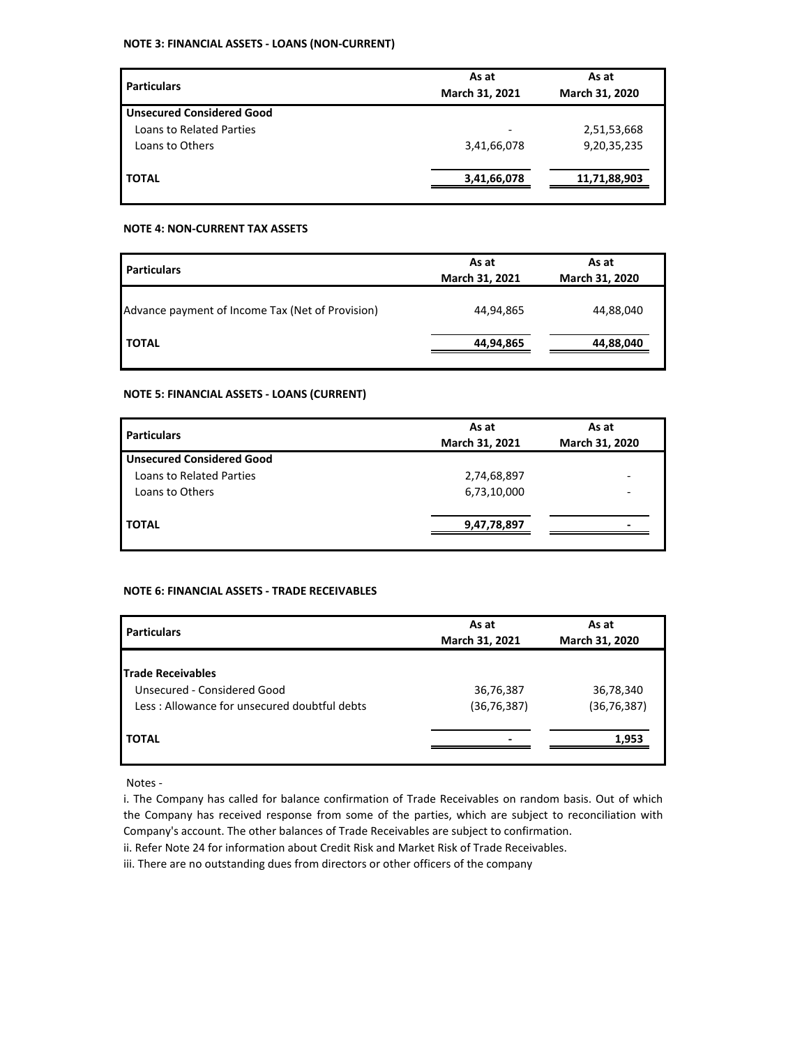#### NOTE 3: FINANCIAL ASSETS - LOANS (NON-CURRENT)

| Particulars | As at March 31, 2021 | As at March 31, 2020 |
|---|---|---|
| **Unsecured Considered Good** | | |
| Loans to Related Parties | - | 2,51,53,668 |
| Loans to Others | 3,41,66,078 | 9,20,35,235 |
| **TOTAL** | **3,41,66,078** | **11,71,88,903** |

#### NOTE 4: NON-CURRENT TAX ASSETS

| Particulars | As at March 31, 2021 | As at March 31, 2020 |
|---|---|---|
| Advance payment of Income Tax (Net of Provision) | 44,94,865 | 44,88,040 |
| **TOTAL** | **44,94,865** | **44,88,040** |

#### NOTE 5: FINANCIAL ASSETS - LOANS (CURRENT)

| Particulars | As at March 31, 2021 | As at March 31, 2020 |
|---|---|---|
| **Unsecured Considered Good** | | |
| Loans to Related Parties | 2,74,68,897 | - |
| Loans to Others | 6,73,10,000 | - |
| **TOTAL** | **9,47,78,897** | **-** |

#### NOTE 6: FINANCIAL ASSETS - TRADE RECEIVABLES

| Particulars | As at March 31, 2021 | As at March 31, 2020 |
|---|---|---|
| **Trade Receivables** | | |
| Unsecured - Considered Good | 36,76,387 | 36,78,340 |
| Less : Allowance for unsecured doubtful debts | (36,76,387) | (36,76,387) |
| **TOTAL** | **-** | **1,953** |

Notes -

i. The Company has called for balance confirmation of Trade Receivables on random basis. Out of which the Company has received response from some of the parties, which are subject to reconciliation with Company's account. The other balances of Trade Receivables are subject to confirmation.

ii. Refer Note 24 for information about Credit Risk and Market Risk of Trade Receivables.

iii. There are no outstanding dues from directors or other officers of the company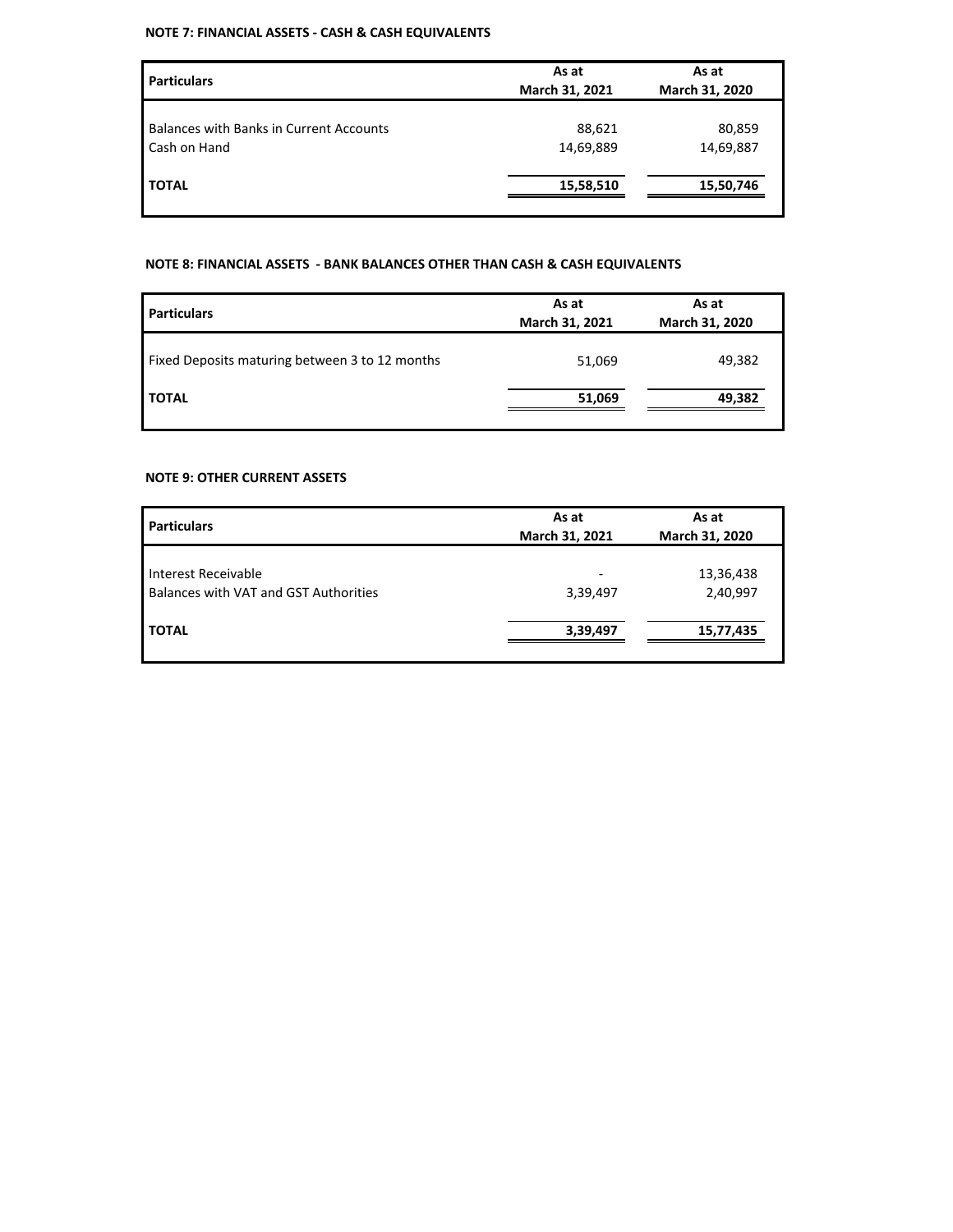**NOTE 7: FINANCIAL ASSETS - CASH & CASH EQUIVALENTS**

| Particulars | As at March 31, 2021 | As at March 31, 2020 |
|---|---|---|
| Balances with Banks in Current Accounts | 88,621 | 80,859 |
| Cash on Hand | 14,69,889 | 14,69,887 |
| **TOTAL** | **15,58,510** | **15,50,746** |

**NOTE 8: FINANCIAL ASSETS - BANK BALANCES OTHER THAN CASH & CASH EQUIVALENTS**

| Particulars | As at March 31, 2021 | As at March 31, 2020 |
|---|---|---|
| Fixed Deposits maturing between 3 to 12 months | 51,069 | 49,382 |
| **TOTAL** | **51,069** | **49,382** |

**NOTE 9: OTHER CURRENT ASSETS**

| Particulars | As at March 31, 2021 | As at March 31, 2020 |
|---|---|---|
| Interest Receivable | - | 13,36,438 |
| Balances with VAT and GST Authorities | 3,39,497 | 2,40,997 |
| **TOTAL** | **3,39,497** | **15,77,435** |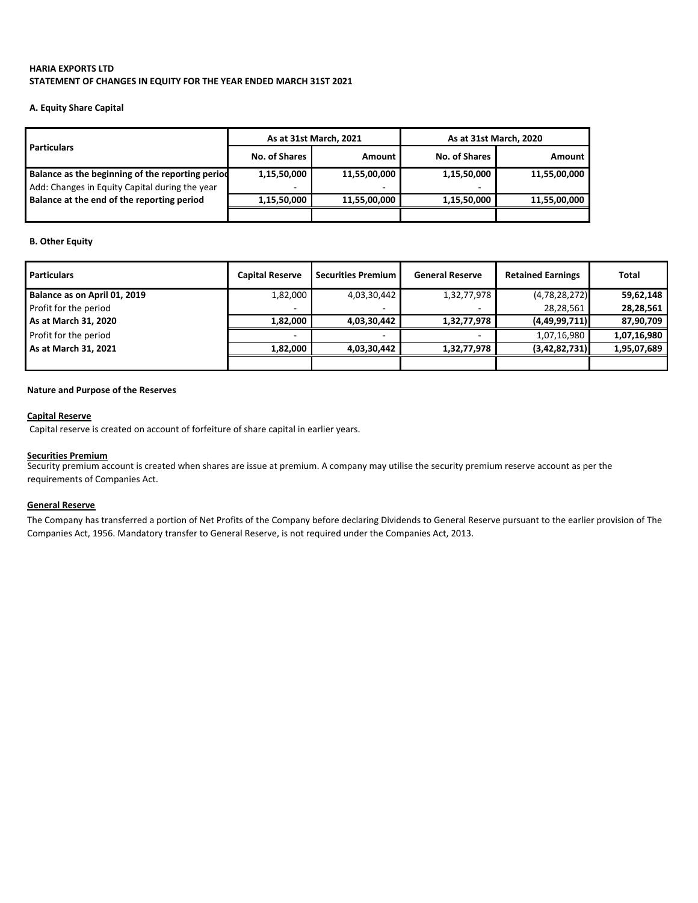**HARIA EXPORTS LTD**

**STATEMENT OF CHANGES IN EQUITY FOR THE YEAR ENDED MARCH 31ST 2021**

**A. Equity Share Capital**

| Particulars | As at 31st March, 2021 | | As at 31st March, 2020 | |
|---|---|---|---|---|
| | No. of Shares | Amount | No. of Shares | Amount |
| **Balance as the beginning of the reporting period** | **1,15,50,000** | **11,55,00,000** | **1,15,50,000** | **11,55,00,000** |
| Add: Changes in Equity Capital during the year | - | - | - | |
| **Balance at the end of the reporting period** | **1,15,50,000** | **11,55,00,000** | **1,15,50,000** | **11,55,00,000** |

**B. Other Equity**

| Particulars | Capital Reserve | Securities Premium | General Reserve | Retained Earnings | Total |
|---|---|---|---|---|---|
| **Balance as on April 01, 2019** | 1,82,000 | 4,03,30,442 | 1,32,77,978 | (4,78,28,272) | **59,62,148** |
| Profit for the period | - | - | - | 28,28,561 | **28,28,561** |
| **As at March 31, 2020** | **1,82,000** | **4,03,30,442** | **1,32,77,978** | **(4,49,99,711)** | **87,90,709** |
| Profit for the period | - | - | - | 1,07,16,980 | **1,07,16,980** |
| **As at March 31, 2021** | **1,82,000** | **4,03,30,442** | **1,32,77,978** | **(3,42,82,731)** | **1,95,07,689** |

**Nature and Purpose of the Reserves**

**Capital Reserve**

Capital reserve is created on account of forfeiture of share capital in earlier years.

**Securities Premium**

Security premium account is created when shares are issue at premium. A company may utilise the security premium reserve account as per the requirements of Companies Act.

**General Reserve**

The Company has transferred a portion of Net Profits of the Company before declaring Dividends to General Reserve pursuant to the earlier provision of The Companies Act, 1956. Mandatory transfer to General Reserve, is not required under the Companies Act, 2013.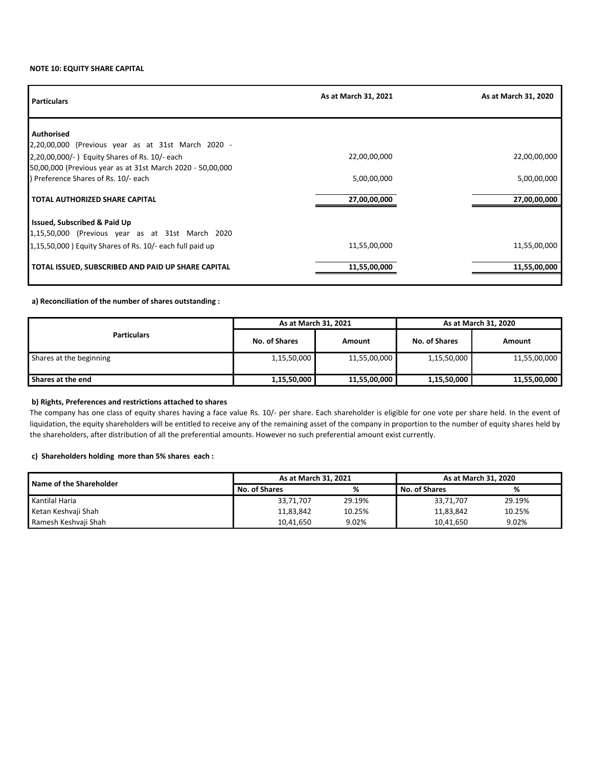**NOTE 10: EQUITY SHARE CAPITAL**

| Particulars | As at March 31, 2021 | As at March 31, 2020 |
|---|---|---|
| **Authorised** | | |
| 2,20,00,000 (Previous year as at 31st March 2020 - 2,20,00,000/- ) Equity Shares of Rs. 10/- each | 22,00,00,000 | 22,00,00,000 |
| 50,00,000 (Previous year as at 31st March 2020 - 50,00,000 ) Preference Shares of Rs. 10/- each | 5,00,00,000 | 5,00,00,000 |
| **TOTAL AUTHORIZED SHARE CAPITAL** | **27,00,00,000** | **27,00,00,000** |
| **Issued, Subscribed & Paid Up** | | |
| 1,15,50,000 (Previous year as at 31st March 2020 1,15,50,000 ) Equity Shares of Rs. 10/- each full paid up | 11,55,00,000 | 11,55,00,000 |
| **TOTAL ISSUED, SUBSCRIBED AND PAID UP SHARE CAPITAL** | **11,55,00,000** | **11,55,00,000** |

**a) Reconciliation of the number of shares outstanding :**

| Particulars | As at March 31, 2021 | | As at March 31, 2020 | |
|---|---|---|---|---|
| | No. of Shares | Amount | No. of Shares | Amount |
| Shares at the beginning | 1,15,50,000 | 11,55,00,000 | 1,15,50,000 | 11,55,00,000 |
| **Shares at the end** | **1,15,50,000** | **11,55,00,000** | **1,15,50,000** | **11,55,00,000** |

**b) Rights, Preferences and restrictions attached to shares**

The company has one class of equity shares having a face value Rs. 10/- per share. Each shareholder is eligible for one vote per share held. In the event of liquidation, the equity shareholders will be entitled to receive any of the remaining asset of the company in proportion to the number of equity shares held by the shareholders, after distribution of all the preferential amounts. However no such preferential amount exist currently.

**c) Shareholders holding more than 5% shares each :**

| Name of the Shareholder | As at March 31, 2021 | | As at March 31, 2020 | |
|---|---|---|---|---|
| | No. of Shares | % | No. of Shares | % |
| Kantilal Haria | 33,71,707 | 29.19% | 33,71,707 | 29.19% |
| Ketan Keshvaji Shah | 11,83,842 | 10.25% | 11,83,842 | 10.25% |
| Ramesh Keshvaji Shah | 10,41,650 | 9.02% | 10,41,650 | 9.02% |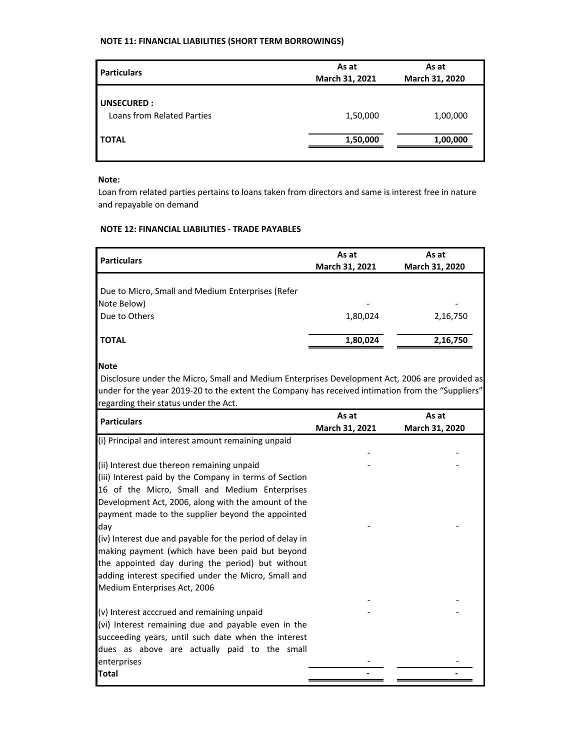### NOTE 11: FINANCIAL LIABILITIES (SHORT TERM BORROWINGS)

| Particulars | As at March 31, 2021 | As at March 31, 2020 |
|---|---|---|
| **UNSECURED :** | | |
| Loans from Related Parties | 1,50,000 | 1,00,000 |
| **TOTAL** | **1,50,000** | **1,00,000** |

**Note:**

Loan from related parties pertains to loans taken from directors and same is interest free in nature and repayable on demand

### NOTE 12: FINANCIAL LIABILITIES - TRADE PAYABLES

| Particulars | As at March 31, 2021 | As at March 31, 2020 |
|---|---|---|
| Due to Micro, Small and Medium Enterprises (Refer Note Below) | - | - |
| Due to Others | 1,80,024 | 2,16,750 |
| **TOTAL** | **1,80,024** | **2,16,750** |

**Note**

Disclosure under the Micro, Small and Medium Enterprises Development Act, 2006 are provided as under for the year 2019-20 to the extent the Company has received intimation from the "Suppliers" regarding their status under the Act.

| Particulars | As at March 31, 2021 | As at March 31, 2020 |
|---|---|---|
| (i) Principal and interest amount remaining unpaid | - | - |
| (ii) Interest due thereon remaining unpaid | - | - |
| (iii) Interest paid by the Company in terms of Section 16 of the Micro, Small and Medium Enterprises Development Act, 2006, along with the amount of the payment made to the supplier beyond the appointed day | - | - |
| (iv) Interest due and payable for the period of delay in making payment (which have been paid but beyond the appointed day during the period) but without adding interest specified under the Micro, Small and Medium Enterprises Act, 2006 | - | - |
| (v) Interest acccrued and remaining unpaid | - | - |
| (vi) Interest remaining due and payable even in the succeeding years, until such date when the interest dues as above are actually paid to the small enterprises | - | - |
| **Total** | **-** | **-** |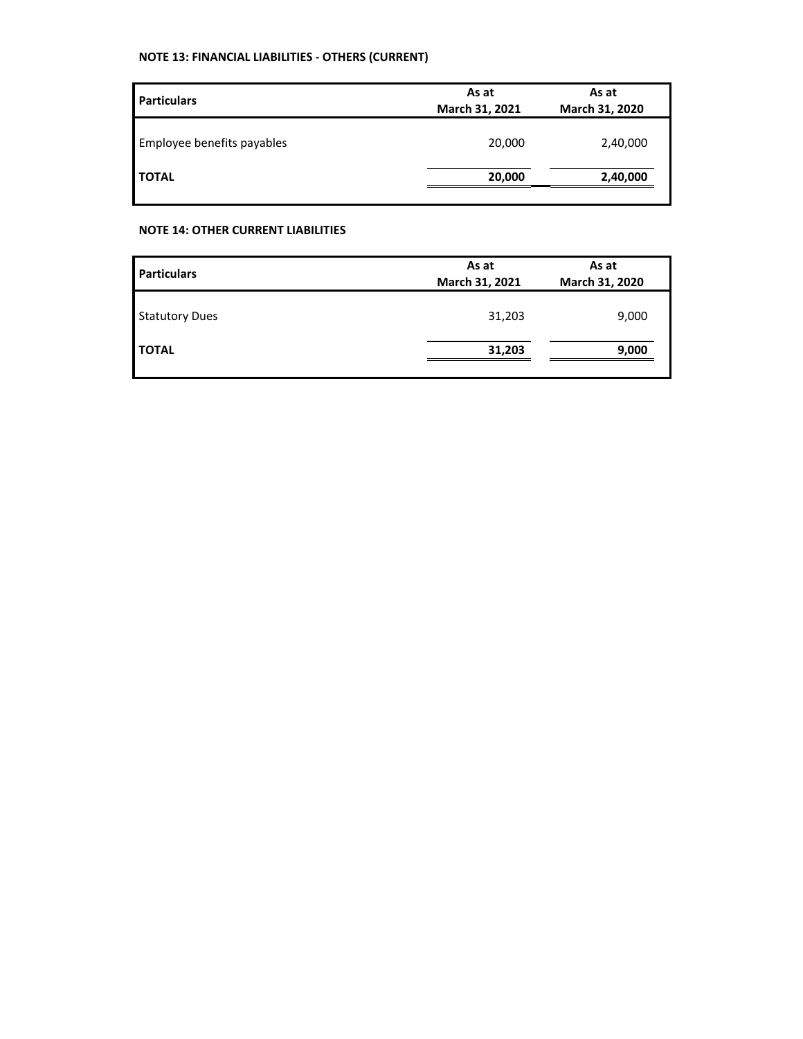**NOTE 13: FINANCIAL LIABILITIES - OTHERS (CURRENT)**

| Particulars | As at March 31, 2021 | As at March 31, 2020 |
|---|---|---|
| Employee benefits payables | 20,000 | 2,40,000 |
| **TOTAL** | **20,000** | **2,40,000** |

**NOTE 14: OTHER CURRENT LIABILITIES**

| Particulars | As at March 31, 2021 | As at March 31, 2020 |
|---|---|---|
| Statutory Dues | 31,203 | 9,000 |
| **TOTAL** | **31,203** | **9,000** |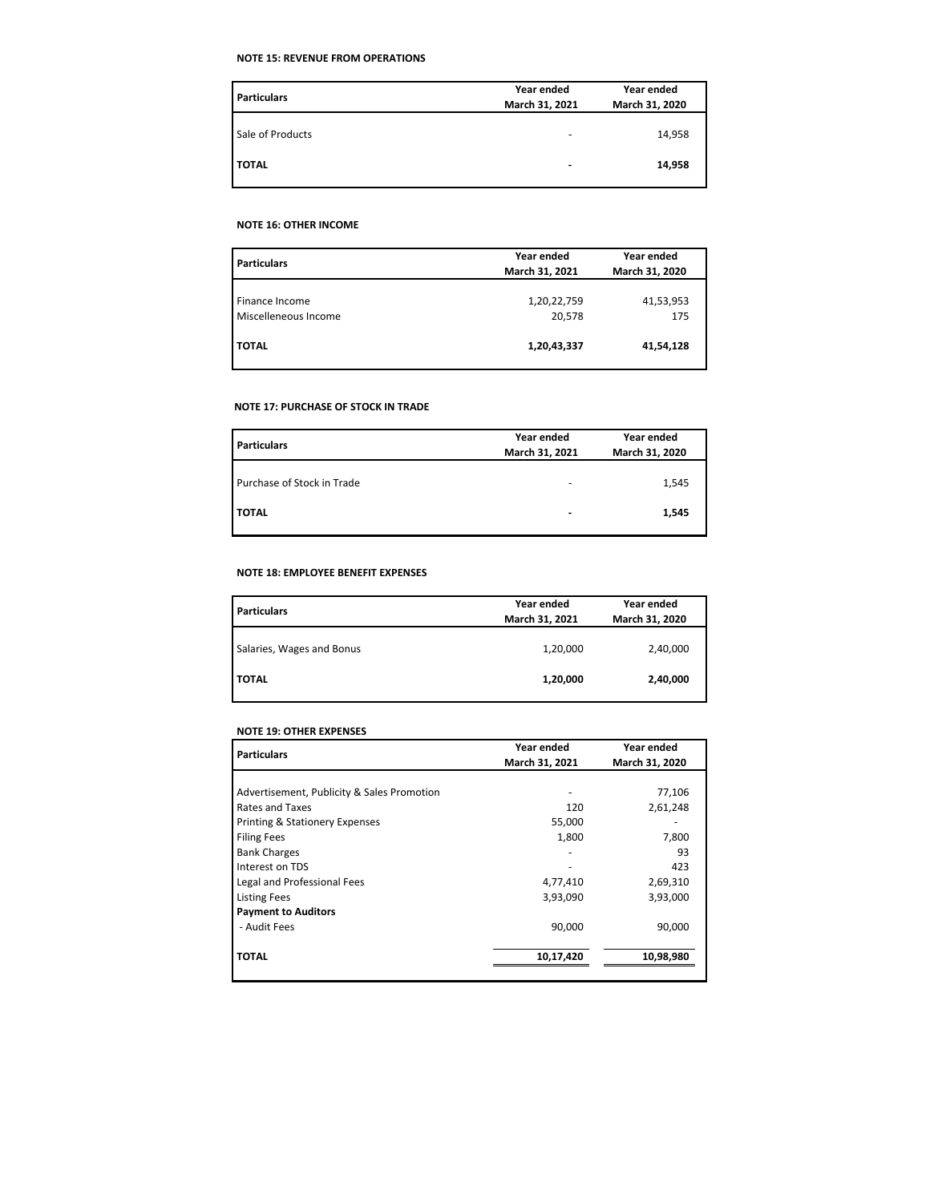**NOTE 15: REVENUE FROM OPERATIONS**

| Particulars | Year ended March 31, 2021 | Year ended March 31, 2020 |
|---|---|---|
| Sale of Products | - | 14,958 |
| **TOTAL** | **-** | **14,958** |

**NOTE 16: OTHER INCOME**

| Particulars | Year ended March 31, 2021 | Year ended March 31, 2020 |
|---|---|---|
| Finance Income | 1,20,22,759 | 41,53,953 |
| Miscelleneous Income | 20,578 | 175 |
| **TOTAL** | **1,20,43,337** | **41,54,128** |

**NOTE 17: PURCHASE OF STOCK IN TRADE**

| Particulars | Year ended March 31, 2021 | Year ended March 31, 2020 |
|---|---|---|
| Purchase of Stock in Trade | - | 1,545 |
| **TOTAL** | **-** | **1,545** |

**NOTE 18: EMPLOYEE BENEFIT EXPENSES**

| Particulars | Year ended March 31, 2021 | Year ended March 31, 2020 |
|---|---|---|
| Salaries, Wages and Bonus | 1,20,000 | 2,40,000 |
| **TOTAL** | **1,20,000** | **2,40,000** |

**NOTE 19: OTHER EXPENSES**

| Particulars | Year ended March 31, 2021 | Year ended March 31, 2020 |
|---|---|---|
| Advertisement, Publicity & Sales Promotion | - | 77,106 |
| Rates and Taxes | 120 | 2,61,248 |
| Printing & Stationery Expenses | 55,000 | - |
| Filing Fees | 1,800 | 7,800 |
| Bank Charges | - | 93 |
| Interest on TDS | - | 423 |
| Legal and Professional Fees | 4,77,410 | 2,69,310 |
| Listing Fees | 3,93,090 | 3,93,000 |
| **Payment to Auditors** | | |
| - Audit Fees | 90,000 | 90,000 |
| **TOTAL** | **10,17,420** | **10,98,980** |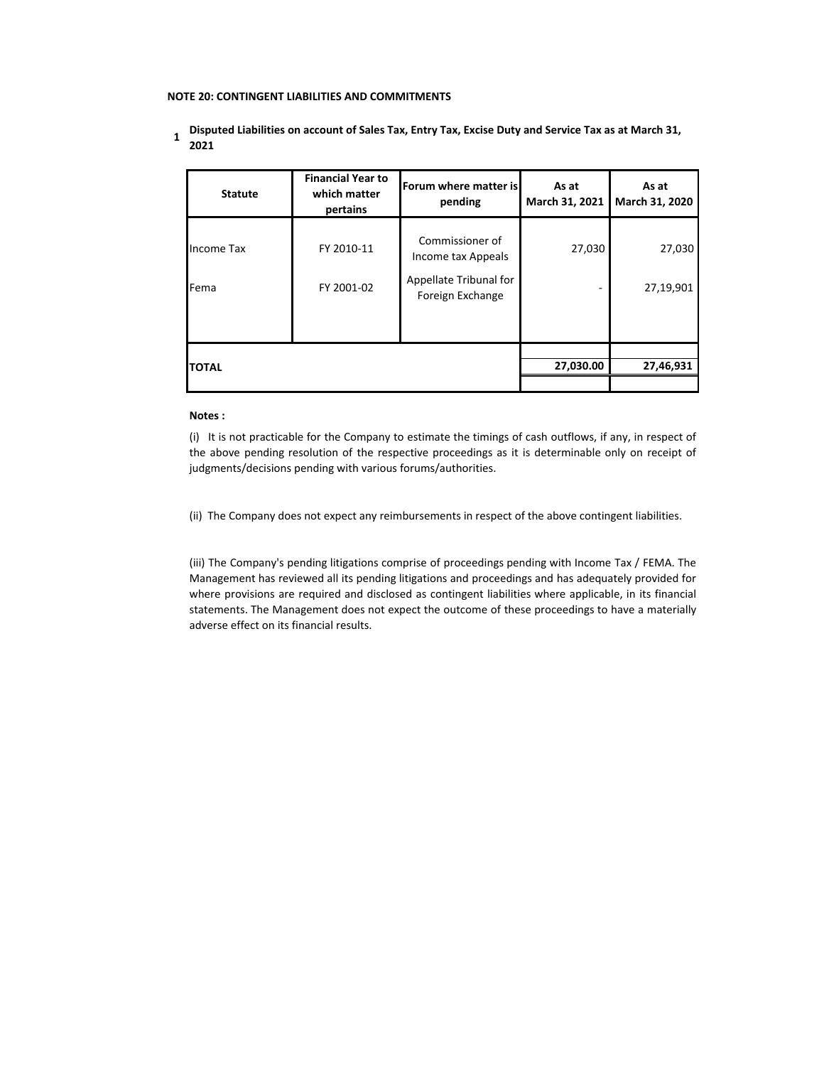**NOTE 20: CONTINGENT LIABILITIES AND COMMITMENTS**

**1 Disputed Liabilities on account of Sales Tax, Entry Tax, Excise Duty and Service Tax as at March 31, 2021**

| Statute | Financial Year to which matter pertains | Forum where matter is pending | As at March 31, 2021 | As at March 31, 2020 |
|---|---|---|---|---|
| Income Tax | FY 2010-11 | Commissioner of Income tax Appeals | 27,030 | 27,030 |
| Fema | FY 2001-02 | Appellate Tribunal for Foreign Exchange | - | 27,19,901 |
| **TOTAL** | | | **27,030.00** | **27,46,931** |

**Notes :**

(i) It is not practicable for the Company to estimate the timings of cash outflows, if any, in respect of the above pending resolution of the respective proceedings as it is determinable only on receipt of judgments/decisions pending with various forums/authorities.

(ii) The Company does not expect any reimbursements in respect of the above contingent liabilities.

(iii) The Company's pending litigations comprise of proceedings pending with Income Tax / FEMA. The Management has reviewed all its pending litigations and proceedings and has adequately provided for where provisions are required and disclosed as contingent liabilities where applicable, in its financial statements. The Management does not expect the outcome of these proceedings to have a materially adverse effect on its financial results.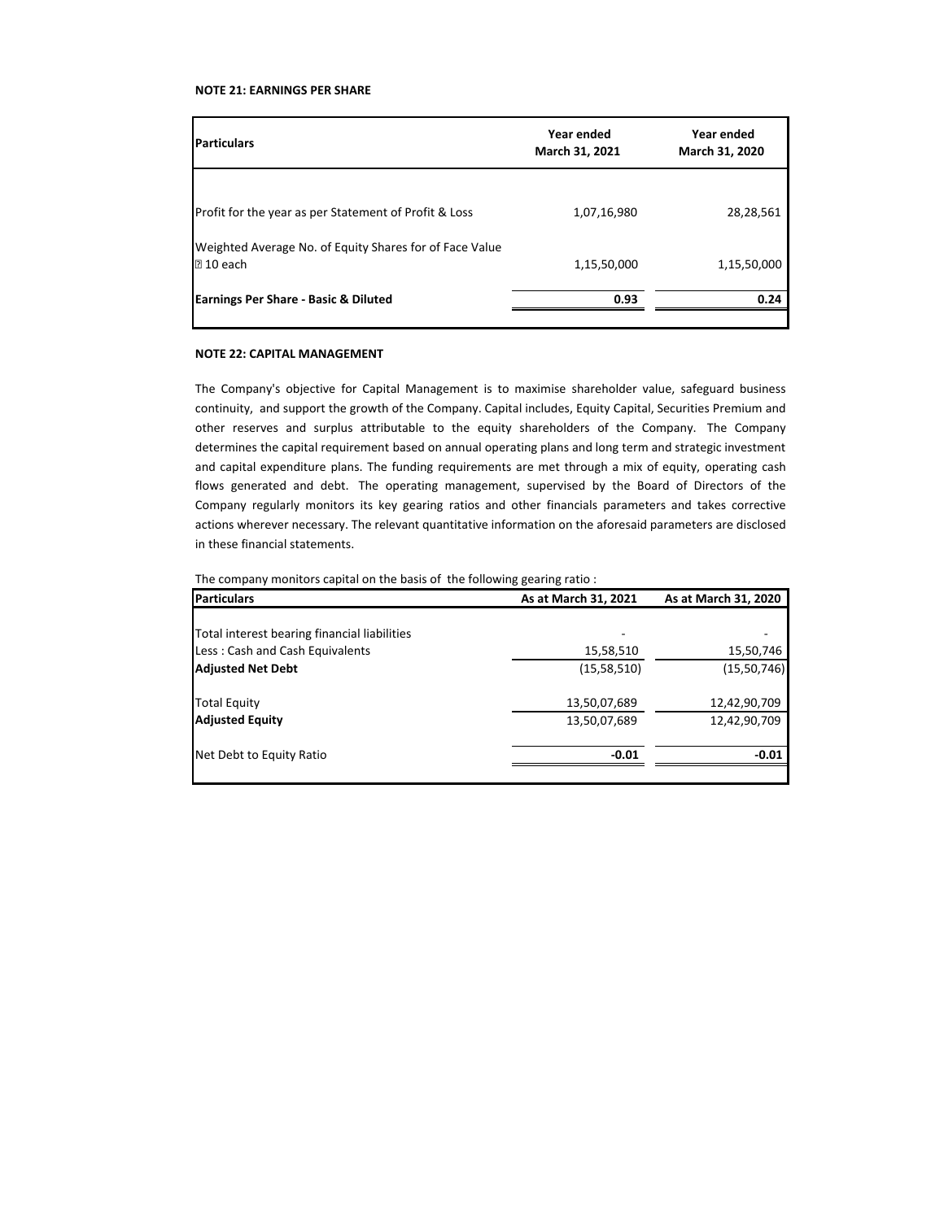**NOTE 21: EARNINGS PER SHARE**

| Particulars | Year ended March 31, 2021 | Year ended March 31, 2020 |
|---|---|---|
| Profit for the year as per Statement of Profit & Loss | 1,07,16,980 | 28,28,561 |
| Weighted Average No. of Equity Shares for of Face Value ₹ 10 each | 1,15,50,000 | 1,15,50,000 |
| **Earnings Per Share - Basic & Diluted** | **0.93** | **0.24** |

**NOTE 22: CAPITAL MANAGEMENT**

The Company's objective for Capital Management is to maximise shareholder value, safeguard business continuity, and support the growth of the Company. Capital includes, Equity Capital, Securities Premium and other reserves and surplus attributable to the equity shareholders of the Company. The Company determines the capital requirement based on annual operating plans and long term and strategic investment and capital expenditure plans. The funding requirements are met through a mix of equity, operating cash flows generated and debt. The operating management, supervised by the Board of Directors of the Company regularly monitors its key gearing ratios and other financials parameters and takes corrective actions wherever necessary. The relevant quantitative information on the aforesaid parameters are disclosed in these financial statements.

The company monitors capital on the basis of the following gearing ratio :

| Particulars | As at March 31, 2021 | As at March 31, 2020 |
|---|---|---|
| Total interest bearing financial liabilities | - | - |
| Less : Cash and Cash Equivalents | 15,58,510 | 15,50,746 |
| **Adjusted Net Debt** | (15,58,510) | (15,50,746) |
| Total Equity | 13,50,07,689 | 12,42,90,709 |
| **Adjusted Equity** | 13,50,07,689 | 12,42,90,709 |
| Net Debt to Equity Ratio | **-0.01** | **-0.01** |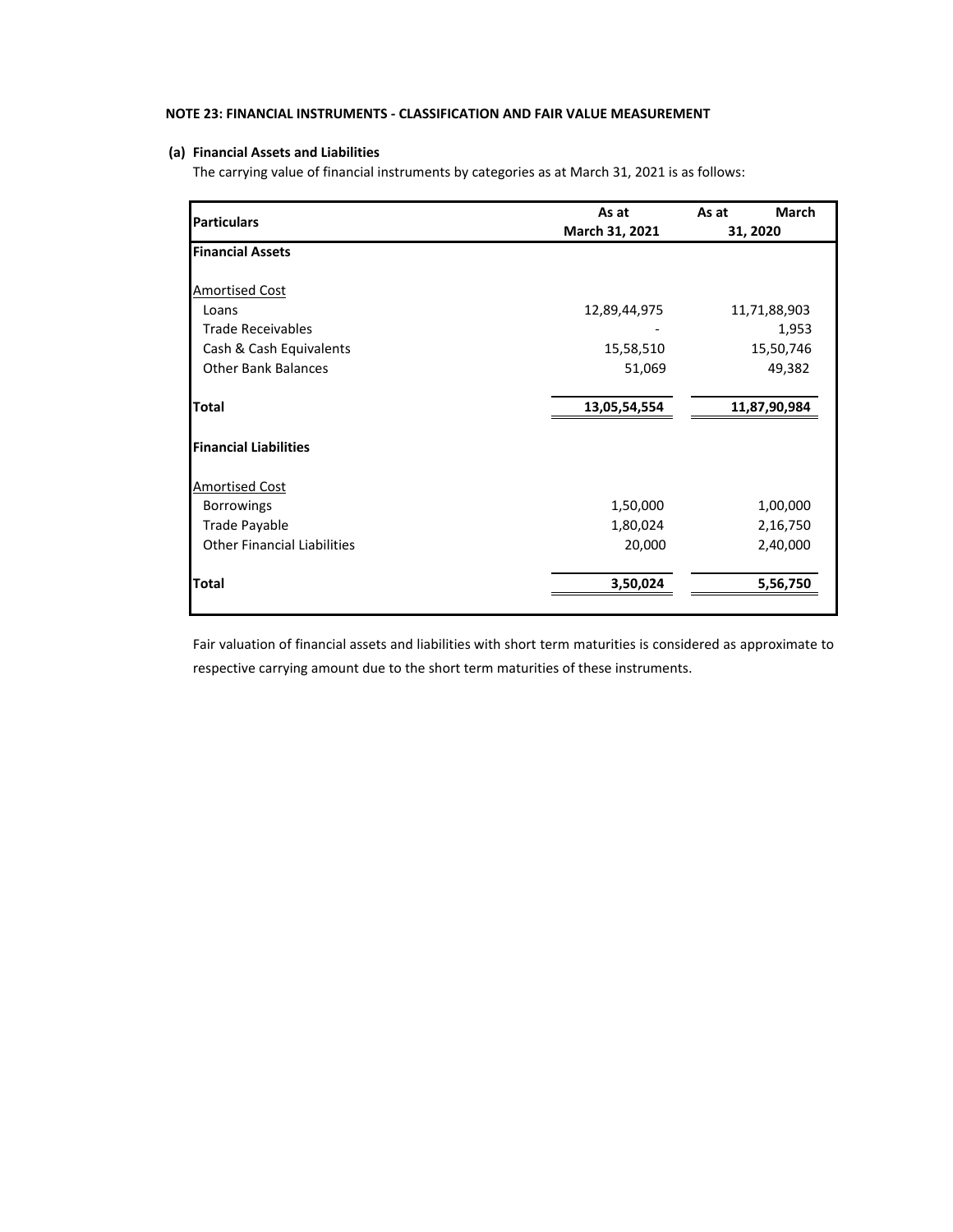**NOTE 23: FINANCIAL INSTRUMENTS - CLASSIFICATION AND FAIR VALUE MEASUREMENT**

**(a) Financial Assets and Liabilities**

The carrying value of financial instruments by categories as at March 31, 2021 is as follows:

| Particulars | As at March 31, 2021 | As at March 31, 2020 |
|---|---|---|
| **Financial Assets** | | |
| Amortised Cost | | |
| Loans | 12,89,44,975 | 11,71,88,903 |
| Trade Receivables | - | 1,953 |
| Cash & Cash Equivalents | 15,58,510 | 15,50,746 |
| Other Bank Balances | 51,069 | 49,382 |
| **Total** | **13,05,54,554** | **11,87,90,984** |
| **Financial Liabilities** | | |
| Amortised Cost | | |
| Borrowings | 1,50,000 | 1,00,000 |
| Trade Payable | 1,80,024 | 2,16,750 |
| Other Financial Liabilities | 20,000 | 2,40,000 |
| **Total** | **3,50,024** | **5,56,750** |

Fair valuation of financial assets and liabilities with short term maturities is considered as approximate to respective carrying amount due to the short term maturities of these instruments.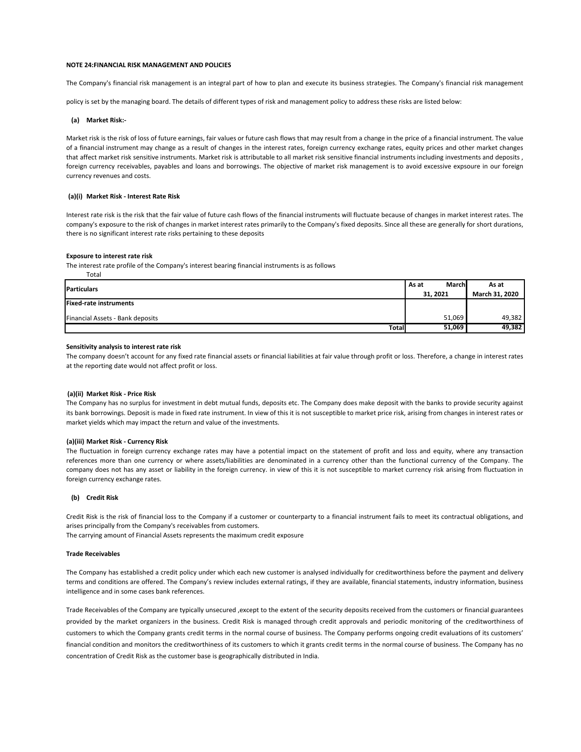**NOTE 24:FINANCIAL RISK MANAGEMENT AND POLICIES**

The Company's financial risk management is an integral part of how to plan and execute its business strategies. The Company's financial risk management

policy is set by the managing board. The details of different types of risk and management policy to address these risks are listed below:

**(a) Market Risk:-**

Market risk is the risk of loss of future earnings, fair values or future cash flows that may result from a change in the price of a financial instrument. The value of a financial instrument may change as a result of changes in the interest rates, foreign currency exchange rates, equity prices and other market changes that affect market risk sensitive instruments. Market risk is attributable to all market risk sensitive financial instruments including investments and deposits , foreign currency receivables, payables and loans and borrowings. The objective of market risk management is to avoid excessive expsoure in our foreign currency revenues and costs.

**(a)(i) Market Risk - Interest Rate Risk**

Interest rate risk is the risk that the fair value of future cash flows of the financial instruments will fluctuate because of changes in market interest rates. The company's exposure to the risk of changes in market interest rates primarily to the Company's fixed deposits. Since all these are generally for short durations, there is no significant interest rate risks pertaining to these deposits

**Exposure to interest rate risk**

The interest rate profile of the Company's interest bearing financial instruments is as follows

Total

| **Particulars** | **As at March 31, 2021** | **As at March 31, 2020** |
|---|---|---|
| **Fixed-rate instruments** | | |
| Financial Assets - Bank deposits | 51,069 | 49,382 |
| **Total** | **51,069** | **49,382** |

**Sensitivity analysis to interest rate risk**

The company doesn't account for any fixed rate financial assets or financial liabilities at fair value through profit or loss. Therefore, a change in interest rates at the reporting date would not affect profit or loss.

**(a)(ii) Market Risk - Price Risk**

The Company has no surplus for investment in debt mutual funds, deposits etc. The Company does make deposit with the banks to provide security against its bank borrowings. Deposit is made in fixed rate instrument. In view of this it is not susceptible to market price risk, arising from changes in interest rates or market yields which may impact the return and value of the investments.

**(a)(iii) Market Risk - Currency Risk**

The fluctuation in foreign currency exchange rates may have a potential impact on the statement of profit and loss and equity, where any transaction references more than one currency or where assets/liabilities are denominated in a currency other than the functional currency of the Company. The company does not has any asset or liability in the foreign currency. in view of this it is not susceptible to market currency risk arising from fluctuation in foreign currency exchange rates.

**(b) Credit Risk**

Credit Risk is the risk of financial loss to the Company if a customer or counterparty to a financial instrument fails to meet its contractual obligations, and arises principally from the Company's receivables from customers.

The carrying amount of Financial Assets represents the maximum credit exposure

**Trade Receivables**

The Company has established a credit policy under which each new customer is analysed individually for creditworthiness before the payment and delivery terms and conditions are offered. The Company's review includes external ratings, if they are available, financial statements, industry information, business intelligence and in some cases bank references.

Trade Receivables of the Company are typically unsecured ,except to the extent of the security deposits received from the customers or financial guarantees provided by the market organizers in the business. Credit Risk is managed through credit approvals and periodic monitoring of the creditworthiness of customers to which the Company grants credit terms in the normal course of business. The Company performs ongoing credit evaluations of its customers' financial condition and monitors the creditworthiness of its customers to which it grants credit terms in the normal course of business. The Company has no concentration of Credit Risk as the customer base is geographically distributed in India.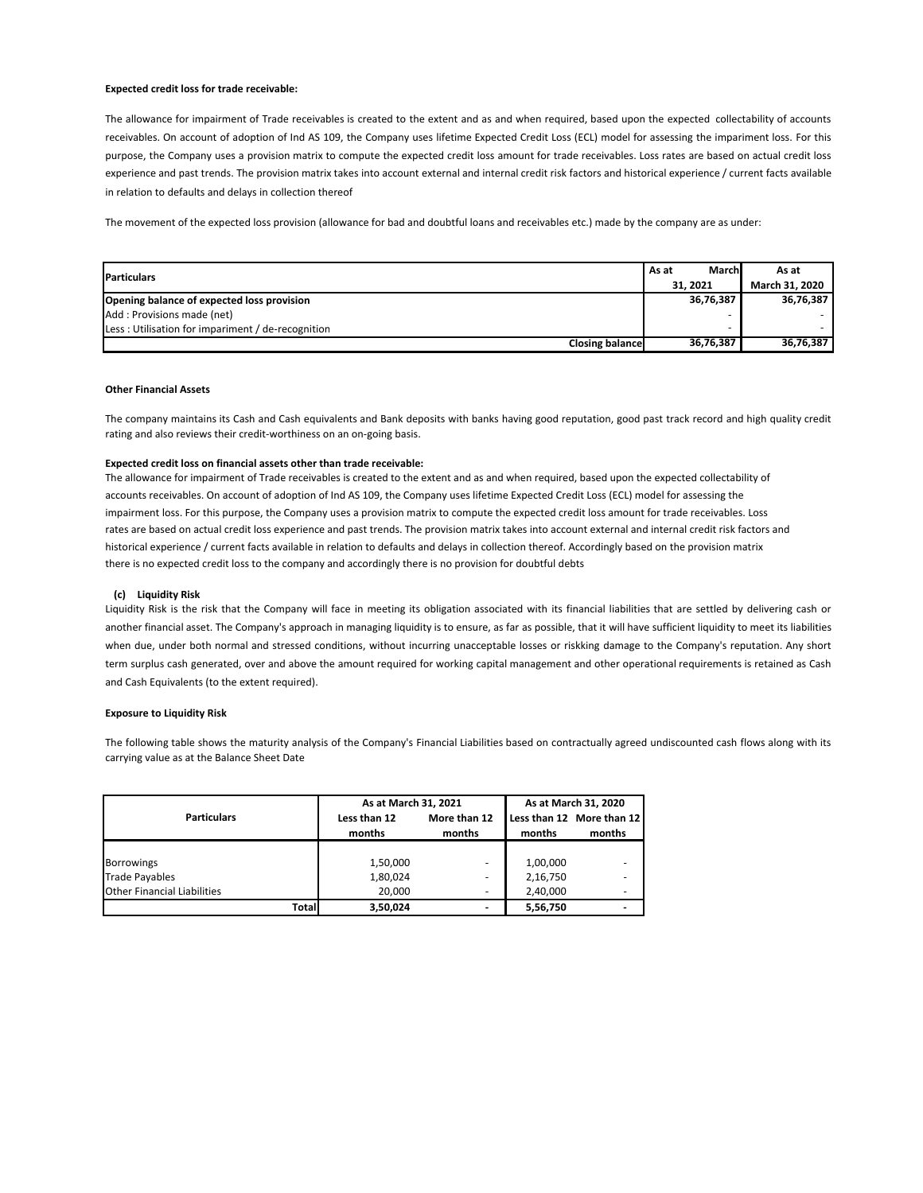**Expected credit loss for trade receivable:**

The allowance for impairment of Trade receivables is created to the extent and as and when required, based upon the expected collectability of accounts receivables. On account of adoption of Ind AS 109, the Company uses lifetime Expected Credit Loss (ECL) model for assessing the impariment loss. For this purpose, the Company uses a provision matrix to compute the expected credit loss amount for trade receivables. Loss rates are based on actual credit loss experience and past trends. The provision matrix takes into account external and internal credit risk factors and historical experience / current facts available in relation to defaults and delays in collection thereof

The movement of the expected loss provision (allowance for bad and doubtful loans and receivables etc.) made by the company are as under:

| Particulars | As at March 31, 2021 | As at March 31, 2020 |
|---|---|---|
| **Opening balance of expected loss provision** | 36,76,387 | 36,76,387 |
| Add : Provisions made (net) | - | - |
| Less : Utilisation for impariment / de-recognition | - | - |
| **Closing balance** | **36,76,387** | **36,76,387** |

**Other Financial Assets**

The company maintains its Cash and Cash equivalents and Bank deposits with banks having good reputation, good past track record and high quality credit rating and also reviews their credit-worthiness on an on-going basis.

**Expected credit loss on financial assets other than trade receivable:**

The allowance for impairment of Trade receivables is created to the extent and as and when required, based upon the expected collectability of accounts receivables. On account of adoption of Ind AS 109, the Company uses lifetime Expected Credit Loss (ECL) model for assessing the impairment loss. For this purpose, the Company uses a provision matrix to compute the expected credit loss amount for trade receivables. Loss rates are based on actual credit loss experience and past trends. The provision matrix takes into account external and internal credit risk factors and historical experience / current facts available in relation to defaults and delays in collection thereof. Accordingly based on the provision matrix there is no expected credit loss to the company and accordingly there is no provision for doubtful debts

**(c) Liquidity Risk**

Liquidity Risk is the risk that the Company will face in meeting its obligation associated with its financial liabilities that are settled by delivering cash or another financial asset. The Company's approach in managing liquidity is to ensure, as far as possible, that it will have sufficient liquidity to meet its liabilities when due, under both normal and stressed conditions, without incurring unacceptable losses or riskking damage to the Company's reputation. Any short term surplus cash generated, over and above the amount required for working capital management and other operational requirements is retained as Cash and Cash Equivalents (to the extent required).

**Exposure to Liquidity Risk**

The following table shows the maturity analysis of the Company's Financial Liabilities based on contractually agreed undiscounted cash flows along with its carrying value as at the Balance Sheet Date

| Particulars | As at March 31, 2021 | | As at March 31, 2020 | |
|---|---|---|---|---|
| | Less than 12 months | More than 12 months | Less than 12 months | More than 12 months |
| Borrowings | 1,50,000 | - | 1,00,000 | - |
| Trade Payables | 1,80,024 | - | 2,16,750 | - |
| Other Financial Liabilities | 20,000 | - | 2,40,000 | - |
| **Total** | **3,50,024** | **-** | **5,56,750** | **-** |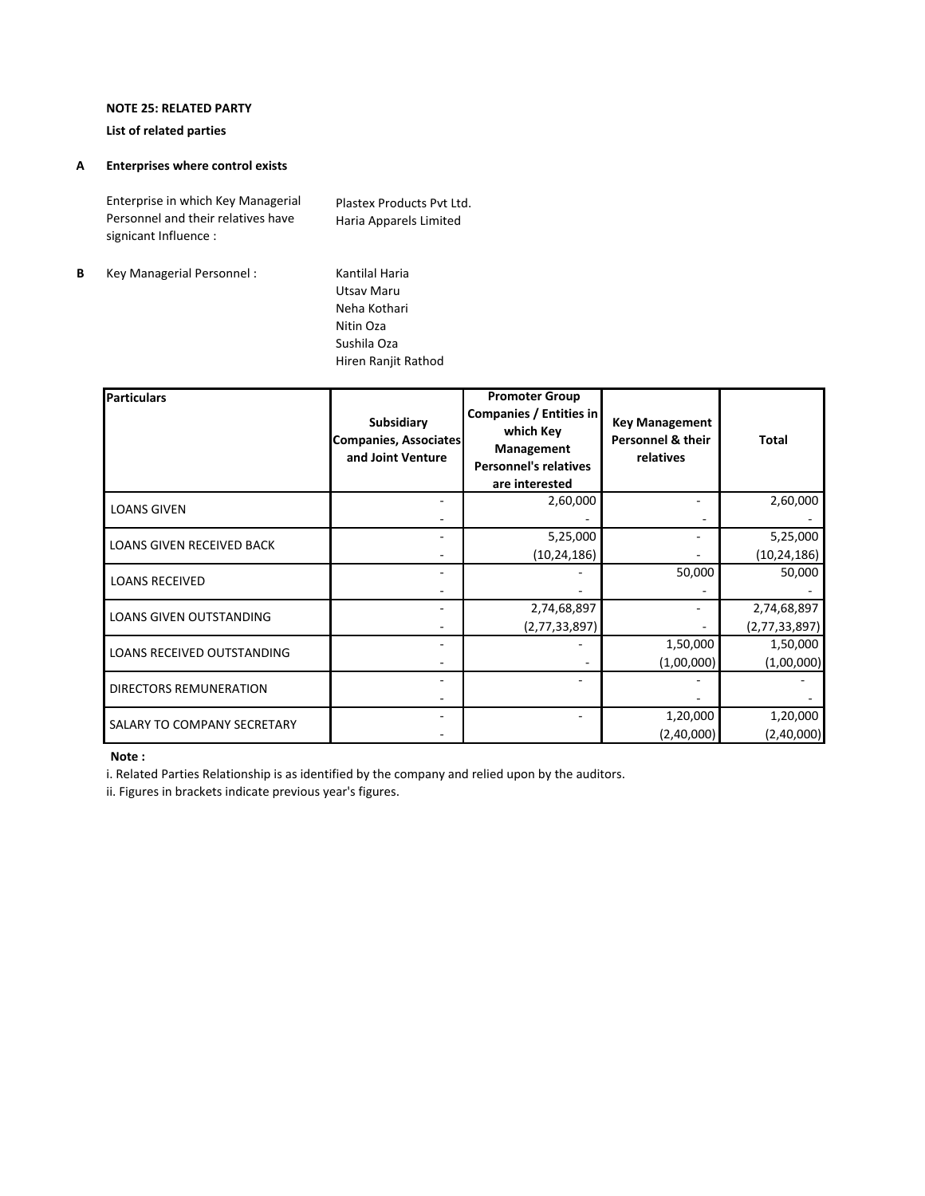**NOTE 25: RELATED PARTY**

**List of related parties**

**A Enterprises where control exists**

Enterprise in which Key Managerial Personnel and their relatives have signicant Influence :

- Plastex Products Pvt Ltd.
- Haria Apparels Limited

**B** Key Managerial Personnel :

- Kantilal Haria
- Utsav Maru
- Neha Kothari
- Nitin Oza
- Sushila Oza
- Hiren Ranjit Rathod

| Particulars | Subsidiary Companies, Associates and Joint Venture | Promoter Group Companies / Entities in which Key Management Personnel's relatives are interested | Key Management Personnel & their relatives | Total |
|---|---|---|---|---|
| LOANS GIVEN | - | 2,60,000 | - | 2,60,000 |
| | - | - | - | - |
| LOANS GIVEN RECEIVED BACK | - | 5,25,000 | - | 5,25,000 |
| | - | (10,24,186) | - | (10,24,186) |
| LOANS RECEIVED | - | - | 50,000 | 50,000 |
| | - | - | - | - |
| LOANS GIVEN OUTSTANDING | - | 2,74,68,897 | - | 2,74,68,897 |
| | - | (2,77,33,897) | - | (2,77,33,897) |
| LOANS RECEIVED OUTSTANDING | - | - | 1,50,000 | 1,50,000 |
| | - | - | (1,00,000) | (1,00,000) |
| DIRECTORS REMUNERATION | - | - | - | - |
| | - | | - | - |
| SALARY TO COMPANY SECRETARY | - | - | 1,20,000 | 1,20,000 |
| | - | | (2,40,000) | (2,40,000) |

**Note :**

i. Related Parties Relationship is as identified by the company and relied upon by the auditors.

ii. Figures in brackets indicate previous year's figures.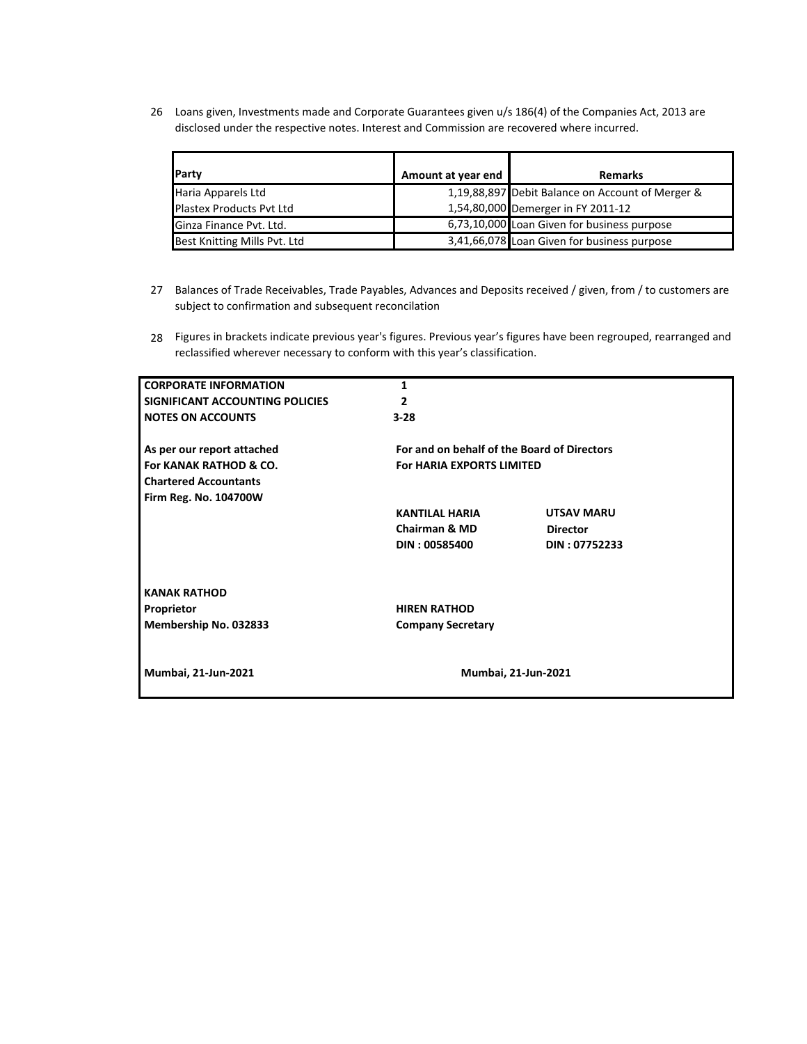26 Loans given, Investments made and Corporate Guarantees given u/s 186(4) of the Companies Act, 2013 are disclosed under the respective notes. Interest and Commission are recovered where incurred.

| Party | Amount at year end | Remarks |
|---|---|---|
| Haria Apparels Ltd | 1,19,88,897 | Debit Balance on Account of Merger & |
| Plastex Products Pvt Ltd | 1,54,80,000 | Demerger in FY 2011-12 |
| Ginza Finance Pvt. Ltd. | 6,73,10,000 | Loan Given for business purpose |
| Best Knitting Mills Pvt. Ltd | 3,41,66,078 | Loan Given for business purpose |

27 Balances of Trade Receivables, Trade Payables, Advances and Deposits received / given, from / to customers are subject to confirmation and subsequent reconcilation

28 Figures in brackets indicate previous year's figures. Previous year's figures have been regrouped, rearranged and reclassified wherever necessary to conform with this year's classification.

| | | |
|---|---|---|
| **CORPORATE INFORMATION** | **1** | |
| **SIGNIFICANT ACCOUNTING POLICIES** | **2** | |
| **NOTES ON ACCOUNTS** | **3-28** | |

**As per our report attached**
**For KANAK RATHOD & CO.**
**Chartered Accountants**
**Firm Reg. No. 104700W**

**For and on behalf of the Board of Directors**
**For HARIA EXPORTS LIMITED**

**KANTILAL HARIA**
**Chairman & MD**
**DIN : 00585400**

**UTSAV MARU**
**Director**
**DIN : 07752233**

**KANAK RATHOD**
**Proprietor**
**Membership No. 032833**

**HIREN RATHOD**
**Company Secretary**

**Mumbai, 21-Jun-2021**

**Mumbai, 21-Jun-2021**